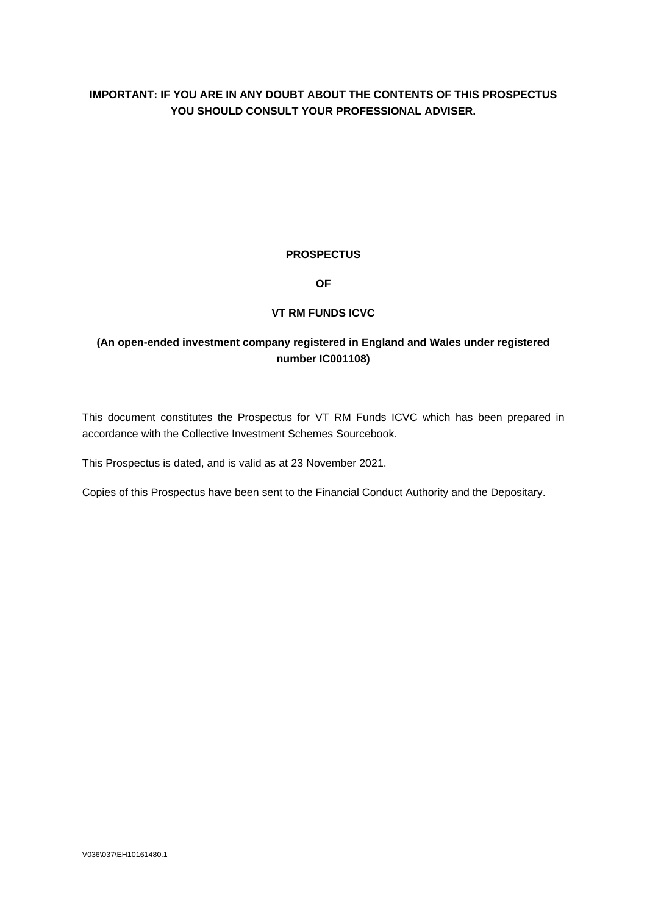**IMPORTANT: IF YOU ARE IN ANY DOUBT ABOUT THE CONTENTS OF THIS PROSPECTUS YOU SHOULD CONSULT YOUR PROFESSIONAL ADVISER.**

# PROSPECTUS

# OF

# VT RM FUNDS ICVC

**(An open-ended investment company registered in England and Wales under registered number IC001108)**

This document constitutes the Prospectus for VT RM Funds ICVC which has been prepared in accordance with the Collective Investment Schemes Sourcebook.

This Prospectus is dated, and is valid as at 23 November 2021.

Copies of this Prospectus have been sent to the Financial Conduct Authority and the Depositary.

V036\037\EH10161480.1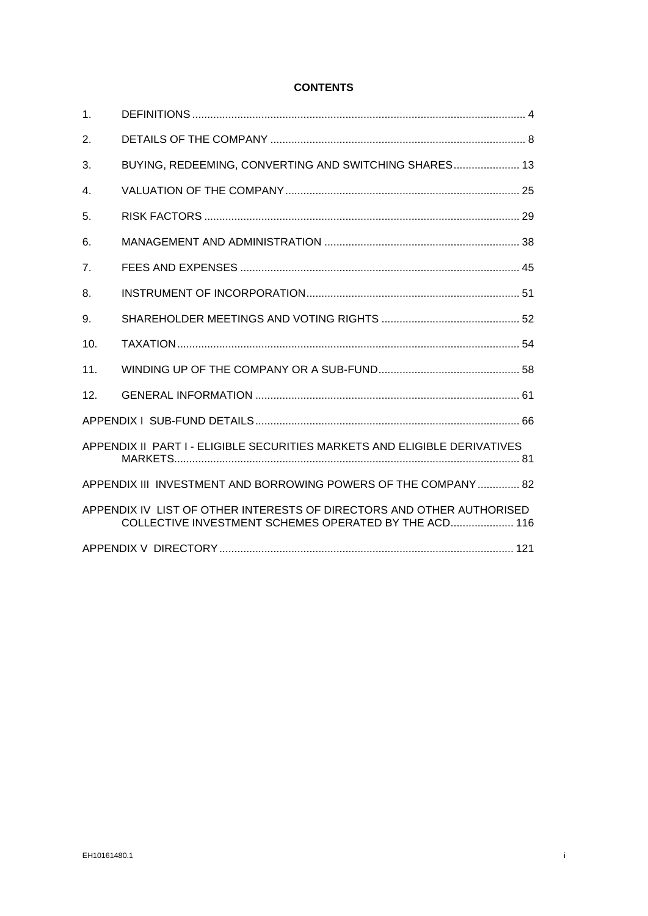**CONTENTS**

| | | |
|---|---|---|
| 1. | DEFINITIONS | 4 |
| 2. | DETAILS OF THE COMPANY | 8 |
| 3. | BUYING, REDEEMING, CONVERTING AND SWITCHING SHARES | 13 |
| 4. | VALUATION OF THE COMPANY | 25 |
| 5. | RISK FACTORS | 29 |
| 6. | MANAGEMENT AND ADMINISTRATION | 38 |
| 7. | FEES AND EXPENSES | 45 |
| 8. | INSTRUMENT OF INCORPORATION | 51 |
| 9. | SHAREHOLDER MEETINGS AND VOTING RIGHTS | 52 |
| 10. | TAXATION | 54 |
| 11. | WINDING UP OF THE COMPANY OR A SUB-FUND | 58 |
| 12. | GENERAL INFORMATION | 61 |
| APPENDIX I SUB-FUND DETAILS | | 66 |
| APPENDIX II PART I - ELIGIBLE SECURITIES MARKETS AND ELIGIBLE DERIVATIVES MARKETS | | 81 |
| APPENDIX III INVESTMENT AND BORROWING POWERS OF THE COMPANY | | 82 |
| APPENDIX IV LIST OF OTHER INTERESTS OF DIRECTORS AND OTHER AUTHORISED COLLECTIVE INVESTMENT SCHEMES OPERATED BY THE ACD | | 116 |
| APPENDIX V DIRECTORY | | 121 |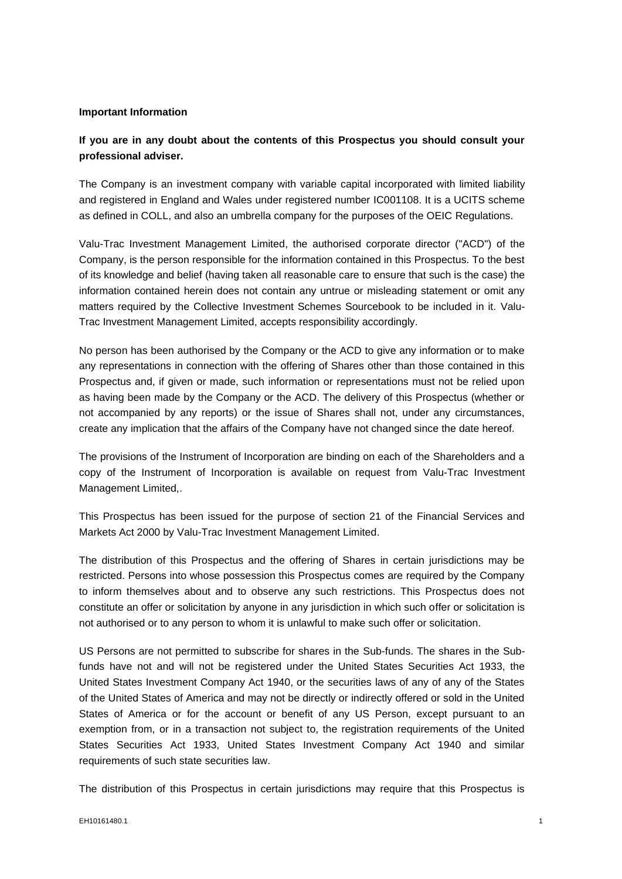**Important Information**

**If you are in any doubt about the contents of this Prospectus you should consult your professional adviser.**

The Company is an investment company with variable capital incorporated with limited liability and registered in England and Wales under registered number IC001108. It is a UCITS scheme as defined in COLL, and also an umbrella company for the purposes of the OEIC Regulations.

Valu-Trac Investment Management Limited, the authorised corporate director ("ACD") of the Company, is the person responsible for the information contained in this Prospectus. To the best of its knowledge and belief (having taken all reasonable care to ensure that such is the case) the information contained herein does not contain any untrue or misleading statement or omit any matters required by the Collective Investment Schemes Sourcebook to be included in it. Valu-Trac Investment Management Limited, accepts responsibility accordingly.

No person has been authorised by the Company or the ACD to give any information or to make any representations in connection with the offering of Shares other than those contained in this Prospectus and, if given or made, such information or representations must not be relied upon as having been made by the Company or the ACD. The delivery of this Prospectus (whether or not accompanied by any reports) or the issue of Shares shall not, under any circumstances, create any implication that the affairs of the Company have not changed since the date hereof.

The provisions of the Instrument of Incorporation are binding on each of the Shareholders and a copy of the Instrument of Incorporation is available on request from Valu-Trac Investment Management Limited,.

This Prospectus has been issued for the purpose of section 21 of the Financial Services and Markets Act 2000 by Valu-Trac Investment Management Limited.

The distribution of this Prospectus and the offering of Shares in certain jurisdictions may be restricted. Persons into whose possession this Prospectus comes are required by the Company to inform themselves about and to observe any such restrictions. This Prospectus does not constitute an offer or solicitation by anyone in any jurisdiction in which such offer or solicitation is not authorised or to any person to whom it is unlawful to make such offer or solicitation.

US Persons are not permitted to subscribe for shares in the Sub-funds. The shares in the Sub-funds have not and will not be registered under the United States Securities Act 1933, the United States Investment Company Act 1940, or the securities laws of any of any of the States of the United States of America and may not be directly or indirectly offered or sold in the United States of America or for the account or benefit of any US Person, except pursuant to an exemption from, or in a transaction not subject to, the registration requirements of the United States Securities Act 1933, United States Investment Company Act 1940 and similar requirements of such state securities law.

The distribution of this Prospectus in certain jurisdictions may require that this Prospectus is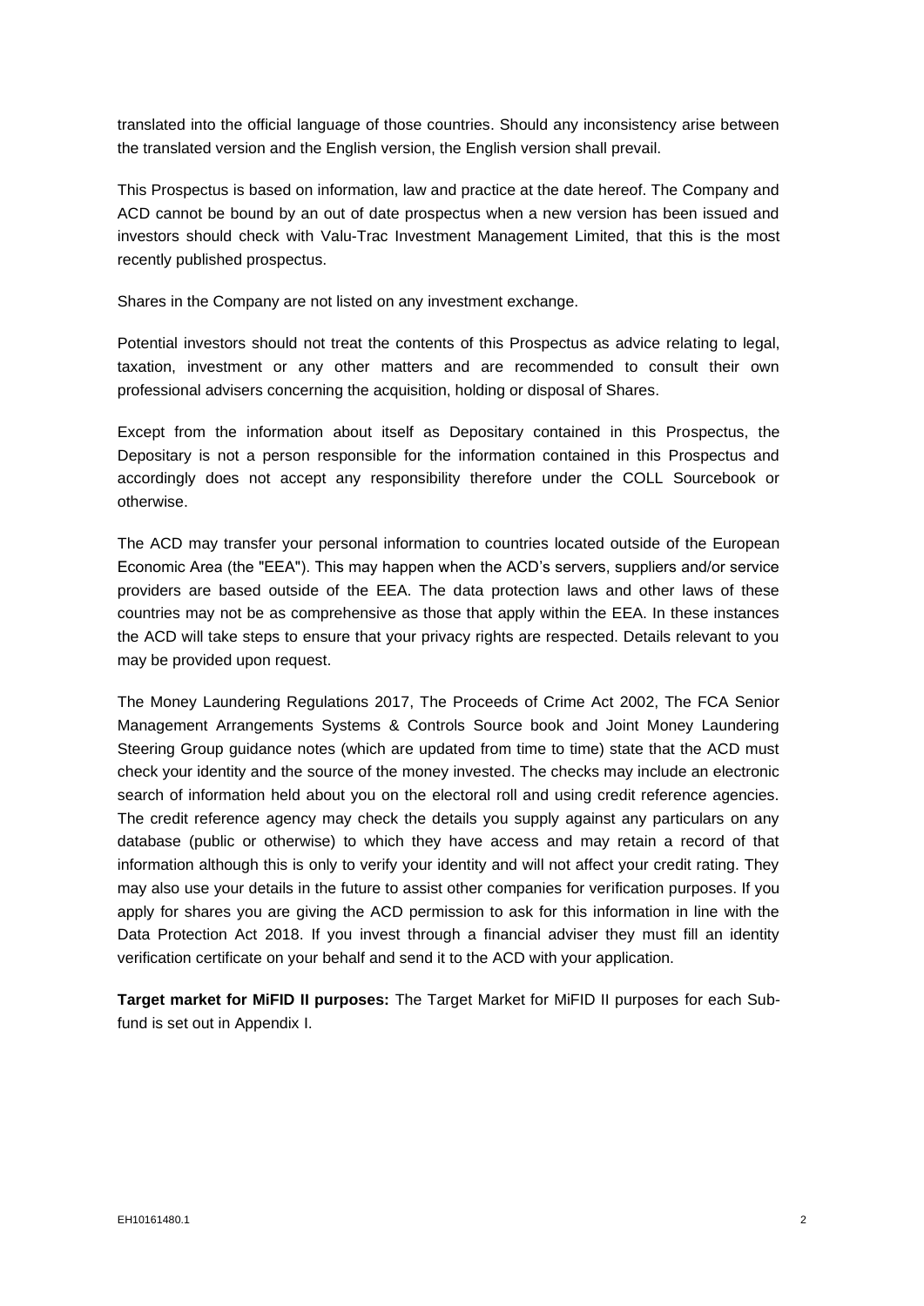translated into the official language of those countries. Should any inconsistency arise between the translated version and the English version, the English version shall prevail.

This Prospectus is based on information, law and practice at the date hereof. The Company and ACD cannot be bound by an out of date prospectus when a new version has been issued and investors should check with Valu-Trac Investment Management Limited, that this is the most recently published prospectus.

Shares in the Company are not listed on any investment exchange.

Potential investors should not treat the contents of this Prospectus as advice relating to legal, taxation, investment or any other matters and are recommended to consult their own professional advisers concerning the acquisition, holding or disposal of Shares.

Except from the information about itself as Depositary contained in this Prospectus, the Depositary is not a person responsible for the information contained in this Prospectus and accordingly does not accept any responsibility therefore under the COLL Sourcebook or otherwise.

The ACD may transfer your personal information to countries located outside of the European Economic Area (the "EEA"). This may happen when the ACD's servers, suppliers and/or service providers are based outside of the EEA. The data protection laws and other laws of these countries may not be as comprehensive as those that apply within the EEA. In these instances the ACD will take steps to ensure that your privacy rights are respected. Details relevant to you may be provided upon request.

The Money Laundering Regulations 2017, The Proceeds of Crime Act 2002, The FCA Senior Management Arrangements Systems & Controls Source book and Joint Money Laundering Steering Group guidance notes (which are updated from time to time) state that the ACD must check your identity and the source of the money invested. The checks may include an electronic search of information held about you on the electoral roll and using credit reference agencies. The credit reference agency may check the details you supply against any particulars on any database (public or otherwise) to which they have access and may retain a record of that information although this is only to verify your identity and will not affect your credit rating. They may also use your details in the future to assist other companies for verification purposes. If you apply for shares you are giving the ACD permission to ask for this information in line with the Data Protection Act 2018. If you invest through a financial adviser they must fill an identity verification certificate on your behalf and send it to the ACD with your application.

**Target market for MiFID II purposes:** The Target Market for MiFID II purposes for each Sub-fund is set out in Appendix I.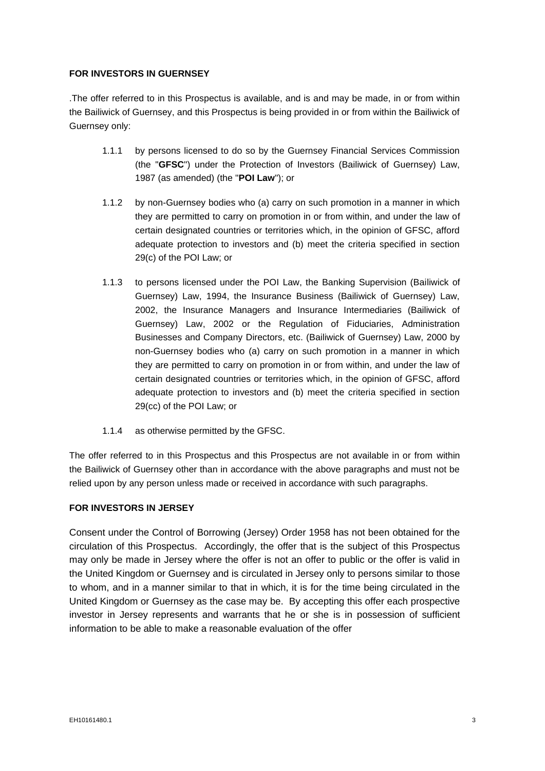**FOR INVESTORS IN GUERNSEY**

.The offer referred to in this Prospectus is available, and is and may be made, in or from within the Bailiwick of Guernsey, and this Prospectus is being provided in or from within the Bailiwick of Guernsey only:

1.1.1 by persons licensed to do so by the Guernsey Financial Services Commission (the "**GFSC**") under the Protection of Investors (Bailiwick of Guernsey) Law, 1987 (as amended) (the "**POI Law**"); or

1.1.2 by non-Guernsey bodies who (a) carry on such promotion in a manner in which they are permitted to carry on promotion in or from within, and under the law of certain designated countries or territories which, in the opinion of GFSC, afford adequate protection to investors and (b) meet the criteria specified in section 29(c) of the POI Law; or

1.1.3 to persons licensed under the POI Law, the Banking Supervision (Bailiwick of Guernsey) Law, 1994, the Insurance Business (Bailiwick of Guernsey) Law, 2002, the Insurance Managers and Insurance Intermediaries (Bailiwick of Guernsey) Law, 2002 or the Regulation of Fiduciaries, Administration Businesses and Company Directors, etc. (Bailiwick of Guernsey) Law, 2000 by non-Guernsey bodies who (a) carry on such promotion in a manner in which they are permitted to carry on promotion in or from within, and under the law of certain designated countries or territories which, in the opinion of GFSC, afford adequate protection to investors and (b) meet the criteria specified in section 29(cc) of the POI Law; or

1.1.4 as otherwise permitted by the GFSC.

The offer referred to in this Prospectus and this Prospectus are not available in or from within the Bailiwick of Guernsey other than in accordance with the above paragraphs and must not be relied upon by any person unless made or received in accordance with such paragraphs.

**FOR INVESTORS IN JERSEY**

Consent under the Control of Borrowing (Jersey) Order 1958 has not been obtained for the circulation of this Prospectus. Accordingly, the offer that is the subject of this Prospectus may only be made in Jersey where the offer is not an offer to public or the offer is valid in the United Kingdom or Guernsey and is circulated in Jersey only to persons similar to those to whom, and in a manner similar to that in which, it is for the time being circulated in the United Kingdom or Guernsey as the case may be. By accepting this offer each prospective investor in Jersey represents and warrants that he or she is in possession of sufficient information to be able to make a reasonable evaluation of the offer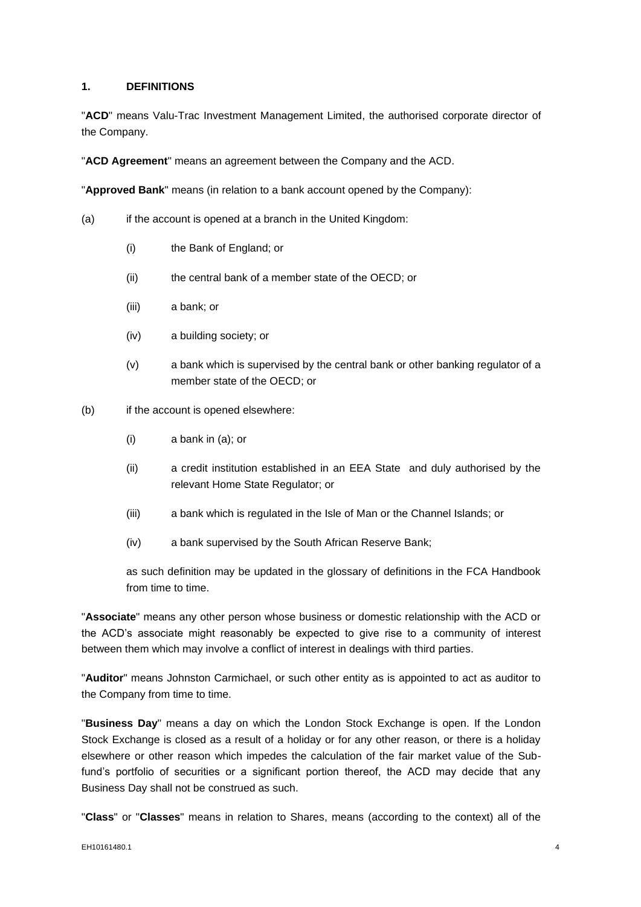## 1. DEFINITIONS

"**ACD**" means Valu-Trac Investment Management Limited, the authorised corporate director of the Company.

"**ACD Agreement**" means an agreement between the Company and the ACD.

"**Approved Bank**" means (in relation to a bank account opened by the Company):

(a) if the account is opened at a branch in the United Kingdom:

  (i) the Bank of England; or

  (ii) the central bank of a member state of the OECD; or

  (iii) a bank; or

  (iv) a building society; or

  (v) a bank which is supervised by the central bank or other banking regulator of a member state of the OECD; or

(b) if the account is opened elsewhere:

  (i) a bank in (a); or

  (ii) a credit institution established in an EEA State and duly authorised by the relevant Home State Regulator; or

  (iii) a bank which is regulated in the Isle of Man or the Channel Islands; or

  (iv) a bank supervised by the South African Reserve Bank;

as such definition may be updated in the glossary of definitions in the FCA Handbook from time to time.

"**Associate**" means any other person whose business or domestic relationship with the ACD or the ACD's associate might reasonably be expected to give rise to a community of interest between them which may involve a conflict of interest in dealings with third parties.

"**Auditor**" means Johnston Carmichael, or such other entity as is appointed to act as auditor to the Company from time to time.

"**Business Day**" means a day on which the London Stock Exchange is open. If the London Stock Exchange is closed as a result of a holiday or for any other reason, or there is a holiday elsewhere or other reason which impedes the calculation of the fair market value of the Sub-fund's portfolio of securities or a significant portion thereof, the ACD may decide that any Business Day shall not be construed as such.

"**Class**" or "**Classes**" means in relation to Shares, means (according to the context) all of the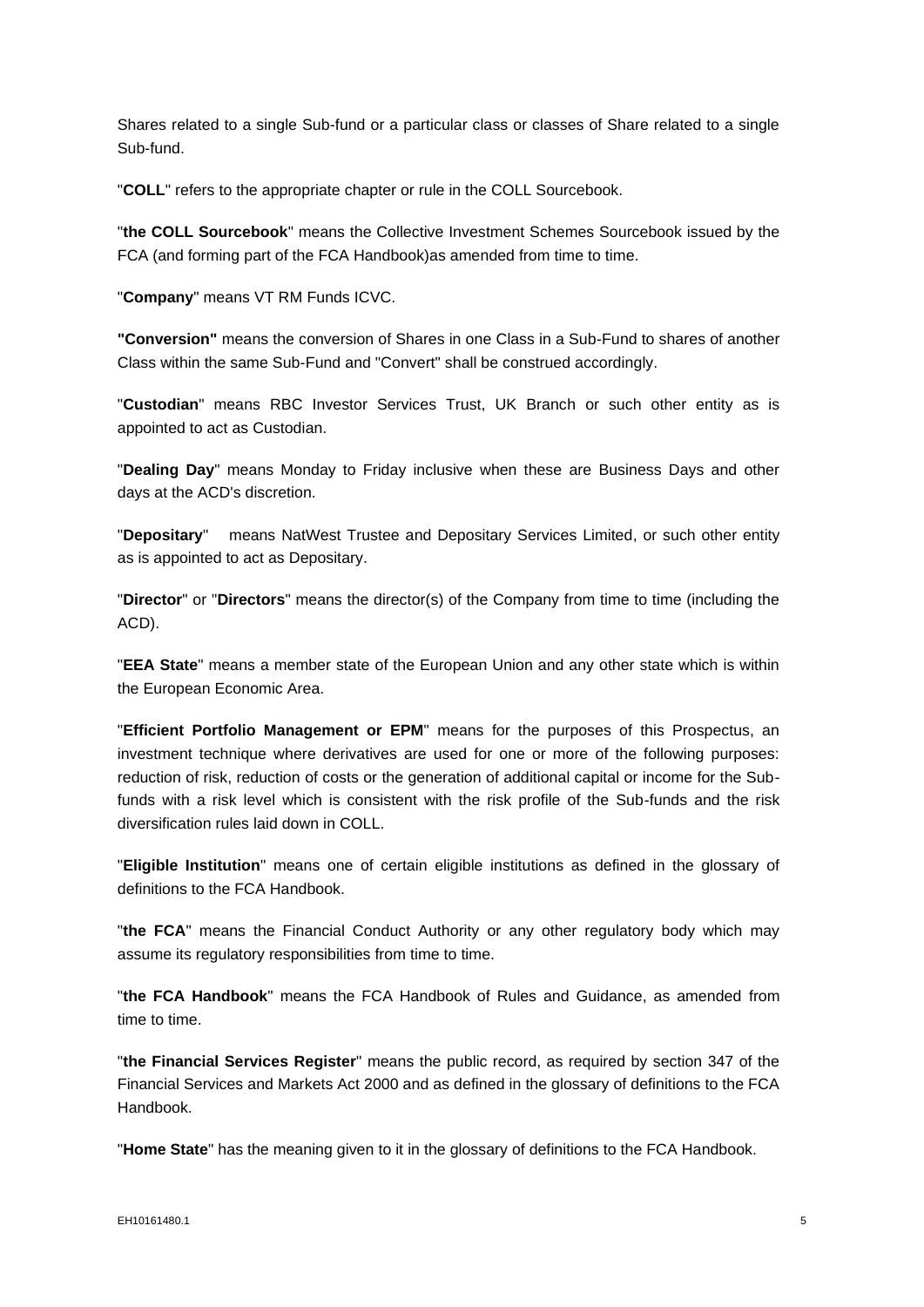Shares related to a single Sub-fund or a particular class or classes of Share related to a single Sub-fund.

"**COLL**" refers to the appropriate chapter or rule in the COLL Sourcebook.

"**the COLL Sourcebook**" means the Collective Investment Schemes Sourcebook issued by the FCA (and forming part of the FCA Handbook)as amended from time to time.

"**Company**" means VT RM Funds ICVC.

**"Conversion"** means the conversion of Shares in one Class in a Sub-Fund to shares of another Class within the same Sub-Fund and "Convert" shall be construed accordingly.

"**Custodian**" means RBC Investor Services Trust, UK Branch or such other entity as is appointed to act as Custodian.

"**Dealing Day**" means Monday to Friday inclusive when these are Business Days and other days at the ACD's discretion.

"**Depositary**" means NatWest Trustee and Depositary Services Limited, or such other entity as is appointed to act as Depositary.

"**Director**" or "**Directors**" means the director(s) of the Company from time to time (including the ACD).

"**EEA State**" means a member state of the European Union and any other state which is within the European Economic Area.

"**Efficient Portfolio Management or EPM**" means for the purposes of this Prospectus, an investment technique where derivatives are used for one or more of the following purposes: reduction of risk, reduction of costs or the generation of additional capital or income for the Sub-funds with a risk level which is consistent with the risk profile of the Sub-funds and the risk diversification rules laid down in COLL.

"**Eligible Institution**" means one of certain eligible institutions as defined in the glossary of definitions to the FCA Handbook.

"**the FCA**" means the Financial Conduct Authority or any other regulatory body which may assume its regulatory responsibilities from time to time.

"**the FCA Handbook**" means the FCA Handbook of Rules and Guidance, as amended from time to time.

"**the Financial Services Register**" means the public record, as required by section 347 of the Financial Services and Markets Act 2000 and as defined in the glossary of definitions to the FCA Handbook.

"**Home State**" has the meaning given to it in the glossary of definitions to the FCA Handbook.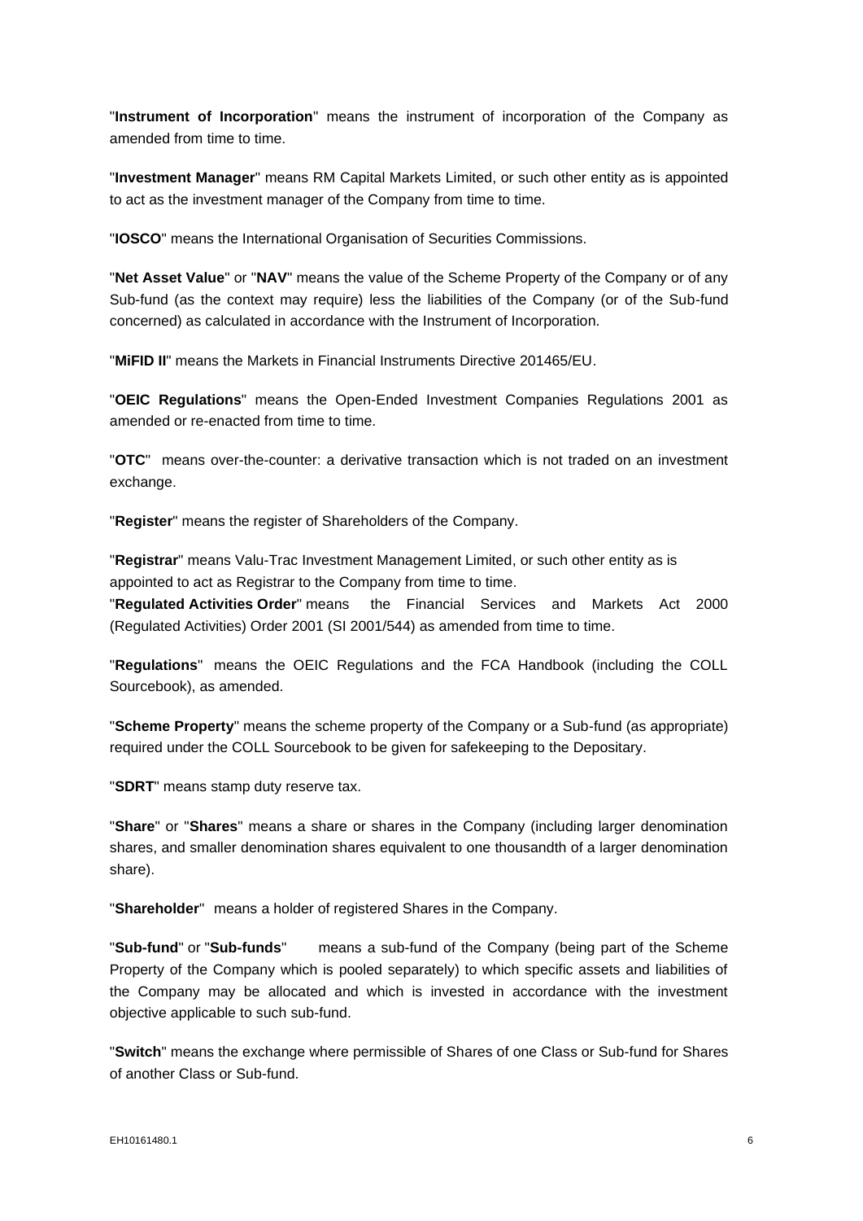"**Instrument of Incorporation**" means the instrument of incorporation of the Company as amended from time to time.

"**Investment Manager**" means RM Capital Markets Limited, or such other entity as is appointed to act as the investment manager of the Company from time to time.

"**IOSCO**" means the International Organisation of Securities Commissions.

"**Net Asset Value**" or "**NAV**" means the value of the Scheme Property of the Company or of any Sub-fund (as the context may require) less the liabilities of the Company (or of the Sub-fund concerned) as calculated in accordance with the Instrument of Incorporation.

"**MiFID II**" means the Markets in Financial Instruments Directive 201465/EU.

"**OEIC Regulations**" means the Open-Ended Investment Companies Regulations 2001 as amended or re-enacted from time to time.

"**OTC**" means over-the-counter: a derivative transaction which is not traded on an investment exchange.

"**Register**" means the register of Shareholders of the Company.

"**Registrar**" means Valu-Trac Investment Management Limited, or such other entity as is appointed to act as Registrar to the Company from time to time.

"**Regulated Activities Order**" means the Financial Services and Markets Act 2000 (Regulated Activities) Order 2001 (SI 2001/544) as amended from time to time.

"**Regulations**" means the OEIC Regulations and the FCA Handbook (including the COLL Sourcebook), as amended.

"**Scheme Property**" means the scheme property of the Company or a Sub-fund (as appropriate) required under the COLL Sourcebook to be given for safekeeping to the Depositary.

"**SDRT**" means stamp duty reserve tax.

"**Share**" or "**Shares**" means a share or shares in the Company (including larger denomination shares, and smaller denomination shares equivalent to one thousandth of a larger denomination share).

"**Shareholder**" means a holder of registered Shares in the Company.

"**Sub-fund**" or "**Sub-funds**" means a sub-fund of the Company (being part of the Scheme Property of the Company which is pooled separately) to which specific assets and liabilities of the Company may be allocated and which is invested in accordance with the investment objective applicable to such sub-fund.

"**Switch**" means the exchange where permissible of Shares of one Class or Sub-fund for Shares of another Class or Sub-fund.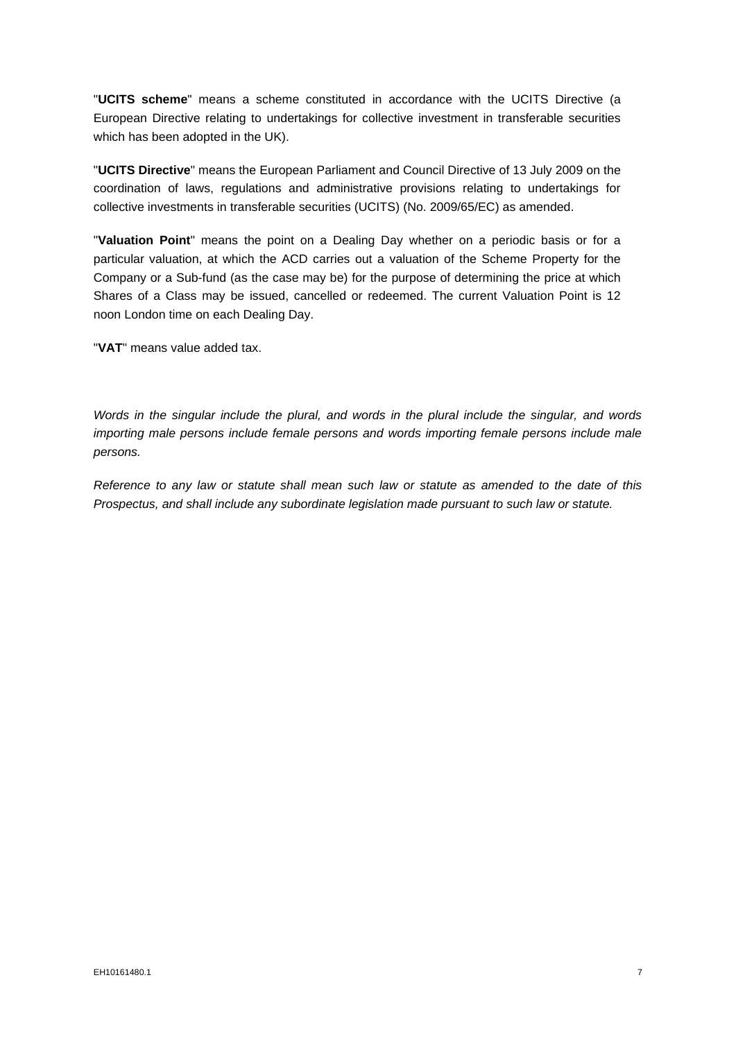"**UCITS scheme**" means a scheme constituted in accordance with the UCITS Directive (a European Directive relating to undertakings for collective investment in transferable securities which has been adopted in the UK).

"**UCITS Directive**" means the European Parliament and Council Directive of 13 July 2009 on the coordination of laws, regulations and administrative provisions relating to undertakings for collective investments in transferable securities (UCITS) (No. 2009/65/EC) as amended.

"**Valuation Point**" means the point on a Dealing Day whether on a periodic basis or for a particular valuation, at which the ACD carries out a valuation of the Scheme Property for the Company or a Sub-fund (as the case may be) for the purpose of determining the price at which Shares of a Class may be issued, cancelled or redeemed. The current Valuation Point is 12 noon London time on each Dealing Day.

"**VAT**" means value added tax.

*Words in the singular include the plural, and words in the plural include the singular, and words importing male persons include female persons and words importing female persons include male persons.*

*Reference to any law or statute shall mean such law or statute as amended to the date of this Prospectus, and shall include any subordinate legislation made pursuant to such law or statute.*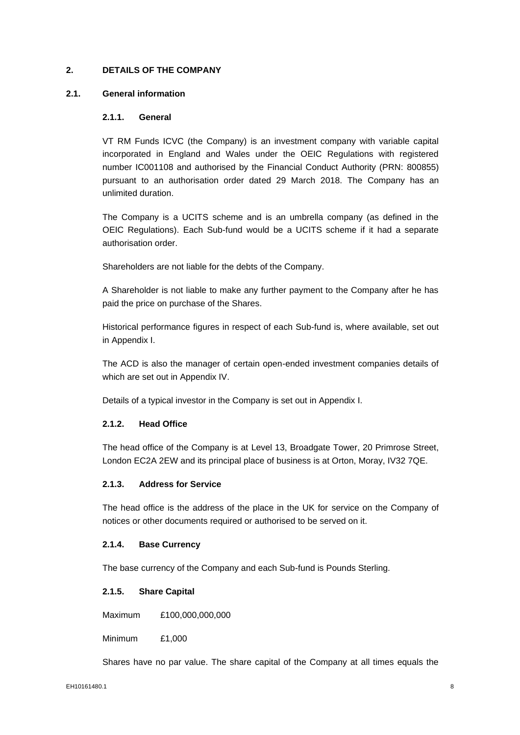## 2. DETAILS OF THE COMPANY

### 2.1. General information

#### 2.1.1. General

VT RM Funds ICVC (the Company) is an investment company with variable capital incorporated in England and Wales under the OEIC Regulations with registered number IC001108 and authorised by the Financial Conduct Authority (PRN: 800855) pursuant to an authorisation order dated 29 March 2018. The Company has an unlimited duration.

The Company is a UCITS scheme and is an umbrella company (as defined in the OEIC Regulations). Each Sub-fund would be a UCITS scheme if it had a separate authorisation order.

Shareholders are not liable for the debts of the Company.

A Shareholder is not liable to make any further payment to the Company after he has paid the price on purchase of the Shares.

Historical performance figures in respect of each Sub-fund is, where available, set out in Appendix I.

The ACD is also the manager of certain open-ended investment companies details of which are set out in Appendix IV.

Details of a typical investor in the Company is set out in Appendix I.

#### 2.1.2. Head Office

The head office of the Company is at Level 13, Broadgate Tower, 20 Primrose Street, London EC2A 2EW and its principal place of business is at Orton, Moray, IV32 7QE.

#### 2.1.3. Address for Service

The head office is the address of the place in the UK for service on the Company of notices or other documents required or authorised to be served on it.

#### 2.1.4. Base Currency

The base currency of the Company and each Sub-fund is Pounds Sterling.

#### 2.1.5. Share Capital

Maximum £100,000,000,000

Minimum £1,000

Shares have no par value. The share capital of the Company at all times equals the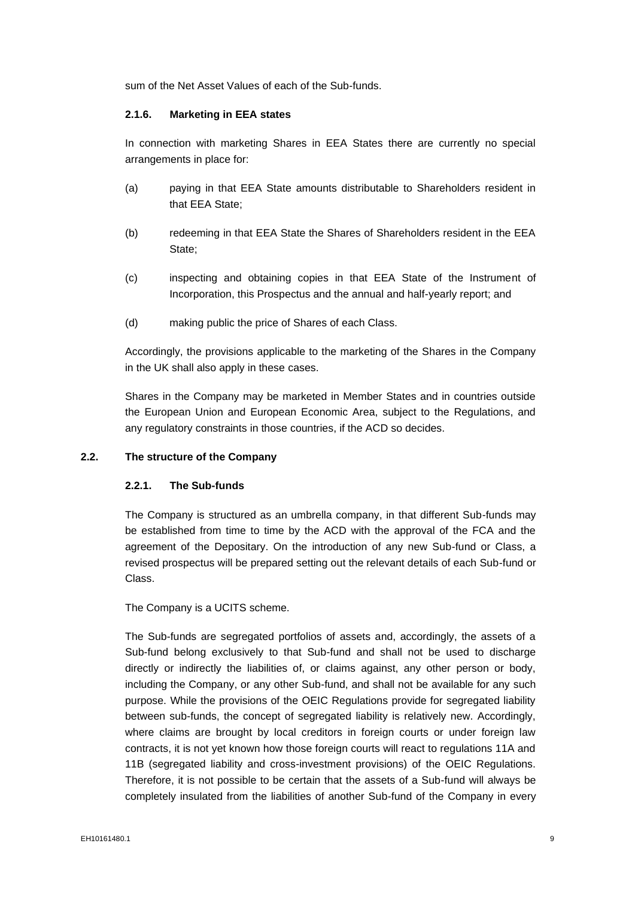sum of the Net Asset Values of each of the Sub-funds.

#### 2.1.6. Marketing in EEA states

In connection with marketing Shares in EEA States there are currently no special arrangements in place for:

(a) paying in that EEA State amounts distributable to Shareholders resident in that EEA State;

(b) redeeming in that EEA State the Shares of Shareholders resident in the EEA State;

(c) inspecting and obtaining copies in that EEA State of the Instrument of Incorporation, this Prospectus and the annual and half-yearly report; and

(d) making public the price of Shares of each Class.

Accordingly, the provisions applicable to the marketing of the Shares in the Company in the UK shall also apply in these cases.

Shares in the Company may be marketed in Member States and in countries outside the European Union and European Economic Area, subject to the Regulations, and any regulatory constraints in those countries, if the ACD so decides.

### 2.2. The structure of the Company

#### 2.2.1. The Sub-funds

The Company is structured as an umbrella company, in that different Sub-funds may be established from time to time by the ACD with the approval of the FCA and the agreement of the Depositary. On the introduction of any new Sub-fund or Class, a revised prospectus will be prepared setting out the relevant details of each Sub-fund or Class.

The Company is a UCITS scheme.

The Sub-funds are segregated portfolios of assets and, accordingly, the assets of a Sub-fund belong exclusively to that Sub-fund and shall not be used to discharge directly or indirectly the liabilities of, or claims against, any other person or body, including the Company, or any other Sub-fund, and shall not be available for any such purpose. While the provisions of the OEIC Regulations provide for segregated liability between sub-funds, the concept of segregated liability is relatively new. Accordingly, where claims are brought by local creditors in foreign courts or under foreign law contracts, it is not yet known how those foreign courts will react to regulations 11A and 11B (segregated liability and cross-investment provisions) of the OEIC Regulations. Therefore, it is not possible to be certain that the assets of a Sub-fund will always be completely insulated from the liabilities of another Sub-fund of the Company in every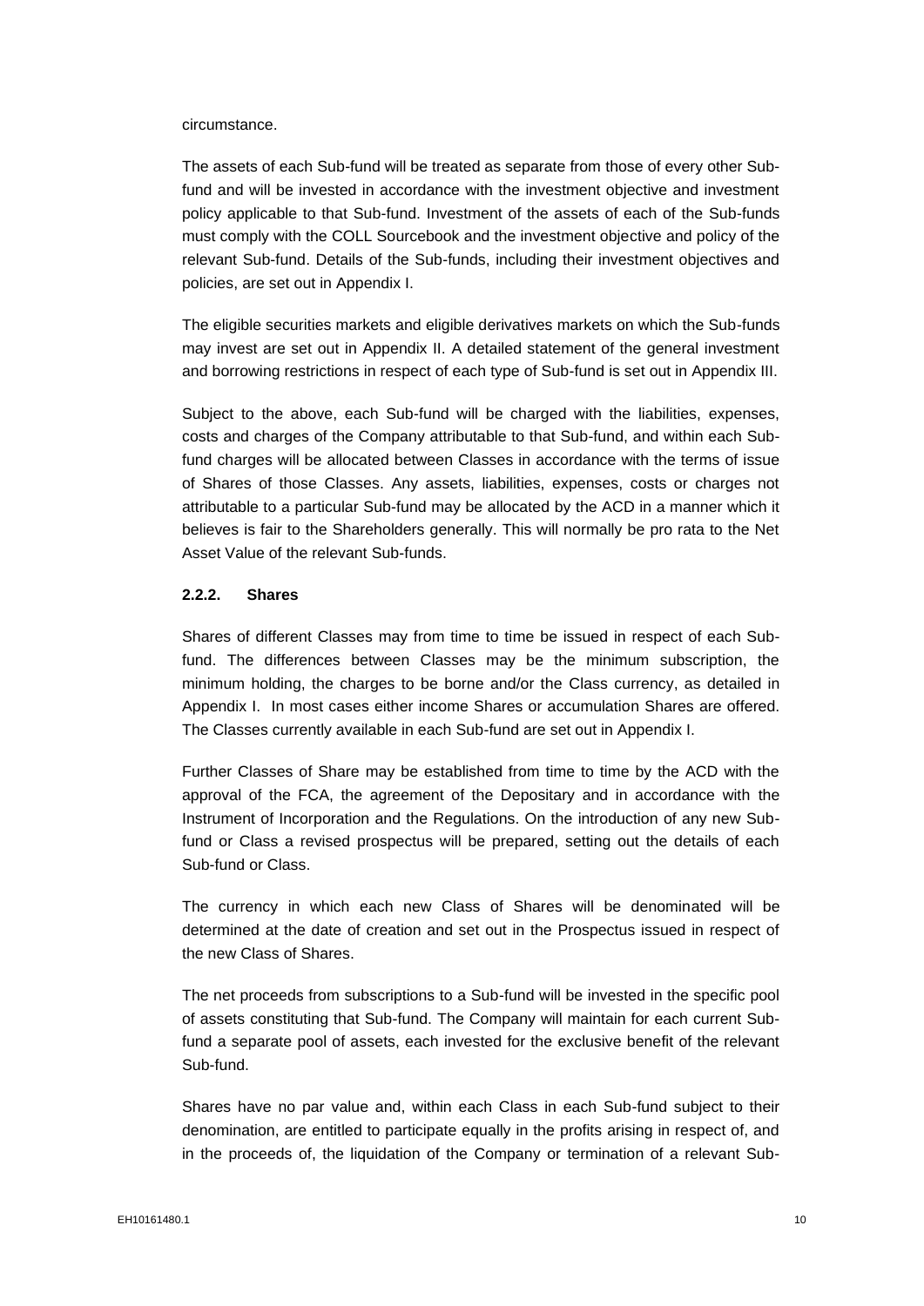circumstance.

The assets of each Sub-fund will be treated as separate from those of every other Sub-fund and will be invested in accordance with the investment objective and investment policy applicable to that Sub-fund. Investment of the assets of each of the Sub-funds must comply with the COLL Sourcebook and the investment objective and policy of the relevant Sub-fund. Details of the Sub-funds, including their investment objectives and policies, are set out in Appendix I.

The eligible securities markets and eligible derivatives markets on which the Sub-funds may invest are set out in Appendix II. A detailed statement of the general investment and borrowing restrictions in respect of each type of Sub-fund is set out in Appendix III.

Subject to the above, each Sub-fund will be charged with the liabilities, expenses, costs and charges of the Company attributable to that Sub-fund, and within each Sub-fund charges will be allocated between Classes in accordance with the terms of issue of Shares of those Classes. Any assets, liabilities, expenses, costs or charges not attributable to a particular Sub-fund may be allocated by the ACD in a manner which it believes is fair to the Shareholders generally. This will normally be pro rata to the Net Asset Value of the relevant Sub-funds.

### 2.2.2. Shares

Shares of different Classes may from time to time be issued in respect of each Sub-fund. The differences between Classes may be the minimum subscription, the minimum holding, the charges to be borne and/or the Class currency, as detailed in Appendix I. In most cases either income Shares or accumulation Shares are offered. The Classes currently available in each Sub-fund are set out in Appendix I.

Further Classes of Share may be established from time to time by the ACD with the approval of the FCA, the agreement of the Depositary and in accordance with the Instrument of Incorporation and the Regulations. On the introduction of any new Sub-fund or Class a revised prospectus will be prepared, setting out the details of each Sub-fund or Class.

The currency in which each new Class of Shares will be denominated will be determined at the date of creation and set out in the Prospectus issued in respect of the new Class of Shares.

The net proceeds from subscriptions to a Sub-fund will be invested in the specific pool of assets constituting that Sub-fund. The Company will maintain for each current Sub-fund a separate pool of assets, each invested for the exclusive benefit of the relevant Sub-fund.

Shares have no par value and, within each Class in each Sub-fund subject to their denomination, are entitled to participate equally in the profits arising in respect of, and in the proceeds of, the liquidation of the Company or termination of a relevant Sub-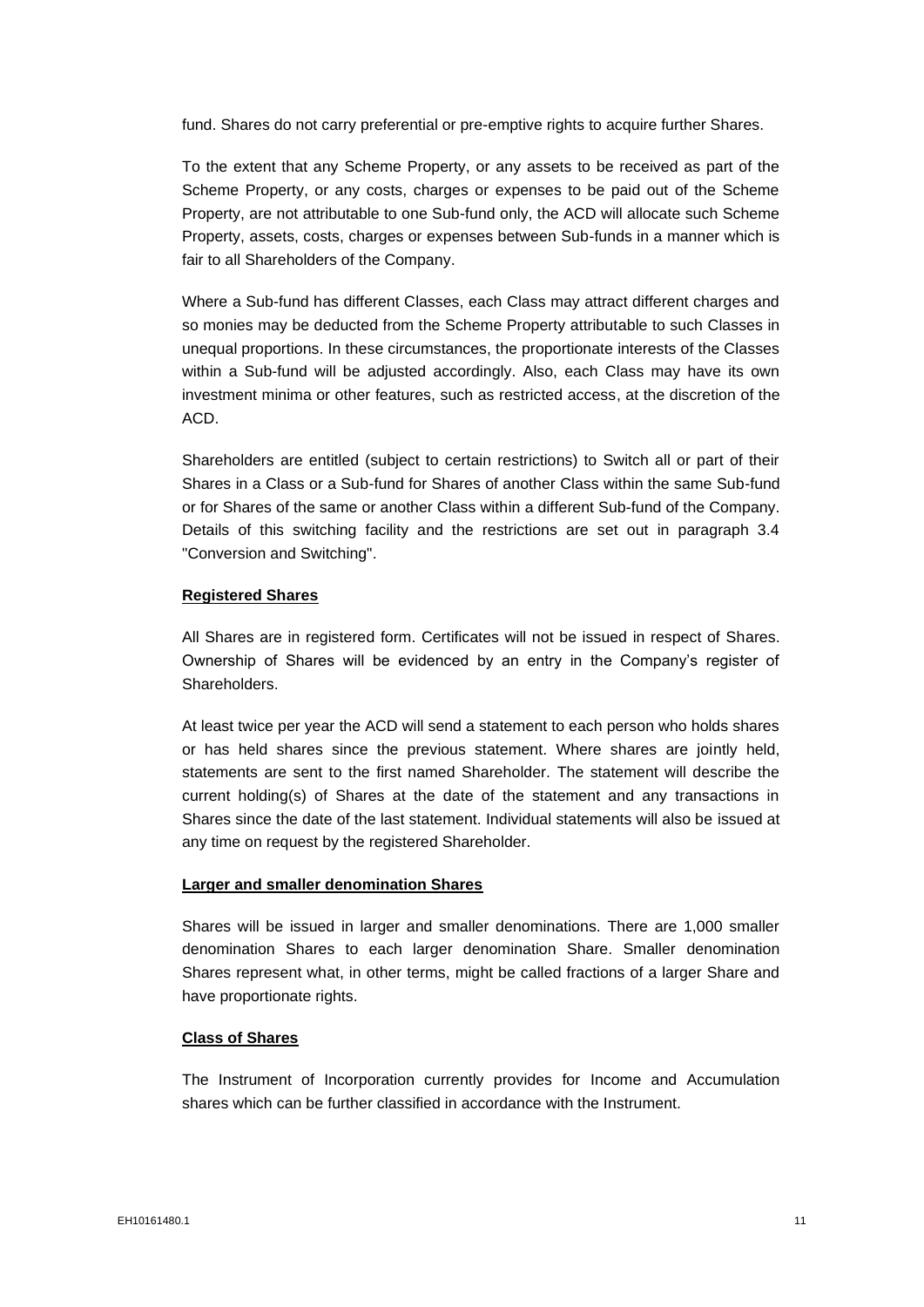fund. Shares do not carry preferential or pre-emptive rights to acquire further Shares.

To the extent that any Scheme Property, or any assets to be received as part of the Scheme Property, or any costs, charges or expenses to be paid out of the Scheme Property, are not attributable to one Sub-fund only, the ACD will allocate such Scheme Property, assets, costs, charges or expenses between Sub-funds in a manner which is fair to all Shareholders of the Company.

Where a Sub-fund has different Classes, each Class may attract different charges and so monies may be deducted from the Scheme Property attributable to such Classes in unequal proportions. In these circumstances, the proportionate interests of the Classes within a Sub-fund will be adjusted accordingly. Also, each Class may have its own investment minima or other features, such as restricted access, at the discretion of the ACD.

Shareholders are entitled (subject to certain restrictions) to Switch all or part of their Shares in a Class or a Sub-fund for Shares of another Class within the same Sub-fund or for Shares of the same or another Class within a different Sub-fund of the Company. Details of this switching facility and the restrictions are set out in paragraph 3.4 "Conversion and Switching".

**Registered Shares**

All Shares are in registered form. Certificates will not be issued in respect of Shares. Ownership of Shares will be evidenced by an entry in the Company's register of Shareholders.

At least twice per year the ACD will send a statement to each person who holds shares or has held shares since the previous statement. Where shares are jointly held, statements are sent to the first named Shareholder. The statement will describe the current holding(s) of Shares at the date of the statement and any transactions in Shares since the date of the last statement. Individual statements will also be issued at any time on request by the registered Shareholder.

**Larger and smaller denomination Shares**

Shares will be issued in larger and smaller denominations. There are 1,000 smaller denomination Shares to each larger denomination Share. Smaller denomination Shares represent what, in other terms, might be called fractions of a larger Share and have proportionate rights.

**Class of Shares**

The Instrument of Incorporation currently provides for Income and Accumulation shares which can be further classified in accordance with the Instrument.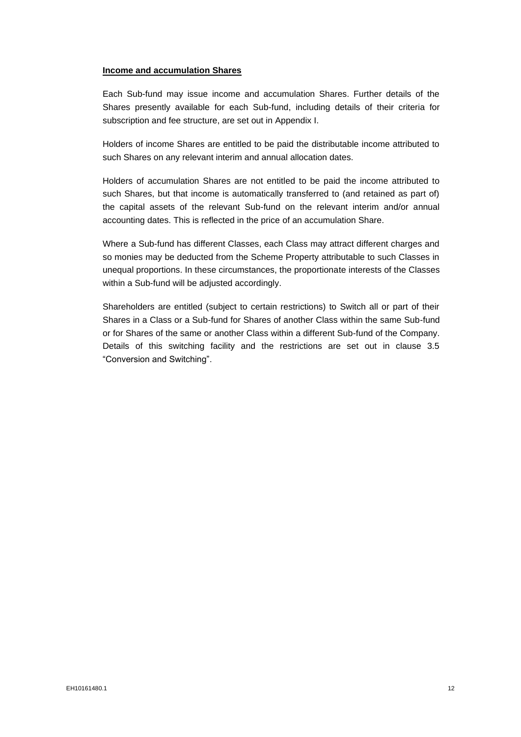**Income and accumulation Shares**

Each Sub-fund may issue income and accumulation Shares. Further details of the Shares presently available for each Sub-fund, including details of their criteria for subscription and fee structure, are set out in Appendix I.

Holders of income Shares are entitled to be paid the distributable income attributed to such Shares on any relevant interim and annual allocation dates.

Holders of accumulation Shares are not entitled to be paid the income attributed to such Shares, but that income is automatically transferred to (and retained as part of) the capital assets of the relevant Sub-fund on the relevant interim and/or annual accounting dates. This is reflected in the price of an accumulation Share.

Where a Sub-fund has different Classes, each Class may attract different charges and so monies may be deducted from the Scheme Property attributable to such Classes in unequal proportions. In these circumstances, the proportionate interests of the Classes within a Sub-fund will be adjusted accordingly.

Shareholders are entitled (subject to certain restrictions) to Switch all or part of their Shares in a Class or a Sub-fund for Shares of another Class within the same Sub-fund or for Shares of the same or another Class within a different Sub-fund of the Company. Details of this switching facility and the restrictions are set out in clause 3.5 "Conversion and Switching".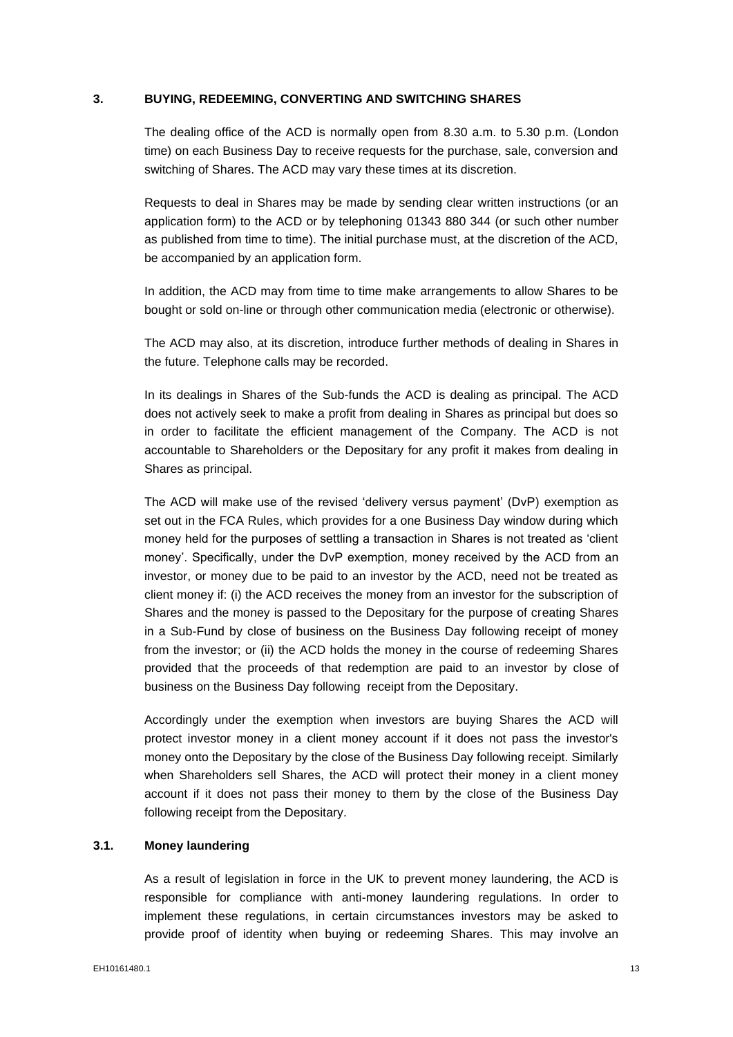## 3. BUYING, REDEEMING, CONVERTING AND SWITCHING SHARES

The dealing office of the ACD is normally open from 8.30 a.m. to 5.30 p.m. (London time) on each Business Day to receive requests for the purchase, sale, conversion and switching of Shares. The ACD may vary these times at its discretion.

Requests to deal in Shares may be made by sending clear written instructions (or an application form) to the ACD or by telephoning 01343 880 344 (or such other number as published from time to time). The initial purchase must, at the discretion of the ACD, be accompanied by an application form.

In addition, the ACD may from time to time make arrangements to allow Shares to be bought or sold on-line or through other communication media (electronic or otherwise).

The ACD may also, at its discretion, introduce further methods of dealing in Shares in the future. Telephone calls may be recorded.

In its dealings in Shares of the Sub-funds the ACD is dealing as principal. The ACD does not actively seek to make a profit from dealing in Shares as principal but does so in order to facilitate the efficient management of the Company. The ACD is not accountable to Shareholders or the Depositary for any profit it makes from dealing in Shares as principal.

The ACD will make use of the revised 'delivery versus payment' (DvP) exemption as set out in the FCA Rules, which provides for a one Business Day window during which money held for the purposes of settling a transaction in Shares is not treated as 'client money'. Specifically, under the DvP exemption, money received by the ACD from an investor, or money due to be paid to an investor by the ACD, need not be treated as client money if: (i) the ACD receives the money from an investor for the subscription of Shares and the money is passed to the Depositary for the purpose of creating Shares in a Sub-Fund by close of business on the Business Day following receipt of money from the investor; or (ii) the ACD holds the money in the course of redeeming Shares provided that the proceeds of that redemption are paid to an investor by close of business on the Business Day following receipt from the Depositary.

Accordingly under the exemption when investors are buying Shares the ACD will protect investor money in a client money account if it does not pass the investor's money onto the Depositary by the close of the Business Day following receipt. Similarly when Shareholders sell Shares, the ACD will protect their money in a client money account if it does not pass their money to them by the close of the Business Day following receipt from the Depositary.

### 3.1. Money laundering

As a result of legislation in force in the UK to prevent money laundering, the ACD is responsible for compliance with anti-money laundering regulations. In order to implement these regulations, in certain circumstances investors may be asked to provide proof of identity when buying or redeeming Shares. This may involve an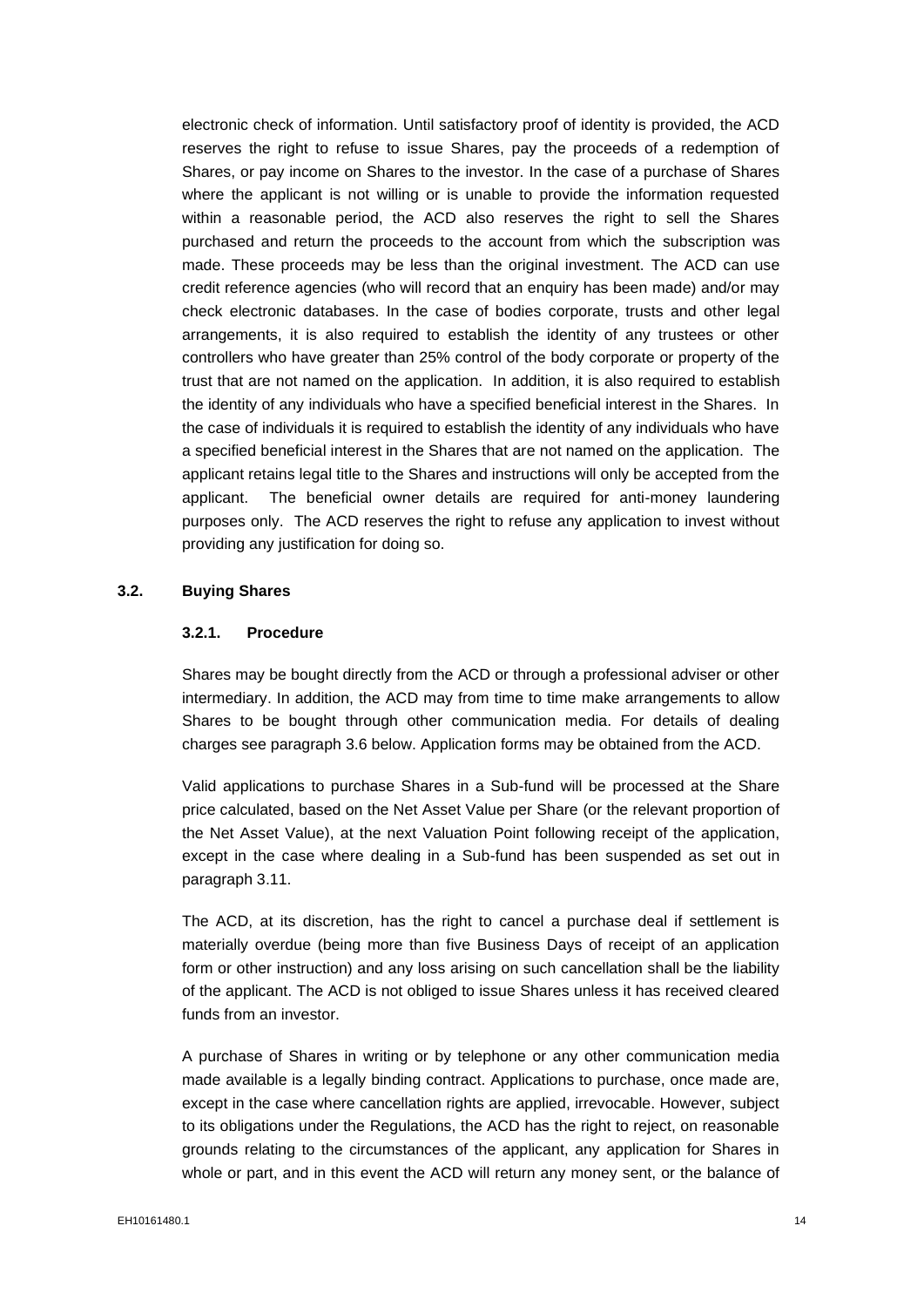electronic check of information. Until satisfactory proof of identity is provided, the ACD reserves the right to refuse to issue Shares, pay the proceeds of a redemption of Shares, or pay income on Shares to the investor. In the case of a purchase of Shares where the applicant is not willing or is unable to provide the information requested within a reasonable period, the ACD also reserves the right to sell the Shares purchased and return the proceeds to the account from which the subscription was made. These proceeds may be less than the original investment. The ACD can use credit reference agencies (who will record that an enquiry has been made) and/or may check electronic databases. In the case of bodies corporate, trusts and other legal arrangements, it is also required to establish the identity of any trustees or other controllers who have greater than 25% control of the body corporate or property of the trust that are not named on the application. In addition, it is also required to establish the identity of any individuals who have a specified beneficial interest in the Shares. In the case of individuals it is required to establish the identity of any individuals who have a specified beneficial interest in the Shares that are not named on the application. The applicant retains legal title to the Shares and instructions will only be accepted from the applicant. The beneficial owner details are required for anti-money laundering purposes only. The ACD reserves the right to refuse any application to invest without providing any justification for doing so.

## 3.2. Buying Shares

### 3.2.1. Procedure

Shares may be bought directly from the ACD or through a professional adviser or other intermediary. In addition, the ACD may from time to time make arrangements to allow Shares to be bought through other communication media. For details of dealing charges see paragraph 3.6 below. Application forms may be obtained from the ACD.

Valid applications to purchase Shares in a Sub-fund will be processed at the Share price calculated, based on the Net Asset Value per Share (or the relevant proportion of the Net Asset Value), at the next Valuation Point following receipt of the application, except in the case where dealing in a Sub-fund has been suspended as set out in paragraph 3.11.

The ACD, at its discretion, has the right to cancel a purchase deal if settlement is materially overdue (being more than five Business Days of receipt of an application form or other instruction) and any loss arising on such cancellation shall be the liability of the applicant. The ACD is not obliged to issue Shares unless it has received cleared funds from an investor.

A purchase of Shares in writing or by telephone or any other communication media made available is a legally binding contract. Applications to purchase, once made are, except in the case where cancellation rights are applied, irrevocable. However, subject to its obligations under the Regulations, the ACD has the right to reject, on reasonable grounds relating to the circumstances of the applicant, any application for Shares in whole or part, and in this event the ACD will return any money sent, or the balance of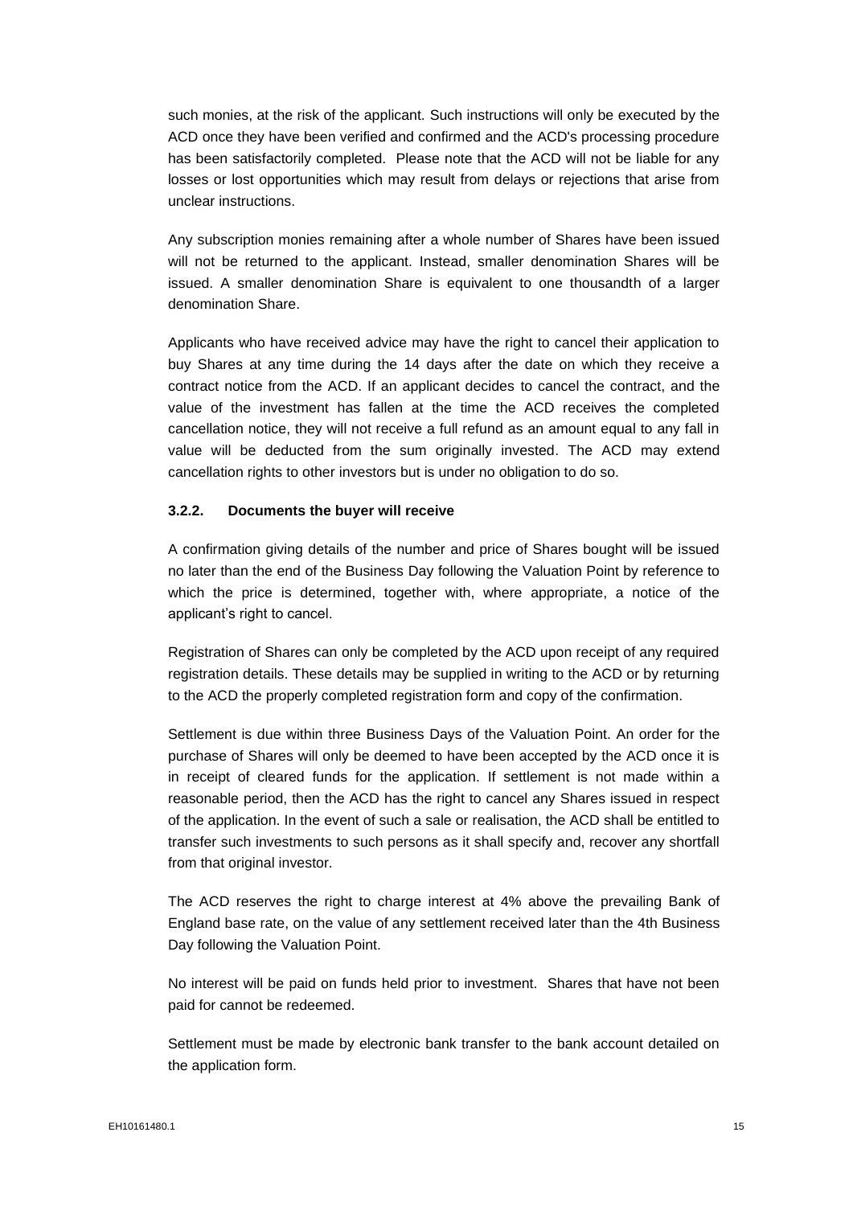such monies, at the risk of the applicant. Such instructions will only be executed by the ACD once they have been verified and confirmed and the ACD's processing procedure has been satisfactorily completed. Please note that the ACD will not be liable for any losses or lost opportunities which may result from delays or rejections that arise from unclear instructions.

Any subscription monies remaining after a whole number of Shares have been issued will not be returned to the applicant. Instead, smaller denomination Shares will be issued. A smaller denomination Share is equivalent to one thousandth of a larger denomination Share.

Applicants who have received advice may have the right to cancel their application to buy Shares at any time during the 14 days after the date on which they receive a contract notice from the ACD. If an applicant decides to cancel the contract, and the value of the investment has fallen at the time the ACD receives the completed cancellation notice, they will not receive a full refund as an amount equal to any fall in value will be deducted from the sum originally invested. The ACD may extend cancellation rights to other investors but is under no obligation to do so.

#### 3.2.2. Documents the buyer will receive

A confirmation giving details of the number and price of Shares bought will be issued no later than the end of the Business Day following the Valuation Point by reference to which the price is determined, together with, where appropriate, a notice of the applicant's right to cancel.

Registration of Shares can only be completed by the ACD upon receipt of any required registration details. These details may be supplied in writing to the ACD or by returning to the ACD the properly completed registration form and copy of the confirmation.

Settlement is due within three Business Days of the Valuation Point. An order for the purchase of Shares will only be deemed to have been accepted by the ACD once it is in receipt of cleared funds for the application. If settlement is not made within a reasonable period, then the ACD has the right to cancel any Shares issued in respect of the application. In the event of such a sale or realisation, the ACD shall be entitled to transfer such investments to such persons as it shall specify and, recover any shortfall from that original investor.

The ACD reserves the right to charge interest at 4% above the prevailing Bank of England base rate, on the value of any settlement received later than the 4th Business Day following the Valuation Point.

No interest will be paid on funds held prior to investment. Shares that have not been paid for cannot be redeemed.

Settlement must be made by electronic bank transfer to the bank account detailed on the application form.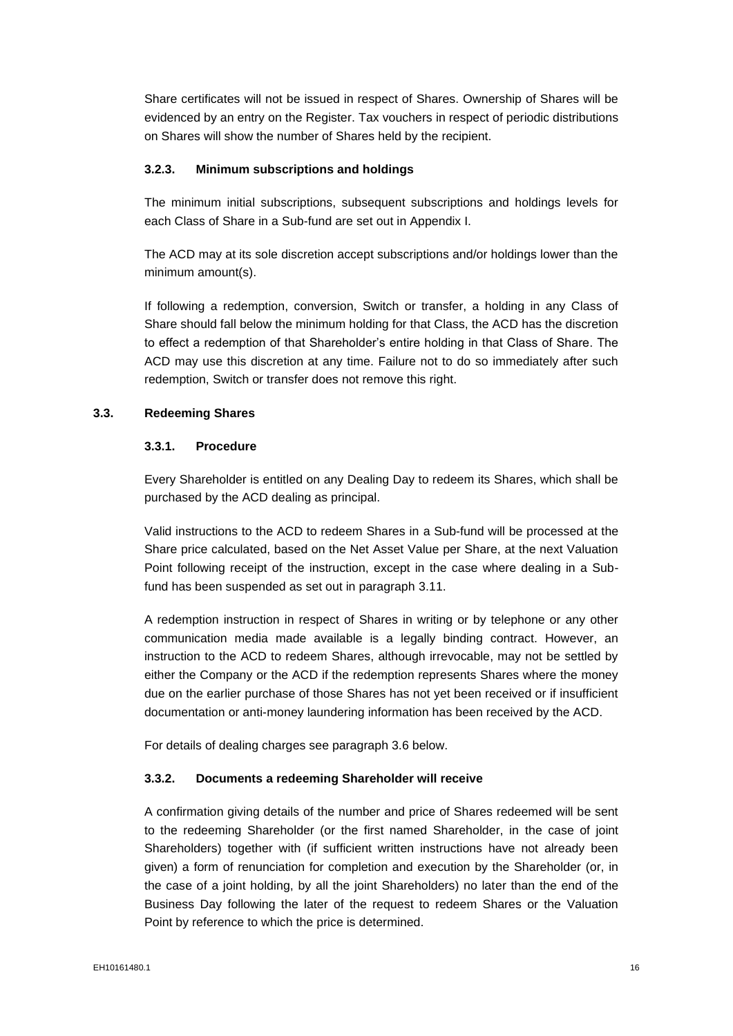Share certificates will not be issued in respect of Shares. Ownership of Shares will be evidenced by an entry on the Register. Tax vouchers in respect of periodic distributions on Shares will show the number of Shares held by the recipient.

#### 3.2.3. Minimum subscriptions and holdings

The minimum initial subscriptions, subsequent subscriptions and holdings levels for each Class of Share in a Sub-fund are set out in Appendix I.

The ACD may at its sole discretion accept subscriptions and/or holdings lower than the minimum amount(s).

If following a redemption, conversion, Switch or transfer, a holding in any Class of Share should fall below the minimum holding for that Class, the ACD has the discretion to effect a redemption of that Shareholder's entire holding in that Class of Share. The ACD may use this discretion at any time. Failure not to do so immediately after such redemption, Switch or transfer does not remove this right.

### 3.3. Redeeming Shares

#### 3.3.1. Procedure

Every Shareholder is entitled on any Dealing Day to redeem its Shares, which shall be purchased by the ACD dealing as principal.

Valid instructions to the ACD to redeem Shares in a Sub-fund will be processed at the Share price calculated, based on the Net Asset Value per Share, at the next Valuation Point following receipt of the instruction, except in the case where dealing in a Sub-fund has been suspended as set out in paragraph 3.11.

A redemption instruction in respect of Shares in writing or by telephone or any other communication media made available is a legally binding contract. However, an instruction to the ACD to redeem Shares, although irrevocable, may not be settled by either the Company or the ACD if the redemption represents Shares where the money due on the earlier purchase of those Shares has not yet been received or if insufficient documentation or anti-money laundering information has been received by the ACD.

For details of dealing charges see paragraph 3.6 below.

#### 3.3.2. Documents a redeeming Shareholder will receive

A confirmation giving details of the number and price of Shares redeemed will be sent to the redeeming Shareholder (or the first named Shareholder, in the case of joint Shareholders) together with (if sufficient written instructions have not already been given) a form of renunciation for completion and execution by the Shareholder (or, in the case of a joint holding, by all the joint Shareholders) no later than the end of the Business Day following the later of the request to redeem Shares or the Valuation Point by reference to which the price is determined.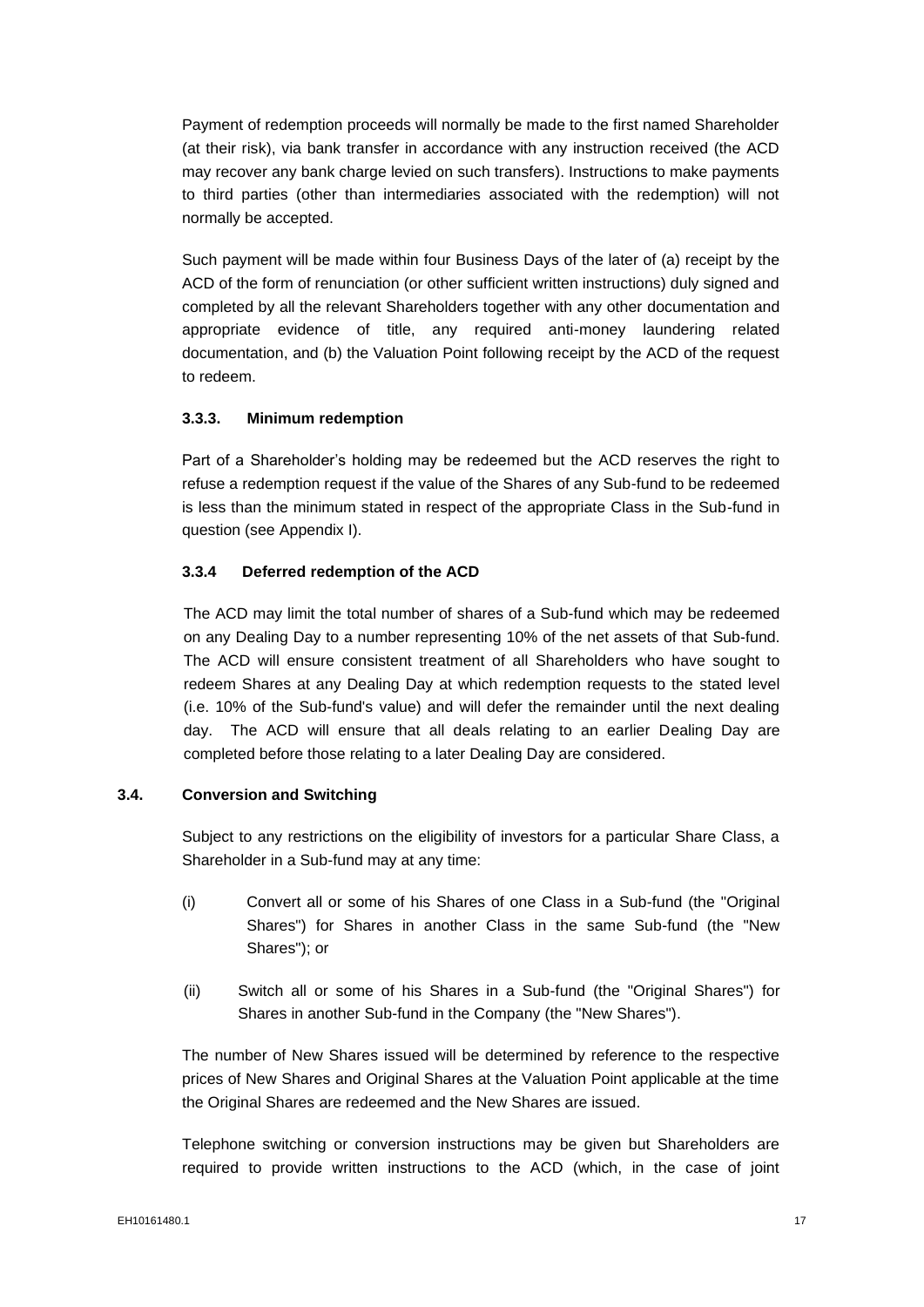Payment of redemption proceeds will normally be made to the first named Shareholder (at their risk), via bank transfer in accordance with any instruction received (the ACD may recover any bank charge levied on such transfers). Instructions to make payments to third parties (other than intermediaries associated with the redemption) will not normally be accepted.

Such payment will be made within four Business Days of the later of (a) receipt by the ACD of the form of renunciation (or other sufficient written instructions) duly signed and completed by all the relevant Shareholders together with any other documentation and appropriate evidence of title, any required anti-money laundering related documentation, and (b) the Valuation Point following receipt by the ACD of the request to redeem.

#### 3.3.3. Minimum redemption

Part of a Shareholder's holding may be redeemed but the ACD reserves the right to refuse a redemption request if the value of the Shares of any Sub-fund to be redeemed is less than the minimum stated in respect of the appropriate Class in the Sub-fund in question (see Appendix I).

#### 3.3.4 Deferred redemption of the ACD

The ACD may limit the total number of shares of a Sub-fund which may be redeemed on any Dealing Day to a number representing 10% of the net assets of that Sub-fund. The ACD will ensure consistent treatment of all Shareholders who have sought to redeem Shares at any Dealing Day at which redemption requests to the stated level (i.e. 10% of the Sub-fund's value) and will defer the remainder until the next dealing day. The ACD will ensure that all deals relating to an earlier Dealing Day are completed before those relating to a later Dealing Day are considered.

### 3.4. Conversion and Switching

Subject to any restrictions on the eligibility of investors for a particular Share Class, a Shareholder in a Sub-fund may at any time:

(i) Convert all or some of his Shares of one Class in a Sub-fund (the "Original Shares") for Shares in another Class in the same Sub-fund (the "New Shares"); or

(ii) Switch all or some of his Shares in a Sub-fund (the "Original Shares") for Shares in another Sub-fund in the Company (the "New Shares").

The number of New Shares issued will be determined by reference to the respective prices of New Shares and Original Shares at the Valuation Point applicable at the time the Original Shares are redeemed and the New Shares are issued.

Telephone switching or conversion instructions may be given but Shareholders are required to provide written instructions to the ACD (which, in the case of joint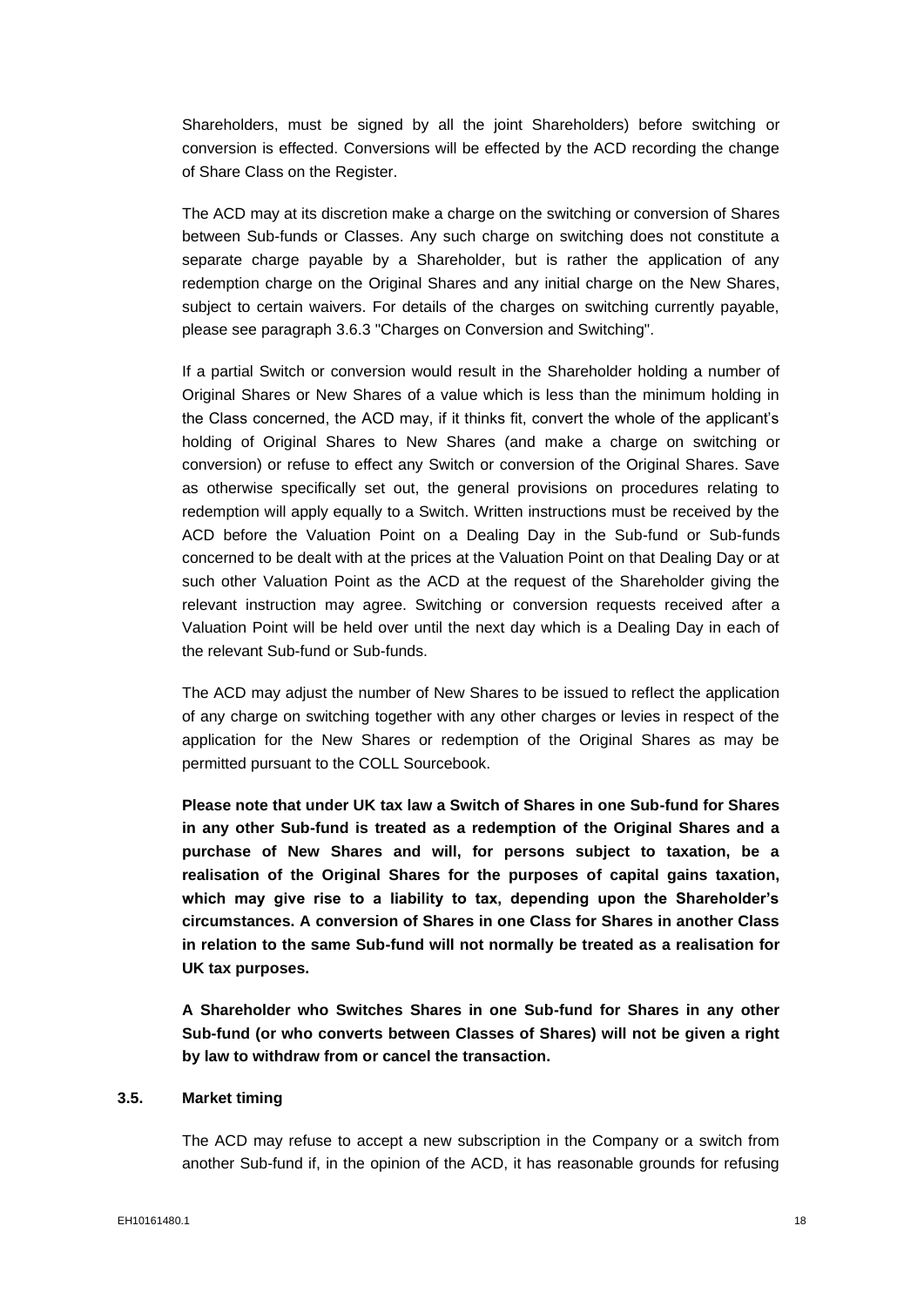Shareholders, must be signed by all the joint Shareholders) before switching or conversion is effected. Conversions will be effected by the ACD recording the change of Share Class on the Register.

The ACD may at its discretion make a charge on the switching or conversion of Shares between Sub-funds or Classes. Any such charge on switching does not constitute a separate charge payable by a Shareholder, but is rather the application of any redemption charge on the Original Shares and any initial charge on the New Shares, subject to certain waivers. For details of the charges on switching currently payable, please see paragraph 3.6.3 "Charges on Conversion and Switching".

If a partial Switch or conversion would result in the Shareholder holding a number of Original Shares or New Shares of a value which is less than the minimum holding in the Class concerned, the ACD may, if it thinks fit, convert the whole of the applicant's holding of Original Shares to New Shares (and make a charge on switching or conversion) or refuse to effect any Switch or conversion of the Original Shares. Save as otherwise specifically set out, the general provisions on procedures relating to redemption will apply equally to a Switch. Written instructions must be received by the ACD before the Valuation Point on a Dealing Day in the Sub-fund or Sub-funds concerned to be dealt with at the prices at the Valuation Point on that Dealing Day or at such other Valuation Point as the ACD at the request of the Shareholder giving the relevant instruction may agree. Switching or conversion requests received after a Valuation Point will be held over until the next day which is a Dealing Day in each of the relevant Sub-fund or Sub-funds.

The ACD may adjust the number of New Shares to be issued to reflect the application of any charge on switching together with any other charges or levies in respect of the application for the New Shares or redemption of the Original Shares as may be permitted pursuant to the COLL Sourcebook.

**Please note that under UK tax law a Switch of Shares in one Sub-fund for Shares in any other Sub-fund is treated as a redemption of the Original Shares and a purchase of New Shares and will, for persons subject to taxation, be a realisation of the Original Shares for the purposes of capital gains taxation, which may give rise to a liability to tax, depending upon the Shareholder's circumstances. A conversion of Shares in one Class for Shares in another Class in relation to the same Sub-fund will not normally be treated as a realisation for UK tax purposes.**

**A Shareholder who Switches Shares in one Sub-fund for Shares in any other Sub-fund (or who converts between Classes of Shares) will not be given a right by law to withdraw from or cancel the transaction.**

### 3.5. Market timing

The ACD may refuse to accept a new subscription in the Company or a switch from another Sub-fund if, in the opinion of the ACD, it has reasonable grounds for refusing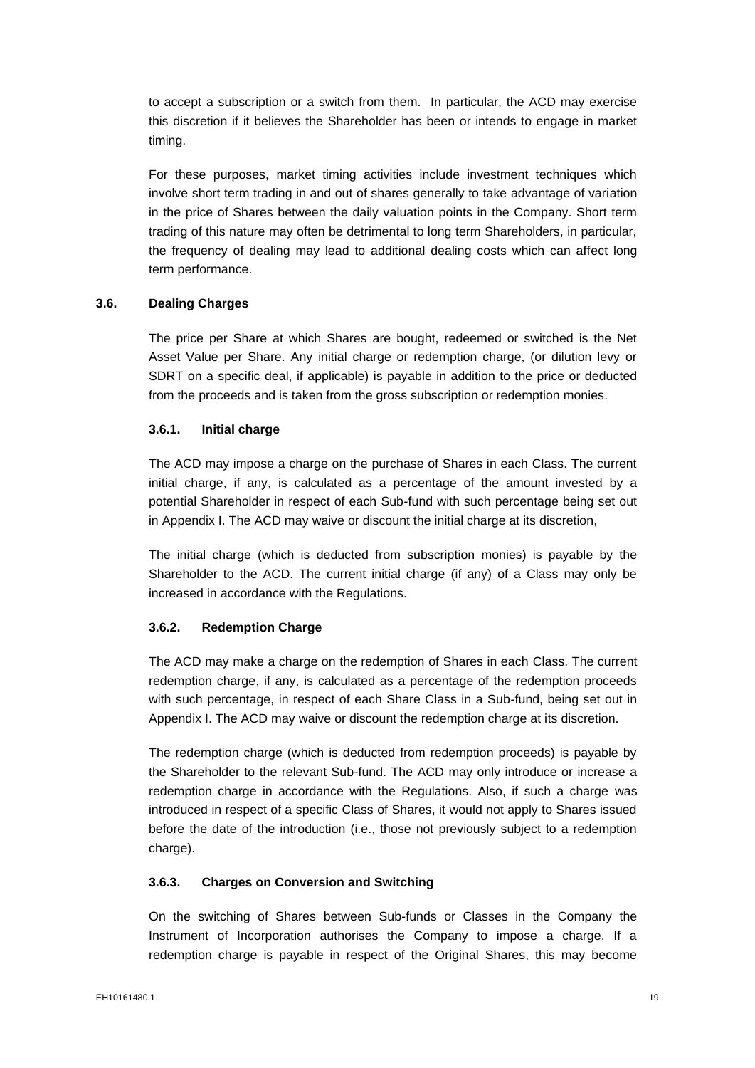to accept a subscription or a switch from them. In particular, the ACD may exercise this discretion if it believes the Shareholder has been or intends to engage in market timing.

For these purposes, market timing activities include investment techniques which involve short term trading in and out of shares generally to take advantage of variation in the price of Shares between the daily valuation points in the Company. Short term trading of this nature may often be detrimental to long term Shareholders, in particular, the frequency of dealing may lead to additional dealing costs which can affect long term performance.

### 3.6. Dealing Charges

The price per Share at which Shares are bought, redeemed or switched is the Net Asset Value per Share. Any initial charge or redemption charge, (or dilution levy or SDRT on a specific deal, if applicable) is payable in addition to the price or deducted from the proceeds and is taken from the gross subscription or redemption monies.

#### 3.6.1. Initial charge

The ACD may impose a charge on the purchase of Shares in each Class. The current initial charge, if any, is calculated as a percentage of the amount invested by a potential Shareholder in respect of each Sub-fund with such percentage being set out in Appendix I. The ACD may waive or discount the initial charge at its discretion,

The initial charge (which is deducted from subscription monies) is payable by the Shareholder to the ACD. The current initial charge (if any) of a Class may only be increased in accordance with the Regulations.

#### 3.6.2. Redemption Charge

The ACD may make a charge on the redemption of Shares in each Class. The current redemption charge, if any, is calculated as a percentage of the redemption proceeds with such percentage, in respect of each Share Class in a Sub-fund, being set out in Appendix I. The ACD may waive or discount the redemption charge at its discretion.

The redemption charge (which is deducted from redemption proceeds) is payable by the Shareholder to the relevant Sub-fund. The ACD may only introduce or increase a redemption charge in accordance with the Regulations. Also, if such a charge was introduced in respect of a specific Class of Shares, it would not apply to Shares issued before the date of the introduction (i.e., those not previously subject to a redemption charge).

#### 3.6.3. Charges on Conversion and Switching

On the switching of Shares between Sub-funds or Classes in the Company the Instrument of Incorporation authorises the Company to impose a charge. If a redemption charge is payable in respect of the Original Shares, this may become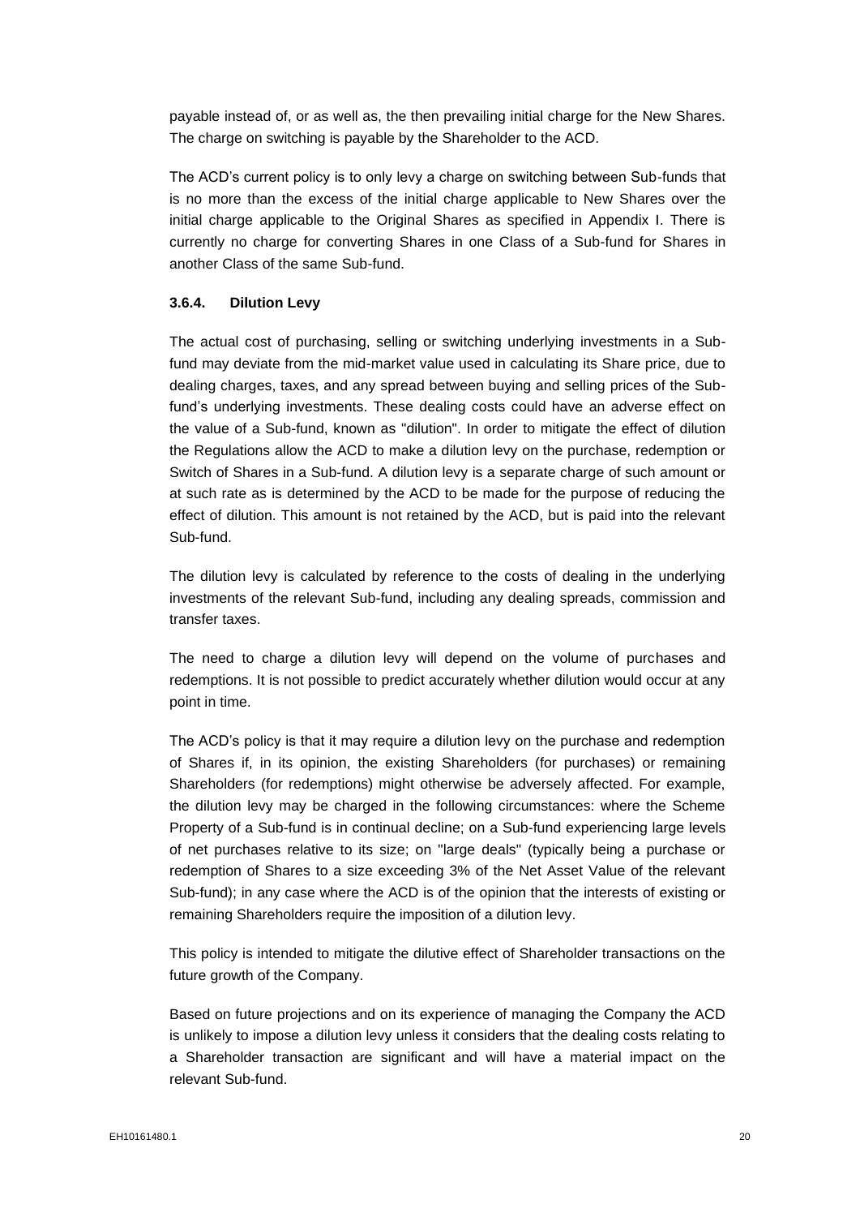payable instead of, or as well as, the then prevailing initial charge for the New Shares. The charge on switching is payable by the Shareholder to the ACD.

The ACD's current policy is to only levy a charge on switching between Sub-funds that is no more than the excess of the initial charge applicable to New Shares over the initial charge applicable to the Original Shares as specified in Appendix I. There is currently no charge for converting Shares in one Class of a Sub-fund for Shares in another Class of the same Sub-fund.

### 3.6.4. Dilution Levy

The actual cost of purchasing, selling or switching underlying investments in a Sub-fund may deviate from the mid-market value used in calculating its Share price, due to dealing charges, taxes, and any spread between buying and selling prices of the Sub-fund's underlying investments. These dealing costs could have an adverse effect on the value of a Sub-fund, known as "dilution". In order to mitigate the effect of dilution the Regulations allow the ACD to make a dilution levy on the purchase, redemption or Switch of Shares in a Sub-fund. A dilution levy is a separate charge of such amount or at such rate as is determined by the ACD to be made for the purpose of reducing the effect of dilution. This amount is not retained by the ACD, but is paid into the relevant Sub-fund.

The dilution levy is calculated by reference to the costs of dealing in the underlying investments of the relevant Sub-fund, including any dealing spreads, commission and transfer taxes.

The need to charge a dilution levy will depend on the volume of purchases and redemptions. It is not possible to predict accurately whether dilution would occur at any point in time.

The ACD's policy is that it may require a dilution levy on the purchase and redemption of Shares if, in its opinion, the existing Shareholders (for purchases) or remaining Shareholders (for redemptions) might otherwise be adversely affected. For example, the dilution levy may be charged in the following circumstances: where the Scheme Property of a Sub-fund is in continual decline; on a Sub-fund experiencing large levels of net purchases relative to its size; on "large deals" (typically being a purchase or redemption of Shares to a size exceeding 3% of the Net Asset Value of the relevant Sub-fund); in any case where the ACD is of the opinion that the interests of existing or remaining Shareholders require the imposition of a dilution levy.

This policy is intended to mitigate the dilutive effect of Shareholder transactions on the future growth of the Company.

Based on future projections and on its experience of managing the Company the ACD is unlikely to impose a dilution levy unless it considers that the dealing costs relating to a Shareholder transaction are significant and will have a material impact on the relevant Sub-fund.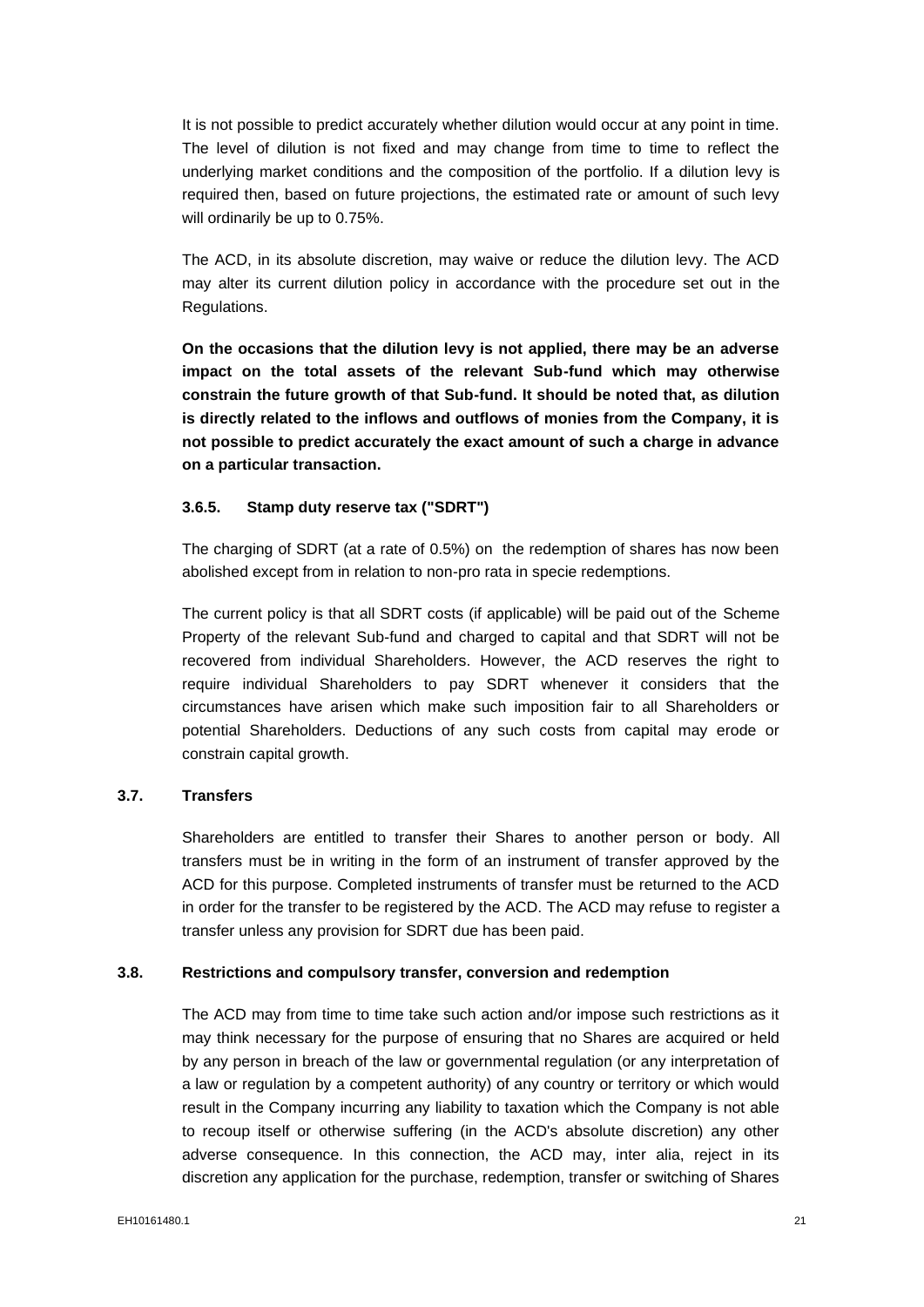It is not possible to predict accurately whether dilution would occur at any point in time. The level of dilution is not fixed and may change from time to time to reflect the underlying market conditions and the composition of the portfolio. If a dilution levy is required then, based on future projections, the estimated rate or amount of such levy will ordinarily be up to 0.75%.

The ACD, in its absolute discretion, may waive or reduce the dilution levy. The ACD may alter its current dilution policy in accordance with the procedure set out in the Regulations.

**On the occasions that the dilution levy is not applied, there may be an adverse impact on the total assets of the relevant Sub-fund which may otherwise constrain the future growth of that Sub-fund. It should be noted that, as dilution is directly related to the inflows and outflows of monies from the Company, it is not possible to predict accurately the exact amount of such a charge in advance on a particular transaction.**

#### 3.6.5. Stamp duty reserve tax ("SDRT")

The charging of SDRT (at a rate of 0.5%) on the redemption of shares has now been abolished except from in relation to non-pro rata in specie redemptions.

The current policy is that all SDRT costs (if applicable) will be paid out of the Scheme Property of the relevant Sub-fund and charged to capital and that SDRT will not be recovered from individual Shareholders. However, the ACD reserves the right to require individual Shareholders to pay SDRT whenever it considers that the circumstances have arisen which make such imposition fair to all Shareholders or potential Shareholders. Deductions of any such costs from capital may erode or constrain capital growth.

### 3.7. Transfers

Shareholders are entitled to transfer their Shares to another person or body. All transfers must be in writing in the form of an instrument of transfer approved by the ACD for this purpose. Completed instruments of transfer must be returned to the ACD in order for the transfer to be registered by the ACD. The ACD may refuse to register a transfer unless any provision for SDRT due has been paid.

### 3.8. Restrictions and compulsory transfer, conversion and redemption

The ACD may from time to time take such action and/or impose such restrictions as it may think necessary for the purpose of ensuring that no Shares are acquired or held by any person in breach of the law or governmental regulation (or any interpretation of a law or regulation by a competent authority) of any country or territory or which would result in the Company incurring any liability to taxation which the Company is not able to recoup itself or otherwise suffering (in the ACD's absolute discretion) any other adverse consequence. In this connection, the ACD may, inter alia, reject in its discretion any application for the purchase, redemption, transfer or switching of Shares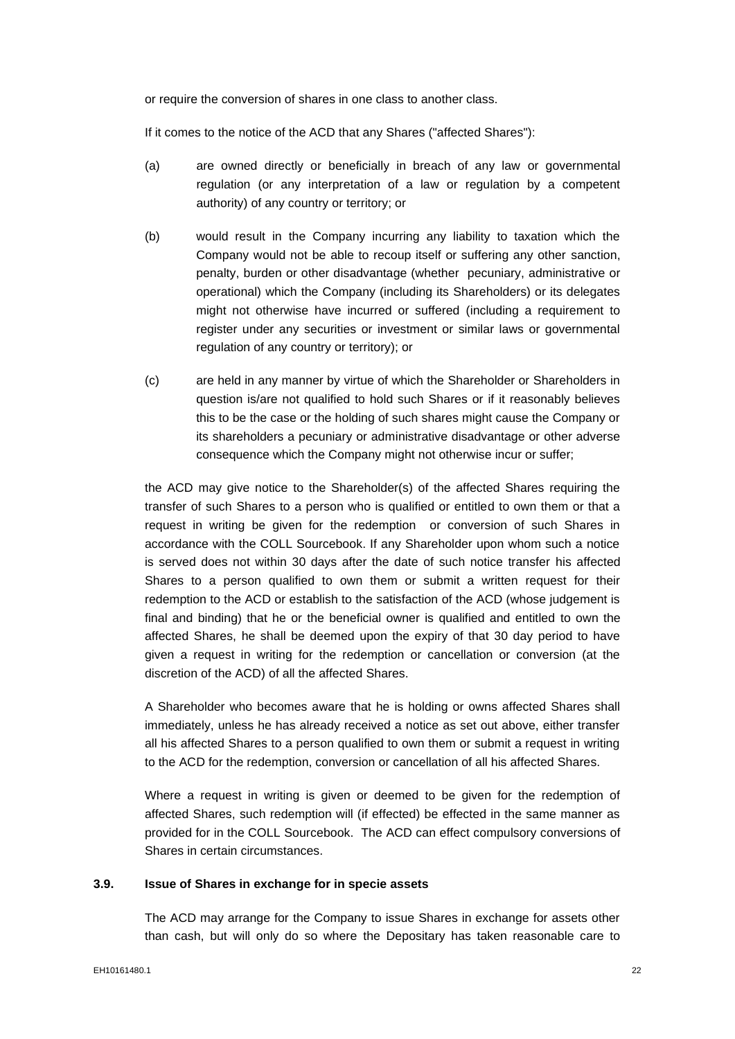or require the conversion of shares in one class to another class.

If it comes to the notice of the ACD that any Shares ("affected Shares"):

(a) are owned directly or beneficially in breach of any law or governmental regulation (or any interpretation of a law or regulation by a competent authority) of any country or territory; or

(b) would result in the Company incurring any liability to taxation which the Company would not be able to recoup itself or suffering any other sanction, penalty, burden or other disadvantage (whether pecuniary, administrative or operational) which the Company (including its Shareholders) or its delegates might not otherwise have incurred or suffered (including a requirement to register under any securities or investment or similar laws or governmental regulation of any country or territory); or

(c) are held in any manner by virtue of which the Shareholder or Shareholders in question is/are not qualified to hold such Shares or if it reasonably believes this to be the case or the holding of such shares might cause the Company or its shareholders a pecuniary or administrative disadvantage or other adverse consequence which the Company might not otherwise incur or suffer;

the ACD may give notice to the Shareholder(s) of the affected Shares requiring the transfer of such Shares to a person who is qualified or entitled to own them or that a request in writing be given for the redemption or conversion of such Shares in accordance with the COLL Sourcebook. If any Shareholder upon whom such a notice is served does not within 30 days after the date of such notice transfer his affected Shares to a person qualified to own them or submit a written request for their redemption to the ACD or establish to the satisfaction of the ACD (whose judgement is final and binding) that he or the beneficial owner is qualified and entitled to own the affected Shares, he shall be deemed upon the expiry of that 30 day period to have given a request in writing for the redemption or cancellation or conversion (at the discretion of the ACD) of all the affected Shares.

A Shareholder who becomes aware that he is holding or owns affected Shares shall immediately, unless he has already received a notice as set out above, either transfer all his affected Shares to a person qualified to own them or submit a request in writing to the ACD for the redemption, conversion or cancellation of all his affected Shares.

Where a request in writing is given or deemed to be given for the redemption of affected Shares, such redemption will (if effected) be effected in the same manner as provided for in the COLL Sourcebook. The ACD can effect compulsory conversions of Shares in certain circumstances.

### 3.9. Issue of Shares in exchange for in specie assets

The ACD may arrange for the Company to issue Shares in exchange for assets other than cash, but will only do so where the Depositary has taken reasonable care to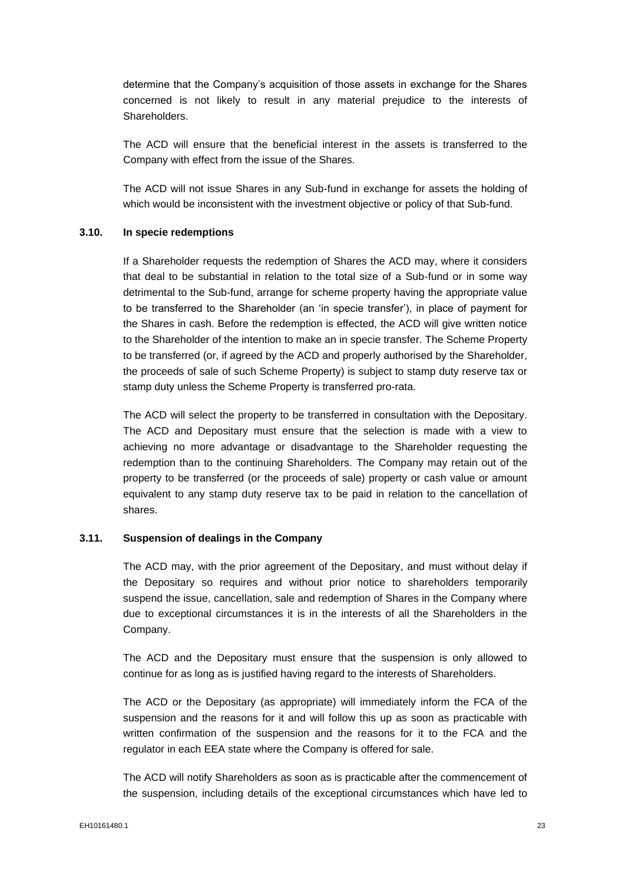determine that the Company's acquisition of those assets in exchange for the Shares concerned is not likely to result in any material prejudice to the interests of Shareholders.

The ACD will ensure that the beneficial interest in the assets is transferred to the Company with effect from the issue of the Shares.

The ACD will not issue Shares in any Sub-fund in exchange for assets the holding of which would be inconsistent with the investment objective or policy of that Sub-fund.

### 3.10. In specie redemptions

If a Shareholder requests the redemption of Shares the ACD may, where it considers that deal to be substantial in relation to the total size of a Sub-fund or in some way detrimental to the Sub-fund, arrange for scheme property having the appropriate value to be transferred to the Shareholder (an 'in specie transfer'), in place of payment for the Shares in cash. Before the redemption is effected, the ACD will give written notice to the Shareholder of the intention to make an in specie transfer. The Scheme Property to be transferred (or, if agreed by the ACD and properly authorised by the Shareholder, the proceeds of sale of such Scheme Property) is subject to stamp duty reserve tax or stamp duty unless the Scheme Property is transferred pro-rata.

The ACD will select the property to be transferred in consultation with the Depositary. The ACD and Depositary must ensure that the selection is made with a view to achieving no more advantage or disadvantage to the Shareholder requesting the redemption than to the continuing Shareholders. The Company may retain out of the property to be transferred (or the proceeds of sale) property or cash value or amount equivalent to any stamp duty reserve tax to be paid in relation to the cancellation of shares.

### 3.11. Suspension of dealings in the Company

The ACD may, with the prior agreement of the Depositary, and must without delay if the Depositary so requires and without prior notice to shareholders temporarily suspend the issue, cancellation, sale and redemption of Shares in the Company where due to exceptional circumstances it is in the interests of all the Shareholders in the Company.

The ACD and the Depositary must ensure that the suspension is only allowed to continue for as long as is justified having regard to the interests of Shareholders.

The ACD or the Depositary (as appropriate) will immediately inform the FCA of the suspension and the reasons for it and will follow this up as soon as practicable with written confirmation of the suspension and the reasons for it to the FCA and the regulator in each EEA state where the Company is offered for sale.

The ACD will notify Shareholders as soon as is practicable after the commencement of the suspension, including details of the exceptional circumstances which have led to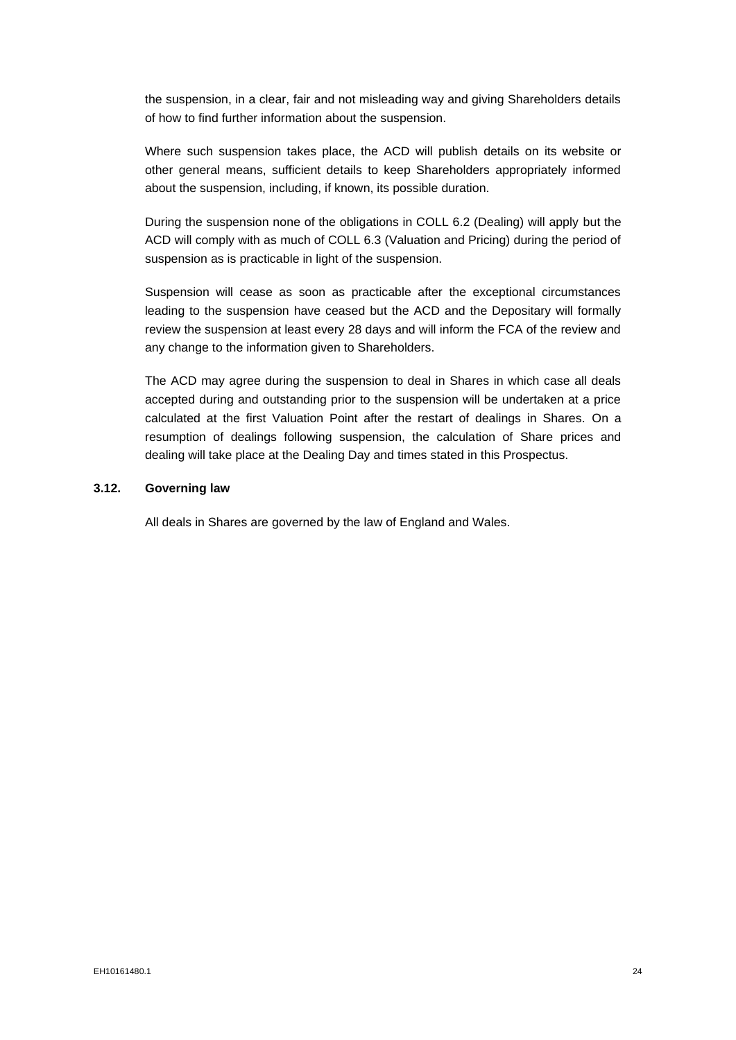the suspension, in a clear, fair and not misleading way and giving Shareholders details of how to find further information about the suspension.

Where such suspension takes place, the ACD will publish details on its website or other general means, sufficient details to keep Shareholders appropriately informed about the suspension, including, if known, its possible duration.

During the suspension none of the obligations in COLL 6.2 (Dealing) will apply but the ACD will comply with as much of COLL 6.3 (Valuation and Pricing) during the period of suspension as is practicable in light of the suspension.

Suspension will cease as soon as practicable after the exceptional circumstances leading to the suspension have ceased but the ACD and the Depositary will formally review the suspension at least every 28 days and will inform the FCA of the review and any change to the information given to Shareholders.

The ACD may agree during the suspension to deal in Shares in which case all deals accepted during and outstanding prior to the suspension will be undertaken at a price calculated at the first Valuation Point after the restart of dealings in Shares. On a resumption of dealings following suspension, the calculation of Share prices and dealing will take place at the Dealing Day and times stated in this Prospectus.

### 3.12. Governing law

All deals in Shares are governed by the law of England and Wales.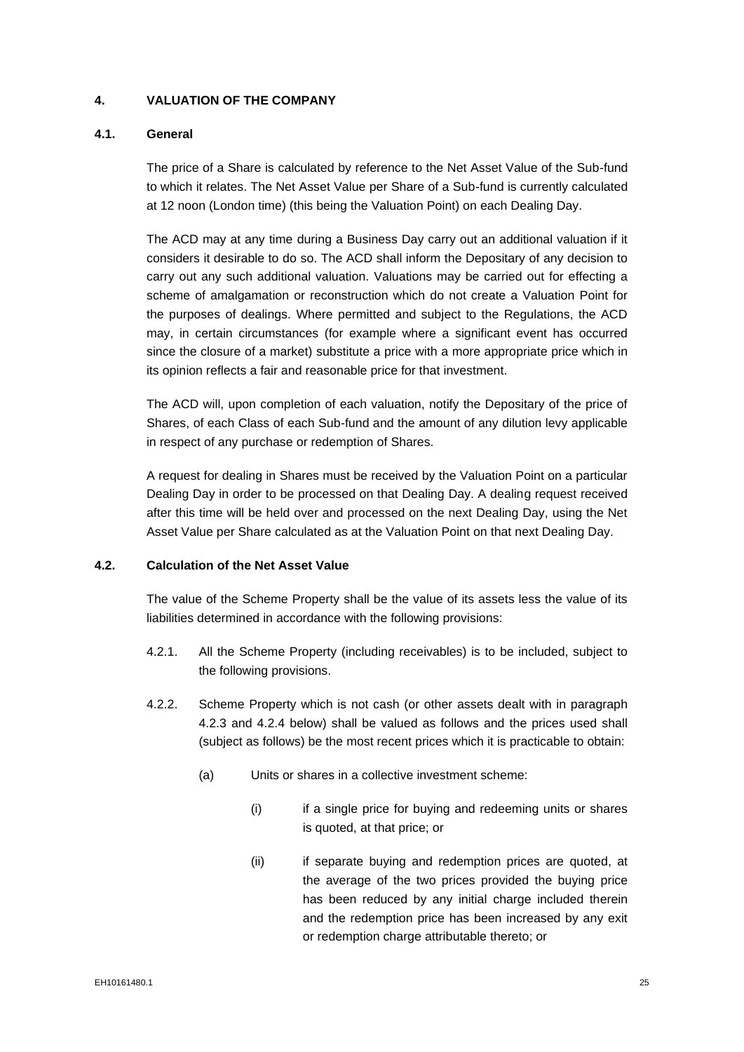## 4. VALUATION OF THE COMPANY

### 4.1. General

The price of a Share is calculated by reference to the Net Asset Value of the Sub-fund to which it relates. The Net Asset Value per Share of a Sub-fund is currently calculated at 12 noon (London time) (this being the Valuation Point) on each Dealing Day.

The ACD may at any time during a Business Day carry out an additional valuation if it considers it desirable to do so. The ACD shall inform the Depositary of any decision to carry out any such additional valuation. Valuations may be carried out for effecting a scheme of amalgamation or reconstruction which do not create a Valuation Point for the purposes of dealings. Where permitted and subject to the Regulations, the ACD may, in certain circumstances (for example where a significant event has occurred since the closure of a market) substitute a price with a more appropriate price which in its opinion reflects a fair and reasonable price for that investment.

The ACD will, upon completion of each valuation, notify the Depositary of the price of Shares, of each Class of each Sub-fund and the amount of any dilution levy applicable in respect of any purchase or redemption of Shares.

A request for dealing in Shares must be received by the Valuation Point on a particular Dealing Day in order to be processed on that Dealing Day. A dealing request received after this time will be held over and processed on the next Dealing Day, using the Net Asset Value per Share calculated as at the Valuation Point on that next Dealing Day.

### 4.2. Calculation of the Net Asset Value

The value of the Scheme Property shall be the value of its assets less the value of its liabilities determined in accordance with the following provisions:

4.2.1. All the Scheme Property (including receivables) is to be included, subject to the following provisions.

4.2.2. Scheme Property which is not cash (or other assets dealt with in paragraph 4.2.3 and 4.2.4 below) shall be valued as follows and the prices used shall (subject as follows) be the most recent prices which it is practicable to obtain:

- (a) Units or shares in a collective investment scheme:
  - (i) if a single price for buying and redeeming units or shares is quoted, at that price; or
  - (ii) if separate buying and redemption prices are quoted, at the average of the two prices provided the buying price has been reduced by any initial charge included therein and the redemption price has been increased by any exit or redemption charge attributable thereto; or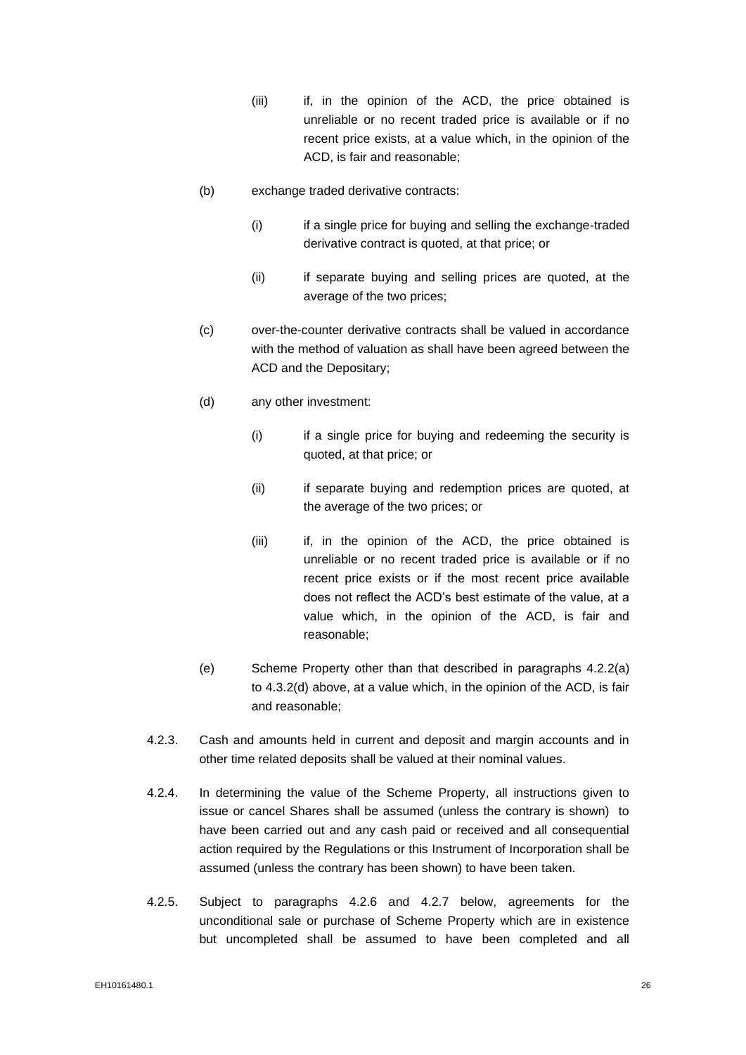(iii) if, in the opinion of the ACD, the price obtained is unreliable or no recent traded price is available or if no recent price exists, at a value which, in the opinion of the ACD, is fair and reasonable;

(b) exchange traded derivative contracts:

(i) if a single price for buying and selling the exchange-traded derivative contract is quoted, at that price; or

(ii) if separate buying and selling prices are quoted, at the average of the two prices;

(c) over-the-counter derivative contracts shall be valued in accordance with the method of valuation as shall have been agreed between the ACD and the Depositary;

(d) any other investment:

(i) if a single price for buying and redeeming the security is quoted, at that price; or

(ii) if separate buying and redemption prices are quoted, at the average of the two prices; or

(iii) if, in the opinion of the ACD, the price obtained is unreliable or no recent traded price is available or if no recent price exists or if the most recent price available does not reflect the ACD's best estimate of the value, at a value which, in the opinion of the ACD, is fair and reasonable;

(e) Scheme Property other than that described in paragraphs 4.2.2(a) to 4.3.2(d) above, at a value which, in the opinion of the ACD, is fair and reasonable;

4.2.3. Cash and amounts held in current and deposit and margin accounts and in other time related deposits shall be valued at their nominal values.

4.2.4. In determining the value of the Scheme Property, all instructions given to issue or cancel Shares shall be assumed (unless the contrary is shown) to have been carried out and any cash paid or received and all consequential action required by the Regulations or this Instrument of Incorporation shall be assumed (unless the contrary has been shown) to have been taken.

4.2.5. Subject to paragraphs 4.2.6 and 4.2.7 below, agreements for the unconditional sale or purchase of Scheme Property which are in existence but uncompleted shall be assumed to have been completed and all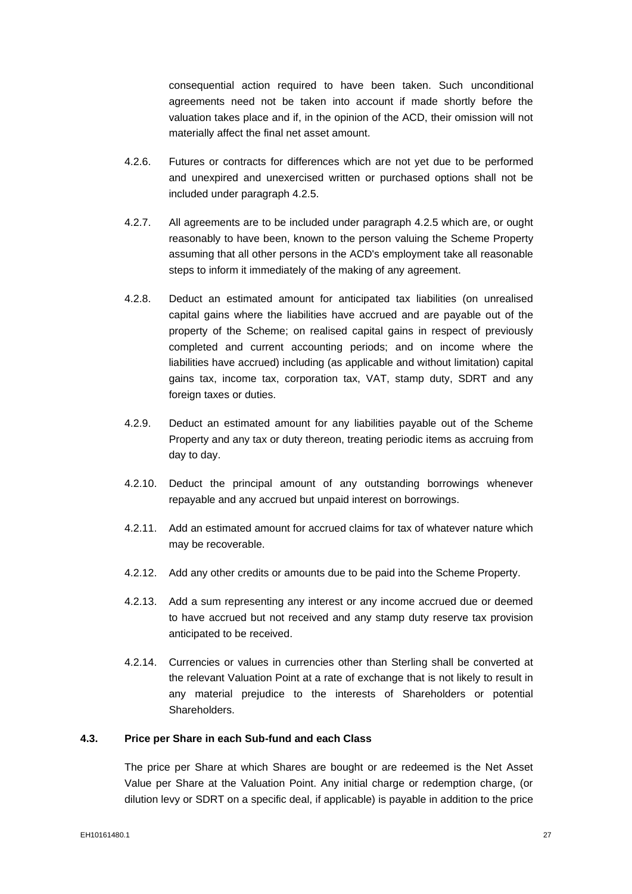consequential action required to have been taken. Such unconditional agreements need not be taken into account if made shortly before the valuation takes place and if, in the opinion of the ACD, their omission will not materially affect the final net asset amount.

4.2.6. Futures or contracts for differences which are not yet due to be performed and unexpired and unexercised written or purchased options shall not be included under paragraph 4.2.5.

4.2.7. All agreements are to be included under paragraph 4.2.5 which are, or ought reasonably to have been, known to the person valuing the Scheme Property assuming that all other persons in the ACD's employment take all reasonable steps to inform it immediately of the making of any agreement.

4.2.8. Deduct an estimated amount for anticipated tax liabilities (on unrealised capital gains where the liabilities have accrued and are payable out of the property of the Scheme; on realised capital gains in respect of previously completed and current accounting periods; and on income where the liabilities have accrued) including (as applicable and without limitation) capital gains tax, income tax, corporation tax, VAT, stamp duty, SDRT and any foreign taxes or duties.

4.2.9. Deduct an estimated amount for any liabilities payable out of the Scheme Property and any tax or duty thereon, treating periodic items as accruing from day to day.

4.2.10. Deduct the principal amount of any outstanding borrowings whenever repayable and any accrued but unpaid interest on borrowings.

4.2.11. Add an estimated amount for accrued claims for tax of whatever nature which may be recoverable.

4.2.12. Add any other credits or amounts due to be paid into the Scheme Property.

4.2.13. Add a sum representing any interest or any income accrued due or deemed to have accrued but not received and any stamp duty reserve tax provision anticipated to be received.

4.2.14. Currencies or values in currencies other than Sterling shall be converted at the relevant Valuation Point at a rate of exchange that is not likely to result in any material prejudice to the interests of Shareholders or potential Shareholders.

### 4.3. Price per Share in each Sub-fund and each Class

The price per Share at which Shares are bought or are redeemed is the Net Asset Value per Share at the Valuation Point. Any initial charge or redemption charge, (or dilution levy or SDRT on a specific deal, if applicable) is payable in addition to the price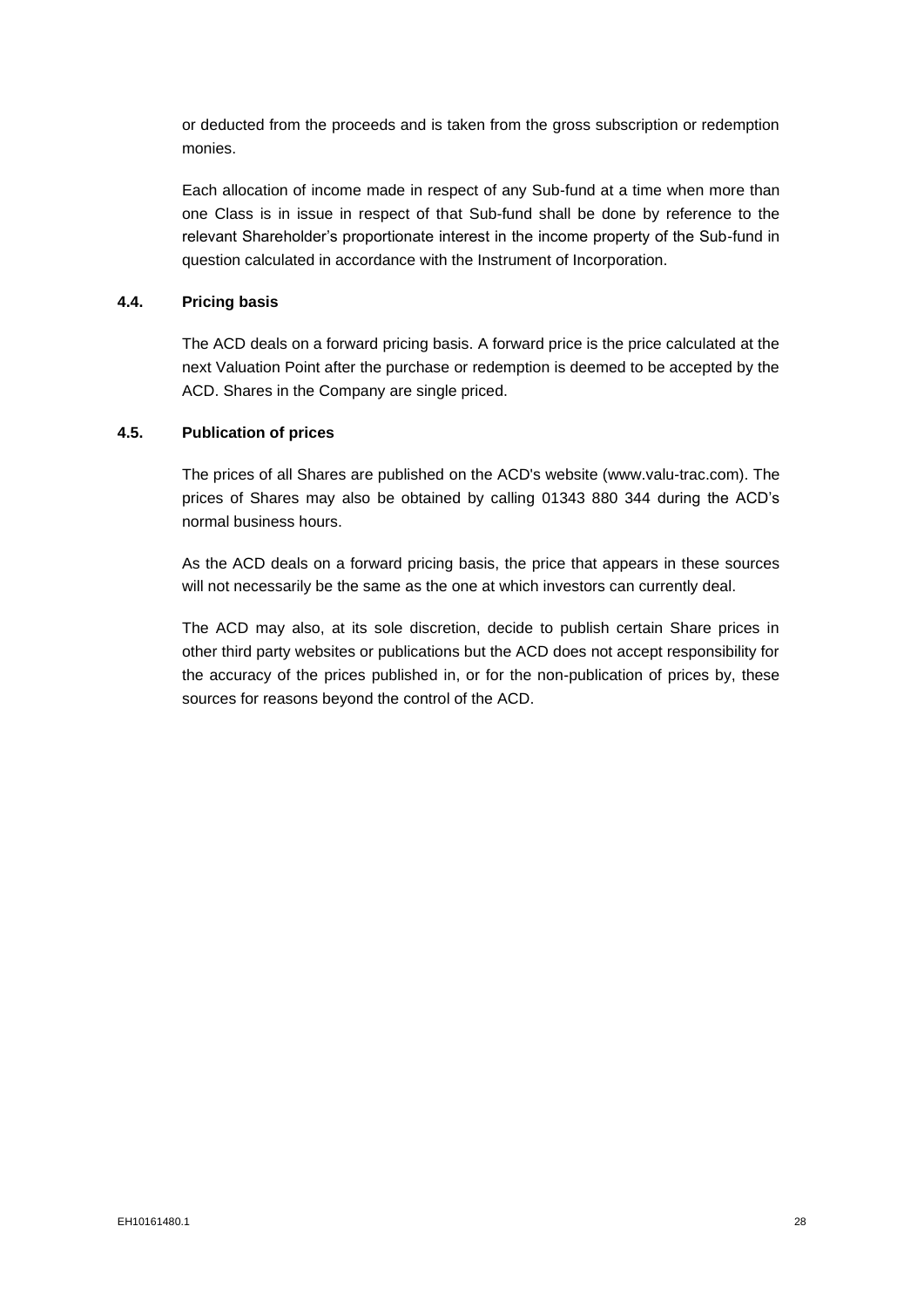or deducted from the proceeds and is taken from the gross subscription or redemption monies.

Each allocation of income made in respect of any Sub-fund at a time when more than one Class is in issue in respect of that Sub-fund shall be done by reference to the relevant Shareholder's proportionate interest in the income property of the Sub-fund in question calculated in accordance with the Instrument of Incorporation.

### 4.4. Pricing basis

The ACD deals on a forward pricing basis. A forward price is the price calculated at the next Valuation Point after the purchase or redemption is deemed to be accepted by the ACD. Shares in the Company are single priced.

### 4.5. Publication of prices

The prices of all Shares are published on the ACD's website (www.valu-trac.com). The prices of Shares may also be obtained by calling 01343 880 344 during the ACD's normal business hours.

As the ACD deals on a forward pricing basis, the price that appears in these sources will not necessarily be the same as the one at which investors can currently deal.

The ACD may also, at its sole discretion, decide to publish certain Share prices in other third party websites or publications but the ACD does not accept responsibility for the accuracy of the prices published in, or for the non-publication of prices by, these sources for reasons beyond the control of the ACD.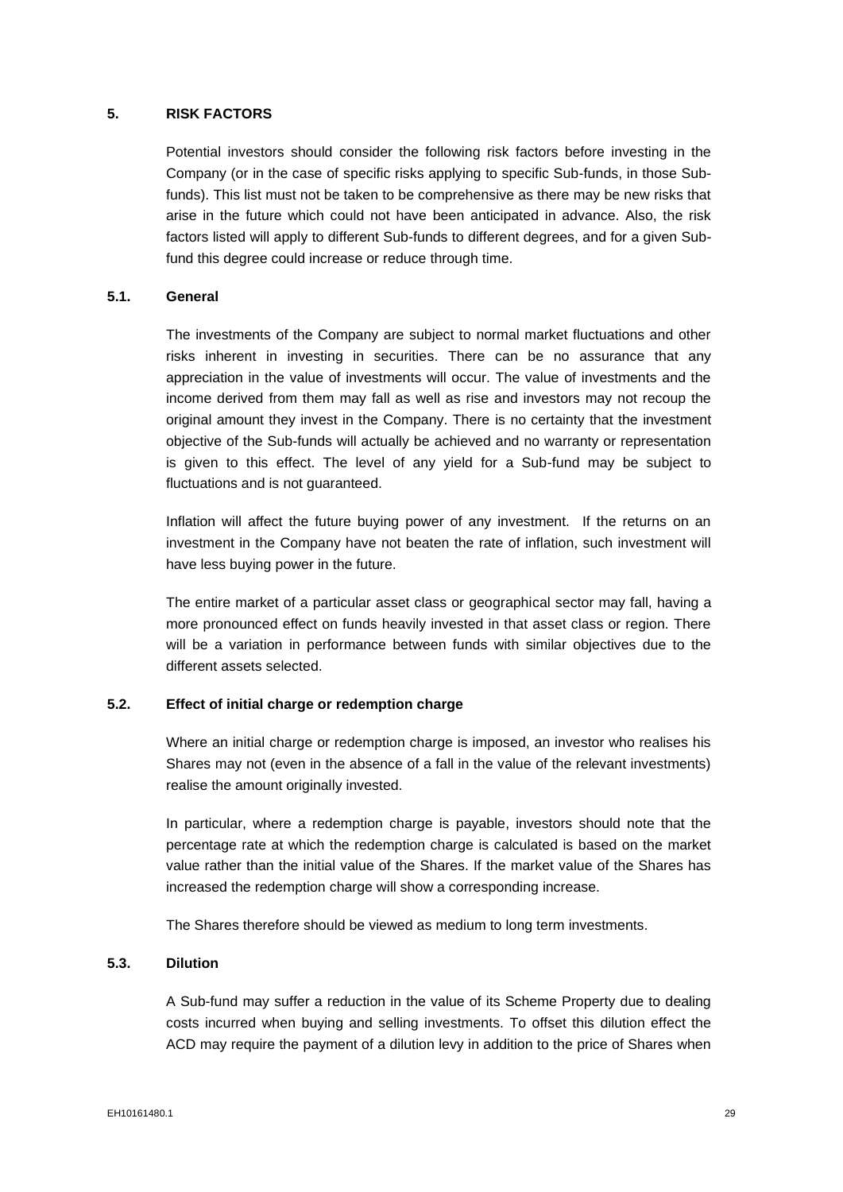## 5. RISK FACTORS

Potential investors should consider the following risk factors before investing in the Company (or in the case of specific risks applying to specific Sub-funds, in those Sub-funds). This list must not be taken to be comprehensive as there may be new risks that arise in the future which could not have been anticipated in advance. Also, the risk factors listed will apply to different Sub-funds to different degrees, and for a given Sub-fund this degree could increase or reduce through time.

### 5.1. General

The investments of the Company are subject to normal market fluctuations and other risks inherent in investing in securities. There can be no assurance that any appreciation in the value of investments will occur. The value of investments and the income derived from them may fall as well as rise and investors may not recoup the original amount they invest in the Company. There is no certainty that the investment objective of the Sub-funds will actually be achieved and no warranty or representation is given to this effect. The level of any yield for a Sub-fund may be subject to fluctuations and is not guaranteed.

Inflation will affect the future buying power of any investment. If the returns on an investment in the Company have not beaten the rate of inflation, such investment will have less buying power in the future.

The entire market of a particular asset class or geographical sector may fall, having a more pronounced effect on funds heavily invested in that asset class or region. There will be a variation in performance between funds with similar objectives due to the different assets selected.

### 5.2. Effect of initial charge or redemption charge

Where an initial charge or redemption charge is imposed, an investor who realises his Shares may not (even in the absence of a fall in the value of the relevant investments) realise the amount originally invested.

In particular, where a redemption charge is payable, investors should note that the percentage rate at which the redemption charge is calculated is based on the market value rather than the initial value of the Shares. If the market value of the Shares has increased the redemption charge will show a corresponding increase.

The Shares therefore should be viewed as medium to long term investments.

### 5.3. Dilution

A Sub-fund may suffer a reduction in the value of its Scheme Property due to dealing costs incurred when buying and selling investments. To offset this dilution effect the ACD may require the payment of a dilution levy in addition to the price of Shares when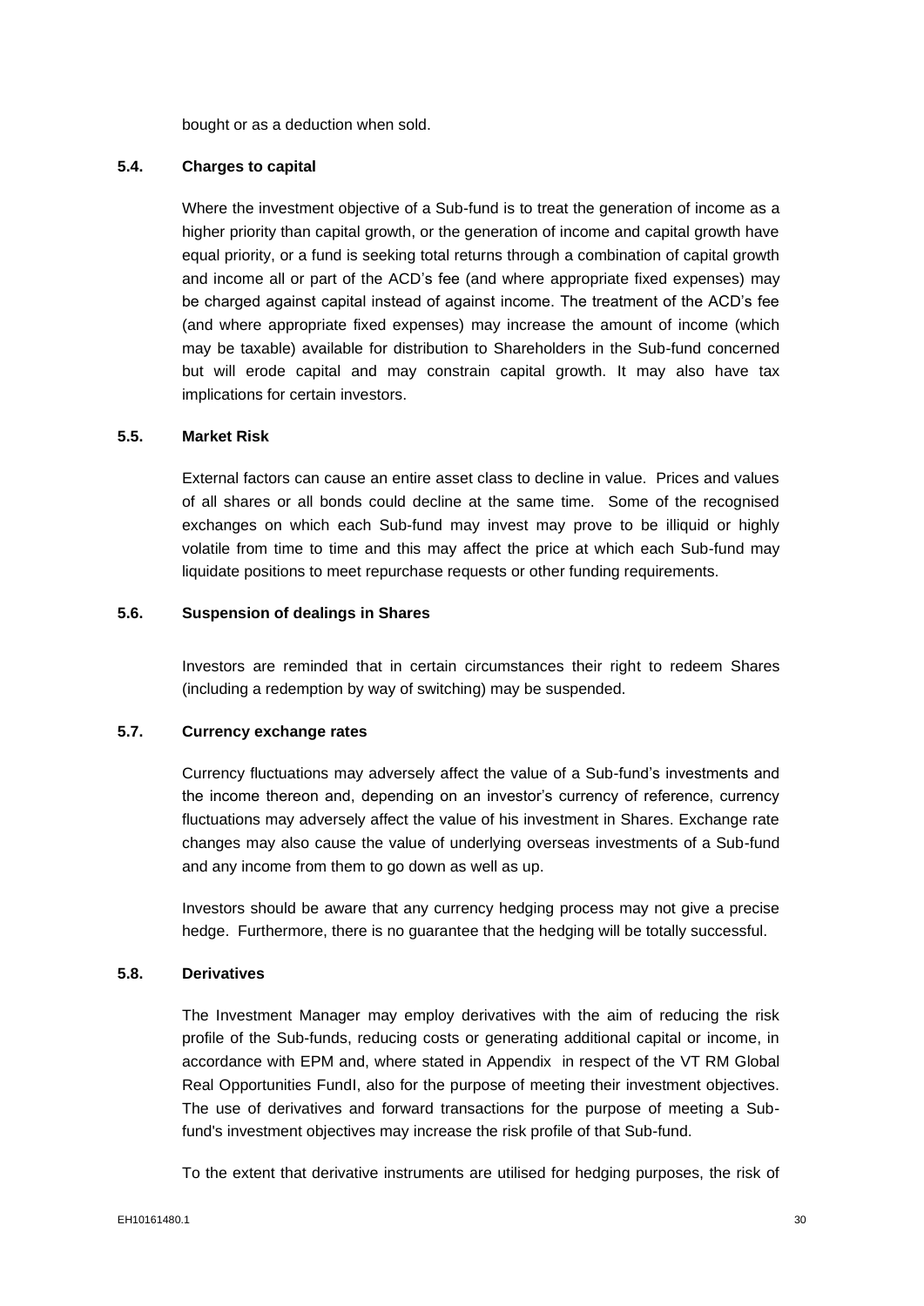bought or as a deduction when sold.

## 5.4. Charges to capital

Where the investment objective of a Sub-fund is to treat the generation of income as a higher priority than capital growth, or the generation of income and capital growth have equal priority, or a fund is seeking total returns through a combination of capital growth and income all or part of the ACD's fee (and where appropriate fixed expenses) may be charged against capital instead of against income. The treatment of the ACD's fee (and where appropriate fixed expenses) may increase the amount of income (which may be taxable) available for distribution to Shareholders in the Sub-fund concerned but will erode capital and may constrain capital growth. It may also have tax implications for certain investors.

## 5.5. Market Risk

External factors can cause an entire asset class to decline in value. Prices and values of all shares or all bonds could decline at the same time. Some of the recognised exchanges on which each Sub-fund may invest may prove to be illiquid or highly volatile from time to time and this may affect the price at which each Sub-fund may liquidate positions to meet repurchase requests or other funding requirements.

## 5.6. Suspension of dealings in Shares

Investors are reminded that in certain circumstances their right to redeem Shares (including a redemption by way of switching) may be suspended.

## 5.7. Currency exchange rates

Currency fluctuations may adversely affect the value of a Sub-fund's investments and the income thereon and, depending on an investor's currency of reference, currency fluctuations may adversely affect the value of his investment in Shares. Exchange rate changes may also cause the value of underlying overseas investments of a Sub-fund and any income from them to go down as well as up.

Investors should be aware that any currency hedging process may not give a precise hedge. Furthermore, there is no guarantee that the hedging will be totally successful.

## 5.8. Derivatives

The Investment Manager may employ derivatives with the aim of reducing the risk profile of the Sub-funds, reducing costs or generating additional capital or income, in accordance with EPM and, where stated in Appendix in respect of the VT RM Global Real Opportunities FundI, also for the purpose of meeting their investment objectives. The use of derivatives and forward transactions for the purpose of meeting a Sub-fund's investment objectives may increase the risk profile of that Sub-fund.

To the extent that derivative instruments are utilised for hedging purposes, the risk of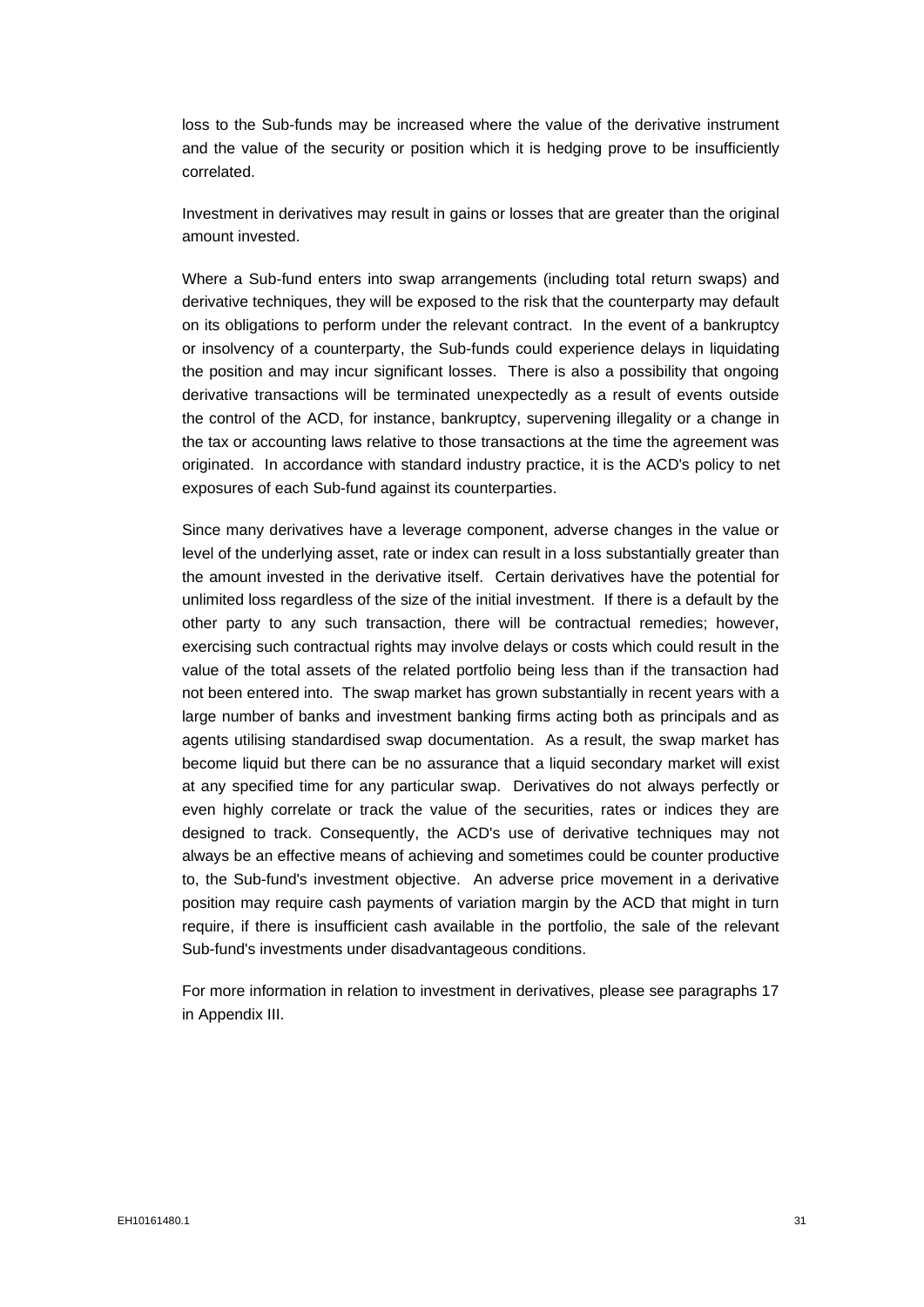loss to the Sub-funds may be increased where the value of the derivative instrument and the value of the security or position which it is hedging prove to be insufficiently correlated.

Investment in derivatives may result in gains or losses that are greater than the original amount invested.

Where a Sub-fund enters into swap arrangements (including total return swaps) and derivative techniques, they will be exposed to the risk that the counterparty may default on its obligations to perform under the relevant contract. In the event of a bankruptcy or insolvency of a counterparty, the Sub-funds could experience delays in liquidating the position and may incur significant losses. There is also a possibility that ongoing derivative transactions will be terminated unexpectedly as a result of events outside the control of the ACD, for instance, bankruptcy, supervening illegality or a change in the tax or accounting laws relative to those transactions at the time the agreement was originated. In accordance with standard industry practice, it is the ACD's policy to net exposures of each Sub-fund against its counterparties.

Since many derivatives have a leverage component, adverse changes in the value or level of the underlying asset, rate or index can result in a loss substantially greater than the amount invested in the derivative itself. Certain derivatives have the potential for unlimited loss regardless of the size of the initial investment. If there is a default by the other party to any such transaction, there will be contractual remedies; however, exercising such contractual rights may involve delays or costs which could result in the value of the total assets of the related portfolio being less than if the transaction had not been entered into. The swap market has grown substantially in recent years with a large number of banks and investment banking firms acting both as principals and as agents utilising standardised swap documentation. As a result, the swap market has become liquid but there can be no assurance that a liquid secondary market will exist at any specified time for any particular swap. Derivatives do not always perfectly or even highly correlate or track the value of the securities, rates or indices they are designed to track. Consequently, the ACD's use of derivative techniques may not always be an effective means of achieving and sometimes could be counter productive to, the Sub-fund's investment objective. An adverse price movement in a derivative position may require cash payments of variation margin by the ACD that might in turn require, if there is insufficient cash available in the portfolio, the sale of the relevant Sub-fund's investments under disadvantageous conditions.

For more information in relation to investment in derivatives, please see paragraphs 17 in Appendix III.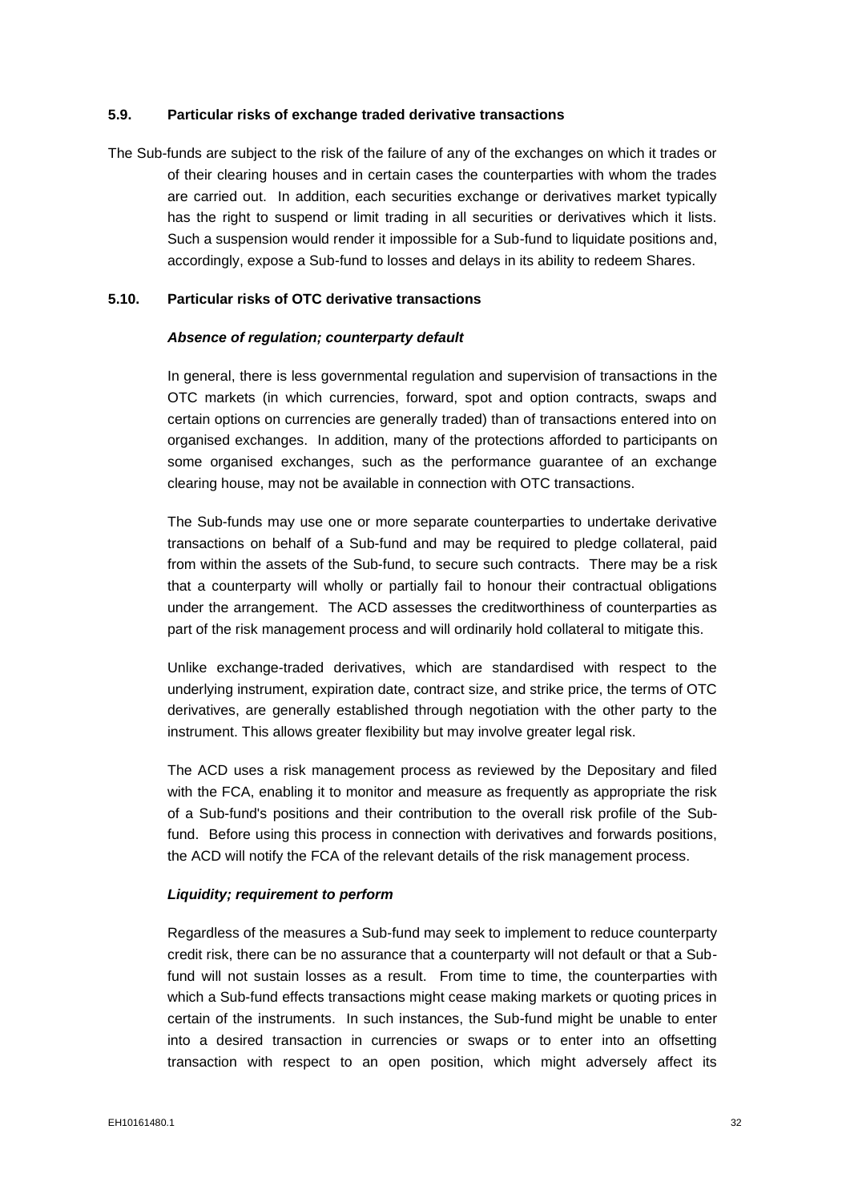### 5.9. Particular risks of exchange traded derivative transactions

The Sub-funds are subject to the risk of the failure of any of the exchanges on which it trades or of their clearing houses and in certain cases the counterparties with whom the trades are carried out. In addition, each securities exchange or derivatives market typically has the right to suspend or limit trading in all securities or derivatives which it lists. Such a suspension would render it impossible for a Sub-fund to liquidate positions and, accordingly, expose a Sub-fund to losses and delays in its ability to redeem Shares.

### 5.10. Particular risks of OTC derivative transactions

***Absence of regulation; counterparty default***

In general, there is less governmental regulation and supervision of transactions in the OTC markets (in which currencies, forward, spot and option contracts, swaps and certain options on currencies are generally traded) than of transactions entered into on organised exchanges. In addition, many of the protections afforded to participants on some organised exchanges, such as the performance guarantee of an exchange clearing house, may not be available in connection with OTC transactions.

The Sub-funds may use one or more separate counterparties to undertake derivative transactions on behalf of a Sub-fund and may be required to pledge collateral, paid from within the assets of the Sub-fund, to secure such contracts. There may be a risk that a counterparty will wholly or partially fail to honour their contractual obligations under the arrangement. The ACD assesses the creditworthiness of counterparties as part of the risk management process and will ordinarily hold collateral to mitigate this.

Unlike exchange-traded derivatives, which are standardised with respect to the underlying instrument, expiration date, contract size, and strike price, the terms of OTC derivatives, are generally established through negotiation with the other party to the instrument. This allows greater flexibility but may involve greater legal risk.

The ACD uses a risk management process as reviewed by the Depositary and filed with the FCA, enabling it to monitor and measure as frequently as appropriate the risk of a Sub-fund's positions and their contribution to the overall risk profile of the Sub-fund. Before using this process in connection with derivatives and forwards positions, the ACD will notify the FCA of the relevant details of the risk management process.

***Liquidity; requirement to perform***

Regardless of the measures a Sub-fund may seek to implement to reduce counterparty credit risk, there can be no assurance that a counterparty will not default or that a Sub-fund will not sustain losses as a result. From time to time, the counterparties with which a Sub-fund effects transactions might cease making markets or quoting prices in certain of the instruments. In such instances, the Sub-fund might be unable to enter into a desired transaction in currencies or swaps or to enter into an offsetting transaction with respect to an open position, which might adversely affect its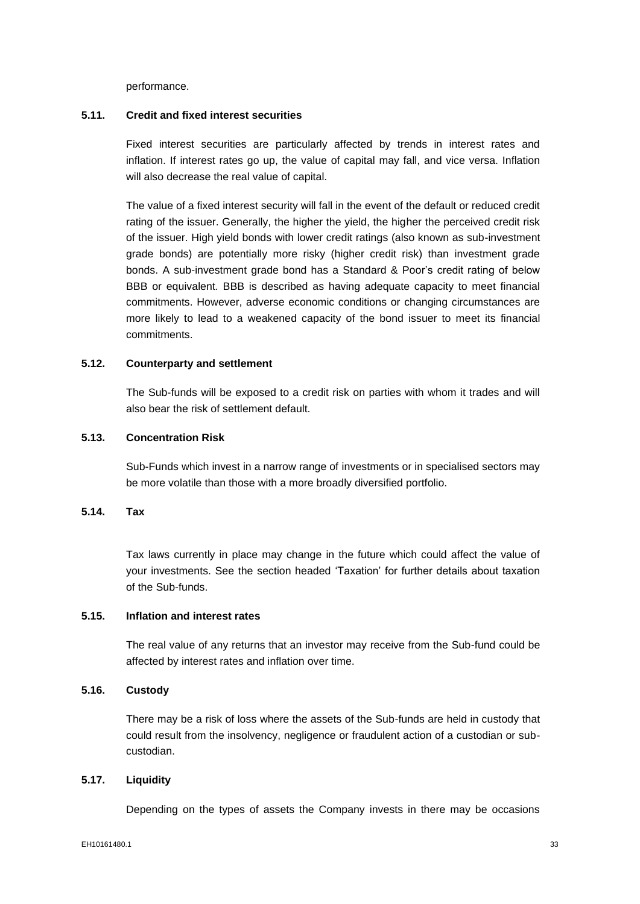performance.

### 5.11. Credit and fixed interest securities

Fixed interest securities are particularly affected by trends in interest rates and inflation. If interest rates go up, the value of capital may fall, and vice versa. Inflation will also decrease the real value of capital.

The value of a fixed interest security will fall in the event of the default or reduced credit rating of the issuer. Generally, the higher the yield, the higher the perceived credit risk of the issuer. High yield bonds with lower credit ratings (also known as sub-investment grade bonds) are potentially more risky (higher credit risk) than investment grade bonds. A sub-investment grade bond has a Standard & Poor's credit rating of below BBB or equivalent. BBB is described as having adequate capacity to meet financial commitments. However, adverse economic conditions or changing circumstances are more likely to lead to a weakened capacity of the bond issuer to meet its financial commitments.

### 5.12. Counterparty and settlement

The Sub-funds will be exposed to a credit risk on parties with whom it trades and will also bear the risk of settlement default.

### 5.13. Concentration Risk

Sub-Funds which invest in a narrow range of investments or in specialised sectors may be more volatile than those with a more broadly diversified portfolio.

### 5.14. Tax

Tax laws currently in place may change in the future which could affect the value of your investments. See the section headed 'Taxation' for further details about taxation of the Sub-funds.

### 5.15. Inflation and interest rates

The real value of any returns that an investor may receive from the Sub-fund could be affected by interest rates and inflation over time.

### 5.16. Custody

There may be a risk of loss where the assets of the Sub-funds are held in custody that could result from the insolvency, negligence or fraudulent action of a custodian or sub-custodian.

### 5.17. Liquidity

Depending on the types of assets the Company invests in there may be occasions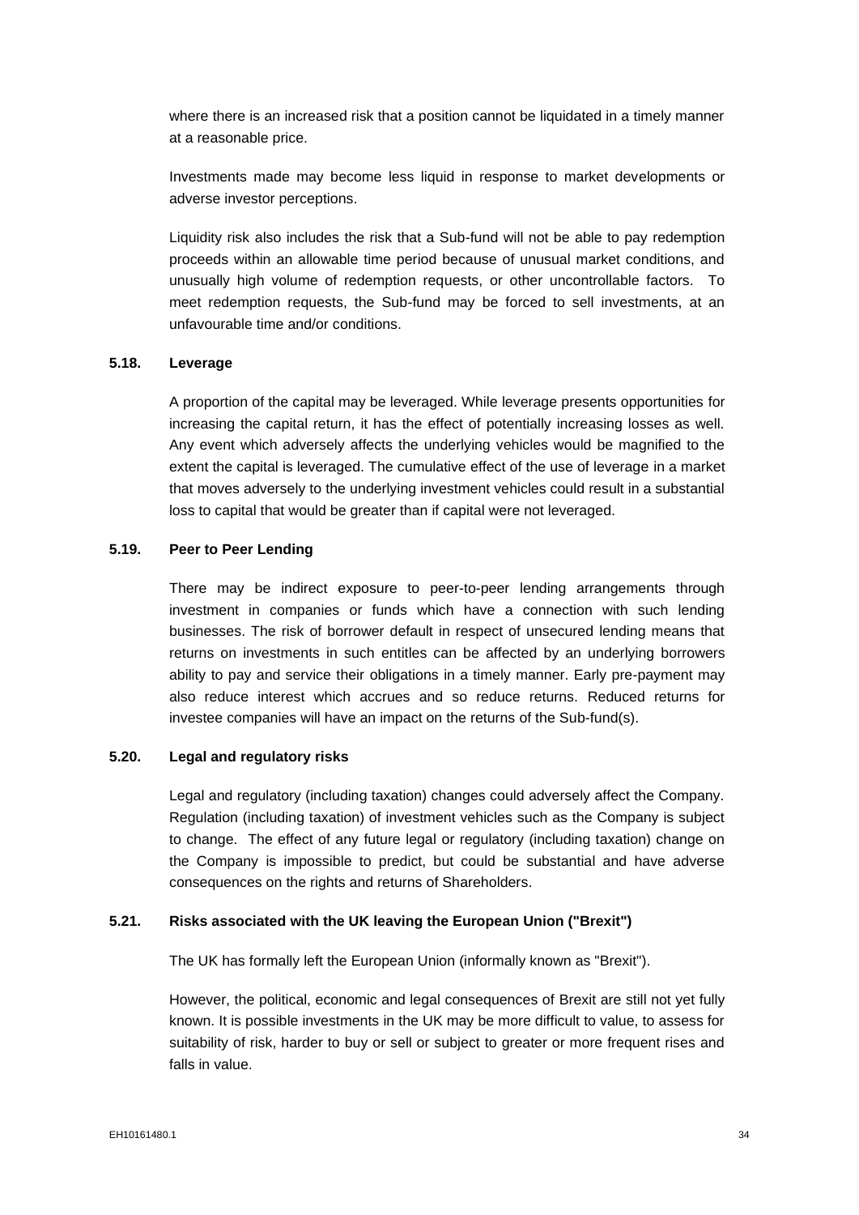where there is an increased risk that a position cannot be liquidated in a timely manner at a reasonable price.

Investments made may become less liquid in response to market developments or adverse investor perceptions.

Liquidity risk also includes the risk that a Sub-fund will not be able to pay redemption proceeds within an allowable time period because of unusual market conditions, and unusually high volume of redemption requests, or other uncontrollable factors. To meet redemption requests, the Sub-fund may be forced to sell investments, at an unfavourable time and/or conditions.

### 5.18. Leverage

A proportion of the capital may be leveraged. While leverage presents opportunities for increasing the capital return, it has the effect of potentially increasing losses as well. Any event which adversely affects the underlying vehicles would be magnified to the extent the capital is leveraged. The cumulative effect of the use of leverage in a market that moves adversely to the underlying investment vehicles could result in a substantial loss to capital that would be greater than if capital were not leveraged.

### 5.19. Peer to Peer Lending

There may be indirect exposure to peer-to-peer lending arrangements through investment in companies or funds which have a connection with such lending businesses. The risk of borrower default in respect of unsecured lending means that returns on investments in such entitles can be affected by an underlying borrowers ability to pay and service their obligations in a timely manner. Early pre-payment may also reduce interest which accrues and so reduce returns. Reduced returns for investee companies will have an impact on the returns of the Sub-fund(s).

### 5.20. Legal and regulatory risks

Legal and regulatory (including taxation) changes could adversely affect the Company. Regulation (including taxation) of investment vehicles such as the Company is subject to change. The effect of any future legal or regulatory (including taxation) change on the Company is impossible to predict, but could be substantial and have adverse consequences on the rights and returns of Shareholders.

### 5.21. Risks associated with the UK leaving the European Union ("Brexit")

The UK has formally left the European Union (informally known as "Brexit").

However, the political, economic and legal consequences of Brexit are still not yet fully known. It is possible investments in the UK may be more difficult to value, to assess for suitability of risk, harder to buy or sell or subject to greater or more frequent rises and falls in value.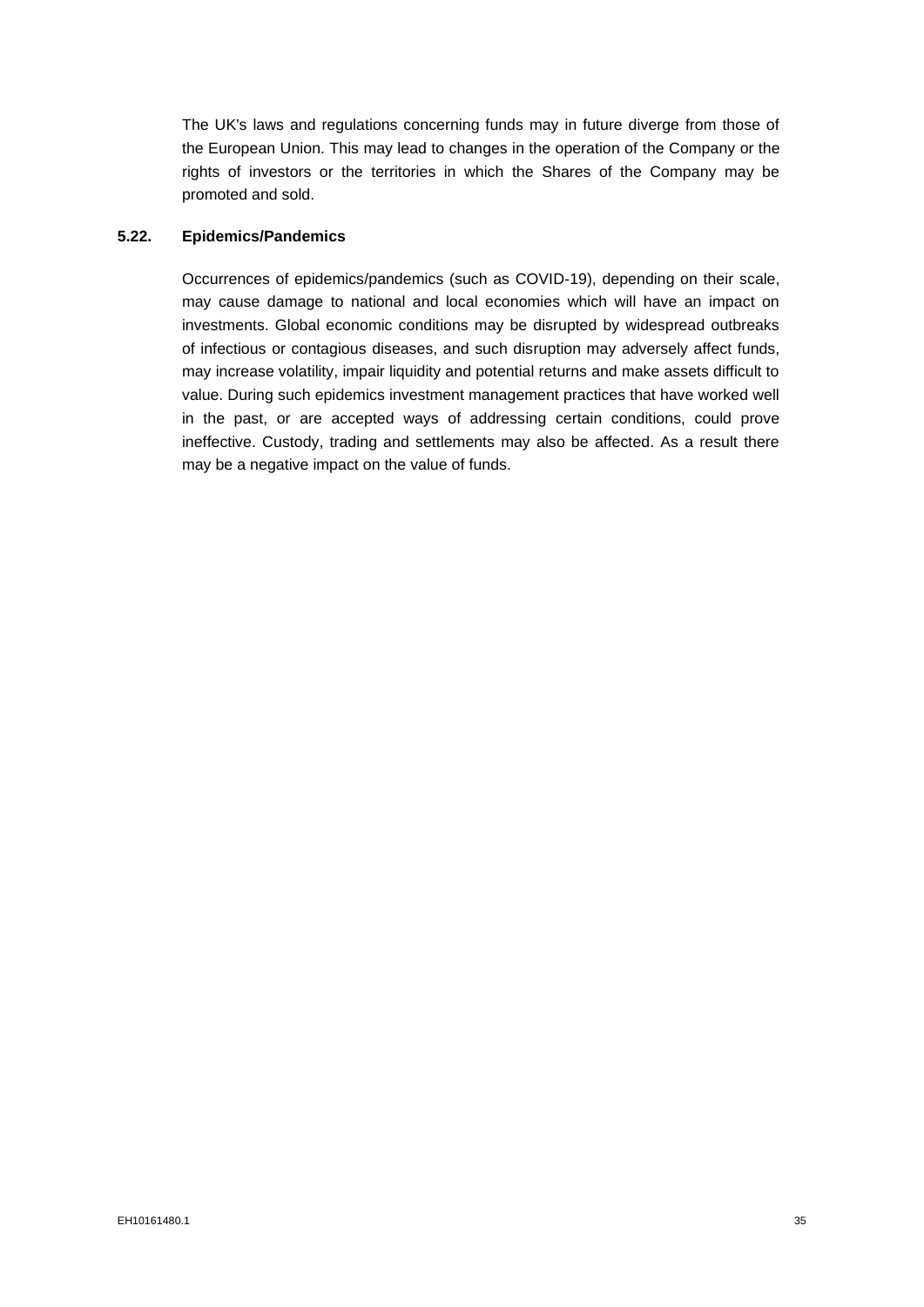The UK's laws and regulations concerning funds may in future diverge from those of the European Union. This may lead to changes in the operation of the Company or the rights of investors or the territories in which the Shares of the Company may be promoted and sold.

### 5.22. Epidemics/Pandemics

Occurrences of epidemics/pandemics (such as COVID-19), depending on their scale, may cause damage to national and local economies which will have an impact on investments. Global economic conditions may be disrupted by widespread outbreaks of infectious or contagious diseases, and such disruption may adversely affect funds, may increase volatility, impair liquidity and potential returns and make assets difficult to value. During such epidemics investment management practices that have worked well in the past, or are accepted ways of addressing certain conditions, could prove ineffective. Custody, trading and settlements may also be affected. As a result there may be a negative impact on the value of funds.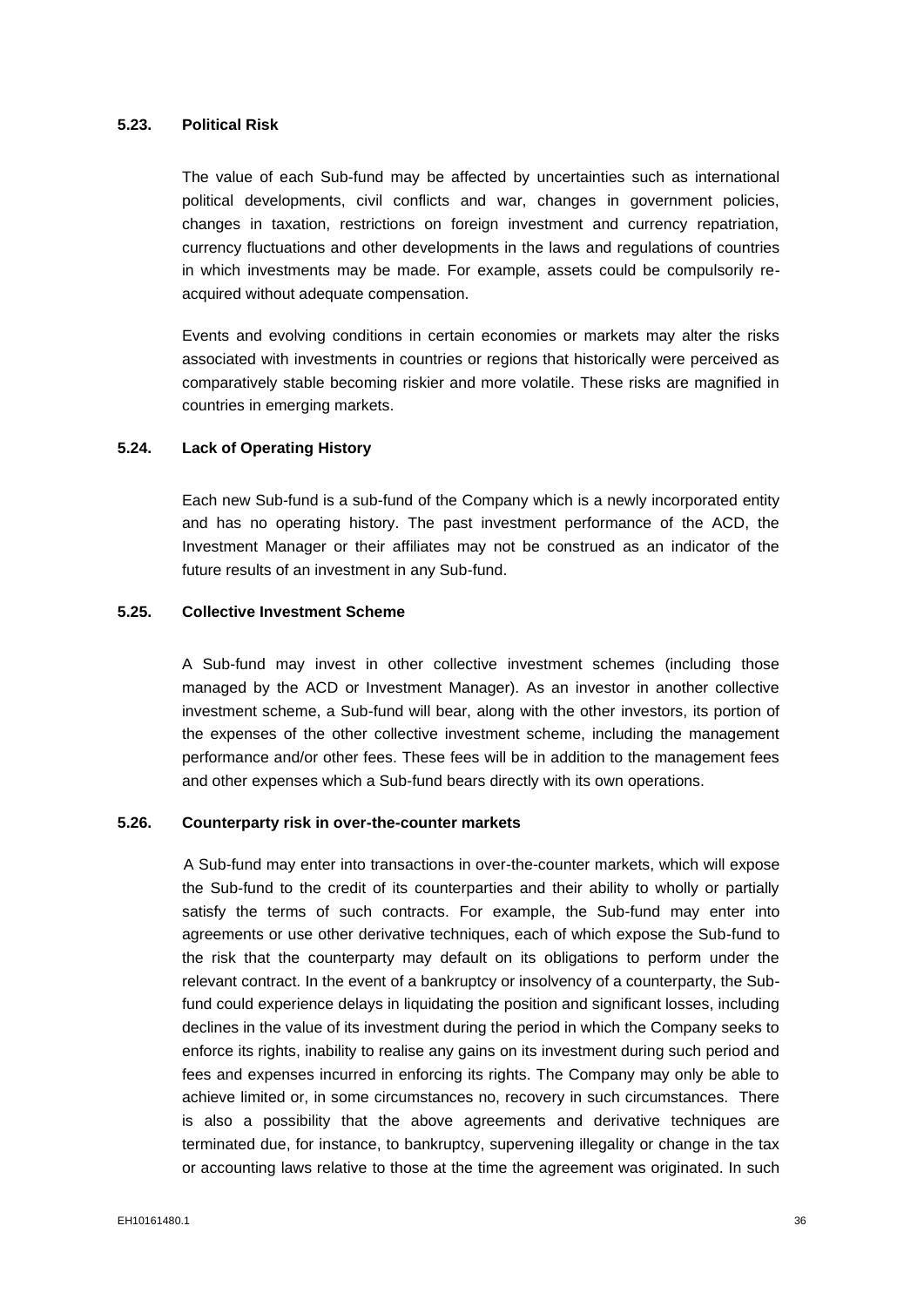### 5.23. Political Risk

The value of each Sub-fund may be affected by uncertainties such as international political developments, civil conflicts and war, changes in government policies, changes in taxation, restrictions on foreign investment and currency repatriation, currency fluctuations and other developments in the laws and regulations of countries in which investments may be made. For example, assets could be compulsorily re-acquired without adequate compensation.

Events and evolving conditions in certain economies or markets may alter the risks associated with investments in countries or regions that historically were perceived as comparatively stable becoming riskier and more volatile. These risks are magnified in countries in emerging markets.

### 5.24. Lack of Operating History

Each new Sub-fund is a sub-fund of the Company which is a newly incorporated entity and has no operating history. The past investment performance of the ACD, the Investment Manager or their affiliates may not be construed as an indicator of the future results of an investment in any Sub-fund.

### 5.25. Collective Investment Scheme

A Sub-fund may invest in other collective investment schemes (including those managed by the ACD or Investment Manager). As an investor in another collective investment scheme, a Sub-fund will bear, along with the other investors, its portion of the expenses of the other collective investment scheme, including the management performance and/or other fees. These fees will be in addition to the management fees and other expenses which a Sub-fund bears directly with its own operations.

### 5.26. Counterparty risk in over-the-counter markets

A Sub-fund may enter into transactions in over-the-counter markets, which will expose the Sub-fund to the credit of its counterparties and their ability to wholly or partially satisfy the terms of such contracts. For example, the Sub-fund may enter into agreements or use other derivative techniques, each of which expose the Sub-fund to the risk that the counterparty may default on its obligations to perform under the relevant contract. In the event of a bankruptcy or insolvency of a counterparty, the Sub-fund could experience delays in liquidating the position and significant losses, including declines in the value of its investment during the period in which the Company seeks to enforce its rights, inability to realise any gains on its investment during such period and fees and expenses incurred in enforcing its rights. The Company may only be able to achieve limited or, in some circumstances no, recovery in such circumstances. There is also a possibility that the above agreements and derivative techniques are terminated due, for instance, to bankruptcy, supervening illegality or change in the tax or accounting laws relative to those at the time the agreement was originated. In such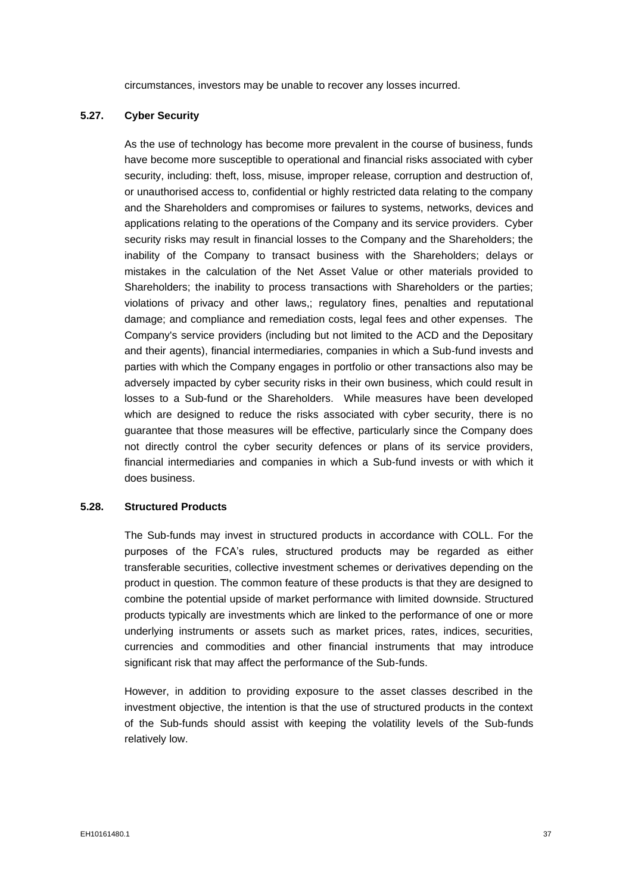circumstances, investors may be unable to recover any losses incurred.

### 5.27. Cyber Security

As the use of technology has become more prevalent in the course of business, funds have become more susceptible to operational and financial risks associated with cyber security, including: theft, loss, misuse, improper release, corruption and destruction of, or unauthorised access to, confidential or highly restricted data relating to the company and the Shareholders and compromises or failures to systems, networks, devices and applications relating to the operations of the Company and its service providers. Cyber security risks may result in financial losses to the Company and the Shareholders; the inability of the Company to transact business with the Shareholders; delays or mistakes in the calculation of the Net Asset Value or other materials provided to Shareholders; the inability to process transactions with Shareholders or the parties; violations of privacy and other laws,; regulatory fines, penalties and reputational damage; and compliance and remediation costs, legal fees and other expenses. The Company's service providers (including but not limited to the ACD and the Depositary and their agents), financial intermediaries, companies in which a Sub-fund invests and parties with which the Company engages in portfolio or other transactions also may be adversely impacted by cyber security risks in their own business, which could result in losses to a Sub-fund or the Shareholders. While measures have been developed which are designed to reduce the risks associated with cyber security, there is no guarantee that those measures will be effective, particularly since the Company does not directly control the cyber security defences or plans of its service providers, financial intermediaries and companies in which a Sub-fund invests or with which it does business.

### 5.28. Structured Products

The Sub-funds may invest in structured products in accordance with COLL. For the purposes of the FCA's rules, structured products may be regarded as either transferable securities, collective investment schemes or derivatives depending on the product in question. The common feature of these products is that they are designed to combine the potential upside of market performance with limited downside. Structured products typically are investments which are linked to the performance of one or more underlying instruments or assets such as market prices, rates, indices, securities, currencies and commodities and other financial instruments that may introduce significant risk that may affect the performance of the Sub-funds.

However, in addition to providing exposure to the asset classes described in the investment objective, the intention is that the use of structured products in the context of the Sub-funds should assist with keeping the volatility levels of the Sub-funds relatively low.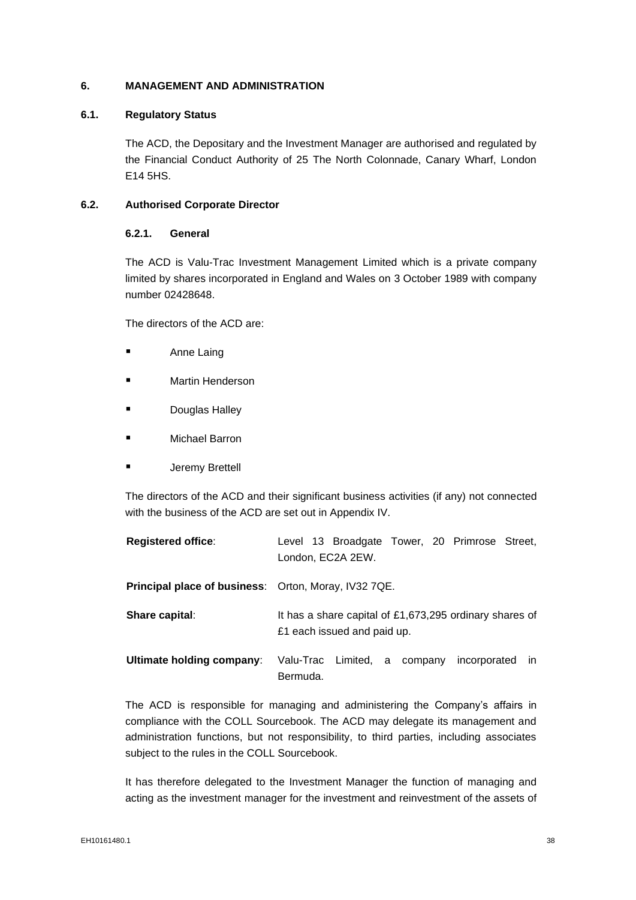## 6. MANAGEMENT AND ADMINISTRATION

### 6.1. Regulatory Status

The ACD, the Depositary and the Investment Manager are authorised and regulated by the Financial Conduct Authority of 25 The North Colonnade, Canary Wharf, London E14 5HS.

### 6.2. Authorised Corporate Director

#### 6.2.1. General

The ACD is Valu-Trac Investment Management Limited which is a private company limited by shares incorporated in England and Wales on 3 October 1989 with company number 02428648.

The directors of the ACD are:

- Anne Laing
- Martin Henderson
- Douglas Halley
- Michael Barron
- Jeremy Brettell

The directors of the ACD and their significant business activities (if any) not connected with the business of the ACD are set out in Appendix IV.

| | |
|---|---|
| **Registered office**: | Level 13 Broadgate Tower, 20 Primrose Street, London, EC2A 2EW. |
| **Principal place of business**: | Orton, Moray, IV32 7QE. |
| **Share capital**: | It has a share capital of £1,673,295 ordinary shares of £1 each issued and paid up. |
| **Ultimate holding company**: | Valu-Trac Limited, a company incorporated in Bermuda. |

The ACD is responsible for managing and administering the Company's affairs in compliance with the COLL Sourcebook. The ACD may delegate its management and administration functions, but not responsibility, to third parties, including associates subject to the rules in the COLL Sourcebook.

It has therefore delegated to the Investment Manager the function of managing and acting as the investment manager for the investment and reinvestment of the assets of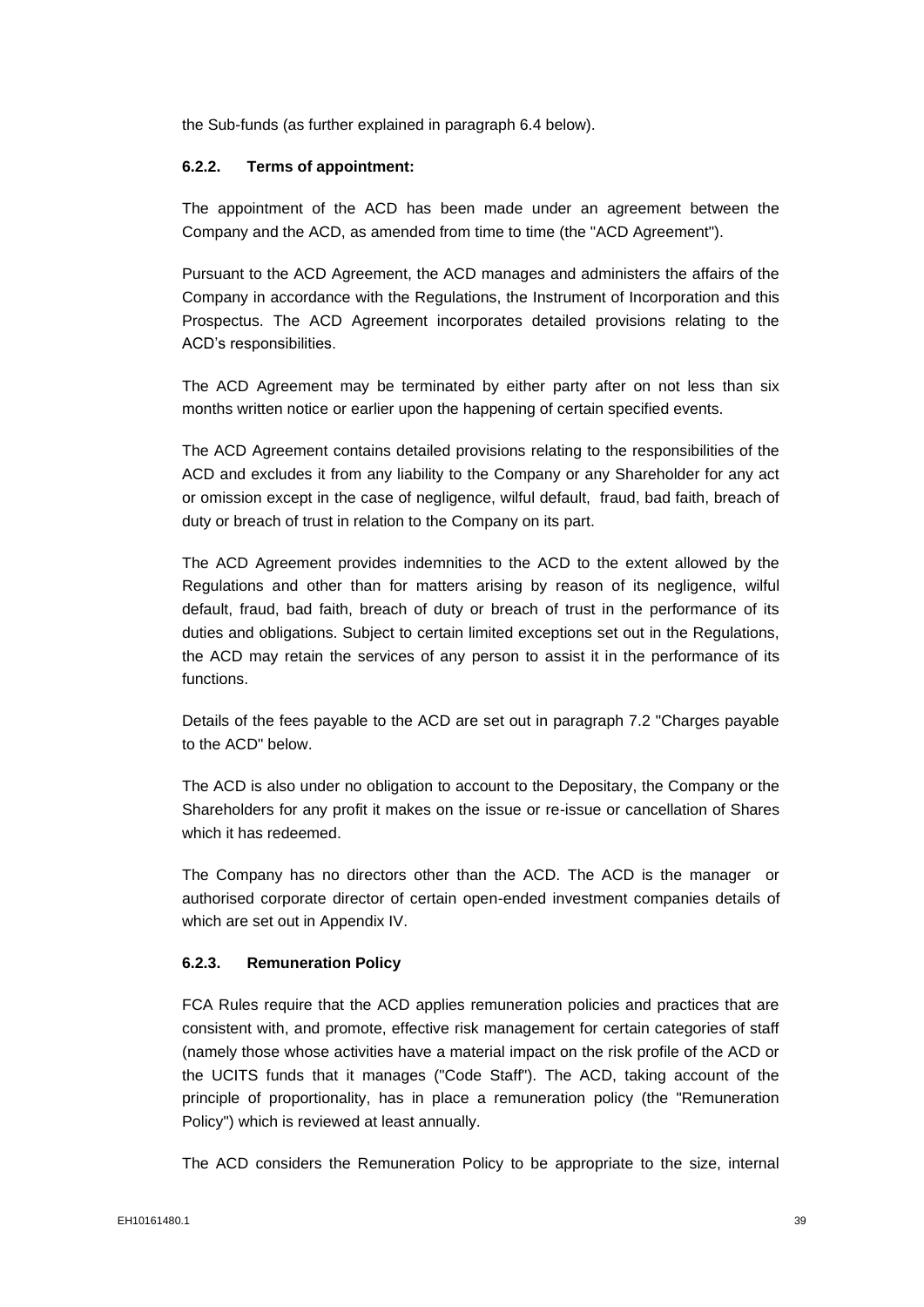the Sub-funds (as further explained in paragraph 6.4 below).

#### 6.2.2. Terms of appointment:

The appointment of the ACD has been made under an agreement between the Company and the ACD, as amended from time to time (the "ACD Agreement").

Pursuant to the ACD Agreement, the ACD manages and administers the affairs of the Company in accordance with the Regulations, the Instrument of Incorporation and this Prospectus. The ACD Agreement incorporates detailed provisions relating to the ACD's responsibilities.

The ACD Agreement may be terminated by either party after on not less than six months written notice or earlier upon the happening of certain specified events.

The ACD Agreement contains detailed provisions relating to the responsibilities of the ACD and excludes it from any liability to the Company or any Shareholder for any act or omission except in the case of negligence, wilful default, fraud, bad faith, breach of duty or breach of trust in relation to the Company on its part.

The ACD Agreement provides indemnities to the ACD to the extent allowed by the Regulations and other than for matters arising by reason of its negligence, wilful default, fraud, bad faith, breach of duty or breach of trust in the performance of its duties and obligations. Subject to certain limited exceptions set out in the Regulations, the ACD may retain the services of any person to assist it in the performance of its functions.

Details of the fees payable to the ACD are set out in paragraph 7.2 "Charges payable to the ACD" below.

The ACD is also under no obligation to account to the Depositary, the Company or the Shareholders for any profit it makes on the issue or re-issue or cancellation of Shares which it has redeemed.

The Company has no directors other than the ACD. The ACD is the manager or authorised corporate director of certain open-ended investment companies details of which are set out in Appendix IV.

#### 6.2.3. Remuneration Policy

FCA Rules require that the ACD applies remuneration policies and practices that are consistent with, and promote, effective risk management for certain categories of staff (namely those whose activities have a material impact on the risk profile of the ACD or the UCITS funds that it manages ("Code Staff"). The ACD, taking account of the principle of proportionality, has in place a remuneration policy (the "Remuneration Policy") which is reviewed at least annually.

The ACD considers the Remuneration Policy to be appropriate to the size, internal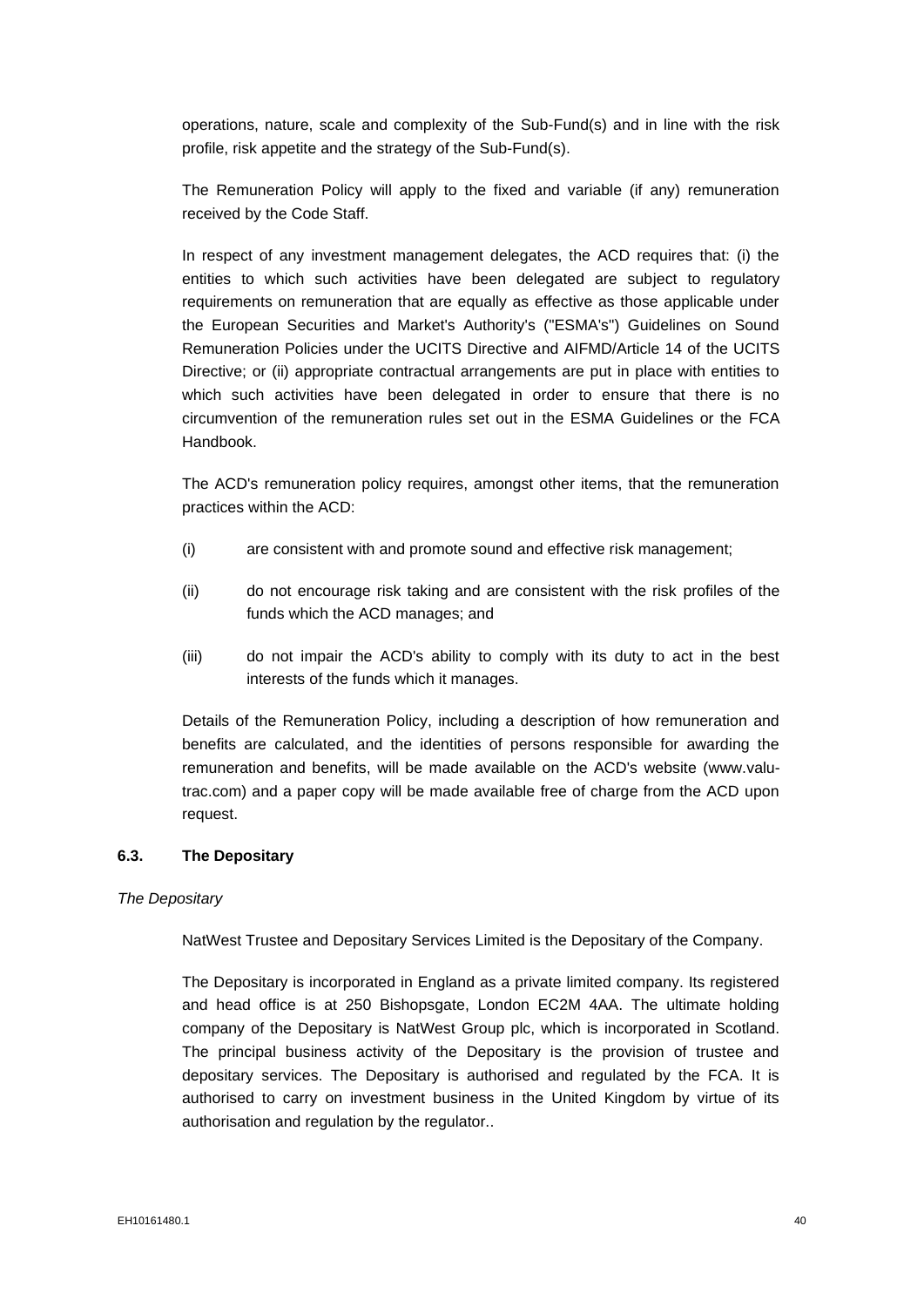operations, nature, scale and complexity of the Sub-Fund(s) and in line with the risk profile, risk appetite and the strategy of the Sub-Fund(s).

The Remuneration Policy will apply to the fixed and variable (if any) remuneration received by the Code Staff.

In respect of any investment management delegates, the ACD requires that: (i) the entities to which such activities have been delegated are subject to regulatory requirements on remuneration that are equally as effective as those applicable under the European Securities and Market's Authority's ("ESMA's") Guidelines on Sound Remuneration Policies under the UCITS Directive and AIFMD/Article 14 of the UCITS Directive; or (ii) appropriate contractual arrangements are put in place with entities to which such activities have been delegated in order to ensure that there is no circumvention of the remuneration rules set out in the ESMA Guidelines or the FCA Handbook.

The ACD's remuneration policy requires, amongst other items, that the remuneration practices within the ACD:

(i) are consistent with and promote sound and effective risk management;

(ii) do not encourage risk taking and are consistent with the risk profiles of the funds which the ACD manages; and

(iii) do not impair the ACD's ability to comply with its duty to act in the best interests of the funds which it manages.

Details of the Remuneration Policy, including a description of how remuneration and benefits are calculated, and the identities of persons responsible for awarding the remuneration and benefits, will be made available on the ACD's website (www.valu-trac.com) and a paper copy will be made available free of charge from the ACD upon request.

### 6.3. The Depositary

*The Depositary*

NatWest Trustee and Depositary Services Limited is the Depositary of the Company.

The Depositary is incorporated in England as a private limited company. Its registered and head office is at 250 Bishopsgate, London EC2M 4AA. The ultimate holding company of the Depositary is NatWest Group plc, which is incorporated in Scotland. The principal business activity of the Depositary is the provision of trustee and depositary services. The Depositary is authorised and regulated by the FCA. It is authorised to carry on investment business in the United Kingdom by virtue of its authorisation and regulation by the regulator..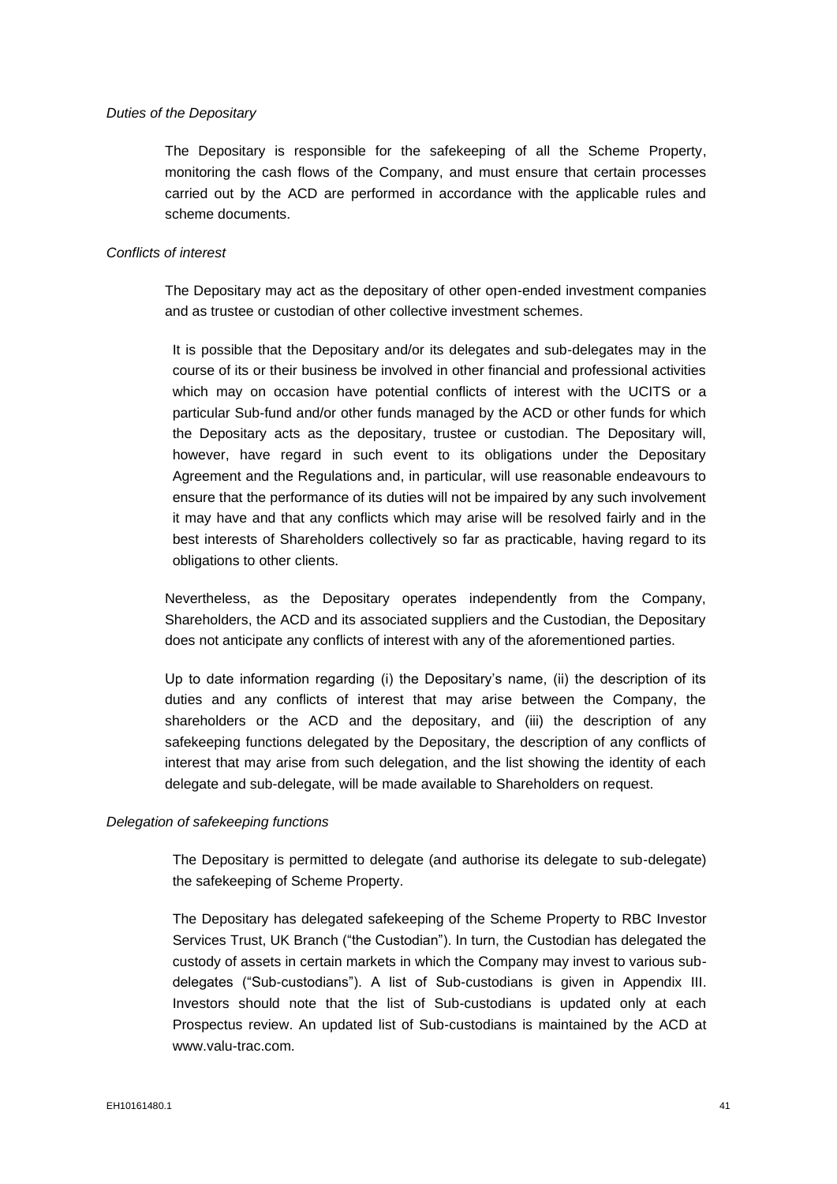*Duties of the Depositary*

The Depositary is responsible for the safekeeping of all the Scheme Property, monitoring the cash flows of the Company, and must ensure that certain processes carried out by the ACD are performed in accordance with the applicable rules and scheme documents.

*Conflicts of interest*

The Depositary may act as the depositary of other open-ended investment companies and as trustee or custodian of other collective investment schemes.

It is possible that the Depositary and/or its delegates and sub-delegates may in the course of its or their business be involved in other financial and professional activities which may on occasion have potential conflicts of interest with the UCITS or a particular Sub-fund and/or other funds managed by the ACD or other funds for which the Depositary acts as the depositary, trustee or custodian. The Depositary will, however, have regard in such event to its obligations under the Depositary Agreement and the Regulations and, in particular, will use reasonable endeavours to ensure that the performance of its duties will not be impaired by any such involvement it may have and that any conflicts which may arise will be resolved fairly and in the best interests of Shareholders collectively so far as practicable, having regard to its obligations to other clients.

Nevertheless, as the Depositary operates independently from the Company, Shareholders, the ACD and its associated suppliers and the Custodian, the Depositary does not anticipate any conflicts of interest with any of the aforementioned parties.

Up to date information regarding (i) the Depositary's name, (ii) the description of its duties and any conflicts of interest that may arise between the Company, the shareholders or the ACD and the depositary, and (iii) the description of any safekeeping functions delegated by the Depositary, the description of any conflicts of interest that may arise from such delegation, and the list showing the identity of each delegate and sub-delegate, will be made available to Shareholders on request.

*Delegation of safekeeping functions*

The Depositary is permitted to delegate (and authorise its delegate to sub-delegate) the safekeeping of Scheme Property.

The Depositary has delegated safekeeping of the Scheme Property to RBC Investor Services Trust, UK Branch ("the Custodian"). In turn, the Custodian has delegated the custody of assets in certain markets in which the Company may invest to various sub-delegates ("Sub-custodians"). A list of Sub-custodians is given in Appendix III. Investors should note that the list of Sub-custodians is updated only at each Prospectus review. An updated list of Sub-custodians is maintained by the ACD at www.valu-trac.com.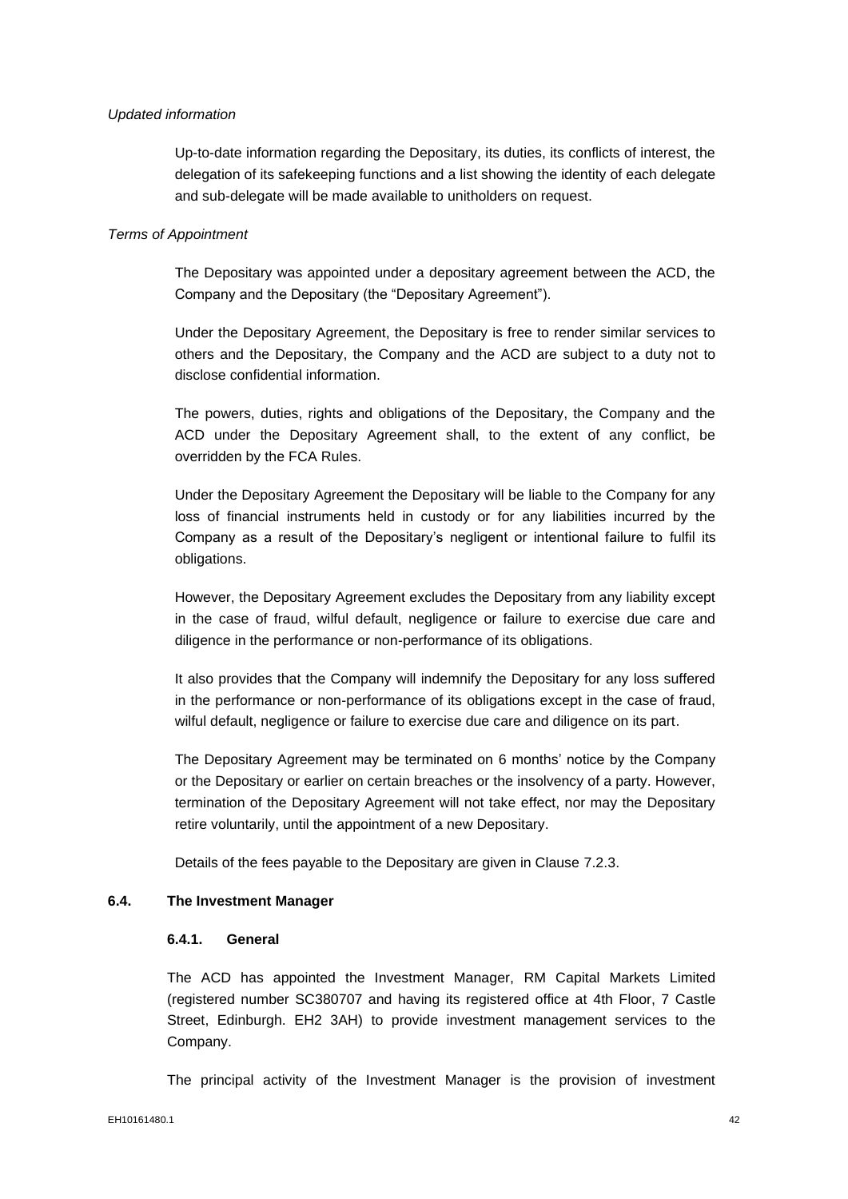*Updated information*

Up-to-date information regarding the Depositary, its duties, its conflicts of interest, the delegation of its safekeeping functions and a list showing the identity of each delegate and sub-delegate will be made available to unitholders on request.

*Terms of Appointment*

The Depositary was appointed under a depositary agreement between the ACD, the Company and the Depositary (the "Depositary Agreement").

Under the Depositary Agreement, the Depositary is free to render similar services to others and the Depositary, the Company and the ACD are subject to a duty not to disclose confidential information.

The powers, duties, rights and obligations of the Depositary, the Company and the ACD under the Depositary Agreement shall, to the extent of any conflict, be overridden by the FCA Rules.

Under the Depositary Agreement the Depositary will be liable to the Company for any loss of financial instruments held in custody or for any liabilities incurred by the Company as a result of the Depositary's negligent or intentional failure to fulfil its obligations.

However, the Depositary Agreement excludes the Depositary from any liability except in the case of fraud, wilful default, negligence or failure to exercise due care and diligence in the performance or non-performance of its obligations.

It also provides that the Company will indemnify the Depositary for any loss suffered in the performance or non-performance of its obligations except in the case of fraud, wilful default, negligence or failure to exercise due care and diligence on its part.

The Depositary Agreement may be terminated on 6 months' notice by the Company or the Depositary or earlier on certain breaches or the insolvency of a party. However, termination of the Depositary Agreement will not take effect, nor may the Depositary retire voluntarily, until the appointment of a new Depositary.

Details of the fees payable to the Depositary are given in Clause 7.2.3.

## 6.4. The Investment Manager

### 6.4.1. General

The ACD has appointed the Investment Manager, RM Capital Markets Limited (registered number SC380707 and having its registered office at 4th Floor, 7 Castle Street, Edinburgh. EH2 3AH) to provide investment management services to the Company.

The principal activity of the Investment Manager is the provision of investment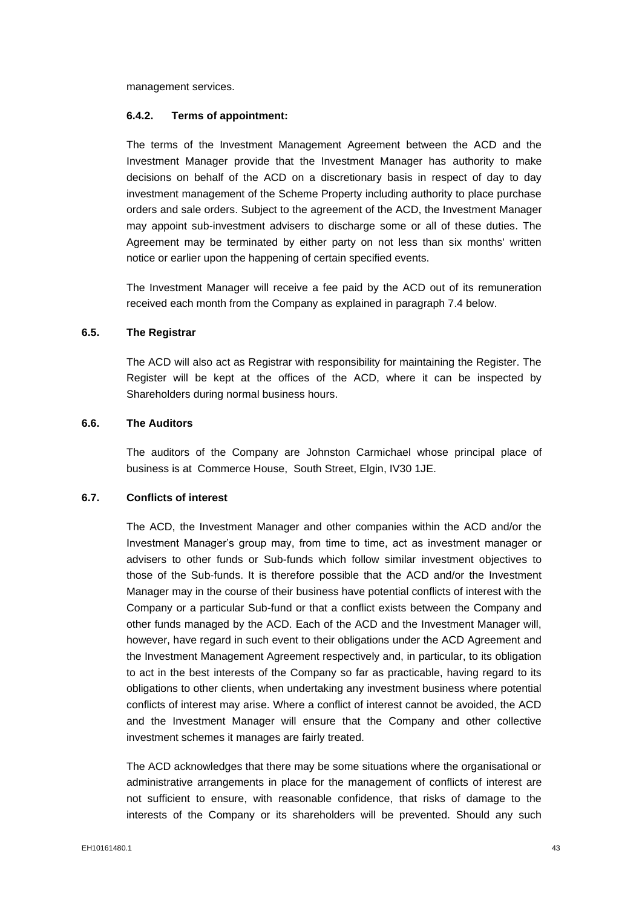management services.

#### 6.4.2. Terms of appointment:

The terms of the Investment Management Agreement between the ACD and the Investment Manager provide that the Investment Manager has authority to make decisions on behalf of the ACD on a discretionary basis in respect of day to day investment management of the Scheme Property including authority to place purchase orders and sale orders. Subject to the agreement of the ACD, the Investment Manager may appoint sub-investment advisers to discharge some or all of these duties. The Agreement may be terminated by either party on not less than six months' written notice or earlier upon the happening of certain specified events.

The Investment Manager will receive a fee paid by the ACD out of its remuneration received each month from the Company as explained in paragraph 7.4 below.

### 6.5. The Registrar

The ACD will also act as Registrar with responsibility for maintaining the Register. The Register will be kept at the offices of the ACD, where it can be inspected by Shareholders during normal business hours.

### 6.6. The Auditors

The auditors of the Company are Johnston Carmichael whose principal place of business is at Commerce House, South Street, Elgin, IV30 1JE.

### 6.7. Conflicts of interest

The ACD, the Investment Manager and other companies within the ACD and/or the Investment Manager's group may, from time to time, act as investment manager or advisers to other funds or Sub-funds which follow similar investment objectives to those of the Sub-funds. It is therefore possible that the ACD and/or the Investment Manager may in the course of their business have potential conflicts of interest with the Company or a particular Sub-fund or that a conflict exists between the Company and other funds managed by the ACD. Each of the ACD and the Investment Manager will, however, have regard in such event to their obligations under the ACD Agreement and the Investment Management Agreement respectively and, in particular, to its obligation to act in the best interests of the Company so far as practicable, having regard to its obligations to other clients, when undertaking any investment business where potential conflicts of interest may arise. Where a conflict of interest cannot be avoided, the ACD and the Investment Manager will ensure that the Company and other collective investment schemes it manages are fairly treated.

The ACD acknowledges that there may be some situations where the organisational or administrative arrangements in place for the management of conflicts of interest are not sufficient to ensure, with reasonable confidence, that risks of damage to the interests of the Company or its shareholders will be prevented. Should any such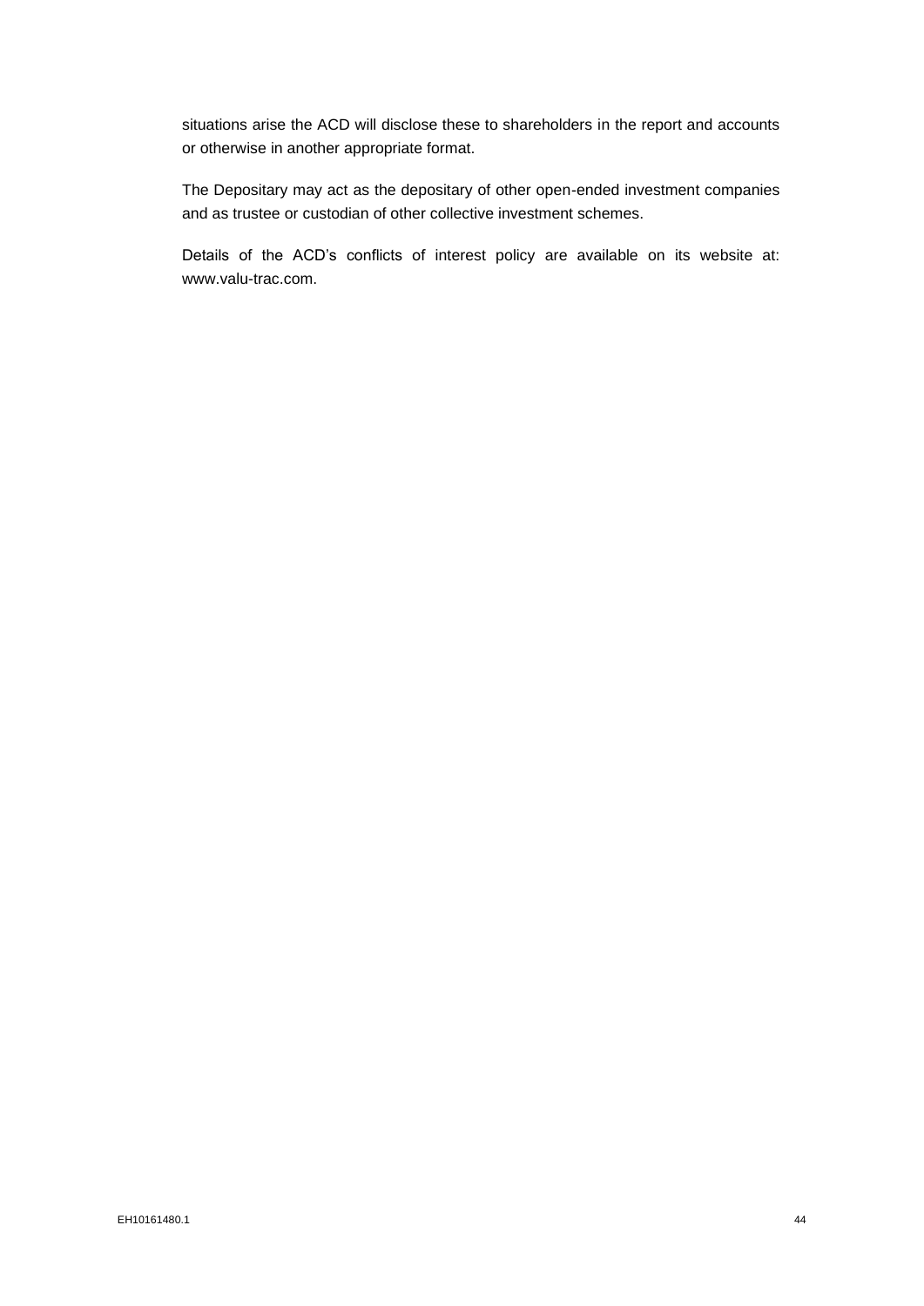situations arise the ACD will disclose these to shareholders in the report and accounts or otherwise in another appropriate format.

The Depositary may act as the depositary of other open-ended investment companies and as trustee or custodian of other collective investment schemes.

Details of the ACD's conflicts of interest policy are available on its website at: www.valu-trac.com.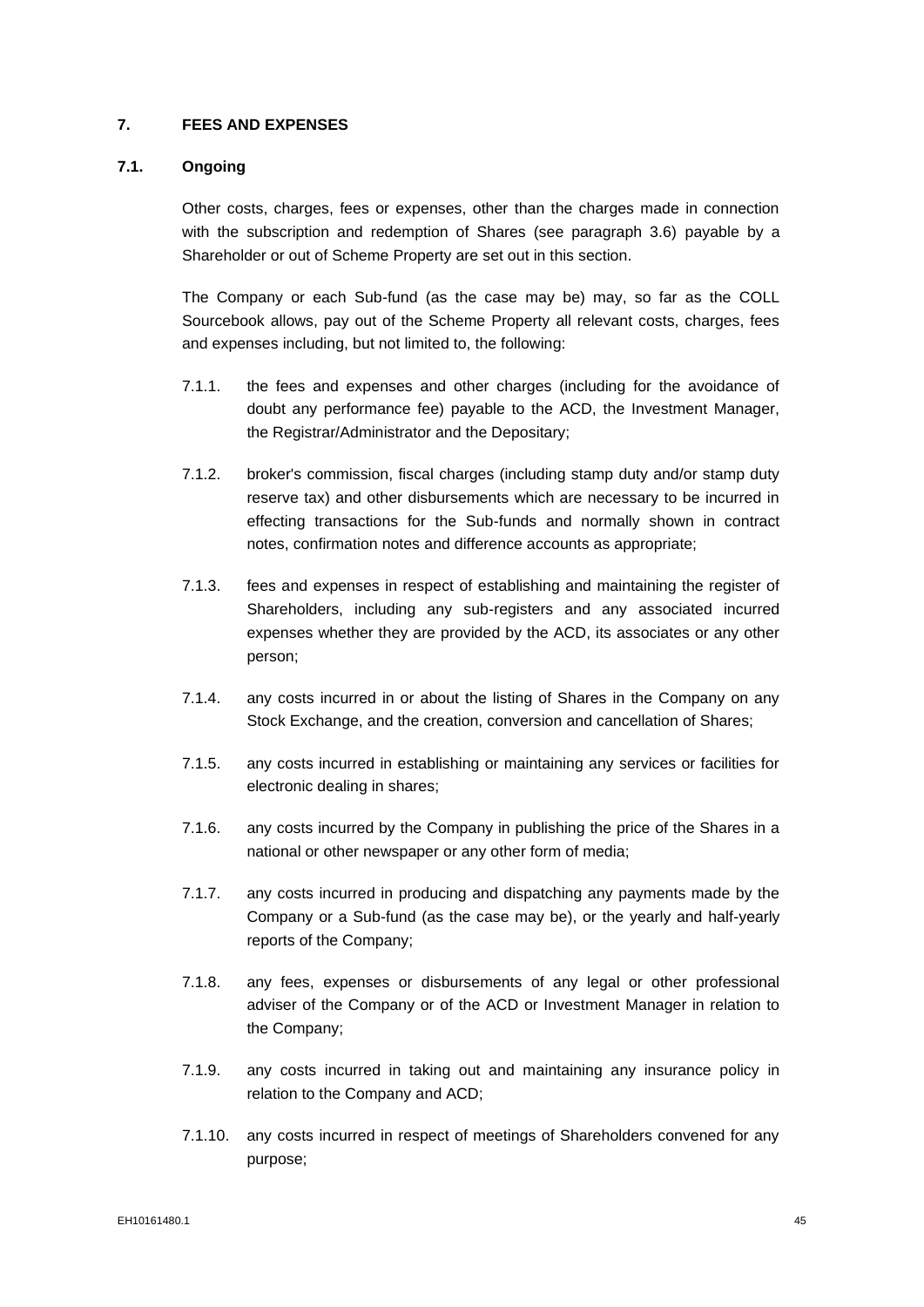## 7. FEES AND EXPENSES

### 7.1. Ongoing

Other costs, charges, fees or expenses, other than the charges made in connection with the subscription and redemption of Shares (see paragraph 3.6) payable by a Shareholder or out of Scheme Property are set out in this section.

The Company or each Sub-fund (as the case may be) may, so far as the COLL Sourcebook allows, pay out of the Scheme Property all relevant costs, charges, fees and expenses including, but not limited to, the following:

7.1.1. the fees and expenses and other charges (including for the avoidance of doubt any performance fee) payable to the ACD, the Investment Manager, the Registrar/Administrator and the Depositary;

7.1.2. broker's commission, fiscal charges (including stamp duty and/or stamp duty reserve tax) and other disbursements which are necessary to be incurred in effecting transactions for the Sub-funds and normally shown in contract notes, confirmation notes and difference accounts as appropriate;

7.1.3. fees and expenses in respect of establishing and maintaining the register of Shareholders, including any sub-registers and any associated incurred expenses whether they are provided by the ACD, its associates or any other person;

7.1.4. any costs incurred in or about the listing of Shares in the Company on any Stock Exchange, and the creation, conversion and cancellation of Shares;

7.1.5. any costs incurred in establishing or maintaining any services or facilities for electronic dealing in shares;

7.1.6. any costs incurred by the Company in publishing the price of the Shares in a national or other newspaper or any other form of media;

7.1.7. any costs incurred in producing and dispatching any payments made by the Company or a Sub-fund (as the case may be), or the yearly and half-yearly reports of the Company;

7.1.8. any fees, expenses or disbursements of any legal or other professional adviser of the Company or of the ACD or Investment Manager in relation to the Company;

7.1.9. any costs incurred in taking out and maintaining any insurance policy in relation to the Company and ACD;

7.1.10. any costs incurred in respect of meetings of Shareholders convened for any purpose;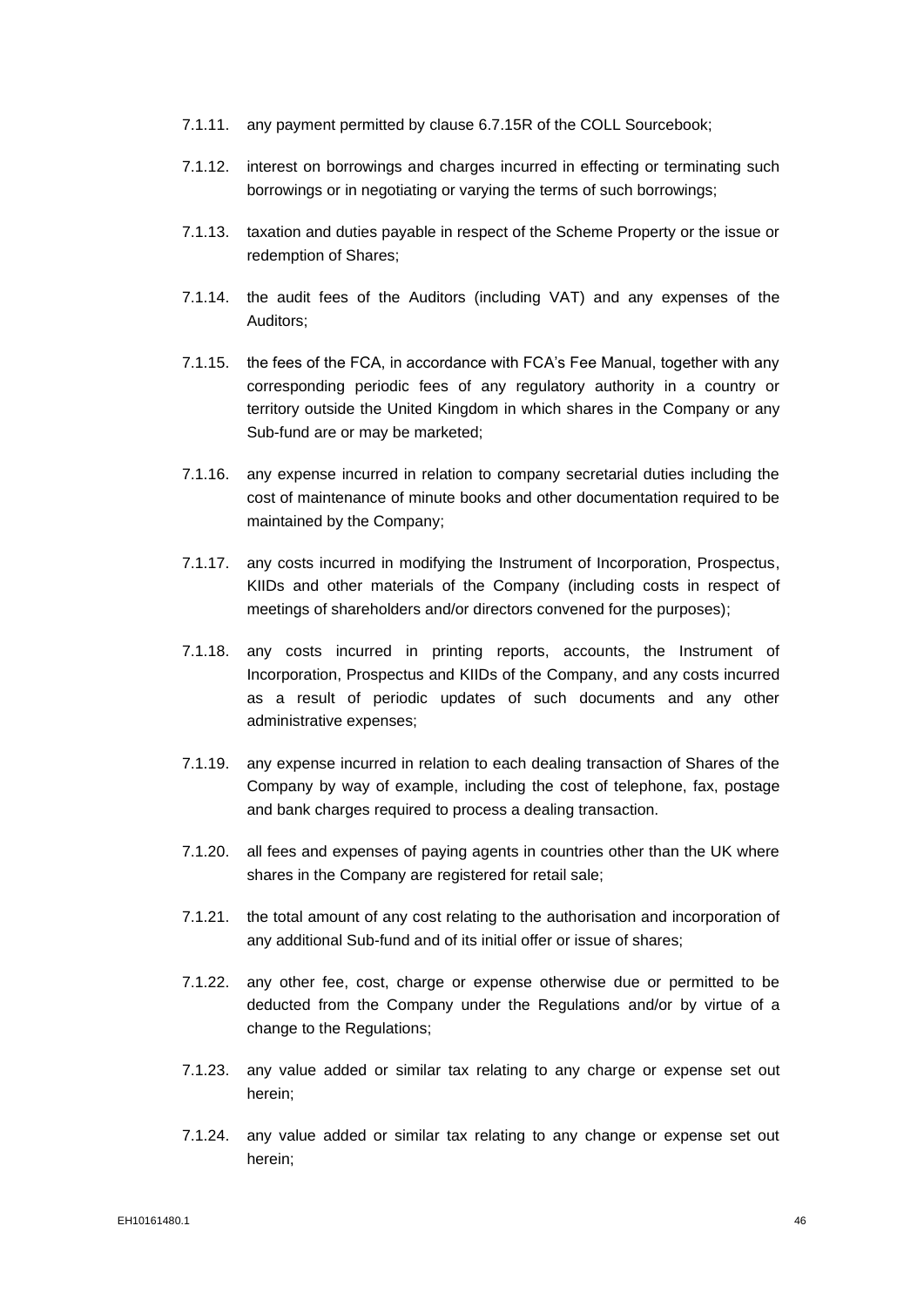7.1.11. any payment permitted by clause 6.7.15R of the COLL Sourcebook;

7.1.12. interest on borrowings and charges incurred in effecting or terminating such borrowings or in negotiating or varying the terms of such borrowings;

7.1.13. taxation and duties payable in respect of the Scheme Property or the issue or redemption of Shares;

7.1.14. the audit fees of the Auditors (including VAT) and any expenses of the Auditors;

7.1.15. the fees of the FCA, in accordance with FCA's Fee Manual, together with any corresponding periodic fees of any regulatory authority in a country or territory outside the United Kingdom in which shares in the Company or any Sub-fund are or may be marketed;

7.1.16. any expense incurred in relation to company secretarial duties including the cost of maintenance of minute books and other documentation required to be maintained by the Company;

7.1.17. any costs incurred in modifying the Instrument of Incorporation, Prospectus, KIIDs and other materials of the Company (including costs in respect of meetings of shareholders and/or directors convened for the purposes);

7.1.18. any costs incurred in printing reports, accounts, the Instrument of Incorporation, Prospectus and KIIDs of the Company, and any costs incurred as a result of periodic updates of such documents and any other administrative expenses;

7.1.19. any expense incurred in relation to each dealing transaction of Shares of the Company by way of example, including the cost of telephone, fax, postage and bank charges required to process a dealing transaction.

7.1.20. all fees and expenses of paying agents in countries other than the UK where shares in the Company are registered for retail sale;

7.1.21. the total amount of any cost relating to the authorisation and incorporation of any additional Sub-fund and of its initial offer or issue of shares;

7.1.22. any other fee, cost, charge or expense otherwise due or permitted to be deducted from the Company under the Regulations and/or by virtue of a change to the Regulations;

7.1.23. any value added or similar tax relating to any charge or expense set out herein;

7.1.24. any value added or similar tax relating to any change or expense set out herein;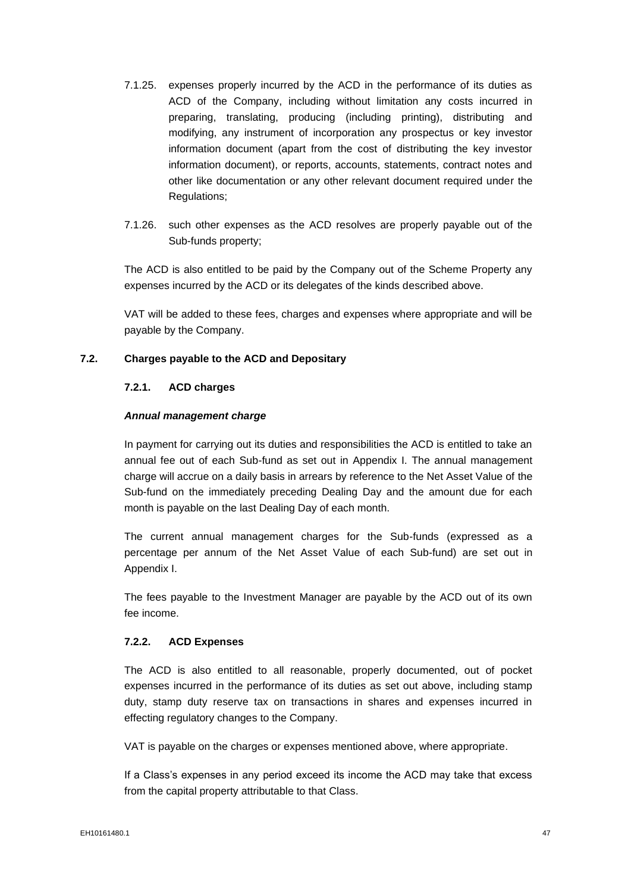7.1.25. expenses properly incurred by the ACD in the performance of its duties as ACD of the Company, including without limitation any costs incurred in preparing, translating, producing (including printing), distributing and modifying, any instrument of incorporation any prospectus or key investor information document (apart from the cost of distributing the key investor information document), or reports, accounts, statements, contract notes and other like documentation or any other relevant document required under the Regulations;

7.1.26. such other expenses as the ACD resolves are properly payable out of the Sub-funds property;

The ACD is also entitled to be paid by the Company out of the Scheme Property any expenses incurred by the ACD or its delegates of the kinds described above.

VAT will be added to these fees, charges and expenses where appropriate and will be payable by the Company.

## 7.2. Charges payable to the ACD and Depositary

### 7.2.1. ACD charges

***Annual management charge***

In payment for carrying out its duties and responsibilities the ACD is entitled to take an annual fee out of each Sub-fund as set out in Appendix I. The annual management charge will accrue on a daily basis in arrears by reference to the Net Asset Value of the Sub-fund on the immediately preceding Dealing Day and the amount due for each month is payable on the last Dealing Day of each month.

The current annual management charges for the Sub-funds (expressed as a percentage per annum of the Net Asset Value of each Sub-fund) are set out in Appendix I.

The fees payable to the Investment Manager are payable by the ACD out of its own fee income.

### 7.2.2. ACD Expenses

The ACD is also entitled to all reasonable, properly documented, out of pocket expenses incurred in the performance of its duties as set out above, including stamp duty, stamp duty reserve tax on transactions in shares and expenses incurred in effecting regulatory changes to the Company.

VAT is payable on the charges or expenses mentioned above, where appropriate.

If a Class's expenses in any period exceed its income the ACD may take that excess from the capital property attributable to that Class.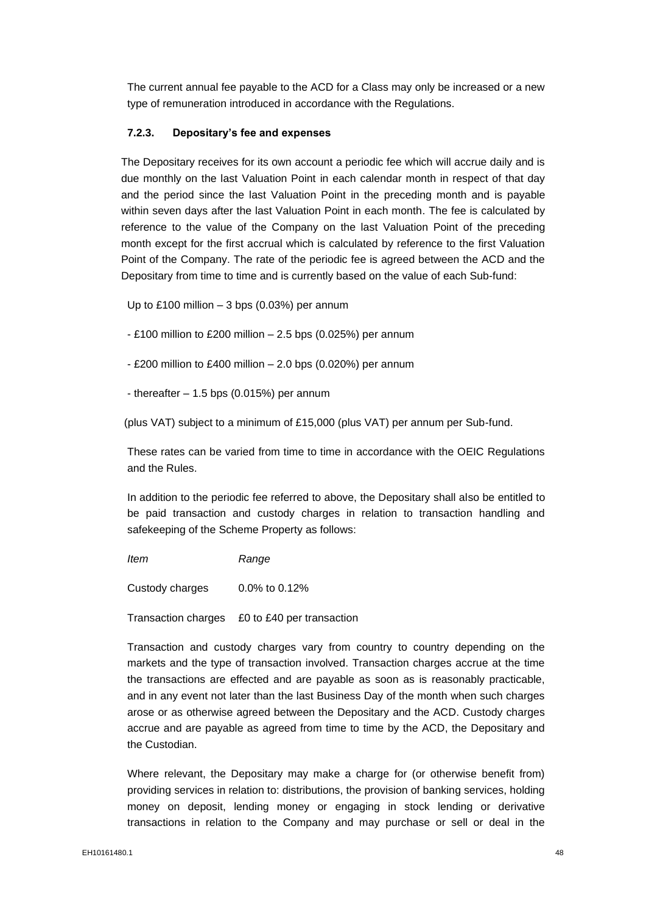The current annual fee payable to the ACD for a Class may only be increased or a new type of remuneration introduced in accordance with the Regulations.

### 7.2.3. Depositary's fee and expenses

The Depositary receives for its own account a periodic fee which will accrue daily and is due monthly on the last Valuation Point in each calendar month in respect of that day and the period since the last Valuation Point in the preceding month and is payable within seven days after the last Valuation Point in each month. The fee is calculated by reference to the value of the Company on the last Valuation Point of the preceding month except for the first accrual which is calculated by reference to the first Valuation Point of the Company. The rate of the periodic fee is agreed between the ACD and the Depositary from time to time and is currently based on the value of each Sub-fund:

Up to £100 million – 3 bps (0.03%) per annum

- £100 million to £200 million – 2.5 bps (0.025%) per annum

- £200 million to £400 million – 2.0 bps (0.020%) per annum

- thereafter – 1.5 bps (0.015%) per annum

(plus VAT) subject to a minimum of £15,000 (plus VAT) per annum per Sub-fund.

These rates can be varied from time to time in accordance with the OEIC Regulations and the Rules.

In addition to the periodic fee referred to above, the Depositary shall also be entitled to be paid transaction and custody charges in relation to transaction handling and safekeeping of the Scheme Property as follows:

| *Item* | *Range* |
|---|---|
| Custody charges | 0.0% to 0.12% |
| Transaction charges | £0 to £40 per transaction |

Transaction and custody charges vary from country to country depending on the markets and the type of transaction involved. Transaction charges accrue at the time the transactions are effected and are payable as soon as is reasonably practicable, and in any event not later than the last Business Day of the month when such charges arose or as otherwise agreed between the Depositary and the ACD. Custody charges accrue and are payable as agreed from time to time by the ACD, the Depositary and the Custodian.

Where relevant, the Depositary may make a charge for (or otherwise benefit from) providing services in relation to: distributions, the provision of banking services, holding money on deposit, lending money or engaging in stock lending or derivative transactions in relation to the Company and may purchase or sell or deal in the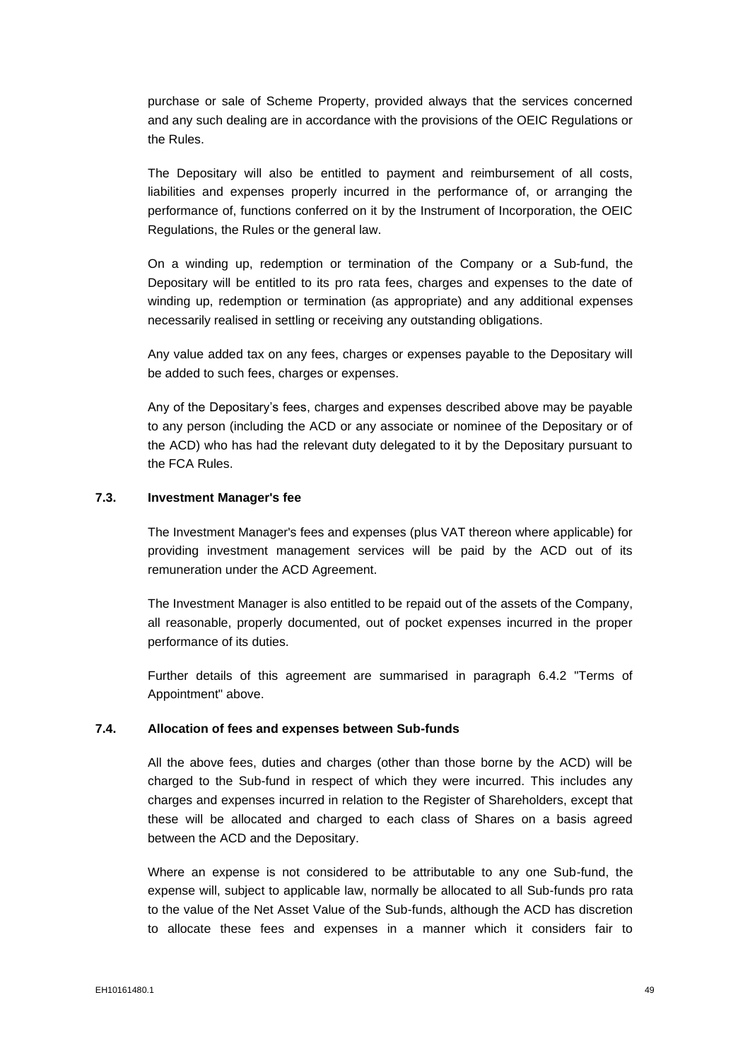purchase or sale of Scheme Property, provided always that the services concerned and any such dealing are in accordance with the provisions of the OEIC Regulations or the Rules.

The Depositary will also be entitled to payment and reimbursement of all costs, liabilities and expenses properly incurred in the performance of, or arranging the performance of, functions conferred on it by the Instrument of Incorporation, the OEIC Regulations, the Rules or the general law.

On a winding up, redemption or termination of the Company or a Sub-fund, the Depositary will be entitled to its pro rata fees, charges and expenses to the date of winding up, redemption or termination (as appropriate) and any additional expenses necessarily realised in settling or receiving any outstanding obligations.

Any value added tax on any fees, charges or expenses payable to the Depositary will be added to such fees, charges or expenses.

Any of the Depositary's fees, charges and expenses described above may be payable to any person (including the ACD or any associate or nominee of the Depositary or of the ACD) who has had the relevant duty delegated to it by the Depositary pursuant to the FCA Rules.

### 7.3. Investment Manager's fee

The Investment Manager's fees and expenses (plus VAT thereon where applicable) for providing investment management services will be paid by the ACD out of its remuneration under the ACD Agreement.

The Investment Manager is also entitled to be repaid out of the assets of the Company, all reasonable, properly documented, out of pocket expenses incurred in the proper performance of its duties.

Further details of this agreement are summarised in paragraph 6.4.2 "Terms of Appointment" above.

### 7.4. Allocation of fees and expenses between Sub-funds

All the above fees, duties and charges (other than those borne by the ACD) will be charged to the Sub-fund in respect of which they were incurred. This includes any charges and expenses incurred in relation to the Register of Shareholders, except that these will be allocated and charged to each class of Shares on a basis agreed between the ACD and the Depositary.

Where an expense is not considered to be attributable to any one Sub-fund, the expense will, subject to applicable law, normally be allocated to all Sub-funds pro rata to the value of the Net Asset Value of the Sub-funds, although the ACD has discretion to allocate these fees and expenses in a manner which it considers fair to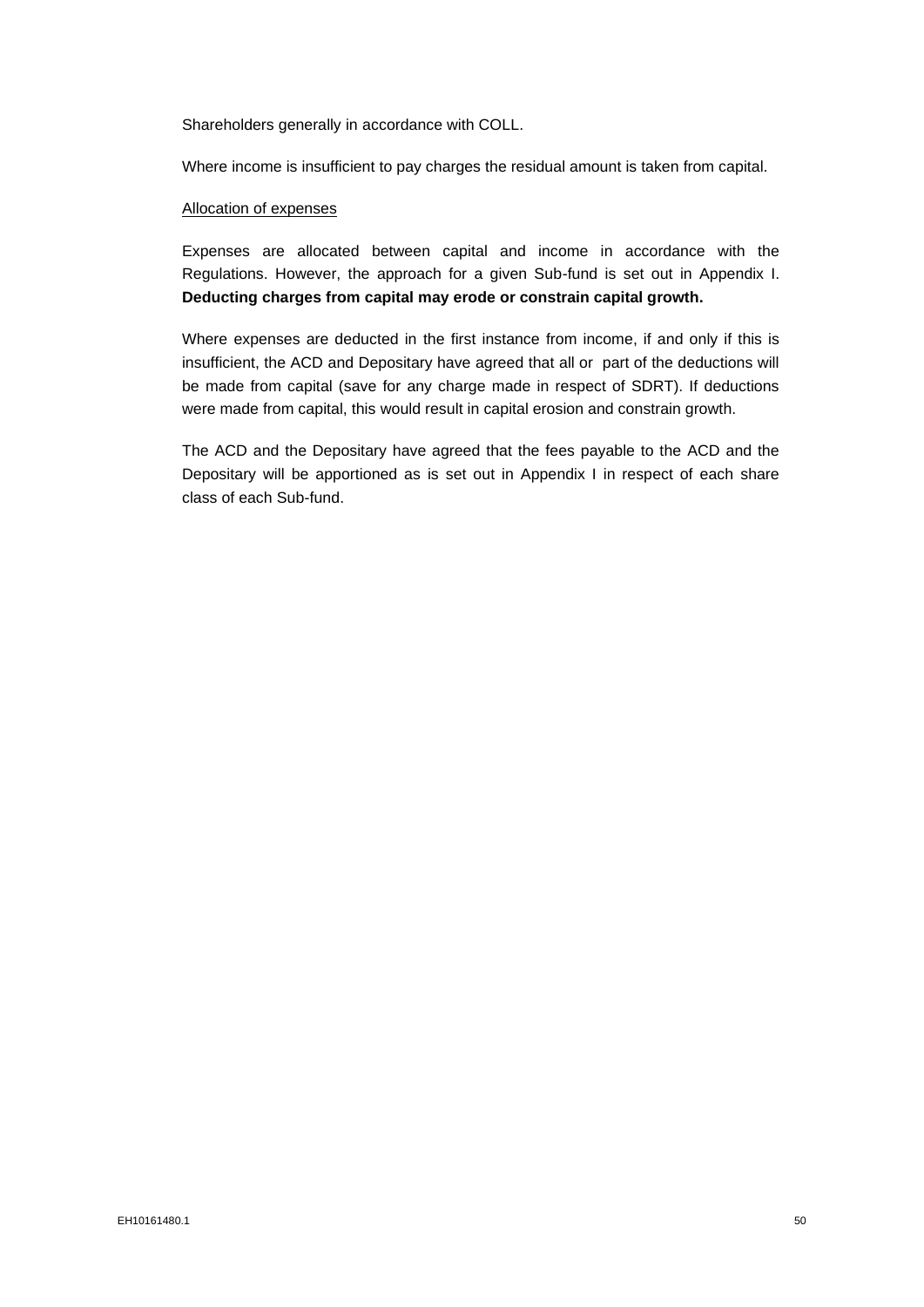Shareholders generally in accordance with COLL.

Where income is insufficient to pay charges the residual amount is taken from capital.

Allocation of expenses

Expenses are allocated between capital and income in accordance with the Regulations. However, the approach for a given Sub-fund is set out in Appendix I. **Deducting charges from capital may erode or constrain capital growth.**

Where expenses are deducted in the first instance from income, if and only if this is insufficient, the ACD and Depositary have agreed that all or part of the deductions will be made from capital (save for any charge made in respect of SDRT). If deductions were made from capital, this would result in capital erosion and constrain growth.

The ACD and the Depositary have agreed that the fees payable to the ACD and the Depositary will be apportioned as is set out in Appendix I in respect of each share class of each Sub-fund.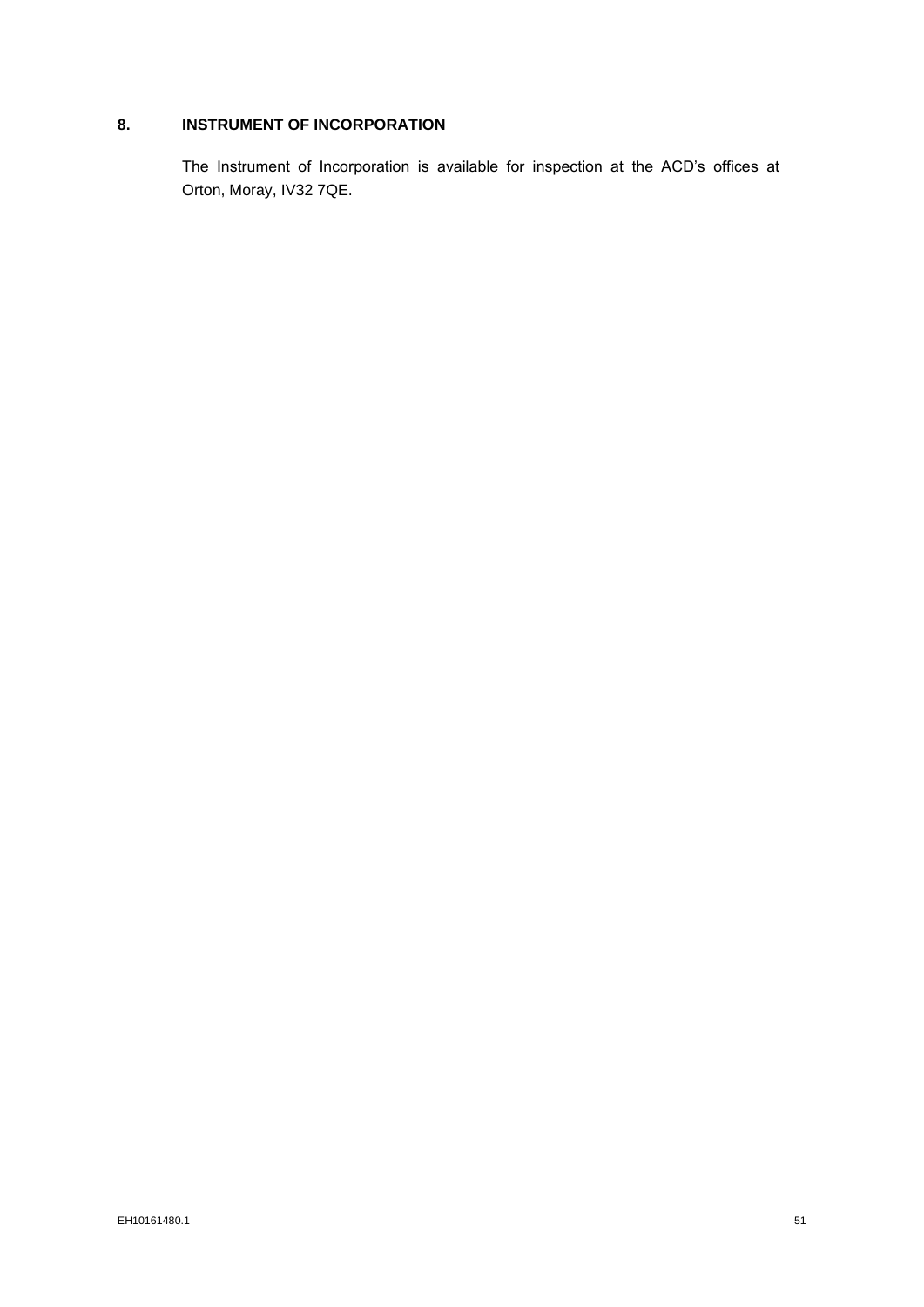## 8. INSTRUMENT OF INCORPORATION

The Instrument of Incorporation is available for inspection at the ACD's offices at Orton, Moray, IV32 7QE.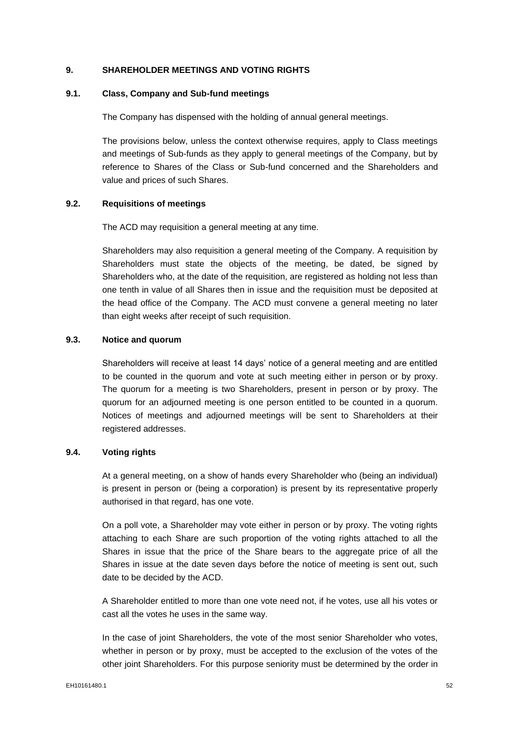## 9. SHAREHOLDER MEETINGS AND VOTING RIGHTS

### 9.1. Class, Company and Sub-fund meetings

The Company has dispensed with the holding of annual general meetings.

The provisions below, unless the context otherwise requires, apply to Class meetings and meetings of Sub-funds as they apply to general meetings of the Company, but by reference to Shares of the Class or Sub-fund concerned and the Shareholders and value and prices of such Shares.

### 9.2. Requisitions of meetings

The ACD may requisition a general meeting at any time.

Shareholders may also requisition a general meeting of the Company. A requisition by Shareholders must state the objects of the meeting, be dated, be signed by Shareholders who, at the date of the requisition, are registered as holding not less than one tenth in value of all Shares then in issue and the requisition must be deposited at the head office of the Company. The ACD must convene a general meeting no later than eight weeks after receipt of such requisition.

### 9.3. Notice and quorum

Shareholders will receive at least 14 days' notice of a general meeting and are entitled to be counted in the quorum and vote at such meeting either in person or by proxy. The quorum for a meeting is two Shareholders, present in person or by proxy. The quorum for an adjourned meeting is one person entitled to be counted in a quorum. Notices of meetings and adjourned meetings will be sent to Shareholders at their registered addresses.

### 9.4. Voting rights

At a general meeting, on a show of hands every Shareholder who (being an individual) is present in person or (being a corporation) is present by its representative properly authorised in that regard, has one vote.

On a poll vote, a Shareholder may vote either in person or by proxy. The voting rights attaching to each Share are such proportion of the voting rights attached to all the Shares in issue that the price of the Share bears to the aggregate price of all the Shares in issue at the date seven days before the notice of meeting is sent out, such date to be decided by the ACD.

A Shareholder entitled to more than one vote need not, if he votes, use all his votes or cast all the votes he uses in the same way.

In the case of joint Shareholders, the vote of the most senior Shareholder who votes, whether in person or by proxy, must be accepted to the exclusion of the votes of the other joint Shareholders. For this purpose seniority must be determined by the order in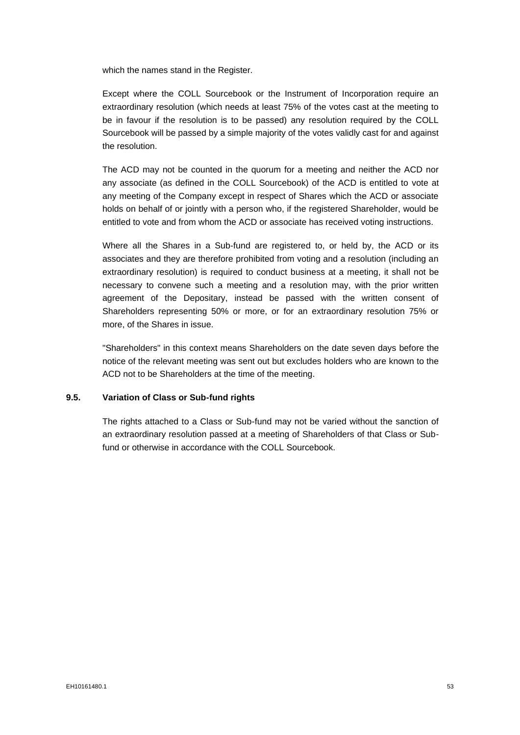which the names stand in the Register.

Except where the COLL Sourcebook or the Instrument of Incorporation require an extraordinary resolution (which needs at least 75% of the votes cast at the meeting to be in favour if the resolution is to be passed) any resolution required by the COLL Sourcebook will be passed by a simple majority of the votes validly cast for and against the resolution.

The ACD may not be counted in the quorum for a meeting and neither the ACD nor any associate (as defined in the COLL Sourcebook) of the ACD is entitled to vote at any meeting of the Company except in respect of Shares which the ACD or associate holds on behalf of or jointly with a person who, if the registered Shareholder, would be entitled to vote and from whom the ACD or associate has received voting instructions.

Where all the Shares in a Sub-fund are registered to, or held by, the ACD or its associates and they are therefore prohibited from voting and a resolution (including an extraordinary resolution) is required to conduct business at a meeting, it shall not be necessary to convene such a meeting and a resolution may, with the prior written agreement of the Depositary, instead be passed with the written consent of Shareholders representing 50% or more, or for an extraordinary resolution 75% or more, of the Shares in issue.

"Shareholders" in this context means Shareholders on the date seven days before the notice of the relevant meeting was sent out but excludes holders who are known to the ACD not to be Shareholders at the time of the meeting.

### 9.5. Variation of Class or Sub-fund rights

The rights attached to a Class or Sub-fund may not be varied without the sanction of an extraordinary resolution passed at a meeting of Shareholders of that Class or Sub-fund or otherwise in accordance with the COLL Sourcebook.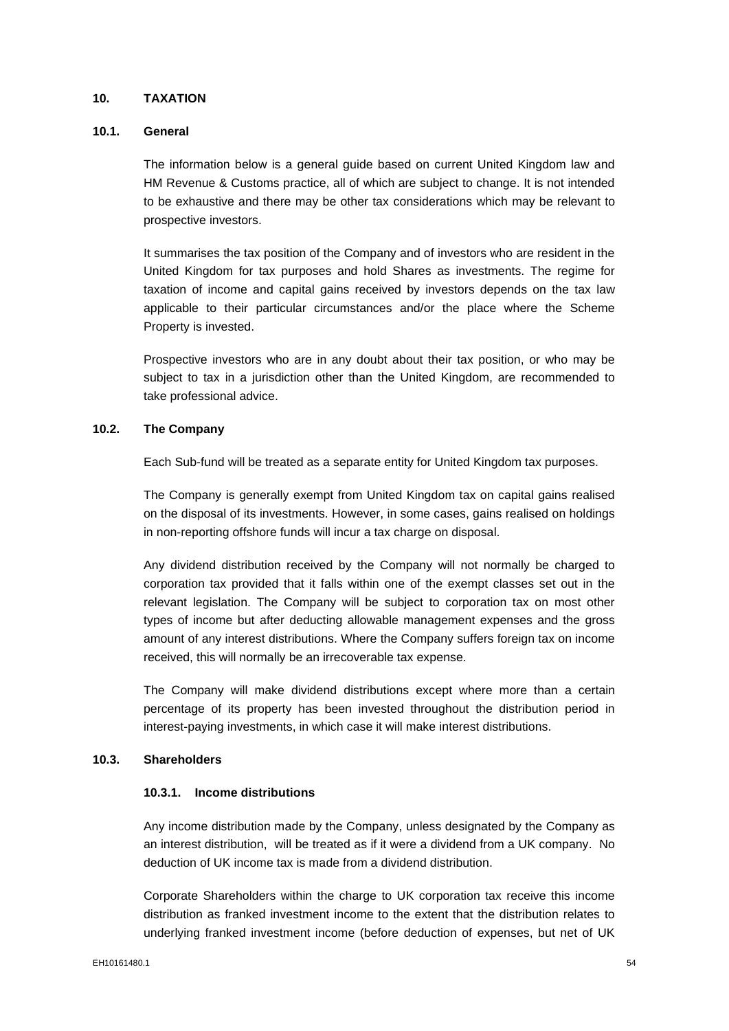## 10. TAXATION

### 10.1. General

The information below is a general guide based on current United Kingdom law and HM Revenue & Customs practice, all of which are subject to change. It is not intended to be exhaustive and there may be other tax considerations which may be relevant to prospective investors.

It summarises the tax position of the Company and of investors who are resident in the United Kingdom for tax purposes and hold Shares as investments. The regime for taxation of income and capital gains received by investors depends on the tax law applicable to their particular circumstances and/or the place where the Scheme Property is invested.

Prospective investors who are in any doubt about their tax position, or who may be subject to tax in a jurisdiction other than the United Kingdom, are recommended to take professional advice.

### 10.2. The Company

Each Sub-fund will be treated as a separate entity for United Kingdom tax purposes.

The Company is generally exempt from United Kingdom tax on capital gains realised on the disposal of its investments. However, in some cases, gains realised on holdings in non-reporting offshore funds will incur a tax charge on disposal.

Any dividend distribution received by the Company will not normally be charged to corporation tax provided that it falls within one of the exempt classes set out in the relevant legislation. The Company will be subject to corporation tax on most other types of income but after deducting allowable management expenses and the gross amount of any interest distributions. Where the Company suffers foreign tax on income received, this will normally be an irrecoverable tax expense.

The Company will make dividend distributions except where more than a certain percentage of its property has been invested throughout the distribution period in interest-paying investments, in which case it will make interest distributions.

### 10.3. Shareholders

#### 10.3.1. Income distributions

Any income distribution made by the Company, unless designated by the Company as an interest distribution, will be treated as if it were a dividend from a UK company. No deduction of UK income tax is made from a dividend distribution.

Corporate Shareholders within the charge to UK corporation tax receive this income distribution as franked investment income to the extent that the distribution relates to underlying franked investment income (before deduction of expenses, but net of UK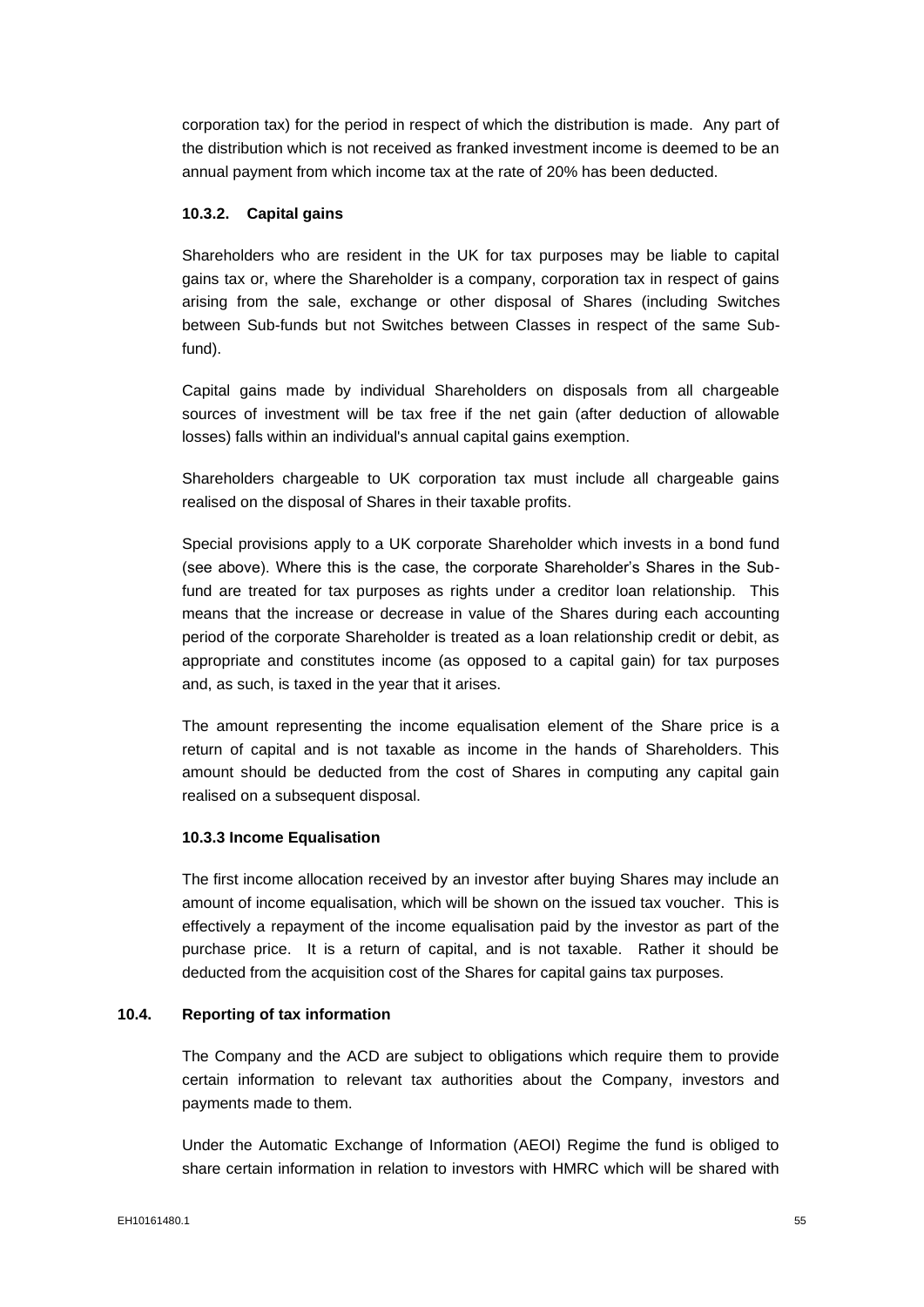corporation tax) for the period in respect of which the distribution is made. Any part of the distribution which is not received as franked investment income is deemed to be an annual payment from which income tax at the rate of 20% has been deducted.

#### 10.3.2. Capital gains

Shareholders who are resident in the UK for tax purposes may be liable to capital gains tax or, where the Shareholder is a company, corporation tax in respect of gains arising from the sale, exchange or other disposal of Shares (including Switches between Sub-funds but not Switches between Classes in respect of the same Sub-fund).

Capital gains made by individual Shareholders on disposals from all chargeable sources of investment will be tax free if the net gain (after deduction of allowable losses) falls within an individual's annual capital gains exemption.

Shareholders chargeable to UK corporation tax must include all chargeable gains realised on the disposal of Shares in their taxable profits.

Special provisions apply to a UK corporate Shareholder which invests in a bond fund (see above). Where this is the case, the corporate Shareholder's Shares in the Sub-fund are treated for tax purposes as rights under a creditor loan relationship. This means that the increase or decrease in value of the Shares during each accounting period of the corporate Shareholder is treated as a loan relationship credit or debit, as appropriate and constitutes income (as opposed to a capital gain) for tax purposes and, as such, is taxed in the year that it arises.

The amount representing the income equalisation element of the Share price is a return of capital and is not taxable as income in the hands of Shareholders. This amount should be deducted from the cost of Shares in computing any capital gain realised on a subsequent disposal.

#### 10.3.3 Income Equalisation

The first income allocation received by an investor after buying Shares may include an amount of income equalisation, which will be shown on the issued tax voucher. This is effectively a repayment of the income equalisation paid by the investor as part of the purchase price. It is a return of capital, and is not taxable. Rather it should be deducted from the acquisition cost of the Shares for capital gains tax purposes.

### 10.4. Reporting of tax information

The Company and the ACD are subject to obligations which require them to provide certain information to relevant tax authorities about the Company, investors and payments made to them.

Under the Automatic Exchange of Information (AEOI) Regime the fund is obliged to share certain information in relation to investors with HMRC which will be shared with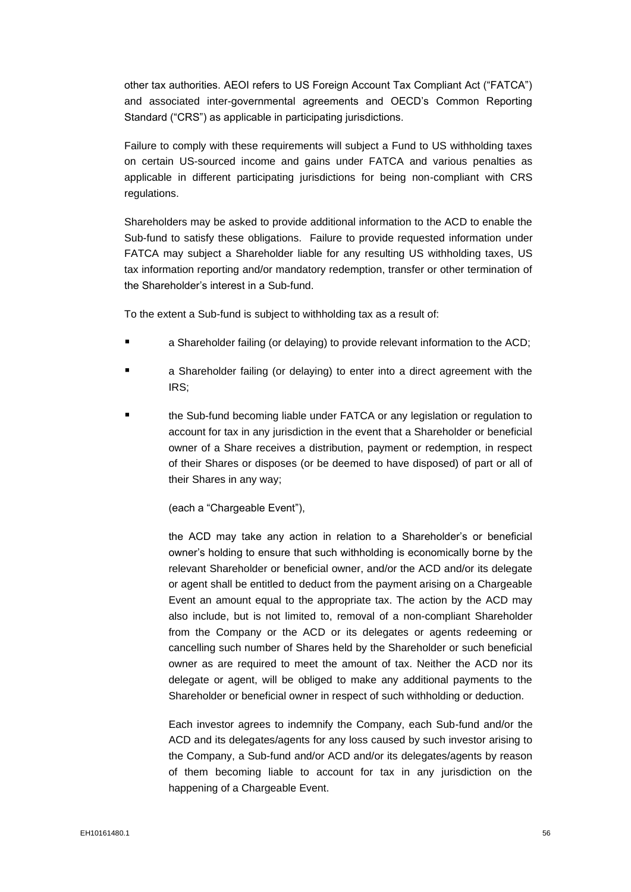other tax authorities. AEOI refers to US Foreign Account Tax Compliant Act ("FATCA") and associated inter-governmental agreements and OECD's Common Reporting Standard ("CRS") as applicable in participating jurisdictions.

Failure to comply with these requirements will subject a Fund to US withholding taxes on certain US-sourced income and gains under FATCA and various penalties as applicable in different participating jurisdictions for being non-compliant with CRS regulations.

Shareholders may be asked to provide additional information to the ACD to enable the Sub-fund to satisfy these obligations. Failure to provide requested information under FATCA may subject a Shareholder liable for any resulting US withholding taxes, US tax information reporting and/or mandatory redemption, transfer or other termination of the Shareholder's interest in a Sub-fund.

To the extent a Sub-fund is subject to withholding tax as a result of:

- a Shareholder failing (or delaying) to provide relevant information to the ACD;
- a Shareholder failing (or delaying) to enter into a direct agreement with the IRS;
- the Sub-fund becoming liable under FATCA or any legislation or regulation to account for tax in any jurisdiction in the event that a Shareholder or beneficial owner of a Share receives a distribution, payment or redemption, in respect of their Shares or disposes (or be deemed to have disposed) of part or all of their Shares in any way;

  (each a "Chargeable Event"),

  the ACD may take any action in relation to a Shareholder's or beneficial owner's holding to ensure that such withholding is economically borne by the relevant Shareholder or beneficial owner, and/or the ACD and/or its delegate or agent shall be entitled to deduct from the payment arising on a Chargeable Event an amount equal to the appropriate tax. The action by the ACD may also include, but is not limited to, removal of a non-compliant Shareholder from the Company or the ACD or its delegates or agents redeeming or cancelling such number of Shares held by the Shareholder or such beneficial owner as are required to meet the amount of tax. Neither the ACD nor its delegate or agent, will be obliged to make any additional payments to the Shareholder or beneficial owner in respect of such withholding or deduction.

  Each investor agrees to indemnify the Company, each Sub-fund and/or the ACD and its delegates/agents for any loss caused by such investor arising to the Company, a Sub-fund and/or ACD and/or its delegates/agents by reason of them becoming liable to account for tax in any jurisdiction on the happening of a Chargeable Event.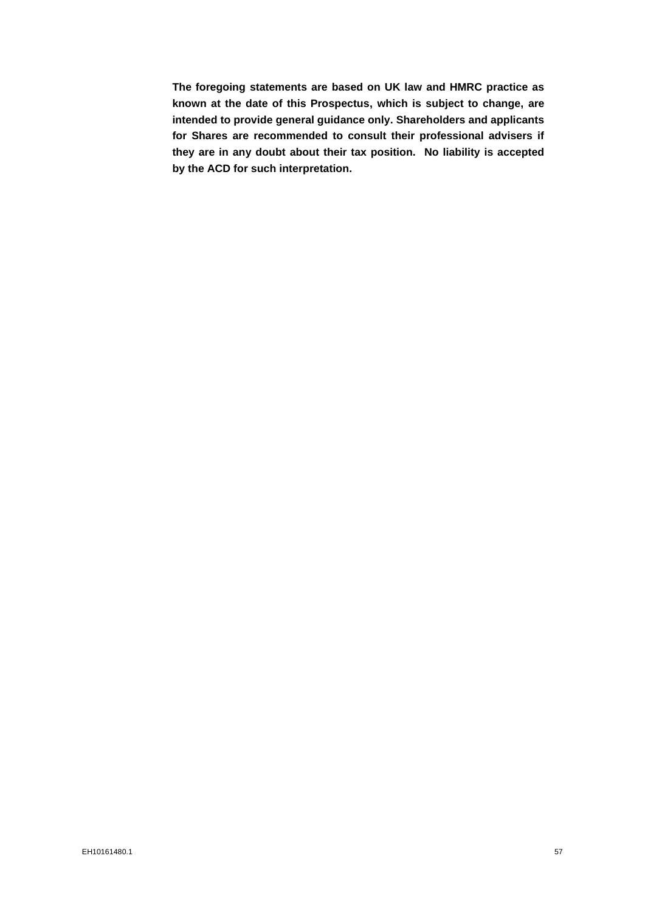**The foregoing statements are based on UK law and HMRC practice as known at the date of this Prospectus, which is subject to change, are intended to provide general guidance only. Shareholders and applicants for Shares are recommended to consult their professional advisers if they are in any doubt about their tax position. No liability is accepted by the ACD for such interpretation.**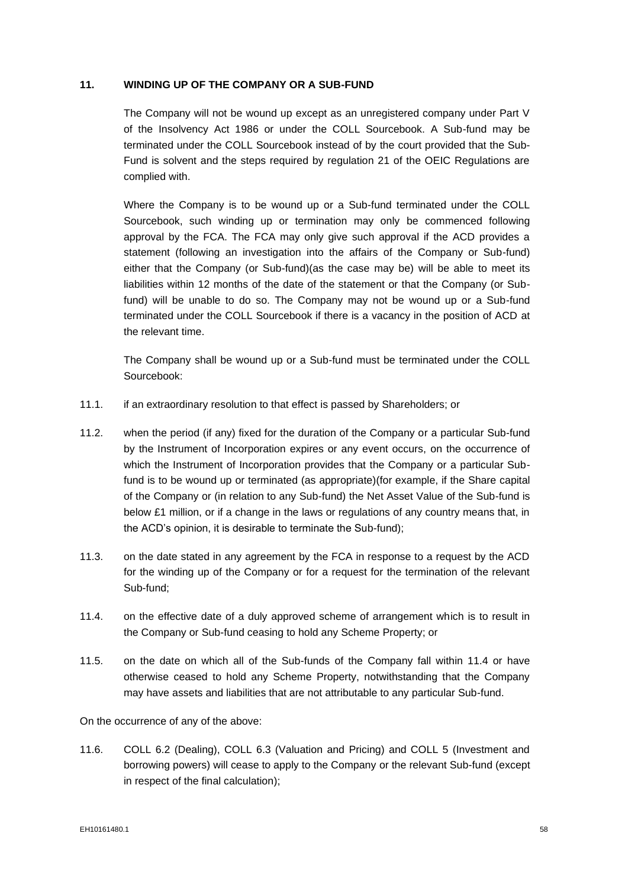## 11. WINDING UP OF THE COMPANY OR A SUB-FUND

The Company will not be wound up except as an unregistered company under Part V of the Insolvency Act 1986 or under the COLL Sourcebook. A Sub-fund may be terminated under the COLL Sourcebook instead of by the court provided that the Sub-Fund is solvent and the steps required by regulation 21 of the OEIC Regulations are complied with.

Where the Company is to be wound up or a Sub-fund terminated under the COLL Sourcebook, such winding up or termination may only be commenced following approval by the FCA. The FCA may only give such approval if the ACD provides a statement (following an investigation into the affairs of the Company or Sub-fund) either that the Company (or Sub-fund)(as the case may be) will be able to meet its liabilities within 12 months of the date of the statement or that the Company (or Sub-fund) will be unable to do so. The Company may not be wound up or a Sub-fund terminated under the COLL Sourcebook if there is a vacancy in the position of ACD at the relevant time.

The Company shall be wound up or a Sub-fund must be terminated under the COLL Sourcebook:

11.1. if an extraordinary resolution to that effect is passed by Shareholders; or

11.2. when the period (if any) fixed for the duration of the Company or a particular Sub-fund by the Instrument of Incorporation expires or any event occurs, on the occurrence of which the Instrument of Incorporation provides that the Company or a particular Sub-fund is to be wound up or terminated (as appropriate)(for example, if the Share capital of the Company or (in relation to any Sub-fund) the Net Asset Value of the Sub-fund is below £1 million, or if a change in the laws or regulations of any country means that, in the ACD's opinion, it is desirable to terminate the Sub-fund);

11.3. on the date stated in any agreement by the FCA in response to a request by the ACD for the winding up of the Company or for a request for the termination of the relevant Sub-fund;

11.4. on the effective date of a duly approved scheme of arrangement which is to result in the Company or Sub-fund ceasing to hold any Scheme Property; or

11.5. on the date on which all of the Sub-funds of the Company fall within 11.4 or have otherwise ceased to hold any Scheme Property, notwithstanding that the Company may have assets and liabilities that are not attributable to any particular Sub-fund.

On the occurrence of any of the above:

11.6. COLL 6.2 (Dealing), COLL 6.3 (Valuation and Pricing) and COLL 5 (Investment and borrowing powers) will cease to apply to the Company or the relevant Sub-fund (except in respect of the final calculation);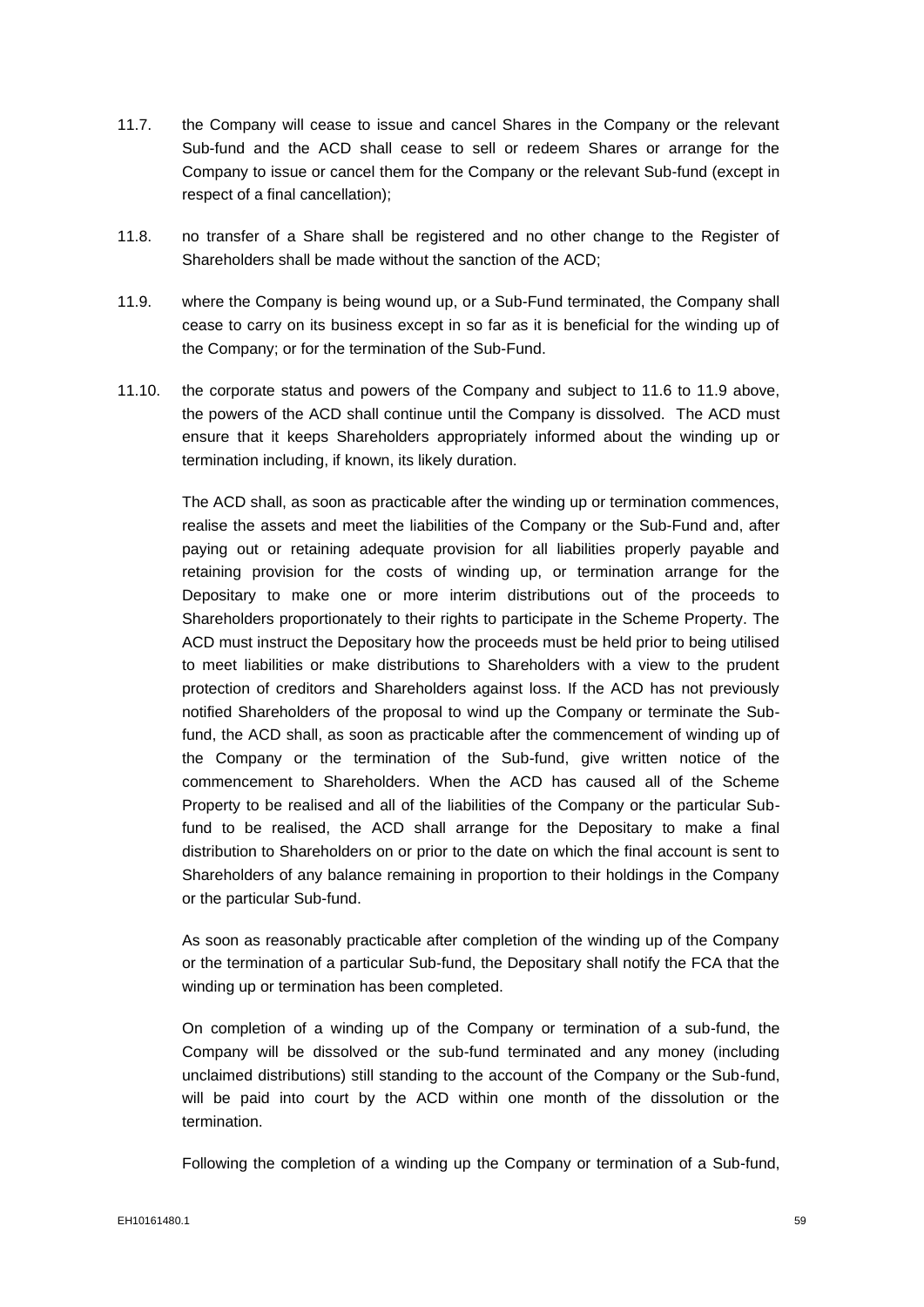11.7. the Company will cease to issue and cancel Shares in the Company or the relevant Sub-fund and the ACD shall cease to sell or redeem Shares or arrange for the Company to issue or cancel them for the Company or the relevant Sub-fund (except in respect of a final cancellation);

11.8. no transfer of a Share shall be registered and no other change to the Register of Shareholders shall be made without the sanction of the ACD;

11.9. where the Company is being wound up, or a Sub-Fund terminated, the Company shall cease to carry on its business except in so far as it is beneficial for the winding up of the Company; or for the termination of the Sub-Fund.

11.10. the corporate status and powers of the Company and subject to 11.6 to 11.9 above, the powers of the ACD shall continue until the Company is dissolved. The ACD must ensure that it keeps Shareholders appropriately informed about the winding up or termination including, if known, its likely duration.

The ACD shall, as soon as practicable after the winding up or termination commences, realise the assets and meet the liabilities of the Company or the Sub-Fund and, after paying out or retaining adequate provision for all liabilities properly payable and retaining provision for the costs of winding up, or termination arrange for the Depositary to make one or more interim distributions out of the proceeds to Shareholders proportionately to their rights to participate in the Scheme Property. The ACD must instruct the Depositary how the proceeds must be held prior to being utilised to meet liabilities or make distributions to Shareholders with a view to the prudent protection of creditors and Shareholders against loss. If the ACD has not previously notified Shareholders of the proposal to wind up the Company or terminate the Sub-fund, the ACD shall, as soon as practicable after the commencement of winding up of the Company or the termination of the Sub-fund, give written notice of the commencement to Shareholders. When the ACD has caused all of the Scheme Property to be realised and all of the liabilities of the Company or the particular Sub-fund to be realised, the ACD shall arrange for the Depositary to make a final distribution to Shareholders on or prior to the date on which the final account is sent to Shareholders of any balance remaining in proportion to their holdings in the Company or the particular Sub-fund.

As soon as reasonably practicable after completion of the winding up of the Company or the termination of a particular Sub-fund, the Depositary shall notify the FCA that the winding up or termination has been completed.

On completion of a winding up of the Company or termination of a sub-fund, the Company will be dissolved or the sub-fund terminated and any money (including unclaimed distributions) still standing to the account of the Company or the Sub-fund, will be paid into court by the ACD within one month of the dissolution or the termination.

Following the completion of a winding up the Company or termination of a Sub-fund,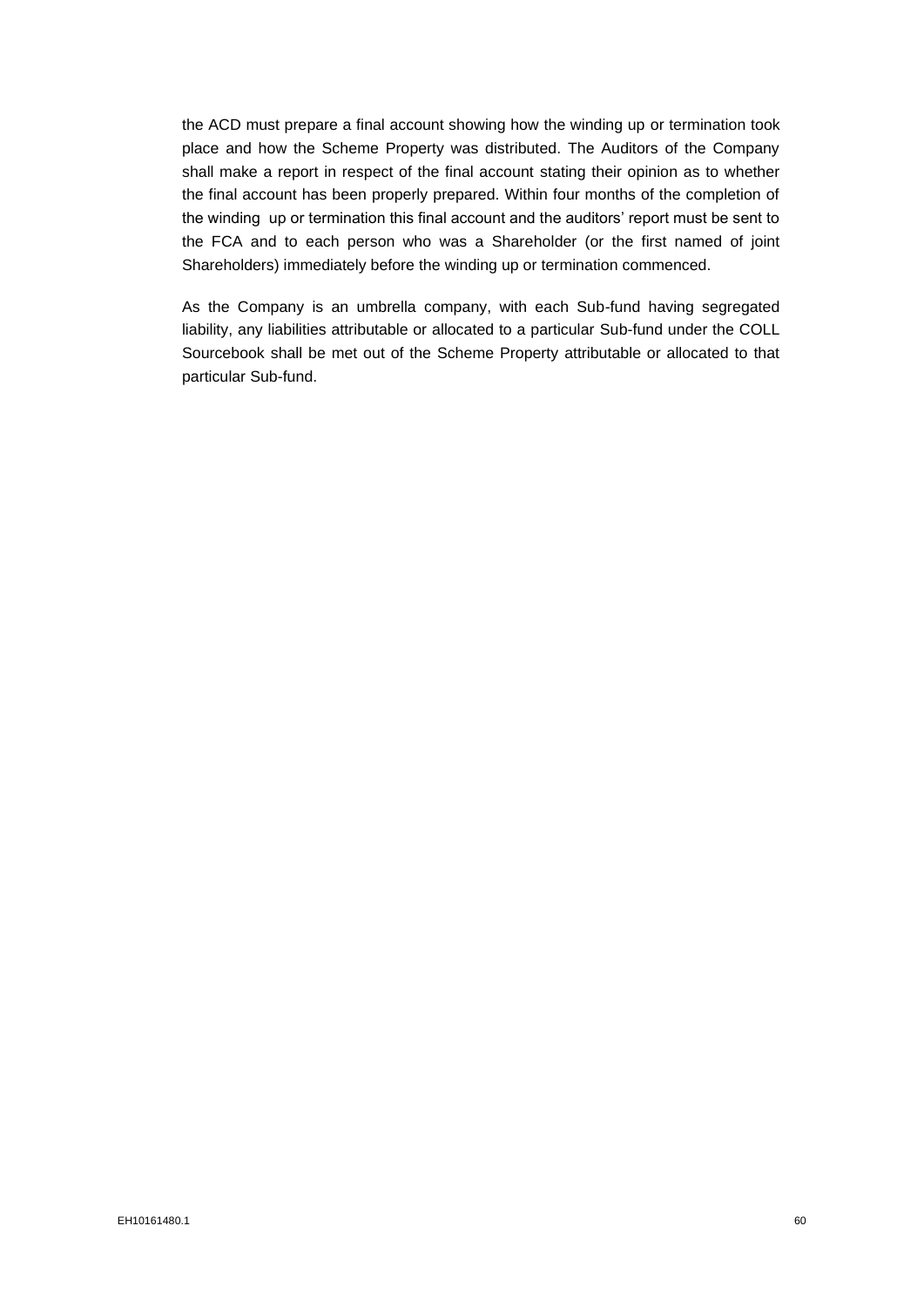the ACD must prepare a final account showing how the winding up or termination took place and how the Scheme Property was distributed. The Auditors of the Company shall make a report in respect of the final account stating their opinion as to whether the final account has been properly prepared. Within four months of the completion of the winding up or termination this final account and the auditors' report must be sent to the FCA and to each person who was a Shareholder (or the first named of joint Shareholders) immediately before the winding up or termination commenced.

As the Company is an umbrella company, with each Sub-fund having segregated liability, any liabilities attributable or allocated to a particular Sub-fund under the COLL Sourcebook shall be met out of the Scheme Property attributable or allocated to that particular Sub-fund.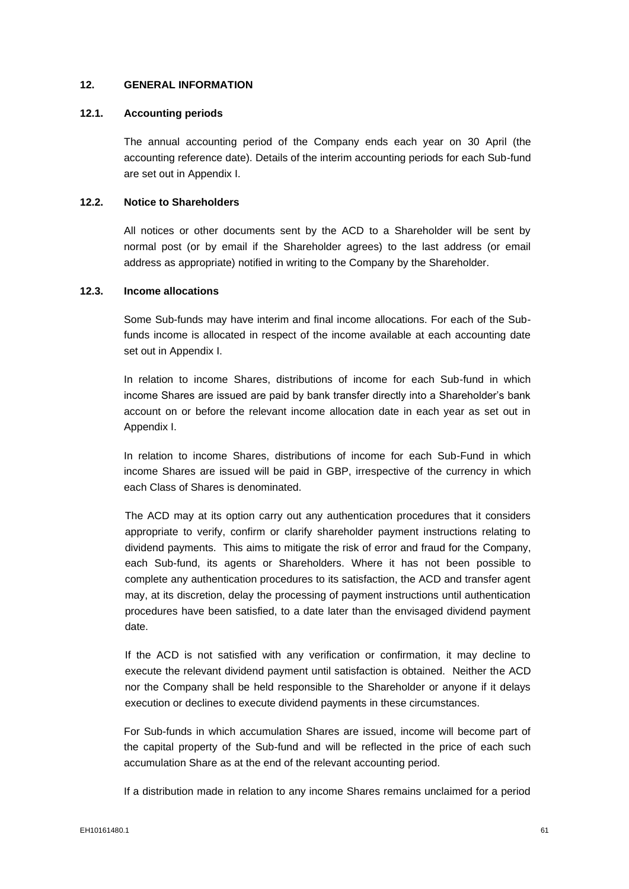## 12. GENERAL INFORMATION

### 12.1. Accounting periods

The annual accounting period of the Company ends each year on 30 April (the accounting reference date). Details of the interim accounting periods for each Sub-fund are set out in Appendix I.

### 12.2. Notice to Shareholders

All notices or other documents sent by the ACD to a Shareholder will be sent by normal post (or by email if the Shareholder agrees) to the last address (or email address as appropriate) notified in writing to the Company by the Shareholder.

### 12.3. Income allocations

Some Sub-funds may have interim and final income allocations. For each of the Sub-funds income is allocated in respect of the income available at each accounting date set out in Appendix I.

In relation to income Shares, distributions of income for each Sub-fund in which income Shares are issued are paid by bank transfer directly into a Shareholder's bank account on or before the relevant income allocation date in each year as set out in Appendix I.

In relation to income Shares, distributions of income for each Sub-Fund in which income Shares are issued will be paid in GBP, irrespective of the currency in which each Class of Shares is denominated.

The ACD may at its option carry out any authentication procedures that it considers appropriate to verify, confirm or clarify shareholder payment instructions relating to dividend payments. This aims to mitigate the risk of error and fraud for the Company, each Sub-fund, its agents or Shareholders. Where it has not been possible to complete any authentication procedures to its satisfaction, the ACD and transfer agent may, at its discretion, delay the processing of payment instructions until authentication procedures have been satisfied, to a date later than the envisaged dividend payment date.

If the ACD is not satisfied with any verification or confirmation, it may decline to execute the relevant dividend payment until satisfaction is obtained. Neither the ACD nor the Company shall be held responsible to the Shareholder or anyone if it delays execution or declines to execute dividend payments in these circumstances.

For Sub-funds in which accumulation Shares are issued, income will become part of the capital property of the Sub-fund and will be reflected in the price of each such accumulation Share as at the end of the relevant accounting period.

If a distribution made in relation to any income Shares remains unclaimed for a period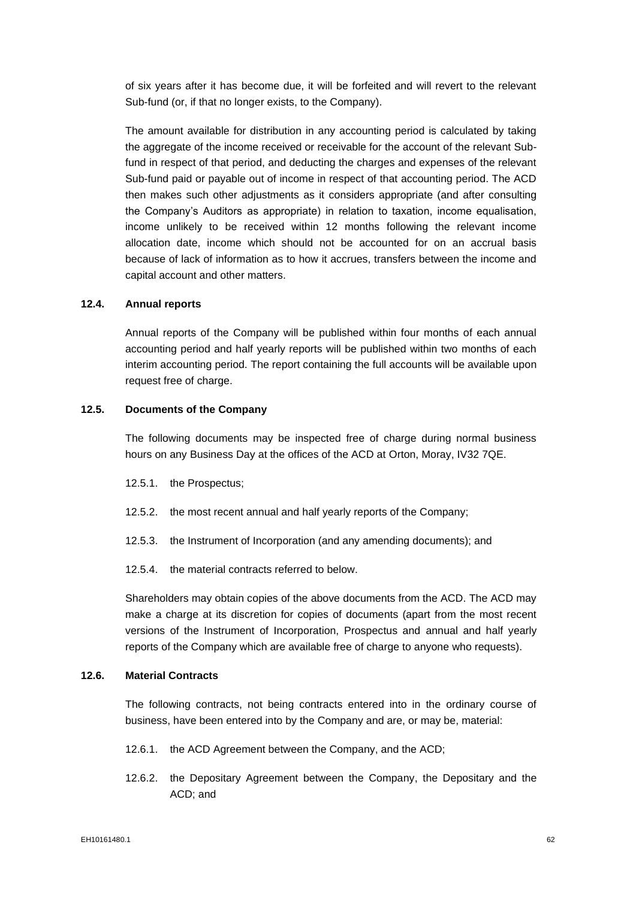of six years after it has become due, it will be forfeited and will revert to the relevant Sub-fund (or, if that no longer exists, to the Company).

The amount available for distribution in any accounting period is calculated by taking the aggregate of the income received or receivable for the account of the relevant Sub-fund in respect of that period, and deducting the charges and expenses of the relevant Sub-fund paid or payable out of income in respect of that accounting period. The ACD then makes such other adjustments as it considers appropriate (and after consulting the Company's Auditors as appropriate) in relation to taxation, income equalisation, income unlikely to be received within 12 months following the relevant income allocation date, income which should not be accounted for on an accrual basis because of lack of information as to how it accrues, transfers between the income and capital account and other matters.

### 12.4. Annual reports

Annual reports of the Company will be published within four months of each annual accounting period and half yearly reports will be published within two months of each interim accounting period. The report containing the full accounts will be available upon request free of charge.

### 12.5. Documents of the Company

The following documents may be inspected free of charge during normal business hours on any Business Day at the offices of the ACD at Orton, Moray, IV32 7QE.

12.5.1. the Prospectus;

12.5.2. the most recent annual and half yearly reports of the Company;

12.5.3. the Instrument of Incorporation (and any amending documents); and

12.5.4. the material contracts referred to below.

Shareholders may obtain copies of the above documents from the ACD. The ACD may make a charge at its discretion for copies of documents (apart from the most recent versions of the Instrument of Incorporation, Prospectus and annual and half yearly reports of the Company which are available free of charge to anyone who requests).

### 12.6. Material Contracts

The following contracts, not being contracts entered into in the ordinary course of business, have been entered into by the Company and are, or may be, material:

12.6.1. the ACD Agreement between the Company, and the ACD;

12.6.2. the Depositary Agreement between the Company, the Depositary and the ACD; and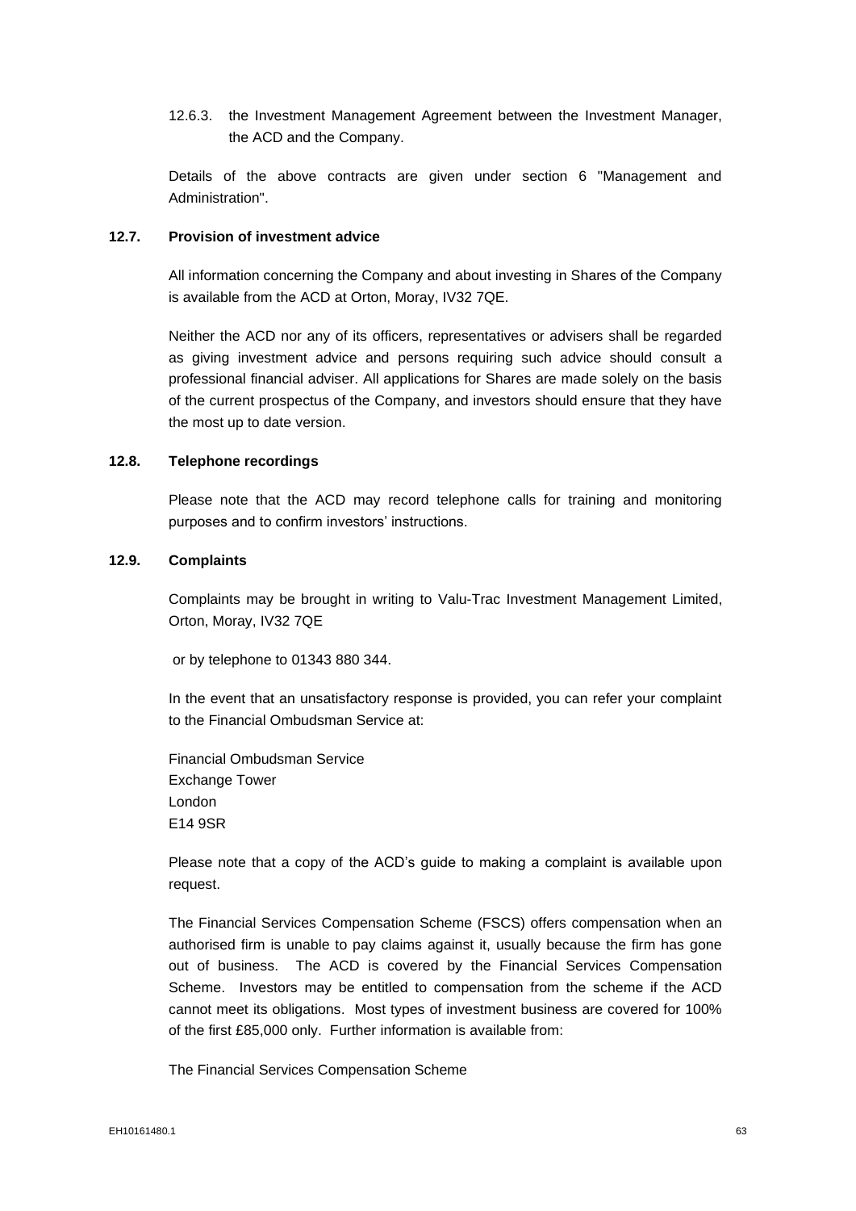12.6.3. the Investment Management Agreement between the Investment Manager, the ACD and the Company.

Details of the above contracts are given under section 6 "Management and Administration".

### 12.7. Provision of investment advice

All information concerning the Company and about investing in Shares of the Company is available from the ACD at Orton, Moray, IV32 7QE.

Neither the ACD nor any of its officers, representatives or advisers shall be regarded as giving investment advice and persons requiring such advice should consult a professional financial adviser. All applications for Shares are made solely on the basis of the current prospectus of the Company, and investors should ensure that they have the most up to date version.

### 12.8. Telephone recordings

Please note that the ACD may record telephone calls for training and monitoring purposes and to confirm investors' instructions.

### 12.9. Complaints

Complaints may be brought in writing to Valu-Trac Investment Management Limited, Orton, Moray, IV32 7QE

or by telephone to 01343 880 344.

In the event that an unsatisfactory response is provided, you can refer your complaint to the Financial Ombudsman Service at:

Financial Ombudsman Service
Exchange Tower
London
E14 9SR

Please note that a copy of the ACD's guide to making a complaint is available upon request.

The Financial Services Compensation Scheme (FSCS) offers compensation when an authorised firm is unable to pay claims against it, usually because the firm has gone out of business. The ACD is covered by the Financial Services Compensation Scheme. Investors may be entitled to compensation from the scheme if the ACD cannot meet its obligations. Most types of investment business are covered for 100% of the first £85,000 only. Further information is available from:

The Financial Services Compensation Scheme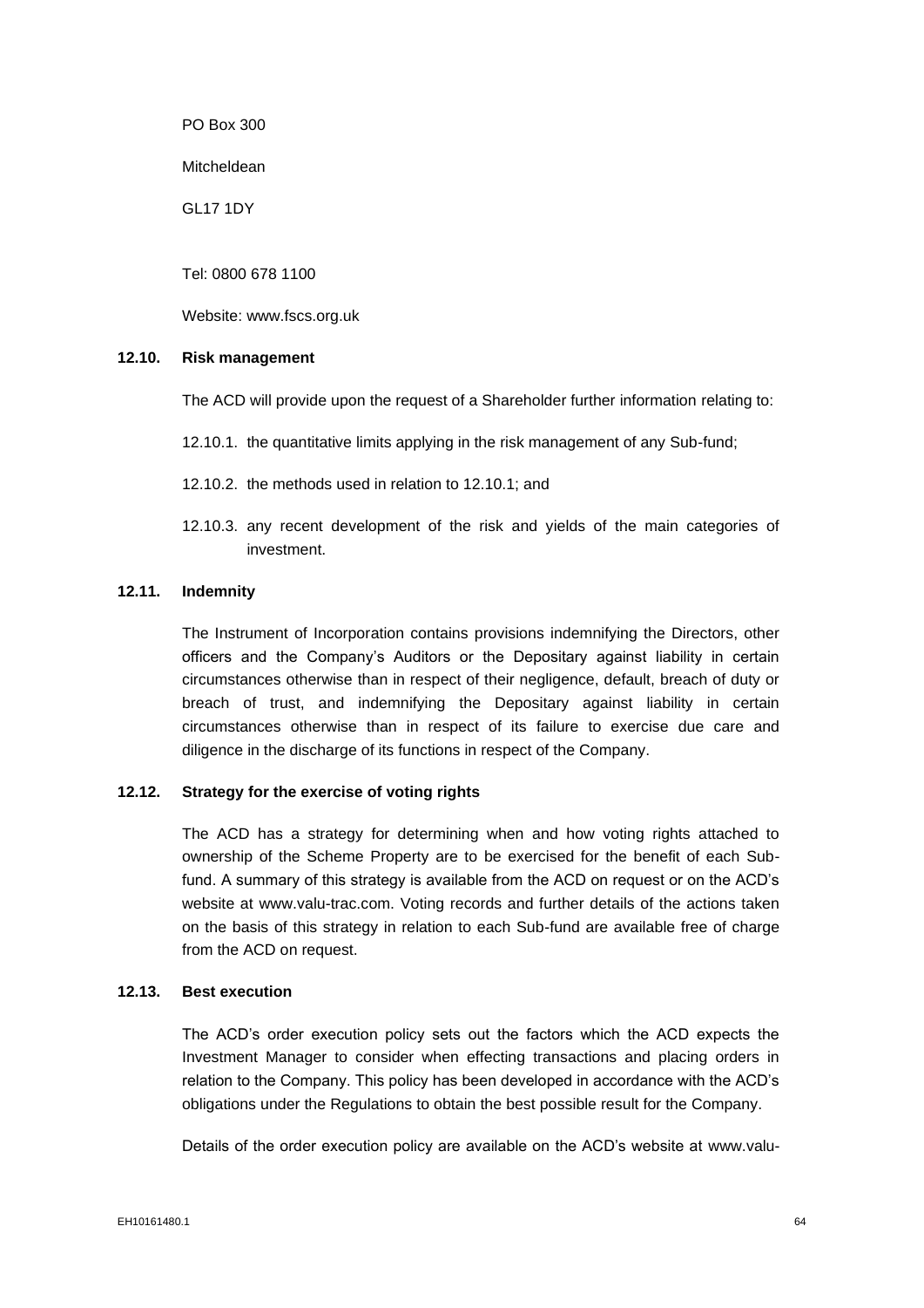PO Box 300

Mitcheldean

GL17 1DY

Tel: 0800 678 1100

Website: www.fscs.org.uk

### 12.10. Risk management

The ACD will provide upon the request of a Shareholder further information relating to:

12.10.1. the quantitative limits applying in the risk management of any Sub-fund;

12.10.2. the methods used in relation to 12.10.1; and

12.10.3. any recent development of the risk and yields of the main categories of investment.

### 12.11. Indemnity

The Instrument of Incorporation contains provisions indemnifying the Directors, other officers and the Company's Auditors or the Depositary against liability in certain circumstances otherwise than in respect of their negligence, default, breach of duty or breach of trust, and indemnifying the Depositary against liability in certain circumstances otherwise than in respect of its failure to exercise due care and diligence in the discharge of its functions in respect of the Company.

### 12.12. Strategy for the exercise of voting rights

The ACD has a strategy for determining when and how voting rights attached to ownership of the Scheme Property are to be exercised for the benefit of each Sub-fund. A summary of this strategy is available from the ACD on request or on the ACD's website at www.valu-trac.com. Voting records and further details of the actions taken on the basis of this strategy in relation to each Sub-fund are available free of charge from the ACD on request.

### 12.13. Best execution

The ACD's order execution policy sets out the factors which the ACD expects the Investment Manager to consider when effecting transactions and placing orders in relation to the Company. This policy has been developed in accordance with the ACD's obligations under the Regulations to obtain the best possible result for the Company.

Details of the order execution policy are available on the ACD's website at www.valu-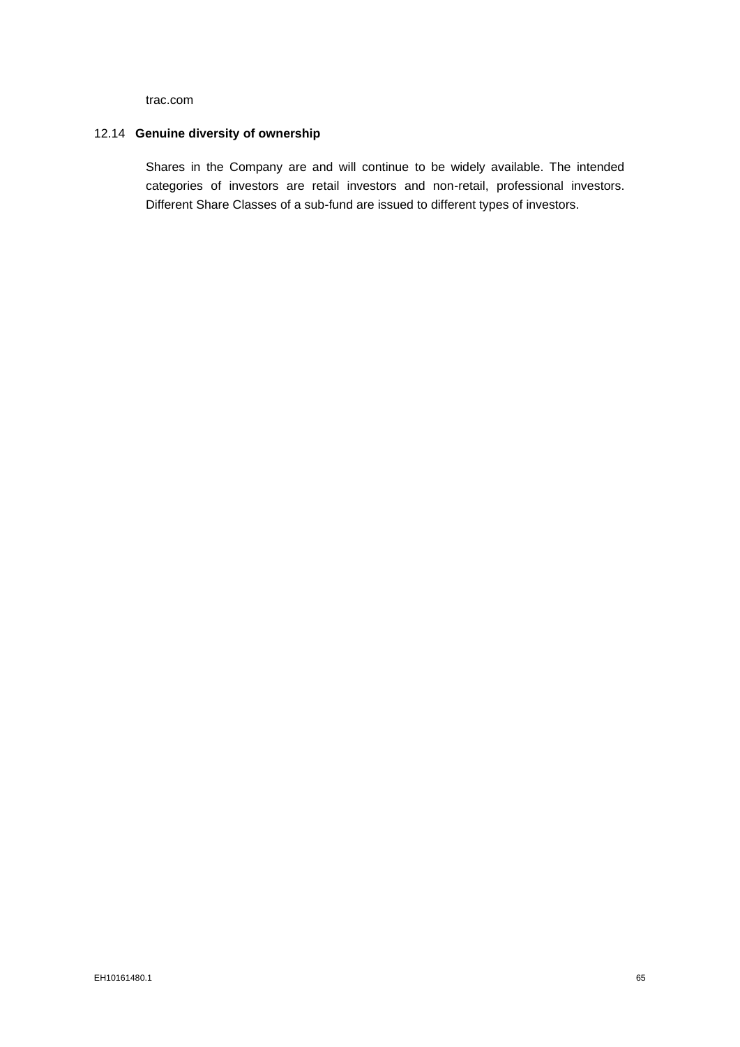trac.com

### 12.14 Genuine diversity of ownership

Shares in the Company are and will continue to be widely available. The intended categories of investors are retail investors and non-retail, professional investors. Different Share Classes of a sub-fund are issued to different types of investors.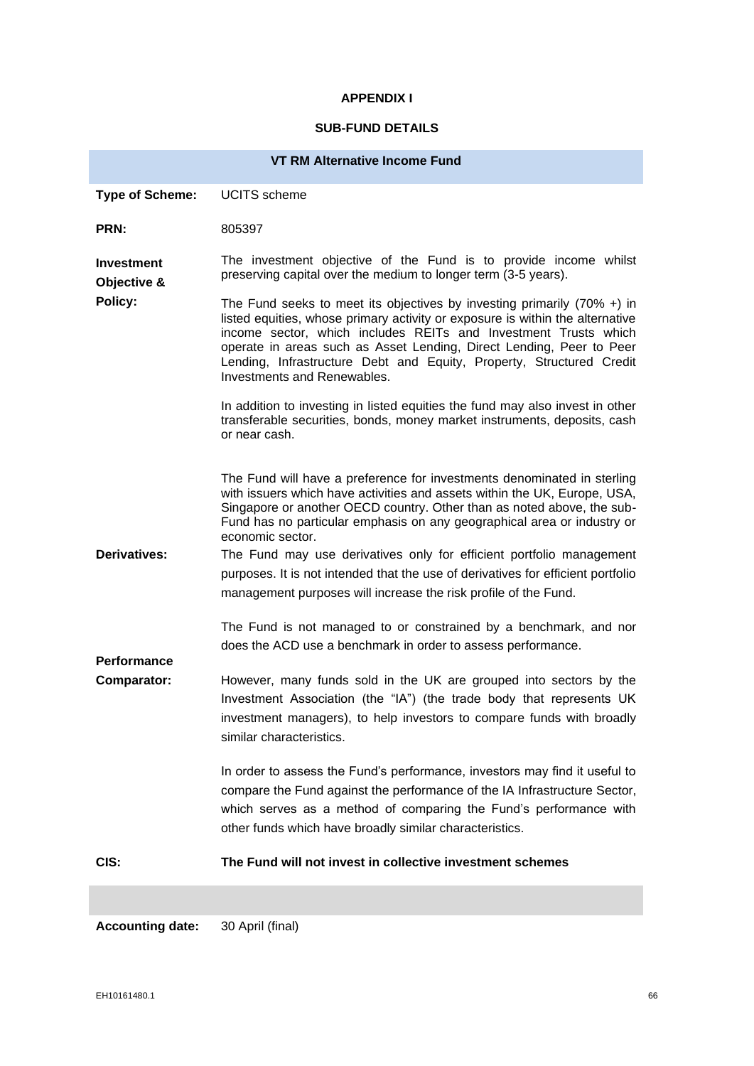## APPENDIX I

## SUB-FUND DETAILS

| VT RM Alternative Income Fund | |
|---|---|
| **Type of Scheme:** | UCITS scheme |
| **PRN:** | 805397 |
| **Investment Objective & Policy:** | The investment objective of the Fund is to provide income whilst preserving capital over the medium to longer term (3-5 years).<br><br>The Fund seeks to meet its objectives by investing primarily (70% +) in listed equities, whose primary activity or exposure is within the alternative income sector, which includes REITs and Investment Trusts which operate in areas such as Asset Lending, Direct Lending, Peer to Peer Lending, Infrastructure Debt and Equity, Property, Structured Credit Investments and Renewables.<br><br>In addition to investing in listed equities the fund may also invest in other transferable securities, bonds, money market instruments, deposits, cash or near cash.<br><br>The Fund will have a preference for investments denominated in sterling with issuers which have activities and assets within the UK, Europe, USA, Singapore or another OECD country. Other than as noted above, the sub-Fund has no particular emphasis on any geographical area or industry or economic sector. |
| **Derivatives:** | The Fund may use derivatives only for efficient portfolio management purposes. It is not intended that the use of derivatives for efficient portfolio management purposes will increase the risk profile of the Fund. |
| **Performance Comparator:** | The Fund is not managed to or constrained by a benchmark, and nor does the ACD use a benchmark in order to assess performance.<br><br>However, many funds sold in the UK are grouped into sectors by the Investment Association (the "IA") (the trade body that represents UK investment managers), to help investors to compare funds with broadly similar characteristics.<br><br>In order to assess the Fund's performance, investors may find it useful to compare the Fund against the performance of the IA Infrastructure Sector, which serves as a method of comparing the Fund's performance with other funds which have broadly similar characteristics. |
| **CIS:** | **The Fund will not invest in collective investment schemes** |
| | |
| **Accounting date:** | 30 April (final) |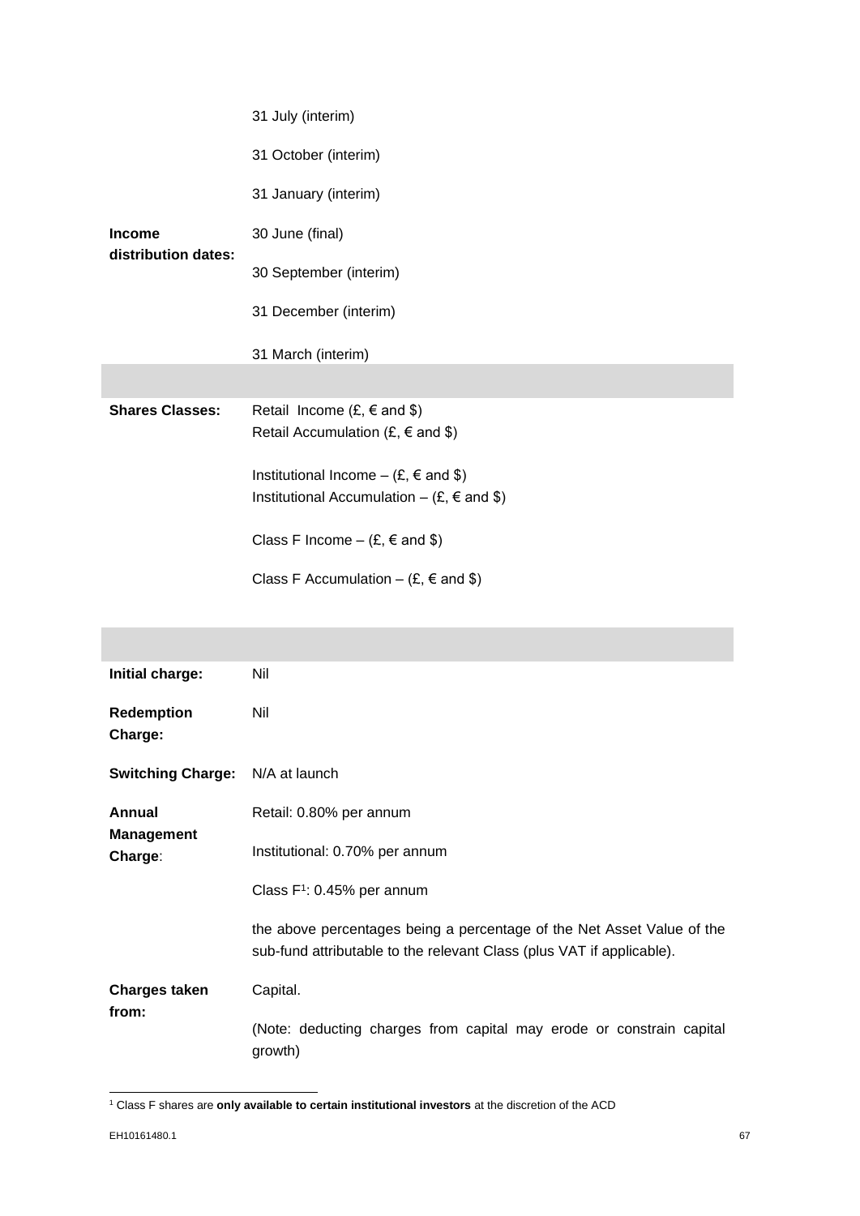| | |
|---|---|
| **Income distribution dates:** | 31 July (interim)<br><br>31 October (interim)<br><br>31 January (interim)<br><br>30 June (final)<br><br>30 September (interim)<br><br>31 December (interim)<br><br>31 March (interim) |
| | |
| **Shares Classes:** | Retail Income (£, € and $)<br>Retail Accumulation (£, € and $)<br><br>Institutional Income – (£, € and $)<br>Institutional Accumulation – (£, € and $)<br><br>Class F Income – (£, € and $)<br><br>Class F Accumulation – (£, € and $) |
| | |
| **Initial charge:** | Nil |
| **Redemption Charge:** | Nil |
| **Switching Charge:** | N/A at launch |
| **Annual Management Charge**: | Retail: 0.80% per annum<br><br>Institutional: 0.70% per annum<br><br>Class F[1]: 0.45% per annum<br><br>the above percentages being a percentage of the Net Asset Value of the sub-fund attributable to the relevant Class (plus VAT if applicable). |
| **Charges taken from:** | Capital.<br><br>(Note: deducting charges from capital may erode or constrain capital growth) |

[1] Class F shares are **only available to certain institutional investors** at the discretion of the ACD

EH10161480.1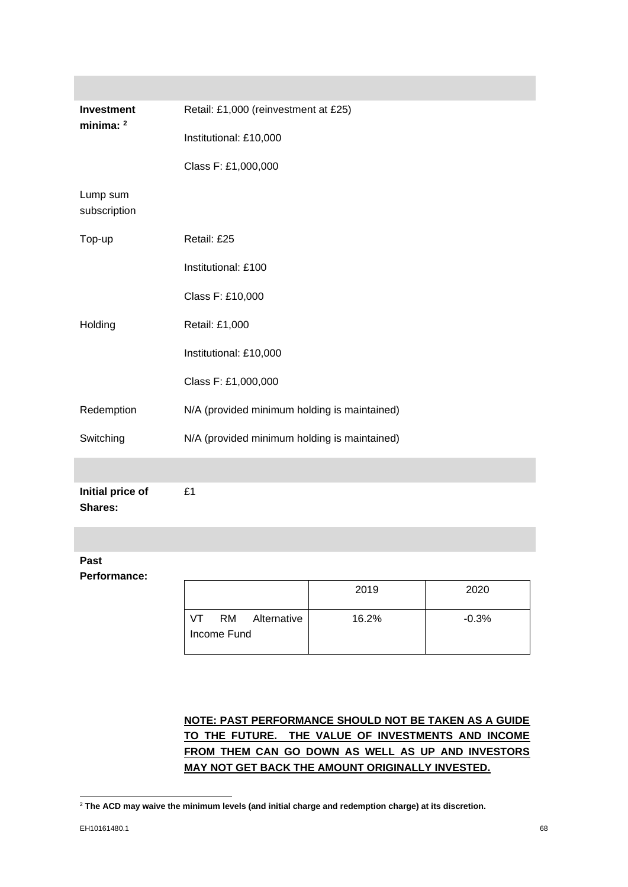**Investment minima:** [2]

Retail: £1,000 (reinvestment at £25)

Institutional: £10,000

Class F: £1,000,000

Lump sum subscription

| | |
|---|---|
| Top-up | Retail: £25 |
| | Institutional: £100 |
| | Class F: £10,000 |
| Holding | Retail: £1,000 |
| | Institutional: £10,000 |
| | Class F: £1,000,000 |
| Redemption | N/A (provided minimum holding is maintained) |
| Switching | N/A (provided minimum holding is maintained) |

**Initial price of Shares:** £1

**Past Performance:**

| | 2019 | 2020 |
|---|---|---|
| VT RM Alternative Income Fund | 16.2% | -0.3% |

**NOTE: PAST PERFORMANCE SHOULD NOT BE TAKEN AS A GUIDE TO THE FUTURE. THE VALUE OF INVESTMENTS AND INCOME FROM THEM CAN GO DOWN AS WELL AS UP AND INVESTORS MAY NOT GET BACK THE AMOUNT ORIGINALLY INVESTED.**

[2] **The ACD may waive the minimum levels (and initial charge and redemption charge) at its discretion.**

EH10161480.1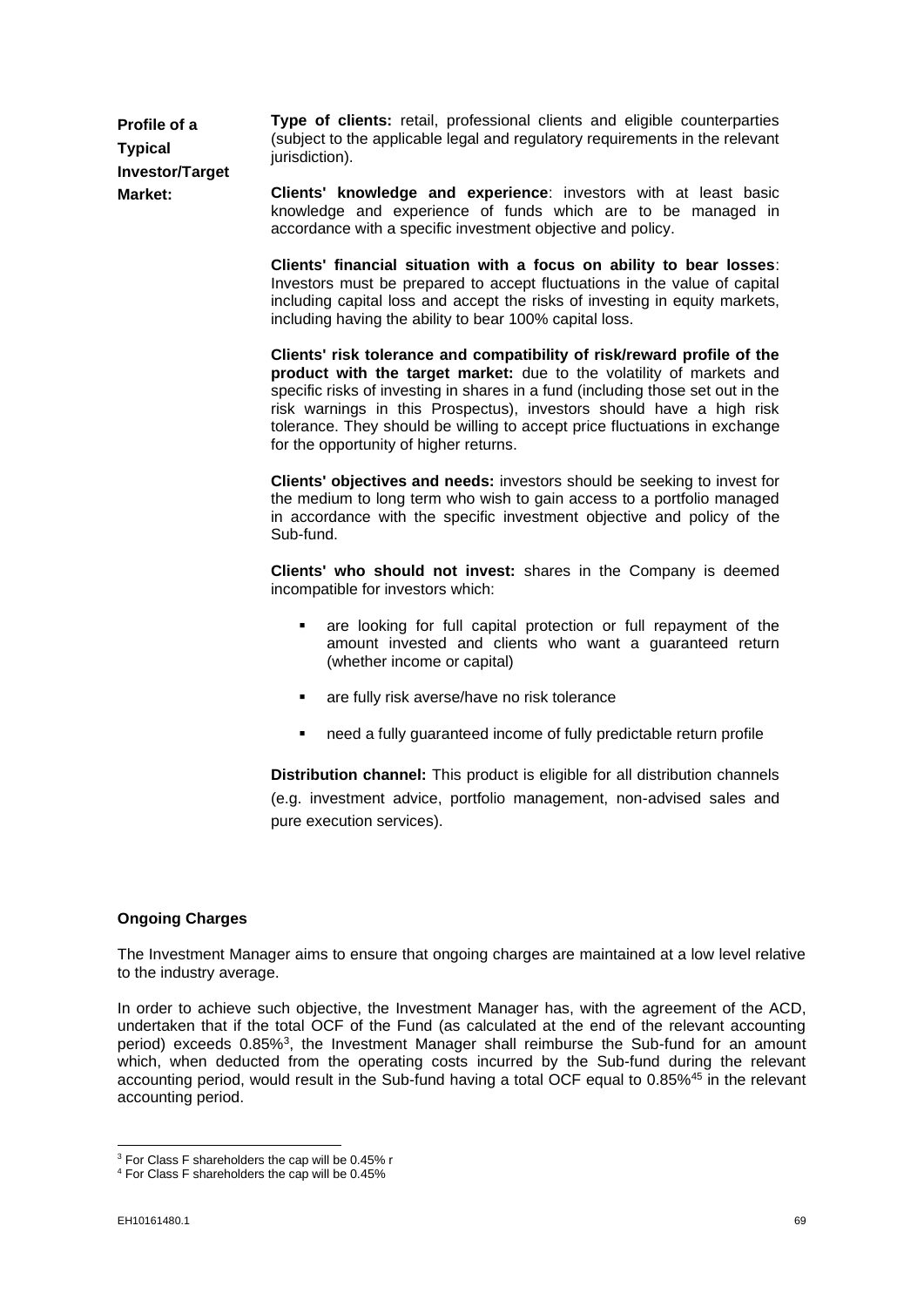**Profile of a Typical Investor/Target Market:**

**Type of clients:** retail, professional clients and eligible counterparties (subject to the applicable legal and regulatory requirements in the relevant jurisdiction).

**Clients' knowledge and experience**: investors with at least basic knowledge and experience of funds which are to be managed in accordance with a specific investment objective and policy.

**Clients' financial situation with a focus on ability to bear losses**: Investors must be prepared to accept fluctuations in the value of capital including capital loss and accept the risks of investing in equity markets, including having the ability to bear 100% capital loss.

**Clients' risk tolerance and compatibility of risk/reward profile of the product with the target market:** due to the volatility of markets and specific risks of investing in shares in a fund (including those set out in the risk warnings in this Prospectus), investors should have a high risk tolerance. They should be willing to accept price fluctuations in exchange for the opportunity of higher returns.

**Clients' objectives and needs:** investors should be seeking to invest for the medium to long term who wish to gain access to a portfolio managed in accordance with the specific investment objective and policy of the Sub-fund.

**Clients' who should not invest:** shares in the Company is deemed incompatible for investors which:

- are looking for full capital protection or full repayment of the amount invested and clients who want a guaranteed return (whether income or capital)
- are fully risk averse/have no risk tolerance
- need a fully guaranteed income of fully predictable return profile

**Distribution channel:** This product is eligible for all distribution channels (e.g. investment advice, portfolio management, non-advised sales and pure execution services).

**Ongoing Charges**

The Investment Manager aims to ensure that ongoing charges are maintained at a low level relative to the industry average.

In order to achieve such objective, the Investment Manager has, with the agreement of the ACD, undertaken that if the total OCF of the Fund (as calculated at the end of the relevant accounting period) exceeds 0.85%[3], the Investment Manager shall reimburse the Sub-fund for an amount which, when deducted from the operating costs incurred by the Sub-fund during the relevant accounting period, would result in the Sub-fund having a total OCF equal to 0.85%[45] in the relevant accounting period.

[3] For Class F shareholders the cap will be 0.45% r

[4] For Class F shareholders the cap will be 0.45%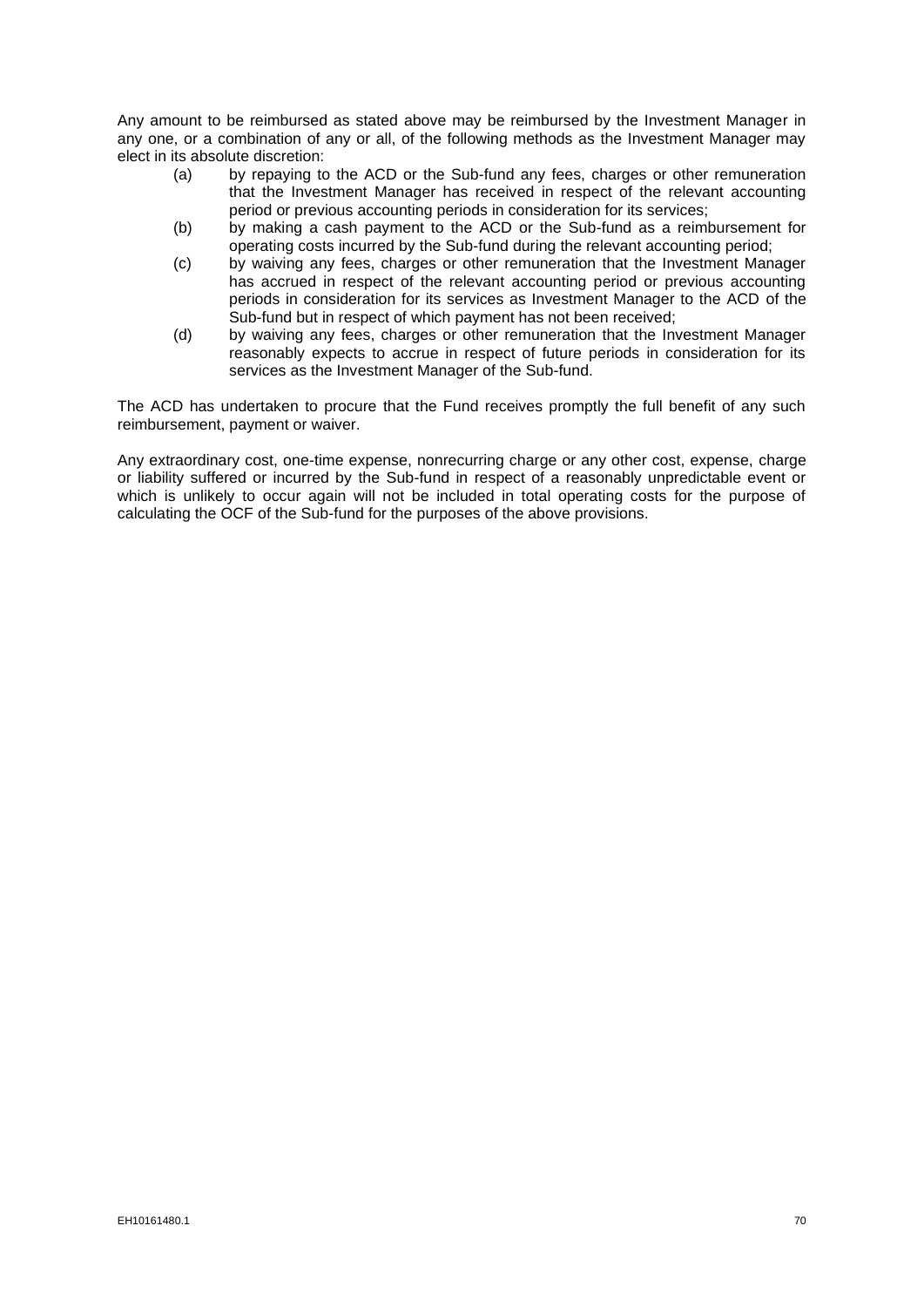Any amount to be reimbursed as stated above may be reimbursed by the Investment Manager in any one, or a combination of any or all, of the following methods as the Investment Manager may elect in its absolute discretion:

(a) by repaying to the ACD or the Sub-fund any fees, charges or other remuneration that the Investment Manager has received in respect of the relevant accounting period or previous accounting periods in consideration for its services;

(b) by making a cash payment to the ACD or the Sub-fund as a reimbursement for operating costs incurred by the Sub-fund during the relevant accounting period;

(c) by waiving any fees, charges or other remuneration that the Investment Manager has accrued in respect of the relevant accounting period or previous accounting periods in consideration for its services as Investment Manager to the ACD of the Sub-fund but in respect of which payment has not been received;

(d) by waiving any fees, charges or other remuneration that the Investment Manager reasonably expects to accrue in respect of future periods in consideration for its services as the Investment Manager of the Sub-fund.

The ACD has undertaken to procure that the Fund receives promptly the full benefit of any such reimbursement, payment or waiver.

Any extraordinary cost, one-time expense, nonrecurring charge or any other cost, expense, charge or liability suffered or incurred by the Sub-fund in respect of a reasonably unpredictable event or which is unlikely to occur again will not be included in total operating costs for the purpose of calculating the OCF of the Sub-fund for the purposes of the above provisions.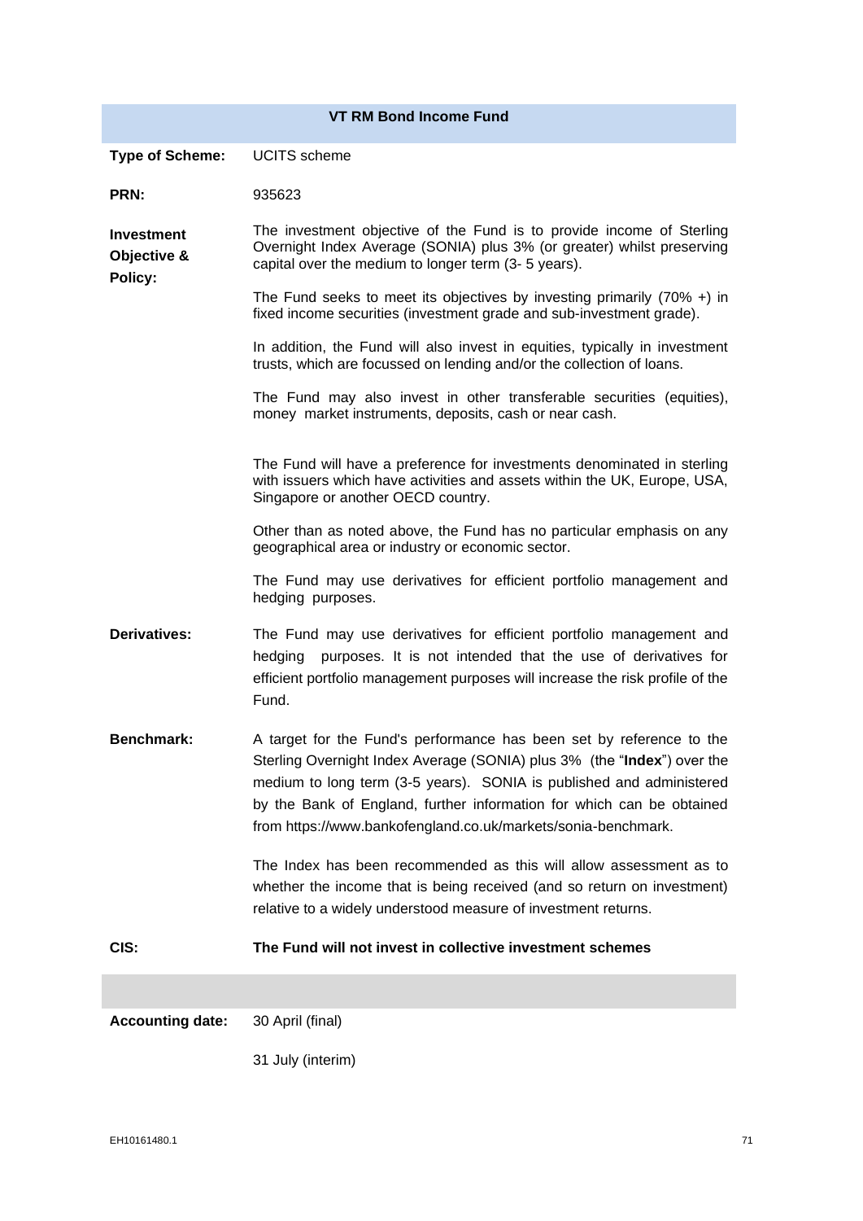## VT RM Bond Income Fund

**Type of Scheme:** UCITS scheme

**PRN:** 935623

**Investment Objective & Policy:**

The investment objective of the Fund is to provide income of Sterling Overnight Index Average (SONIA) plus 3% (or greater) whilst preserving capital over the medium to longer term (3- 5 years).

The Fund seeks to meet its objectives by investing primarily (70% +) in fixed income securities (investment grade and sub-investment grade).

In addition, the Fund will also invest in equities, typically in investment trusts, which are focussed on lending and/or the collection of loans.

The Fund may also invest in other transferable securities (equities), money market instruments, deposits, cash or near cash.

The Fund will have a preference for investments denominated in sterling with issuers which have activities and assets within the UK, Europe, USA, Singapore or another OECD country.

Other than as noted above, the Fund has no particular emphasis on any geographical area or industry or economic sector.

The Fund may use derivatives for efficient portfolio management and hedging purposes.

**Derivatives:**

The Fund may use derivatives for efficient portfolio management and hedging purposes. It is not intended that the use of derivatives for efficient portfolio management purposes will increase the risk profile of the Fund.

**Benchmark:**

A target for the Fund's performance has been set by reference to the Sterling Overnight Index Average (SONIA) plus 3% (the "**Index**") over the medium to long term (3-5 years). SONIA is published and administered by the Bank of England, further information for which can be obtained from https://www.bankofengland.co.uk/markets/sonia-benchmark.

The Index has been recommended as this will allow assessment as to whether the income that is being received (and so return on investment) relative to a widely understood measure of investment returns.

**CIS:** **The Fund will not invest in collective investment schemes**

**Accounting date:** 30 April (final)

31 July (interim)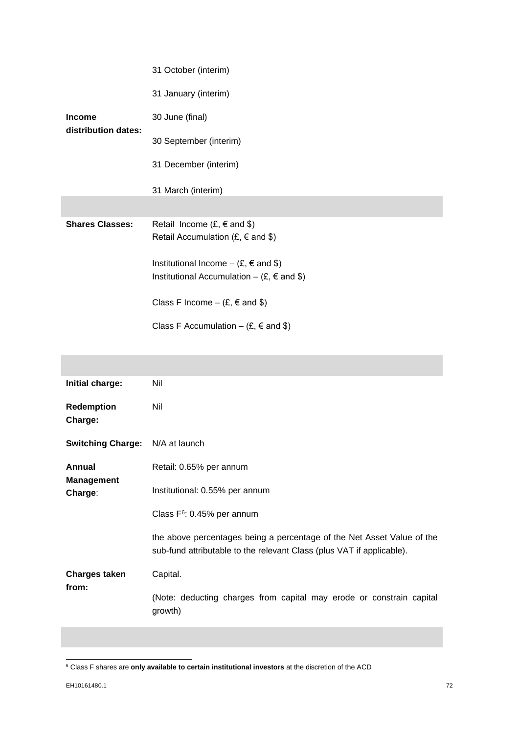| | |
|---|---|
| **Income distribution dates:** | 31 October (interim)<br><br>31 January (interim)<br><br>30 June (final)<br><br>30 September (interim)<br><br>31 December (interim)<br><br>31 March (interim) |
| | |
| **Shares Classes:** | Retail Income (£, € and $)<br>Retail Accumulation (£, € and $)<br><br>Institutional Income – (£, € and $)<br>Institutional Accumulation – (£, € and $)<br><br>Class F Income – (£, € and $)<br><br>Class F Accumulation – (£, € and $) |
| | |
| **Initial charge:** | Nil |
| **Redemption Charge:** | Nil |
| **Switching Charge:** | N/A at launch |
| **Annual Management Charge**: | Retail: 0.65% per annum<br><br>Institutional: 0.55% per annum<br><br>Class F[6]: 0.45% per annum<br><br>the above percentages being a percentage of the Net Asset Value of the sub-fund attributable to the relevant Class (plus VAT if applicable). |
| **Charges taken from:** | Capital.<br><br>(Note: deducting charges from capital may erode or constrain capital growth) |
| | |

[6] Class F shares are **only available to certain institutional investors** at the discretion of the ACD

EH10161480.1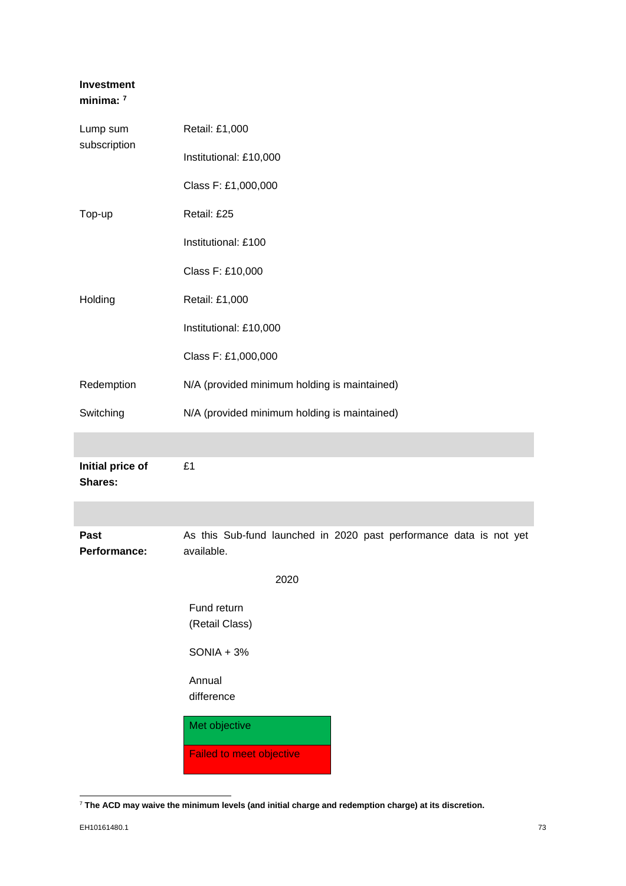**Investment minima:** [7]

| | |
|---|---|
| Lump sum subscription | Retail: £1,000 |
| | Institutional: £10,000 |
| | Class F: £1,000,000 |
| Top-up | Retail: £25 |
| | Institutional: £100 |
| | Class F: £10,000 |
| Holding | Retail: £1,000 |
| | Institutional: £10,000 |
| | Class F: £1,000,000 |
| Redemption | N/A (provided minimum holding is maintained) |
| Switching | N/A (provided minimum holding is maintained) |

**Initial price of Shares:** £1

**Past Performance:** As this Sub-fund launched in 2020 past performance data is not yet available.

| | 2020 |
|---|---|
| Fund return (Retail Class) | |
| SONIA + 3% | |
| Annual difference | |

Met objective

Failed to meet objective

[7] **The ACD may waive the minimum levels (and initial charge and redemption charge) at its discretion.**

EH10161480.1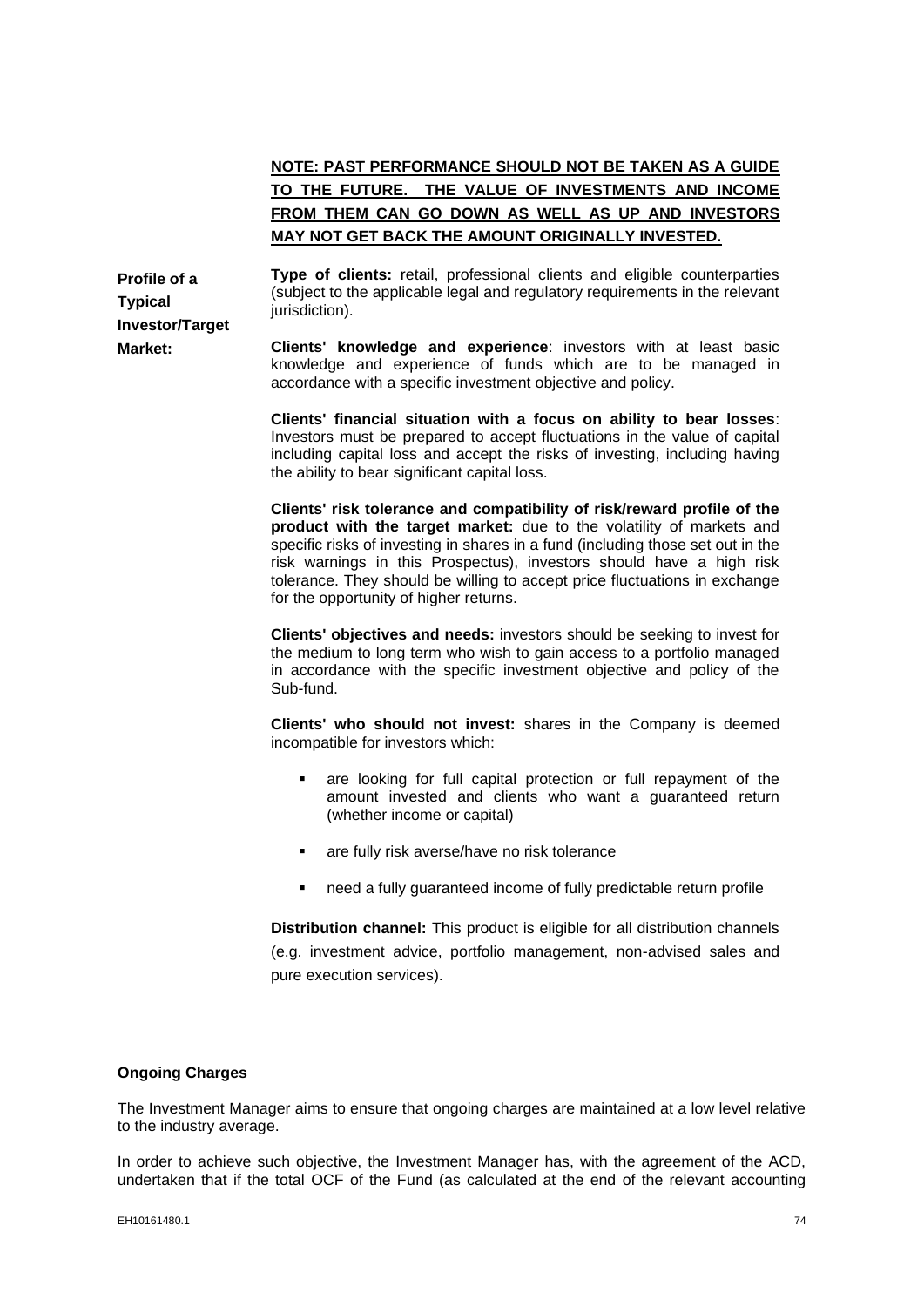**NOTE: PAST PERFORMANCE SHOULD NOT BE TAKEN AS A GUIDE TO THE FUTURE. THE VALUE OF INVESTMENTS AND INCOME FROM THEM CAN GO DOWN AS WELL AS UP AND INVESTORS MAY NOT GET BACK THE AMOUNT ORIGINALLY INVESTED.**

**Profile of a Typical Investor/Target Market:**

**Type of clients:** retail, professional clients and eligible counterparties (subject to the applicable legal and regulatory requirements in the relevant jurisdiction).

**Clients' knowledge and experience**: investors with at least basic knowledge and experience of funds which are to be managed in accordance with a specific investment objective and policy.

**Clients' financial situation with a focus on ability to bear losses**: Investors must be prepared to accept fluctuations in the value of capital including capital loss and accept the risks of investing, including having the ability to bear significant capital loss.

**Clients' risk tolerance and compatibility of risk/reward profile of the product with the target market:** due to the volatility of markets and specific risks of investing in shares in a fund (including those set out in the risk warnings in this Prospectus), investors should have a high risk tolerance. They should be willing to accept price fluctuations in exchange for the opportunity of higher returns.

**Clients' objectives and needs:** investors should be seeking to invest for the medium to long term who wish to gain access to a portfolio managed in accordance with the specific investment objective and policy of the Sub-fund.

**Clients' who should not invest:** shares in the Company is deemed incompatible for investors which:

- are looking for full capital protection or full repayment of the amount invested and clients who want a guaranteed return (whether income or capital)
- are fully risk averse/have no risk tolerance
- need a fully guaranteed income of fully predictable return profile

**Distribution channel:** This product is eligible for all distribution channels (e.g. investment advice, portfolio management, non-advised sales and pure execution services).

**Ongoing Charges**

The Investment Manager aims to ensure that ongoing charges are maintained at a low level relative to the industry average.

In order to achieve such objective, the Investment Manager has, with the agreement of the ACD, undertaken that if the total OCF of the Fund (as calculated at the end of the relevant accounting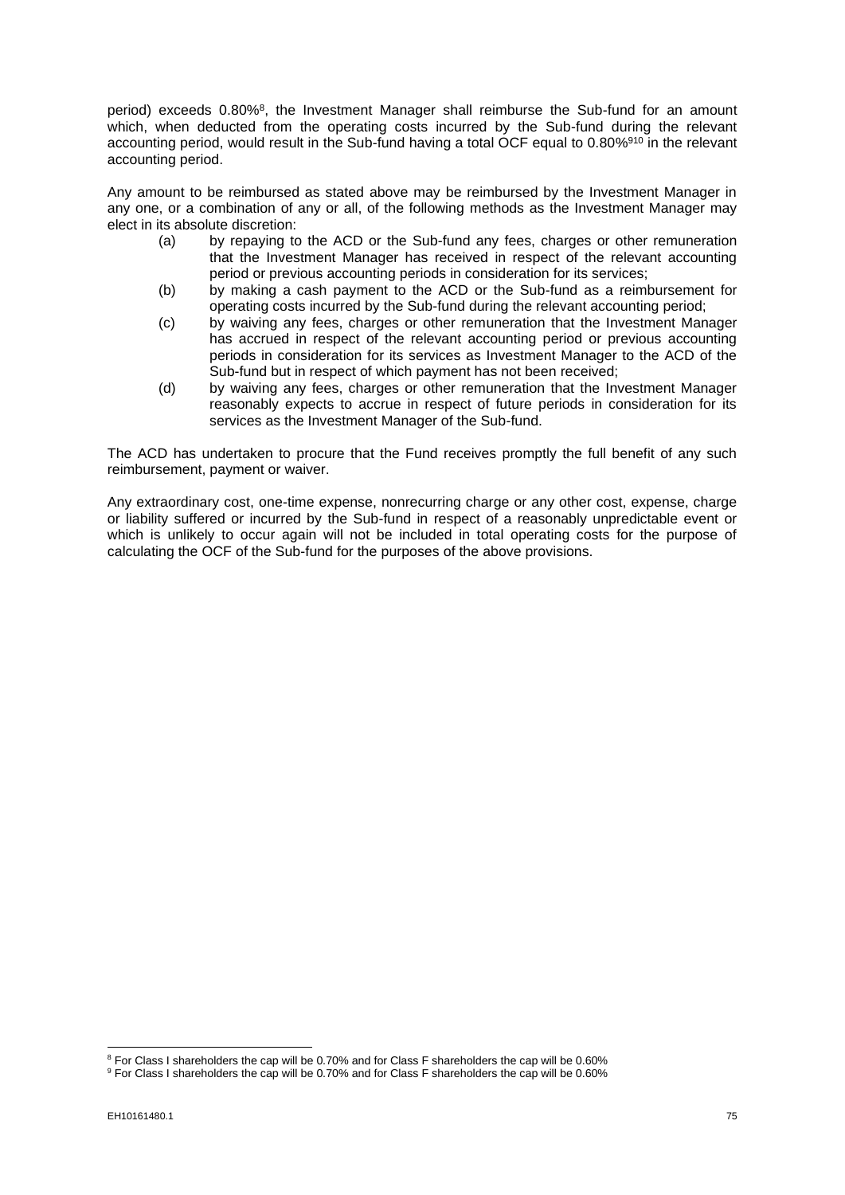period) exceeds 0.80%[8], the Investment Manager shall reimburse the Sub-fund for an amount which, when deducted from the operating costs incurred by the Sub-fund during the relevant accounting period, would result in the Sub-fund having a total OCF equal to 0.80%[9][10] in the relevant accounting period.

Any amount to be reimbursed as stated above may be reimbursed by the Investment Manager in any one, or a combination of any or all, of the following methods as the Investment Manager may elect in its absolute discretion:

(a) by repaying to the ACD or the Sub-fund any fees, charges or other remuneration that the Investment Manager has received in respect of the relevant accounting period or previous accounting periods in consideration for its services;

(b) by making a cash payment to the ACD or the Sub-fund as a reimbursement for operating costs incurred by the Sub-fund during the relevant accounting period;

(c) by waiving any fees, charges or other remuneration that the Investment Manager has accrued in respect of the relevant accounting period or previous accounting periods in consideration for its services as Investment Manager to the ACD of the Sub-fund but in respect of which payment has not been received;

(d) by waiving any fees, charges or other remuneration that the Investment Manager reasonably expects to accrue in respect of future periods in consideration for its services as the Investment Manager of the Sub-fund.

The ACD has undertaken to procure that the Fund receives promptly the full benefit of any such reimbursement, payment or waiver.

Any extraordinary cost, one-time expense, nonrecurring charge or any other cost, expense, charge or liability suffered or incurred by the Sub-fund in respect of a reasonably unpredictable event or which is unlikely to occur again will not be included in total operating costs for the purpose of calculating the OCF of the Sub-fund for the purposes of the above provisions.

---

[8] For Class I shareholders the cap will be 0.70% and for Class F shareholders the cap will be 0.60%

[9] For Class I shareholders the cap will be 0.70% and for Class F shareholders the cap will be 0.60%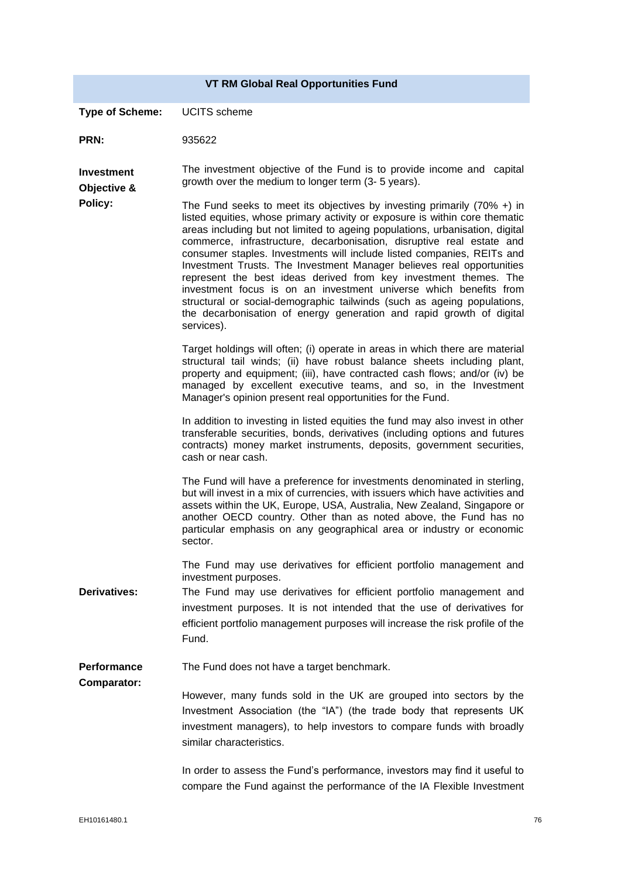## VT RM Global Real Opportunities Fund

| | |
|---|---|
| **Type of Scheme:** | UCITS scheme |
| **PRN:** | 935622 |
| **Investment Objective & Policy:** | The investment objective of the Fund is to provide income and capital growth over the medium to longer term (3- 5 years).<br><br>The Fund seeks to meet its objectives by investing primarily (70% +) in listed equities, whose primary activity or exposure is within core thematic areas including but not limited to ageing populations, urbanisation, digital commerce, infrastructure, decarbonisation, disruptive real estate and consumer staples. Investments will include listed companies, REITs and Investment Trusts. The Investment Manager believes real opportunities represent the best ideas derived from key investment themes. The investment focus is on an investment universe which benefits from structural or social-demographic tailwinds (such as ageing populations, the decarbonisation of energy generation and rapid growth of digital services).<br><br>Target holdings will often; (i) operate in areas in which there are material structural tail winds; (ii) have robust balance sheets including plant, property and equipment; (iii), have contracted cash flows; and/or (iv) be managed by excellent executive teams, and so, in the Investment Manager's opinion present real opportunities for the Fund.<br><br>In addition to investing in listed equities the fund may also invest in other transferable securities, bonds, derivatives (including options and futures contracts) money market instruments, deposits, government securities, cash or near cash.<br><br>The Fund will have a preference for investments denominated in sterling, but will invest in a mix of currencies, with issuers which have activities and assets within the UK, Europe, USA, Australia, New Zealand, Singapore or another OECD country. Other than as noted above, the Fund has no particular emphasis on any geographical area or industry or economic sector.<br><br>The Fund may use derivatives for efficient portfolio management and investment purposes. |
| **Derivatives:** | The Fund may use derivatives for efficient portfolio management and investment purposes. It is not intended that the use of derivatives for efficient portfolio management purposes will increase the risk profile of the Fund. |
| **Performance Comparator:** | The Fund does not have a target benchmark.<br><br>However, many funds sold in the UK are grouped into sectors by the Investment Association (the "IA") (the trade body that represents UK investment managers), to help investors to compare funds with broadly similar characteristics.<br><br>In order to assess the Fund's performance, investors may find it useful to compare the Fund against the performance of the IA Flexible Investment |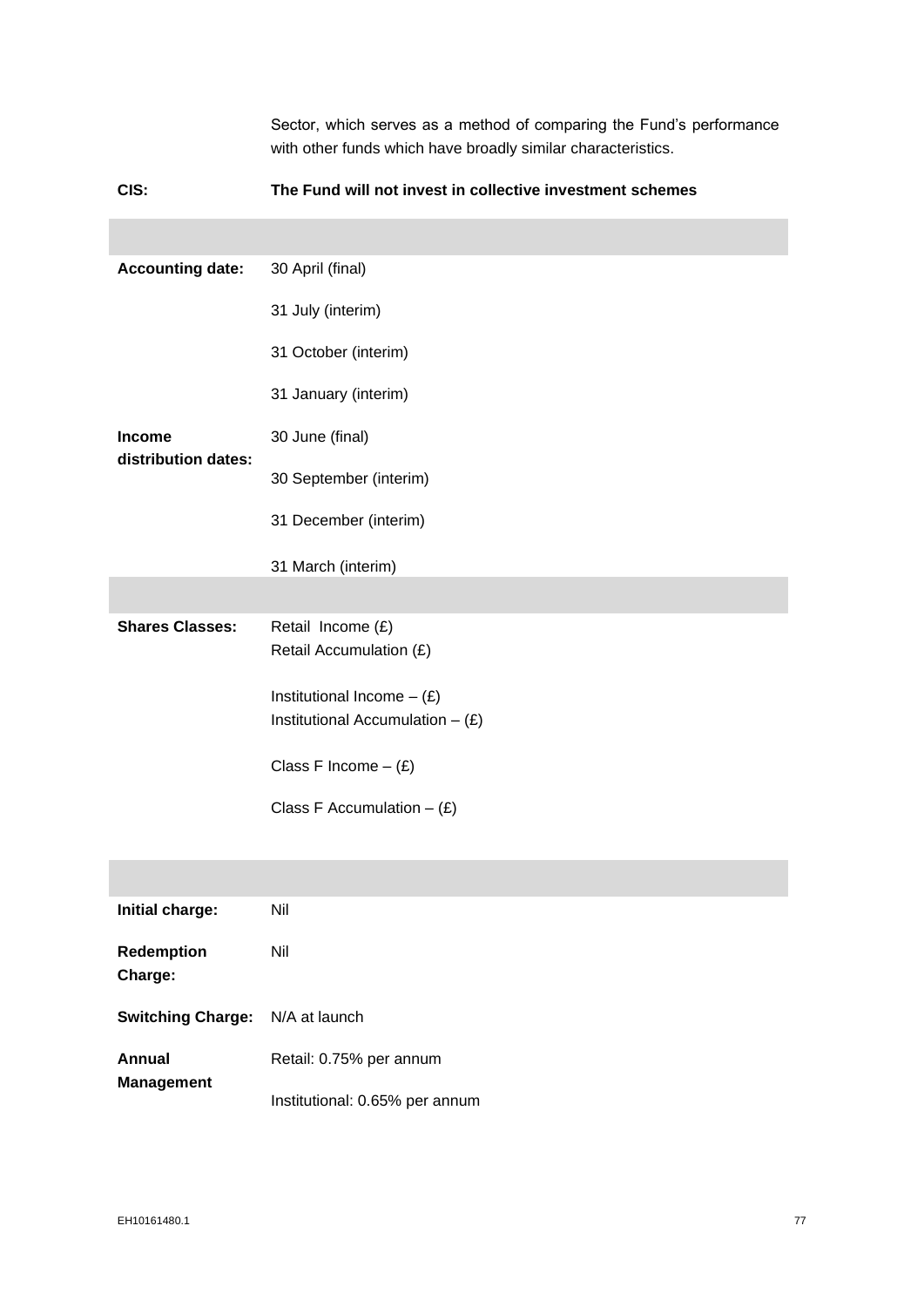| | Sector, which serves as a method of comparing the Fund's performance with other funds which have broadly similar characteristics. |
|---|---|
| **CIS:** | **The Fund will not invest in collective investment schemes** |
| | |
| **Accounting date:** | 30 April (final)<br>31 July (interim)<br>31 October (interim)<br>31 January (interim) |
| **Income distribution dates:** | 30 June (final)<br>30 September (interim)<br>31 December (interim)<br>31 March (interim) |
| | |
| **Shares Classes:** | Retail Income (£)<br>Retail Accumulation (£)<br><br>Institutional Income – (£)<br>Institutional Accumulation – (£)<br><br>Class F Income – (£)<br><br>Class F Accumulation – (£) |
| | |
| **Initial charge:** | Nil |
| **Redemption Charge:** | Nil |
| **Switching Charge:** | N/A at launch |
| **Annual Management** | Retail: 0.75% per annum<br>Institutional: 0.65% per annum |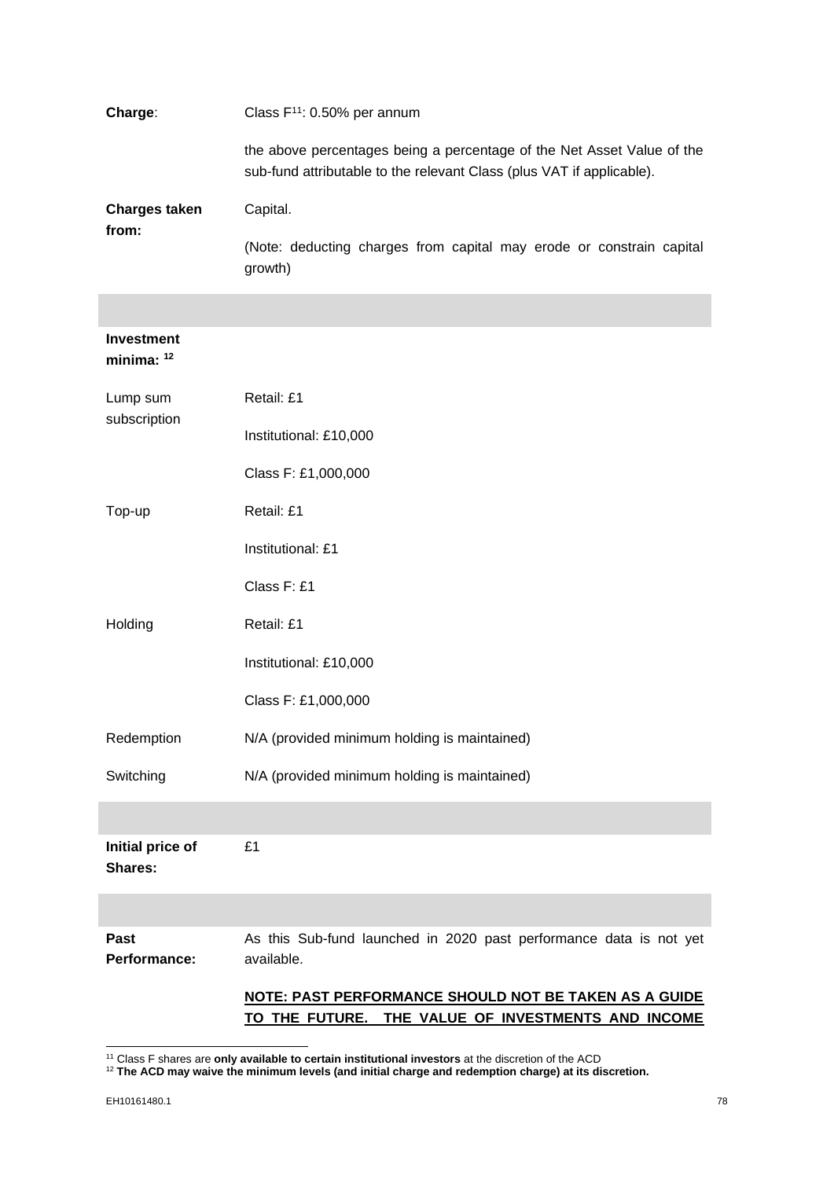| | |
|---|---|
| **Charge**: | Class F[11]: 0.50% per annum<br><br>the above percentages being a percentage of the Net Asset Value of the sub-fund attributable to the relevant Class (plus VAT if applicable). |
| **Charges taken from:** | Capital.<br><br>(Note: deducting charges from capital may erode or constrain capital growth) |
| | |
| **Investment minima:** [12] | |
| Lump sum subscription | Retail: £1<br><br>Institutional: £10,000<br><br>Class F: £1,000,000 |
| Top-up | Retail: £1<br><br>Institutional: £1<br><br>Class F: £1 |
| Holding | Retail: £1<br><br>Institutional: £10,000<br><br>Class F: £1,000,000 |
| Redemption | N/A (provided minimum holding is maintained) |
| Switching | N/A (provided minimum holding is maintained) |
| | |
| **Initial price of Shares:** | £1 |
| | |
| **Past Performance:** | As this Sub-fund launched in 2020 past performance data is not yet available.<br><br>**NOTE: PAST PERFORMANCE SHOULD NOT BE TAKEN AS A GUIDE TO THE FUTURE. THE VALUE OF INVESTMENTS AND INCOME** |

[11] Class F shares are **only available to certain institutional investors** at the discretion of the ACD

[12] **The ACD may waive the minimum levels (and initial charge and redemption charge) at its discretion.**

EH10161480.1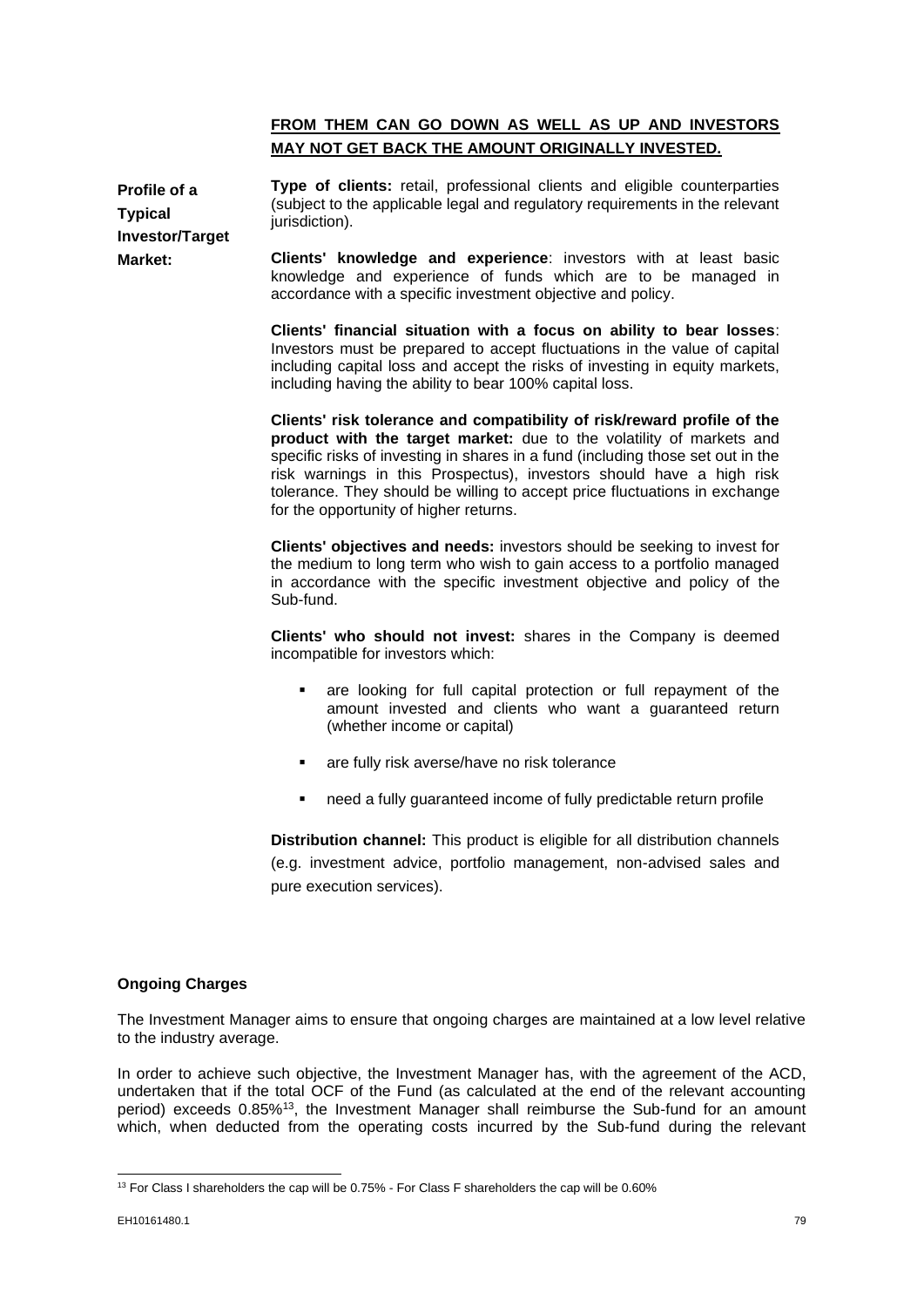**FROM THEM CAN GO DOWN AS WELL AS UP AND INVESTORS MAY NOT GET BACK THE AMOUNT ORIGINALLY INVESTED.**

**Profile of a Typical Investor/Target Market:**

**Type of clients:** retail, professional clients and eligible counterparties (subject to the applicable legal and regulatory requirements in the relevant jurisdiction).

**Clients' knowledge and experience**: investors with at least basic knowledge and experience of funds which are to be managed in accordance with a specific investment objective and policy.

**Clients' financial situation with a focus on ability to bear losses**: Investors must be prepared to accept fluctuations in the value of capital including capital loss and accept the risks of investing in equity markets, including having the ability to bear 100% capital loss.

**Clients' risk tolerance and compatibility of risk/reward profile of the product with the target market:** due to the volatility of markets and specific risks of investing in shares in a fund (including those set out in the risk warnings in this Prospectus), investors should have a high risk tolerance. They should be willing to accept price fluctuations in exchange for the opportunity of higher returns.

**Clients' objectives and needs:** investors should be seeking to invest for the medium to long term who wish to gain access to a portfolio managed in accordance with the specific investment objective and policy of the Sub-fund.

**Clients' who should not invest:** shares in the Company is deemed incompatible for investors which:

- are looking for full capital protection or full repayment of the amount invested and clients who want a guaranteed return (whether income or capital)
- are fully risk averse/have no risk tolerance
- need a fully guaranteed income of fully predictable return profile

**Distribution channel:** This product is eligible for all distribution channels (e.g. investment advice, portfolio management, non-advised sales and pure execution services).

**Ongoing Charges**

The Investment Manager aims to ensure that ongoing charges are maintained at a low level relative to the industry average.

In order to achieve such objective, the Investment Manager has, with the agreement of the ACD, undertaken that if the total OCF of the Fund (as calculated at the end of the relevant accounting period) exceeds 0.85%[13], the Investment Manager shall reimburse the Sub-fund for an amount which, when deducted from the operating costs incurred by the Sub-fund during the relevant

[13] For Class I shareholders the cap will be 0.75% - For Class F shareholders the cap will be 0.60%

EH10161480.1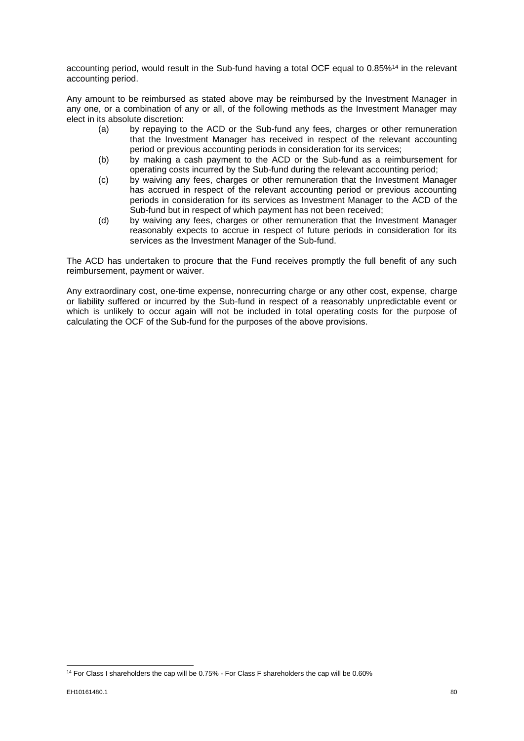accounting period, would result in the Sub-fund having a total OCF equal to 0.85%[14] in the relevant accounting period.

Any amount to be reimbursed as stated above may be reimbursed by the Investment Manager in any one, or a combination of any or all, of the following methods as the Investment Manager may elect in its absolute discretion:

(a) by repaying to the ACD or the Sub-fund any fees, charges or other remuneration that the Investment Manager has received in respect of the relevant accounting period or previous accounting periods in consideration for its services;

(b) by making a cash payment to the ACD or the Sub-fund as a reimbursement for operating costs incurred by the Sub-fund during the relevant accounting period;

(c) by waiving any fees, charges or other remuneration that the Investment Manager has accrued in respect of the relevant accounting period or previous accounting periods in consideration for its services as Investment Manager to the ACD of the Sub-fund but in respect of which payment has not been received;

(d) by waiving any fees, charges or other remuneration that the Investment Manager reasonably expects to accrue in respect of future periods in consideration for its services as the Investment Manager of the Sub-fund.

The ACD has undertaken to procure that the Fund receives promptly the full benefit of any such reimbursement, payment or waiver.

Any extraordinary cost, one-time expense, nonrecurring charge or any other cost, expense, charge or liability suffered or incurred by the Sub-fund in respect of a reasonably unpredictable event or which is unlikely to occur again will not be included in total operating costs for the purpose of calculating the OCF of the Sub-fund for the purposes of the above provisions.

[14] For Class I shareholders the cap will be 0.75% - For Class F shareholders the cap will be 0.60%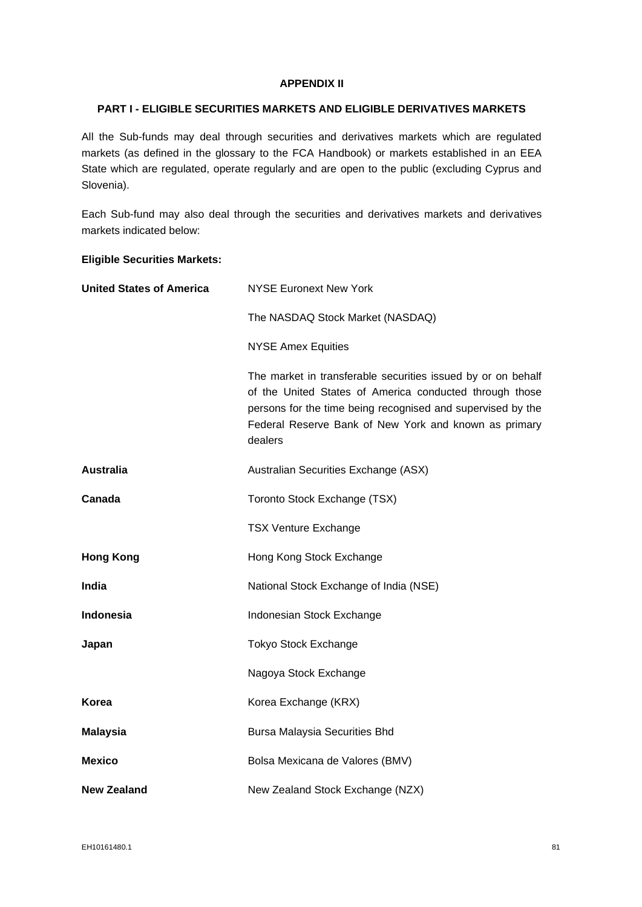# APPENDIX II

## PART I - ELIGIBLE SECURITIES MARKETS AND ELIGIBLE DERIVATIVES MARKETS

All the Sub-funds may deal through securities and derivatives markets which are regulated markets (as defined in the glossary to the FCA Handbook) or markets established in an EEA State which are regulated, operate regularly and are open to the public (excluding Cyprus and Slovenia).

Each Sub-fund may also deal through the securities and derivatives markets and derivatives markets indicated below:

**Eligible Securities Markets:**

| | |
|---|---|
| **United States of America** | NYSE Euronext New York |
| | The NASDAQ Stock Market (NASDAQ) |
| | NYSE Amex Equities |
| | The market in transferable securities issued by or on behalf of the United States of America conducted through those persons for the time being recognised and supervised by the Federal Reserve Bank of New York and known as primary dealers |
| **Australia** | Australian Securities Exchange (ASX) |
| **Canada** | Toronto Stock Exchange (TSX) |
| | TSX Venture Exchange |
| **Hong Kong** | Hong Kong Stock Exchange |
| **India** | National Stock Exchange of India (NSE) |
| **Indonesia** | Indonesian Stock Exchange |
| **Japan** | Tokyo Stock Exchange |
| | Nagoya Stock Exchange |
| **Korea** | Korea Exchange (KRX) |
| **Malaysia** | Bursa Malaysia Securities Bhd |
| **Mexico** | Bolsa Mexicana de Valores (BMV) |
| **New Zealand** | New Zealand Stock Exchange (NZX) |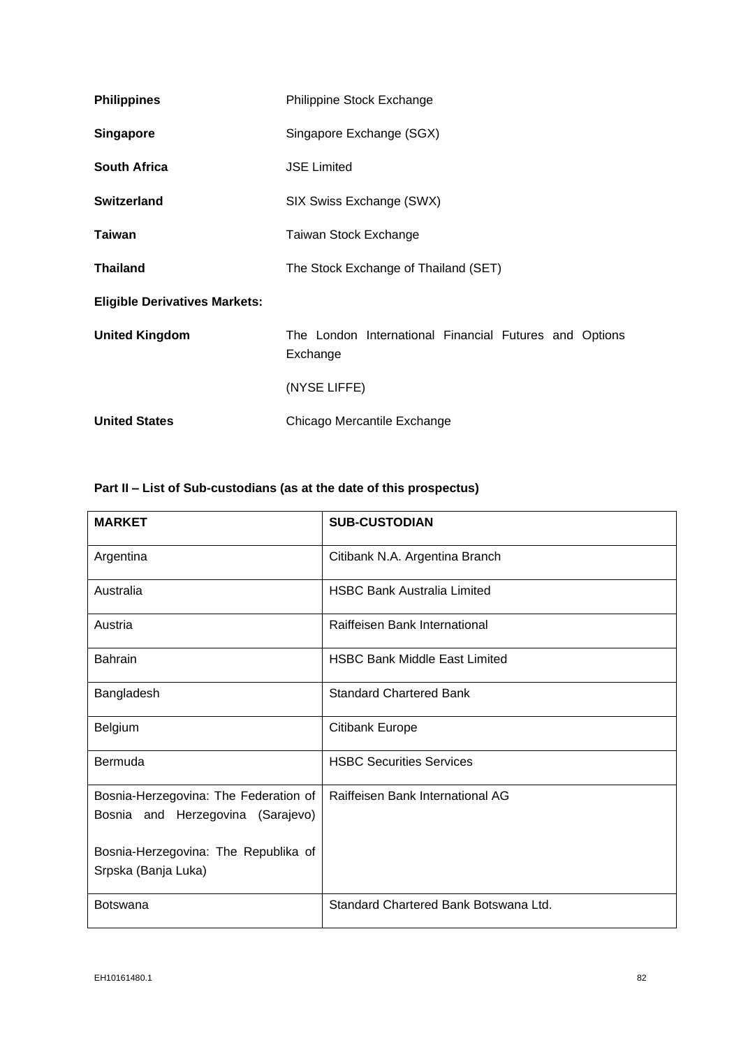| | |
|---|---|
| **Philippines** | Philippine Stock Exchange |
| **Singapore** | Singapore Exchange (SGX) |
| **South Africa** | JSE Limited |
| **Switzerland** | SIX Swiss Exchange (SWX) |
| **Taiwan** | Taiwan Stock Exchange |
| **Thailand** | The Stock Exchange of Thailand (SET) |

**Eligible Derivatives Markets:**

| | |
|---|---|
| **United Kingdom** | The London International Financial Futures and Options Exchange<br><br>(NYSE LIFFE) |
| **United States** | Chicago Mercantile Exchange |

**Part II – List of Sub-custodians (as at the date of this prospectus)**

| MARKET | SUB-CUSTODIAN |
|---|---|
| Argentina | Citibank N.A. Argentina Branch |
| Australia | HSBC Bank Australia Limited |
| Austria | Raiffeisen Bank International |
| Bahrain | HSBC Bank Middle East Limited |
| Bangladesh | Standard Chartered Bank |
| Belgium | Citibank Europe |
| Bermuda | HSBC Securities Services |
| Bosnia-Herzegovina: The Federation of Bosnia and Herzegovina (Sarajevo)<br><br>Bosnia-Herzegovina: The Republika of Srpska (Banja Luka) | Raiffeisen Bank International AG |
| Botswana | Standard Chartered Bank Botswana Ltd. |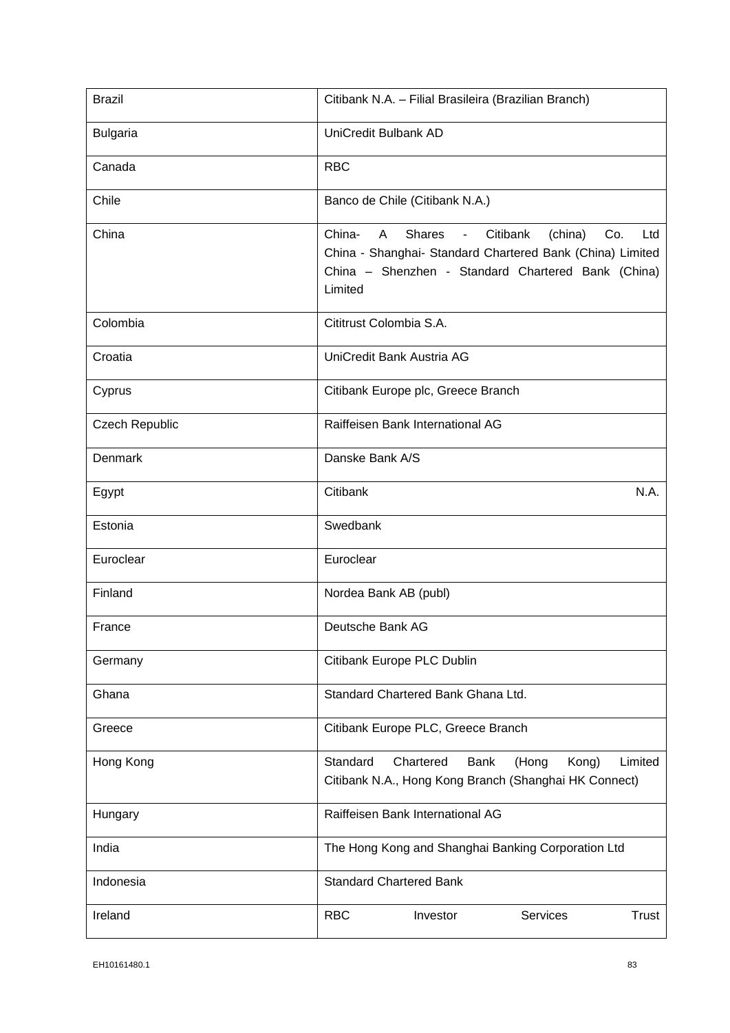| | |
|---|---|
| Brazil | Citibank N.A. – Filial Brasileira (Brazilian Branch) |
| Bulgaria | UniCredit Bulbank AD |
| Canada | RBC |
| Chile | Banco de Chile (Citibank N.A.) |
| China | China- A Shares - Citibank (china) Co. Ltd China - Shanghai- Standard Chartered Bank (China) Limited China – Shenzhen - Standard Chartered Bank (China) Limited |
| Colombia | Cititrust Colombia S.A. |
| Croatia | UniCredit Bank Austria AG |
| Cyprus | Citibank Europe plc, Greece Branch |
| Czech Republic | Raiffeisen Bank International AG |
| Denmark | Danske Bank A/S |
| Egypt | Citibank N.A. |
| Estonia | Swedbank |
| Euroclear | Euroclear |
| Finland | Nordea Bank AB (publ) |
| France | Deutsche Bank AG |
| Germany | Citibank Europe PLC Dublin |
| Ghana | Standard Chartered Bank Ghana Ltd. |
| Greece | Citibank Europe PLC, Greece Branch |
| Hong Kong | Standard Chartered Bank (Hong Kong) Limited Citibank N.A., Hong Kong Branch (Shanghai HK Connect) |
| Hungary | Raiffeisen Bank International AG |
| India | The Hong Kong and Shanghai Banking Corporation Ltd |
| Indonesia | Standard Chartered Bank |
| Ireland | RBC Investor Services Trust |

EH10161480.1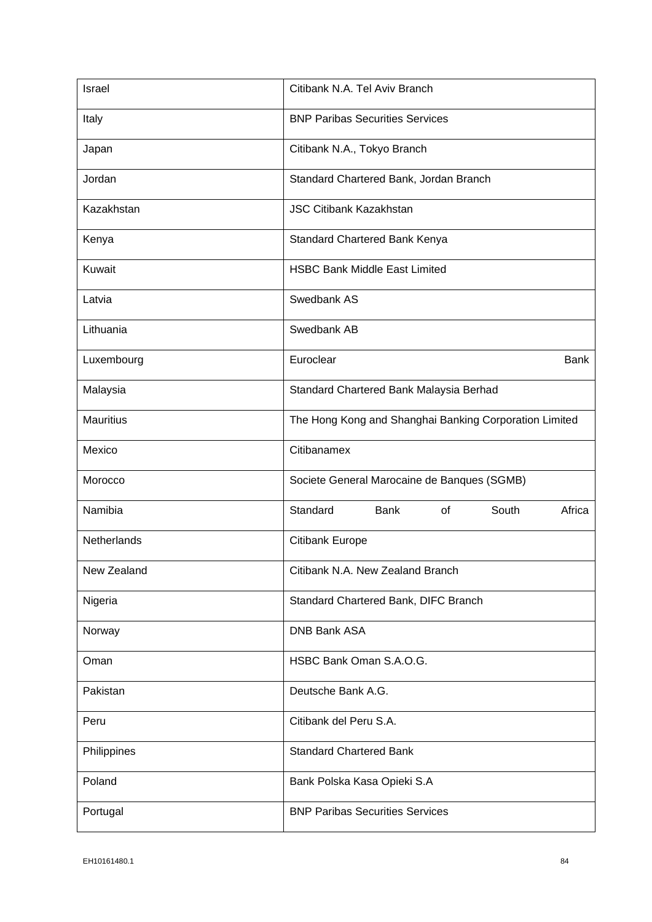| | |
|---|---|
| Israel | Citibank N.A. Tel Aviv Branch |
| Italy | BNP Paribas Securities Services |
| Japan | Citibank N.A., Tokyo Branch |
| Jordan | Standard Chartered Bank, Jordan Branch |
| Kazakhstan | JSC Citibank Kazakhstan |
| Kenya | Standard Chartered Bank Kenya |
| Kuwait | HSBC Bank Middle East Limited |
| Latvia | Swedbank AS |
| Lithuania | Swedbank AB |
| Luxembourg | Euroclear Bank |
| Malaysia | Standard Chartered Bank Malaysia Berhad |
| Mauritius | The Hong Kong and Shanghai Banking Corporation Limited |
| Mexico | Citibanamex |
| Morocco | Societe General Marocaine de Banques (SGMB) |
| Namibia | Standard Bank of South Africa |
| Netherlands | Citibank Europe |
| New Zealand | Citibank N.A. New Zealand Branch |
| Nigeria | Standard Chartered Bank, DIFC Branch |
| Norway | DNB Bank ASA |
| Oman | HSBC Bank Oman S.A.O.G. |
| Pakistan | Deutsche Bank A.G. |
| Peru | Citibank del Peru S.A. |
| Philippines | Standard Chartered Bank |
| Poland | Bank Polska Kasa Opieki S.A |
| Portugal | BNP Paribas Securities Services |

EH10161480.1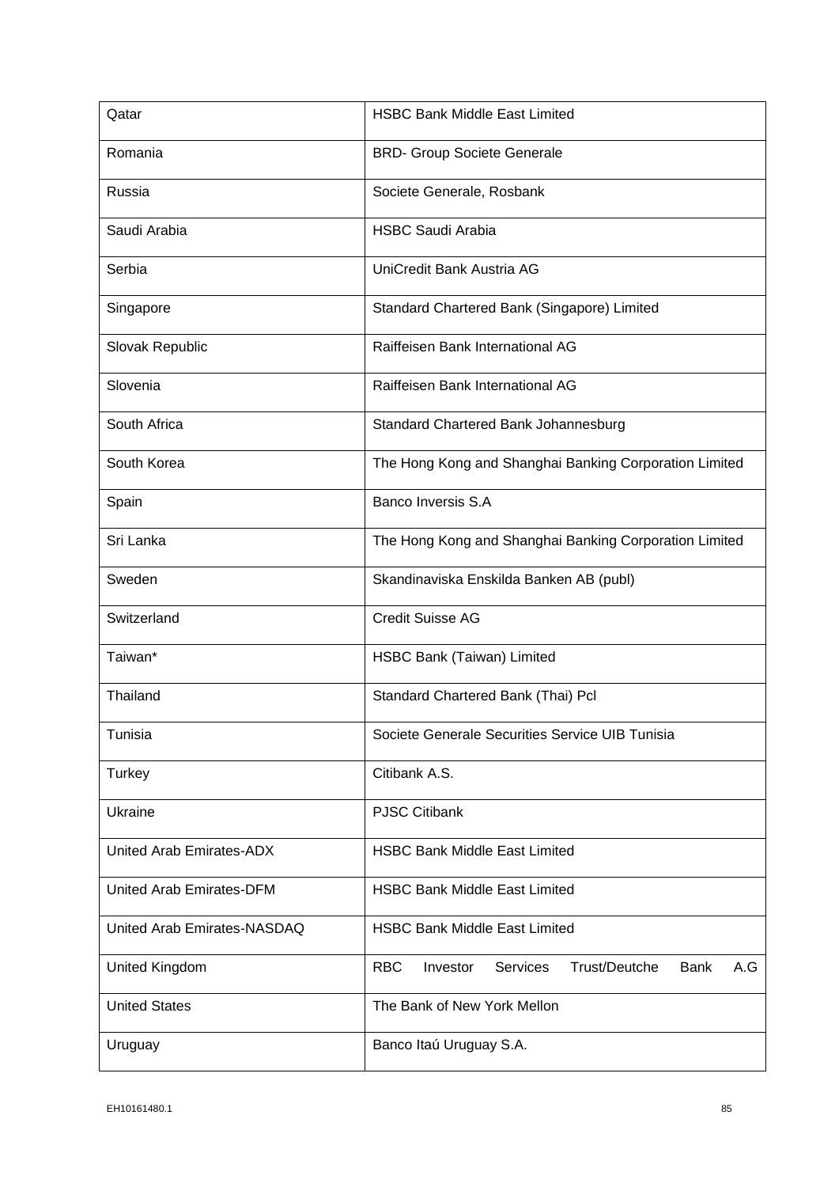| Qatar | HSBC Bank Middle East Limited |
|---|---|
| Romania | BRD- Group Societe Generale |
| Russia | Societe Generale, Rosbank |
| Saudi Arabia | HSBC Saudi Arabia |
| Serbia | UniCredit Bank Austria AG |
| Singapore | Standard Chartered Bank (Singapore) Limited |
| Slovak Republic | Raiffeisen Bank International AG |
| Slovenia | Raiffeisen Bank International AG |
| South Africa | Standard Chartered Bank Johannesburg |
| South Korea | The Hong Kong and Shanghai Banking Corporation Limited |
| Spain | Banco Inversis S.A |
| Sri Lanka | The Hong Kong and Shanghai Banking Corporation Limited |
| Sweden | Skandinaviska Enskilda Banken AB (publ) |
| Switzerland | Credit Suisse AG |
| Taiwan* | HSBC Bank (Taiwan) Limited |
| Thailand | Standard Chartered Bank (Thai) Pcl |
| Tunisia | Societe Generale Securities Service UIB Tunisia |
| Turkey | Citibank A.S. |
| Ukraine | PJSC Citibank |
| United Arab Emirates-ADX | HSBC Bank Middle East Limited |
| United Arab Emirates-DFM | HSBC Bank Middle East Limited |
| United Arab Emirates-NASDAQ | HSBC Bank Middle East Limited |
| United Kingdom | RBC Investor Services Trust/Deutche Bank A.G |
| United States | The Bank of New York Mellon |
| Uruguay | Banco Itaú Uruguay S.A. |

EH10161480.1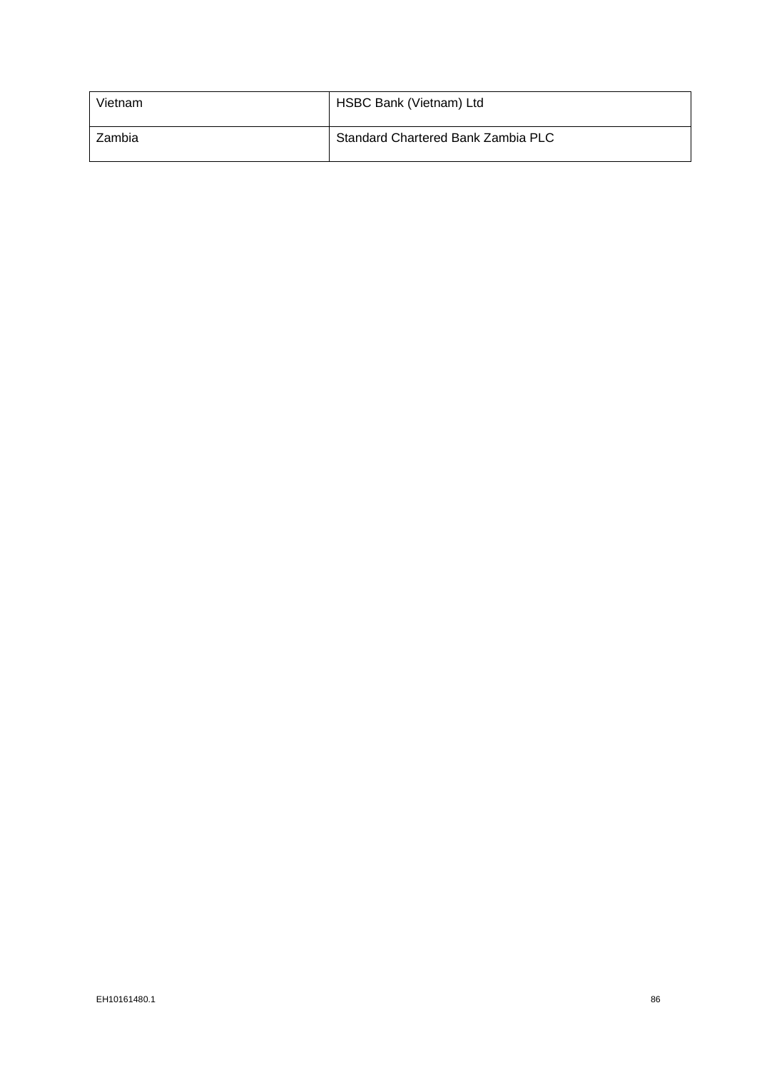| Vietnam | HSBC Bank (Vietnam) Ltd |
| --- | --- |
| Zambia | Standard Chartered Bank Zambia PLC |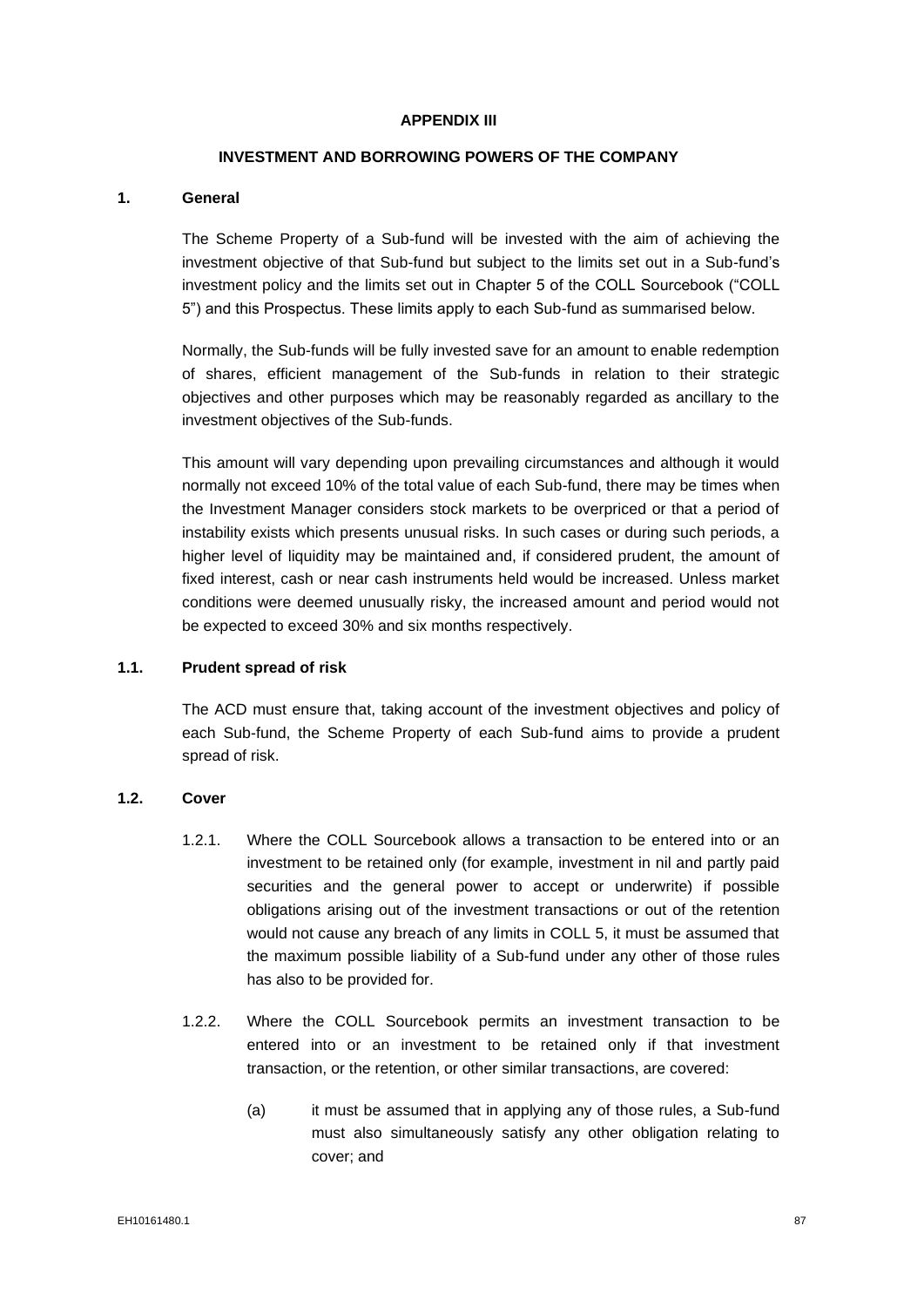**APPENDIX III**

**INVESTMENT AND BORROWING POWERS OF THE COMPANY**

## 1. General

The Scheme Property of a Sub-fund will be invested with the aim of achieving the investment objective of that Sub-fund but subject to the limits set out in a Sub-fund's investment policy and the limits set out in Chapter 5 of the COLL Sourcebook ("COLL 5") and this Prospectus. These limits apply to each Sub-fund as summarised below.

Normally, the Sub-funds will be fully invested save for an amount to enable redemption of shares, efficient management of the Sub-funds in relation to their strategic objectives and other purposes which may be reasonably regarded as ancillary to the investment objectives of the Sub-funds.

This amount will vary depending upon prevailing circumstances and although it would normally not exceed 10% of the total value of each Sub-fund, there may be times when the Investment Manager considers stock markets to be overpriced or that a period of instability exists which presents unusual risks. In such cases or during such periods, a higher level of liquidity may be maintained and, if considered prudent, the amount of fixed interest, cash or near cash instruments held would be increased. Unless market conditions were deemed unusually risky, the increased amount and period would not be expected to exceed 30% and six months respectively.

### 1.1. Prudent spread of risk

The ACD must ensure that, taking account of the investment objectives and policy of each Sub-fund, the Scheme Property of each Sub-fund aims to provide a prudent spread of risk.

### 1.2. Cover

1.2.1. Where the COLL Sourcebook allows a transaction to be entered into or an investment to be retained only (for example, investment in nil and partly paid securities and the general power to accept or underwrite) if possible obligations arising out of the investment transactions or out of the retention would not cause any breach of any limits in COLL 5, it must be assumed that the maximum possible liability of a Sub-fund under any other of those rules has also to be provided for.

1.2.2. Where the COLL Sourcebook permits an investment transaction to be entered into or an investment to be retained only if that investment transaction, or the retention, or other similar transactions, are covered:

(a) it must be assumed that in applying any of those rules, a Sub-fund must also simultaneously satisfy any other obligation relating to cover; and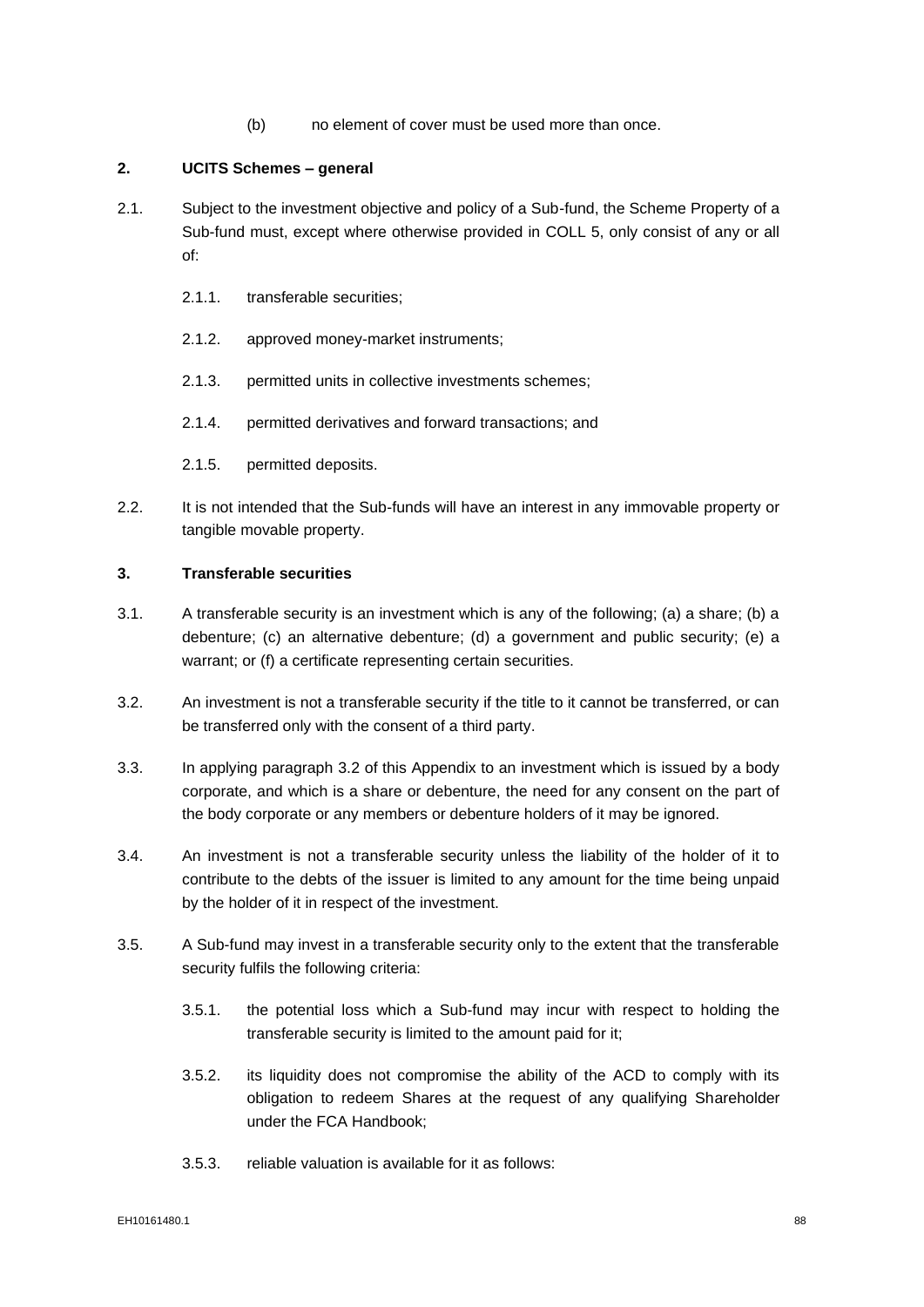(b) no element of cover must be used more than once.

## 2. UCITS Schemes – general

2.1. Subject to the investment objective and policy of a Sub-fund, the Scheme Property of a Sub-fund must, except where otherwise provided in COLL 5, only consist of any or all of:

2.1.1. transferable securities;

2.1.2. approved money-market instruments;

2.1.3. permitted units in collective investments schemes;

2.1.4. permitted derivatives and forward transactions; and

2.1.5. permitted deposits.

2.2. It is not intended that the Sub-funds will have an interest in any immovable property or tangible movable property.

## 3. Transferable securities

3.1. A transferable security is an investment which is any of the following; (a) a share; (b) a debenture; (c) an alternative debenture; (d) a government and public security; (e) a warrant; or (f) a certificate representing certain securities.

3.2. An investment is not a transferable security if the title to it cannot be transferred, or can be transferred only with the consent of a third party.

3.3. In applying paragraph 3.2 of this Appendix to an investment which is issued by a body corporate, and which is a share or debenture, the need for any consent on the part of the body corporate or any members or debenture holders of it may be ignored.

3.4. An investment is not a transferable security unless the liability of the holder of it to contribute to the debts of the issuer is limited to any amount for the time being unpaid by the holder of it in respect of the investment.

3.5. A Sub-fund may invest in a transferable security only to the extent that the transferable security fulfils the following criteria:

3.5.1. the potential loss which a Sub-fund may incur with respect to holding the transferable security is limited to the amount paid for it;

3.5.2. its liquidity does not compromise the ability of the ACD to comply with its obligation to redeem Shares at the request of any qualifying Shareholder under the FCA Handbook;

3.5.3. reliable valuation is available for it as follows: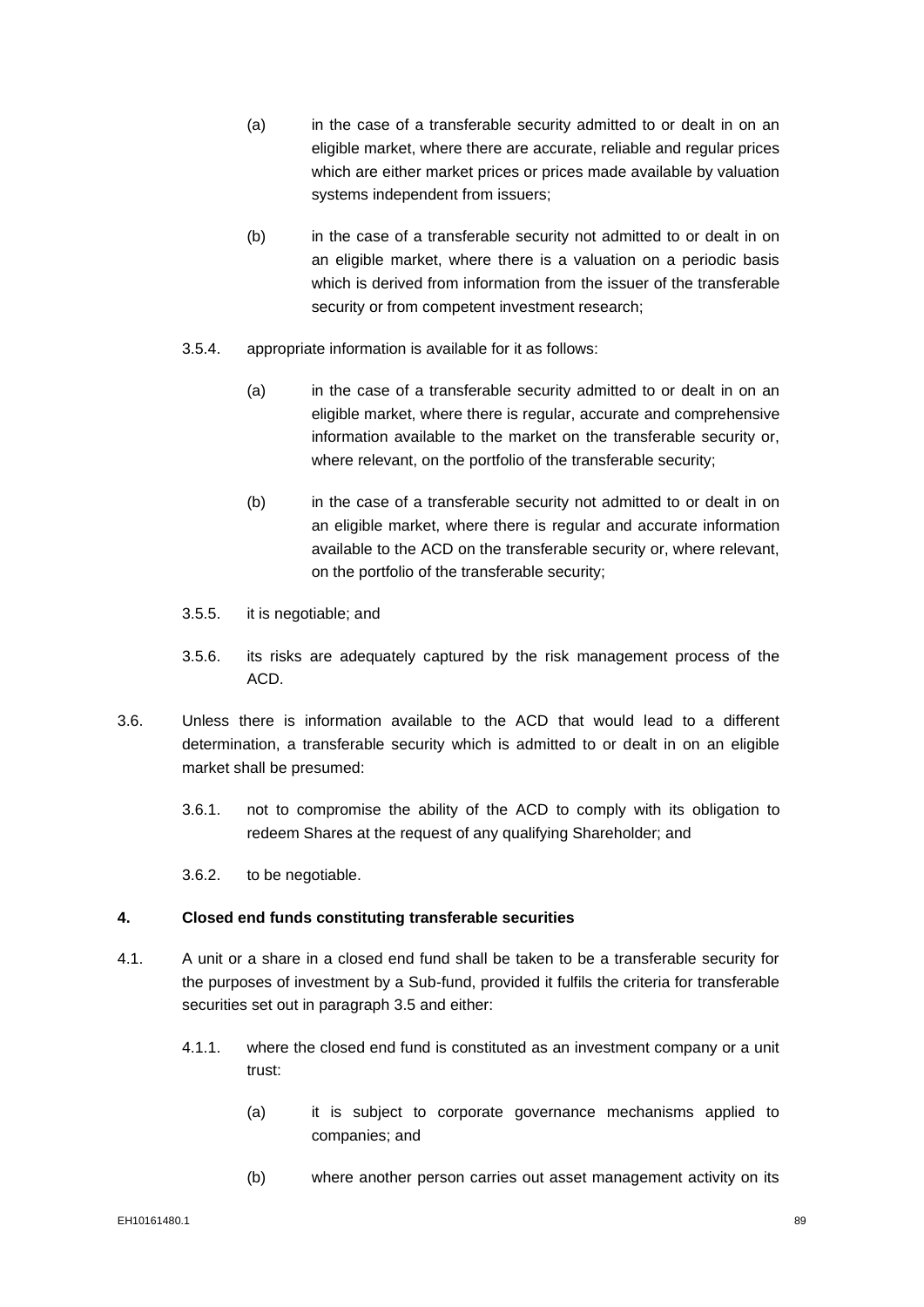(a) in the case of a transferable security admitted to or dealt in on an eligible market, where there are accurate, reliable and regular prices which are either market prices or prices made available by valuation systems independent from issuers;

(b) in the case of a transferable security not admitted to or dealt in on an eligible market, where there is a valuation on a periodic basis which is derived from information from the issuer of the transferable security or from competent investment research;

3.5.4. appropriate information is available for it as follows:

(a) in the case of a transferable security admitted to or dealt in on an eligible market, where there is regular, accurate and comprehensive information available to the market on the transferable security or, where relevant, on the portfolio of the transferable security;

(b) in the case of a transferable security not admitted to or dealt in on an eligible market, where there is regular and accurate information available to the ACD on the transferable security or, where relevant, on the portfolio of the transferable security;

3.5.5. it is negotiable; and

3.5.6. its risks are adequately captured by the risk management process of the ACD.

3.6. Unless there is information available to the ACD that would lead to a different determination, a transferable security which is admitted to or dealt in on an eligible market shall be presumed:

3.6.1. not to compromise the ability of the ACD to comply with its obligation to redeem Shares at the request of any qualifying Shareholder; and

3.6.2. to be negotiable.

**4. Closed end funds constituting transferable securities**

4.1. A unit or a share in a closed end fund shall be taken to be a transferable security for the purposes of investment by a Sub-fund, provided it fulfils the criteria for transferable securities set out in paragraph 3.5 and either:

4.1.1. where the closed end fund is constituted as an investment company or a unit trust:

(a) it is subject to corporate governance mechanisms applied to companies; and

(b) where another person carries out asset management activity on its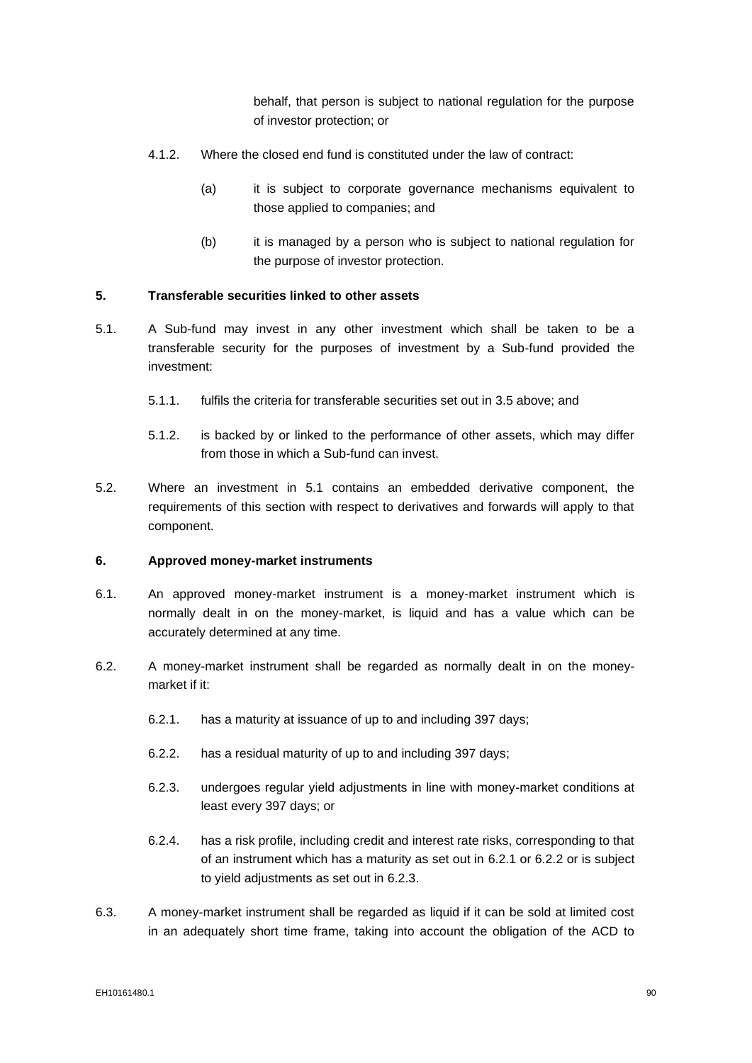behalf, that person is subject to national regulation for the purpose of investor protection; or

4.1.2. Where the closed end fund is constituted under the law of contract:

(a) it is subject to corporate governance mechanisms equivalent to those applied to companies; and

(b) it is managed by a person who is subject to national regulation for the purpose of investor protection.

**5. Transferable securities linked to other assets**

5.1. A Sub-fund may invest in any other investment which shall be taken to be a transferable security for the purposes of investment by a Sub-fund provided the investment:

5.1.1. fulfils the criteria for transferable securities set out in 3.5 above; and

5.1.2. is backed by or linked to the performance of other assets, which may differ from those in which a Sub-fund can invest.

5.2. Where an investment in 5.1 contains an embedded derivative component, the requirements of this section with respect to derivatives and forwards will apply to that component.

**6. Approved money-market instruments**

6.1. An approved money-market instrument is a money-market instrument which is normally dealt in on the money-market, is liquid and has a value which can be accurately determined at any time.

6.2. A money-market instrument shall be regarded as normally dealt in on the money-market if it:

6.2.1. has a maturity at issuance of up to and including 397 days;

6.2.2. has a residual maturity of up to and including 397 days;

6.2.3. undergoes regular yield adjustments in line with money-market conditions at least every 397 days; or

6.2.4. has a risk profile, including credit and interest rate risks, corresponding to that of an instrument which has a maturity as set out in 6.2.1 or 6.2.2 or is subject to yield adjustments as set out in 6.2.3.

6.3. A money-market instrument shall be regarded as liquid if it can be sold at limited cost in an adequately short time frame, taking into account the obligation of the ACD to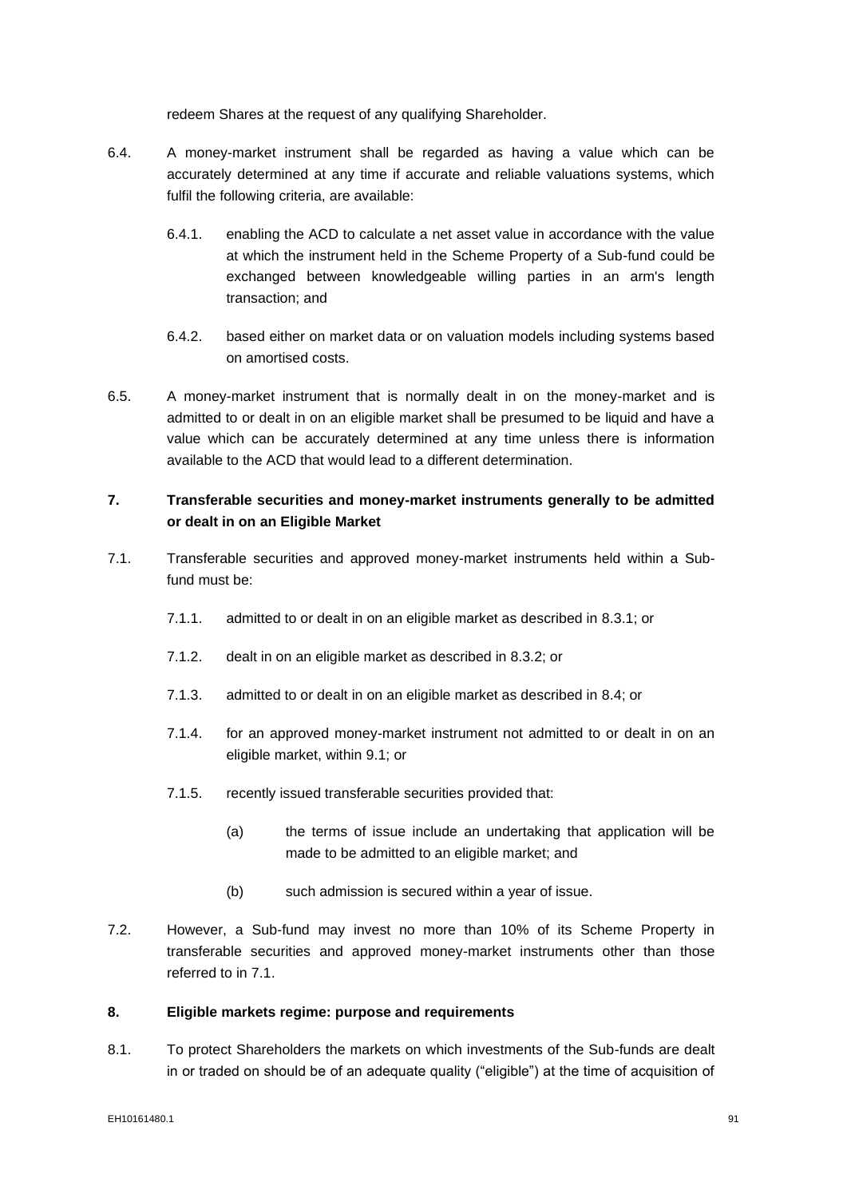redeem Shares at the request of any qualifying Shareholder.

6.4. A money-market instrument shall be regarded as having a value which can be accurately determined at any time if accurate and reliable valuations systems, which fulfil the following criteria, are available:

6.4.1. enabling the ACD to calculate a net asset value in accordance with the value at which the instrument held in the Scheme Property of a Sub-fund could be exchanged between knowledgeable willing parties in an arm's length transaction; and

6.4.2. based either on market data or on valuation models including systems based on amortised costs.

6.5. A money-market instrument that is normally dealt in on the money-market and is admitted to or dealt in on an eligible market shall be presumed to be liquid and have a value which can be accurately determined at any time unless there is information available to the ACD that would lead to a different determination.

**7. Transferable securities and money-market instruments generally to be admitted or dealt in on an Eligible Market**

7.1. Transferable securities and approved money-market instruments held within a Sub-fund must be:

7.1.1. admitted to or dealt in on an eligible market as described in 8.3.1; or

7.1.2. dealt in on an eligible market as described in 8.3.2; or

7.1.3. admitted to or dealt in on an eligible market as described in 8.4; or

7.1.4. for an approved money-market instrument not admitted to or dealt in on an eligible market, within 9.1; or

7.1.5. recently issued transferable securities provided that:

(a) the terms of issue include an undertaking that application will be made to be admitted to an eligible market; and

(b) such admission is secured within a year of issue.

7.2. However, a Sub-fund may invest no more than 10% of its Scheme Property in transferable securities and approved money-market instruments other than those referred to in 7.1.

**8. Eligible markets regime: purpose and requirements**

8.1. To protect Shareholders the markets on which investments of the Sub-funds are dealt in or traded on should be of an adequate quality ("eligible") at the time of acquisition of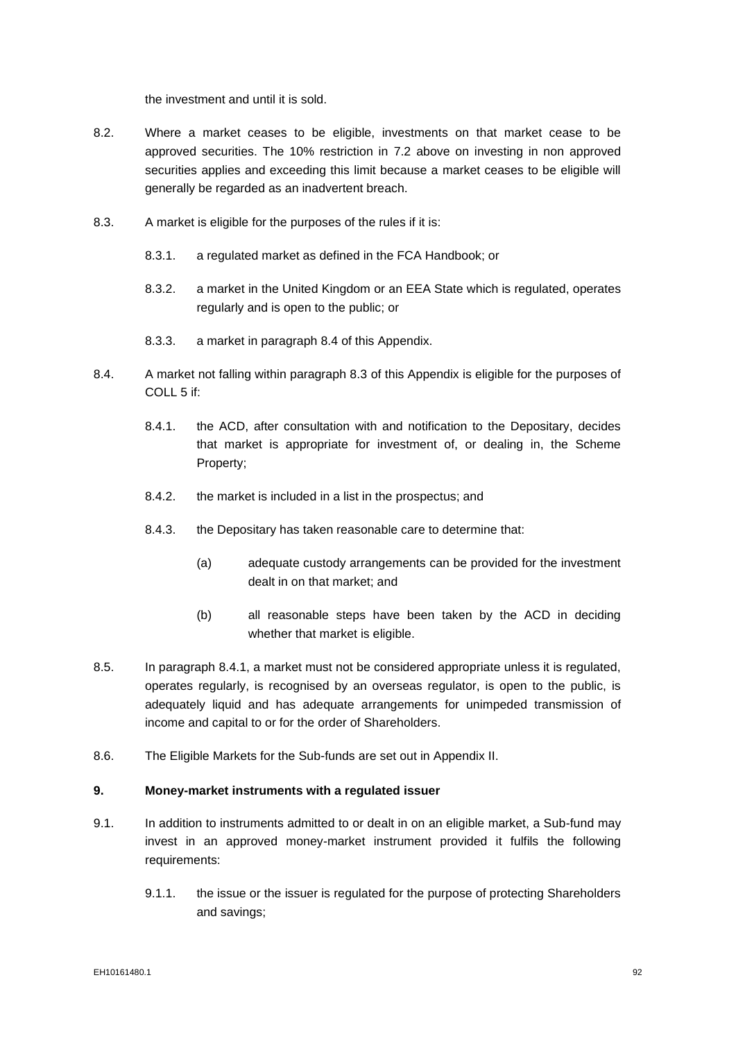the investment and until it is sold.

8.2. Where a market ceases to be eligible, investments on that market cease to be approved securities. The 10% restriction in 7.2 above on investing in non approved securities applies and exceeding this limit because a market ceases to be eligible will generally be regarded as an inadvertent breach.

8.3. A market is eligible for the purposes of the rules if it is:

8.3.1. a regulated market as defined in the FCA Handbook; or

8.3.2. a market in the United Kingdom or an EEA State which is regulated, operates regularly and is open to the public; or

8.3.3. a market in paragraph 8.4 of this Appendix.

8.4. A market not falling within paragraph 8.3 of this Appendix is eligible for the purposes of COLL 5 if:

8.4.1. the ACD, after consultation with and notification to the Depositary, decides that market is appropriate for investment of, or dealing in, the Scheme Property;

8.4.2. the market is included in a list in the prospectus; and

8.4.3. the Depositary has taken reasonable care to determine that:

(a) adequate custody arrangements can be provided for the investment dealt in on that market; and

(b) all reasonable steps have been taken by the ACD in deciding whether that market is eligible.

8.5. In paragraph 8.4.1, a market must not be considered appropriate unless it is regulated, operates regularly, is recognised by an overseas regulator, is open to the public, is adequately liquid and has adequate arrangements for unimpeded transmission of income and capital to or for the order of Shareholders.

8.6. The Eligible Markets for the Sub-funds are set out in Appendix II.

**9. Money-market instruments with a regulated issuer**

9.1. In addition to instruments admitted to or dealt in on an eligible market, a Sub-fund may invest in an approved money-market instrument provided it fulfils the following requirements:

9.1.1. the issue or the issuer is regulated for the purpose of protecting Shareholders and savings;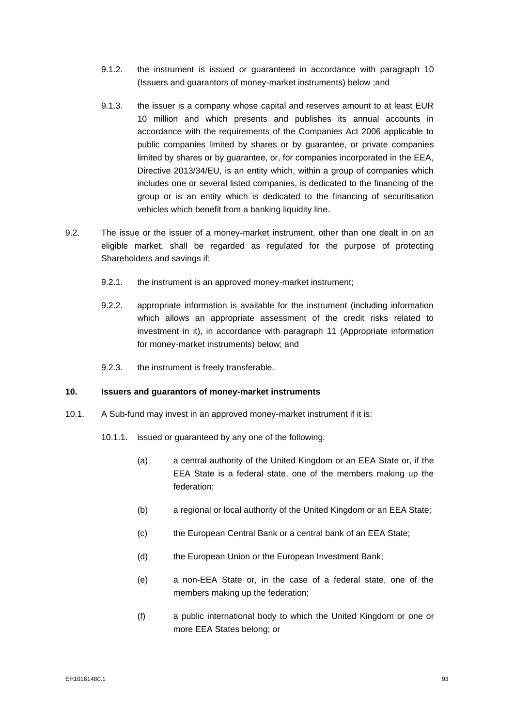9.1.2. the instrument is issued or guaranteed in accordance with paragraph 10 (Issuers and guarantors of money-market instruments) below ;and

9.1.3. the issuer is a company whose capital and reserves amount to at least EUR 10 million and which presents and publishes its annual accounts in accordance with the requirements of the Companies Act 2006 applicable to public companies limited by shares or by guarantee, or private companies limited by shares or by guarantee, or, for companies incorporated in the EEA, Directive 2013/34/EU, is an entity which, within a group of companies which includes one or several listed companies, is dedicated to the financing of the group or is an entity which is dedicated to the financing of securitisation vehicles which benefit from a banking liquidity line.

9.2. The issue or the issuer of a money-market instrument, other than one dealt in on an eligible market, shall be regarded as regulated for the purpose of protecting Shareholders and savings if:

9.2.1. the instrument is an approved money-market instrument;

9.2.2. appropriate information is available for the instrument (including information which allows an appropriate assessment of the credit risks related to investment in it), in accordance with paragraph 11 (Appropriate information for money-market instruments) below; and

9.2.3. the instrument is freely transferable.

**10. Issuers and guarantors of money-market instruments**

10.1. A Sub-fund may invest in an approved money-market instrument if it is:

10.1.1. issued or guaranteed by any one of the following:

(a) a central authority of the United Kingdom or an EEA State or, if the EEA State is a federal state, one of the members making up the federation;

(b) a regional or local authority of the United Kingdom or an EEA State;

(c) the European Central Bank or a central bank of an EEA State;

(d) the European Union or the European Investment Bank;

(e) a non-EEA State or, in the case of a federal state, one of the members making up the federation;

(f) a public international body to which the United Kingdom or one or more EEA States belong; or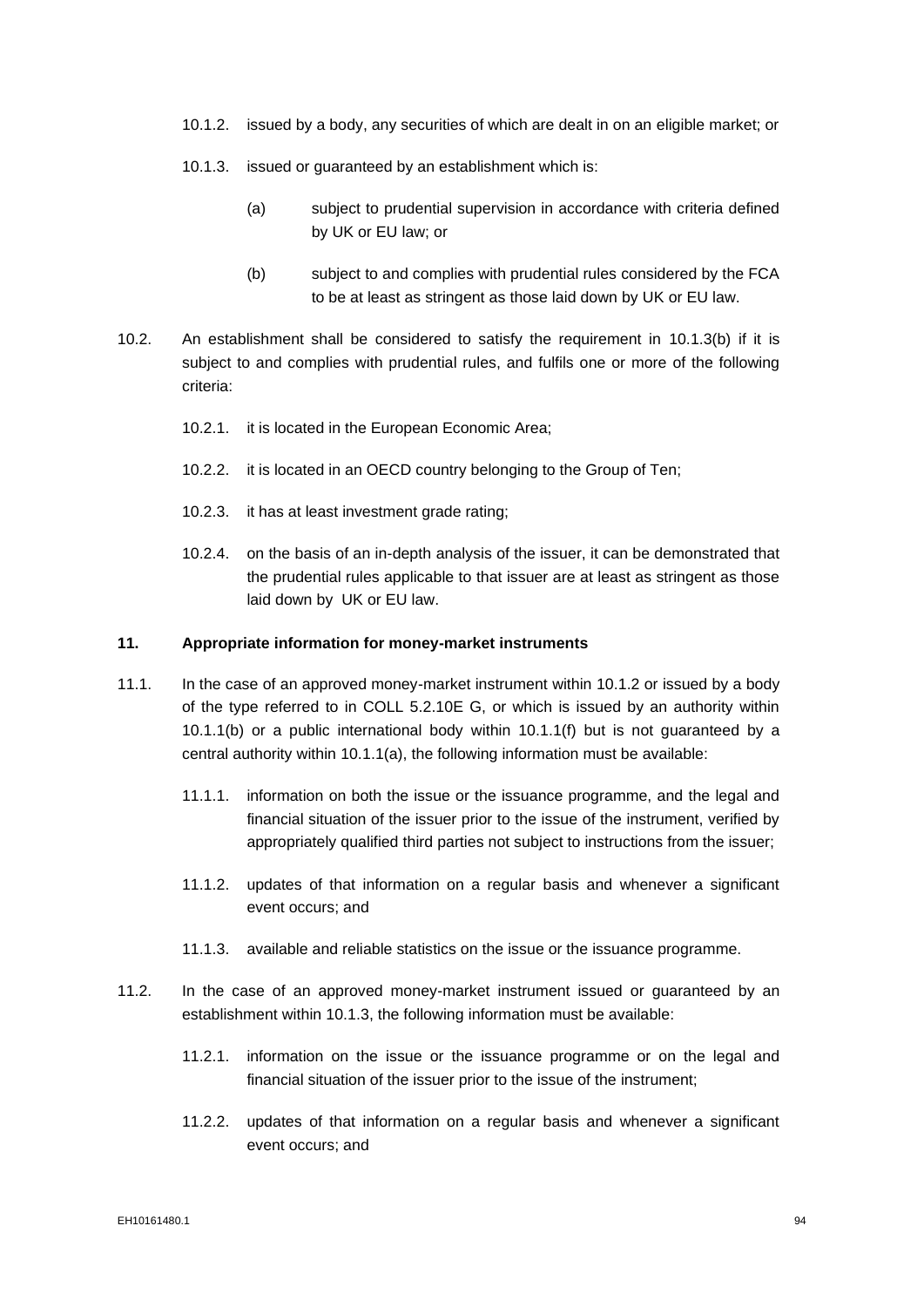10.1.2. issued by a body, any securities of which are dealt in on an eligible market; or

10.1.3. issued or guaranteed by an establishment which is:

(a) subject to prudential supervision in accordance with criteria defined by UK or EU law; or

(b) subject to and complies with prudential rules considered by the FCA to be at least as stringent as those laid down by UK or EU law.

10.2. An establishment shall be considered to satisfy the requirement in 10.1.3(b) if it is subject to and complies with prudential rules, and fulfils one or more of the following criteria:

10.2.1. it is located in the European Economic Area;

10.2.2. it is located in an OECD country belonging to the Group of Ten;

10.2.3. it has at least investment grade rating;

10.2.4. on the basis of an in-depth analysis of the issuer, it can be demonstrated that the prudential rules applicable to that issuer are at least as stringent as those laid down by UK or EU law.

**11. Appropriate information for money-market instruments**

11.1. In the case of an approved money-market instrument within 10.1.2 or issued by a body of the type referred to in COLL 5.2.10E G, or which is issued by an authority within 10.1.1(b) or a public international body within 10.1.1(f) but is not guaranteed by a central authority within 10.1.1(a), the following information must be available:

11.1.1. information on both the issue or the issuance programme, and the legal and financial situation of the issuer prior to the issue of the instrument, verified by appropriately qualified third parties not subject to instructions from the issuer;

11.1.2. updates of that information on a regular basis and whenever a significant event occurs; and

11.1.3. available and reliable statistics on the issue or the issuance programme.

11.2. In the case of an approved money-market instrument issued or guaranteed by an establishment within 10.1.3, the following information must be available:

11.2.1. information on the issue or the issuance programme or on the legal and financial situation of the issuer prior to the issue of the instrument;

11.2.2. updates of that information on a regular basis and whenever a significant event occurs; and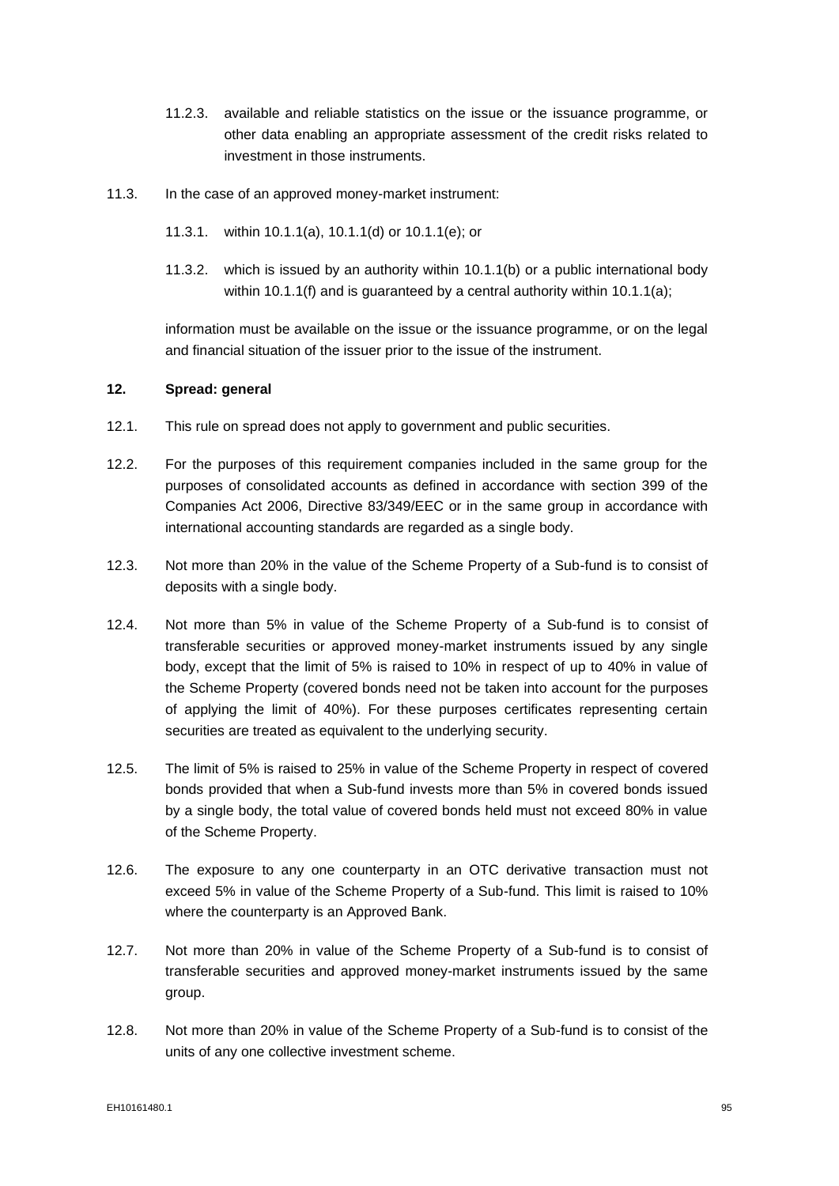11.2.3. available and reliable statistics on the issue or the issuance programme, or other data enabling an appropriate assessment of the credit risks related to investment in those instruments.

11.3. In the case of an approved money-market instrument:

11.3.1. within 10.1.1(a), 10.1.1(d) or 10.1.1(e); or

11.3.2. which is issued by an authority within 10.1.1(b) or a public international body within 10.1.1(f) and is guaranteed by a central authority within 10.1.1(a);

information must be available on the issue or the issuance programme, or on the legal and financial situation of the issuer prior to the issue of the instrument.

**12. Spread: general**

12.1. This rule on spread does not apply to government and public securities.

12.2. For the purposes of this requirement companies included in the same group for the purposes of consolidated accounts as defined in accordance with section 399 of the Companies Act 2006, Directive 83/349/EEC or in the same group in accordance with international accounting standards are regarded as a single body.

12.3. Not more than 20% in the value of the Scheme Property of a Sub-fund is to consist of deposits with a single body.

12.4. Not more than 5% in value of the Scheme Property of a Sub-fund is to consist of transferable securities or approved money-market instruments issued by any single body, except that the limit of 5% is raised to 10% in respect of up to 40% in value of the Scheme Property (covered bonds need not be taken into account for the purposes of applying the limit of 40%). For these purposes certificates representing certain securities are treated as equivalent to the underlying security.

12.5. The limit of 5% is raised to 25% in value of the Scheme Property in respect of covered bonds provided that when a Sub-fund invests more than 5% in covered bonds issued by a single body, the total value of covered bonds held must not exceed 80% in value of the Scheme Property.

12.6. The exposure to any one counterparty in an OTC derivative transaction must not exceed 5% in value of the Scheme Property of a Sub-fund. This limit is raised to 10% where the counterparty is an Approved Bank.

12.7. Not more than 20% in value of the Scheme Property of a Sub-fund is to consist of transferable securities and approved money-market instruments issued by the same group.

12.8. Not more than 20% in value of the Scheme Property of a Sub-fund is to consist of the units of any one collective investment scheme.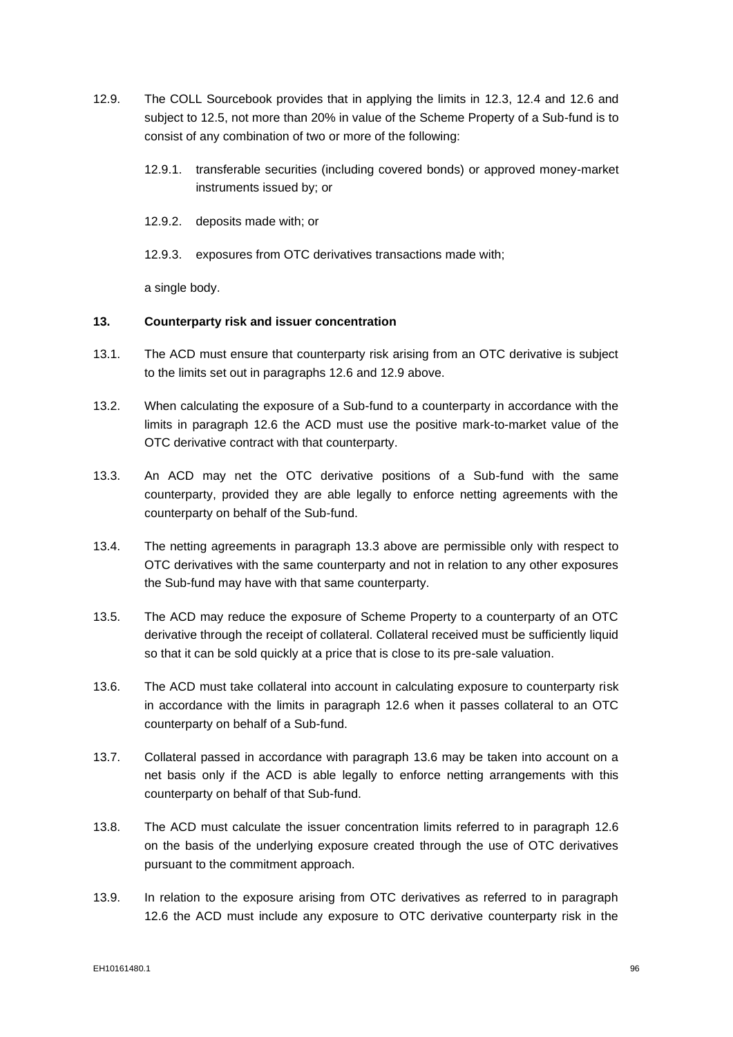12.9. The COLL Sourcebook provides that in applying the limits in 12.3, 12.4 and 12.6 and subject to 12.5, not more than 20% in value of the Scheme Property of a Sub-fund is to consist of any combination of two or more of the following:

12.9.1. transferable securities (including covered bonds) or approved money-market instruments issued by; or

12.9.2. deposits made with; or

12.9.3. exposures from OTC derivatives transactions made with;

a single body.

**13. Counterparty risk and issuer concentration**

13.1. The ACD must ensure that counterparty risk arising from an OTC derivative is subject to the limits set out in paragraphs 12.6 and 12.9 above.

13.2. When calculating the exposure of a Sub-fund to a counterparty in accordance with the limits in paragraph 12.6 the ACD must use the positive mark-to-market value of the OTC derivative contract with that counterparty.

13.3. An ACD may net the OTC derivative positions of a Sub-fund with the same counterparty, provided they are able legally to enforce netting agreements with the counterparty on behalf of the Sub-fund.

13.4. The netting agreements in paragraph 13.3 above are permissible only with respect to OTC derivatives with the same counterparty and not in relation to any other exposures the Sub-fund may have with that same counterparty.

13.5. The ACD may reduce the exposure of Scheme Property to a counterparty of an OTC derivative through the receipt of collateral. Collateral received must be sufficiently liquid so that it can be sold quickly at a price that is close to its pre-sale valuation.

13.6. The ACD must take collateral into account in calculating exposure to counterparty risk in accordance with the limits in paragraph 12.6 when it passes collateral to an OTC counterparty on behalf of a Sub-fund.

13.7. Collateral passed in accordance with paragraph 13.6 may be taken into account on a net basis only if the ACD is able legally to enforce netting arrangements with this counterparty on behalf of that Sub-fund.

13.8. The ACD must calculate the issuer concentration limits referred to in paragraph 12.6 on the basis of the underlying exposure created through the use of OTC derivatives pursuant to the commitment approach.

13.9. In relation to the exposure arising from OTC derivatives as referred to in paragraph 12.6 the ACD must include any exposure to OTC derivative counterparty risk in the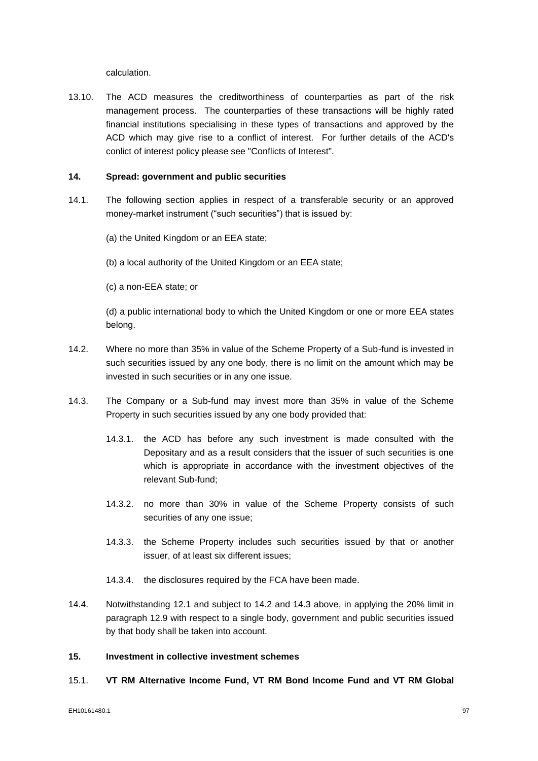calculation.

13.10. The ACD measures the creditworthiness of counterparties as part of the risk management process. The counterparties of these transactions will be highly rated financial institutions specialising in these types of transactions and approved by the ACD which may give rise to a conflict of interest. For further details of the ACD's conlict of interest policy please see "Conflicts of Interest".

**14. Spread: government and public securities**

14.1. The following section applies in respect of a transferable security or an approved money-market instrument ("such securities") that is issued by:

(a) the United Kingdom or an EEA state;

(b) a local authority of the United Kingdom or an EEA state;

(c) a non-EEA state; or

(d) a public international body to which the United Kingdom or one or more EEA states belong.

14.2. Where no more than 35% in value of the Scheme Property of a Sub-fund is invested in such securities issued by any one body, there is no limit on the amount which may be invested in such securities or in any one issue.

14.3. The Company or a Sub-fund may invest more than 35% in value of the Scheme Property in such securities issued by any one body provided that:

14.3.1. the ACD has before any such investment is made consulted with the Depositary and as a result considers that the issuer of such securities is one which is appropriate in accordance with the investment objectives of the relevant Sub-fund;

14.3.2. no more than 30% in value of the Scheme Property consists of such securities of any one issue;

14.3.3. the Scheme Property includes such securities issued by that or another issuer, of at least six different issues;

14.3.4. the disclosures required by the FCA have been made.

14.4. Notwithstanding 12.1 and subject to 14.2 and 14.3 above, in applying the 20% limit in paragraph 12.9 with respect to a single body, government and public securities issued by that body shall be taken into account.

**15. Investment in collective investment schemes**

15.1. **VT RM Alternative Income Fund, VT RM Bond Income Fund and VT RM Global**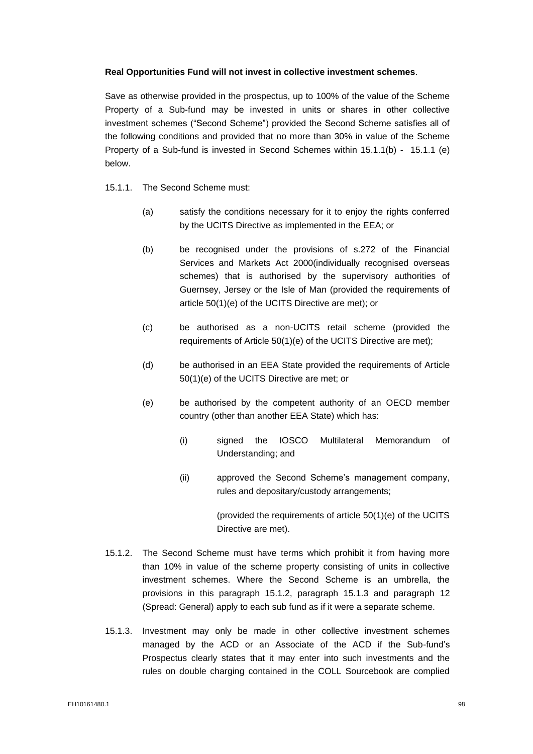**Real Opportunities Fund will not invest in collective investment schemes**.

Save as otherwise provided in the prospectus, up to 100% of the value of the Scheme Property of a Sub-fund may be invested in units or shares in other collective investment schemes ("Second Scheme") provided the Second Scheme satisfies all of the following conditions and provided that no more than 30% in value of the Scheme Property of a Sub-fund is invested in Second Schemes within 15.1.1(b) - 15.1.1 (e) below.

15.1.1. The Second Scheme must:

(a) satisfy the conditions necessary for it to enjoy the rights conferred by the UCITS Directive as implemented in the EEA; or

(b) be recognised under the provisions of s.272 of the Financial Services and Markets Act 2000(individually recognised overseas schemes) that is authorised by the supervisory authorities of Guernsey, Jersey or the Isle of Man (provided the requirements of article 50(1)(e) of the UCITS Directive are met); or

(c) be authorised as a non-UCITS retail scheme (provided the requirements of Article 50(1)(e) of the UCITS Directive are met);

(d) be authorised in an EEA State provided the requirements of Article 50(1)(e) of the UCITS Directive are met; or

(e) be authorised by the competent authority of an OECD member country (other than another EEA State) which has:

(i) signed the IOSCO Multilateral Memorandum of Understanding; and

(ii) approved the Second Scheme's management company, rules and depositary/custody arrangements;

(provided the requirements of article 50(1)(e) of the UCITS Directive are met).

15.1.2. The Second Scheme must have terms which prohibit it from having more than 10% in value of the scheme property consisting of units in collective investment schemes. Where the Second Scheme is an umbrella, the provisions in this paragraph 15.1.2, paragraph 15.1.3 and paragraph 12 (Spread: General) apply to each sub fund as if it were a separate scheme.

15.1.3. Investment may only be made in other collective investment schemes managed by the ACD or an Associate of the ACD if the Sub-fund's Prospectus clearly states that it may enter into such investments and the rules on double charging contained in the COLL Sourcebook are complied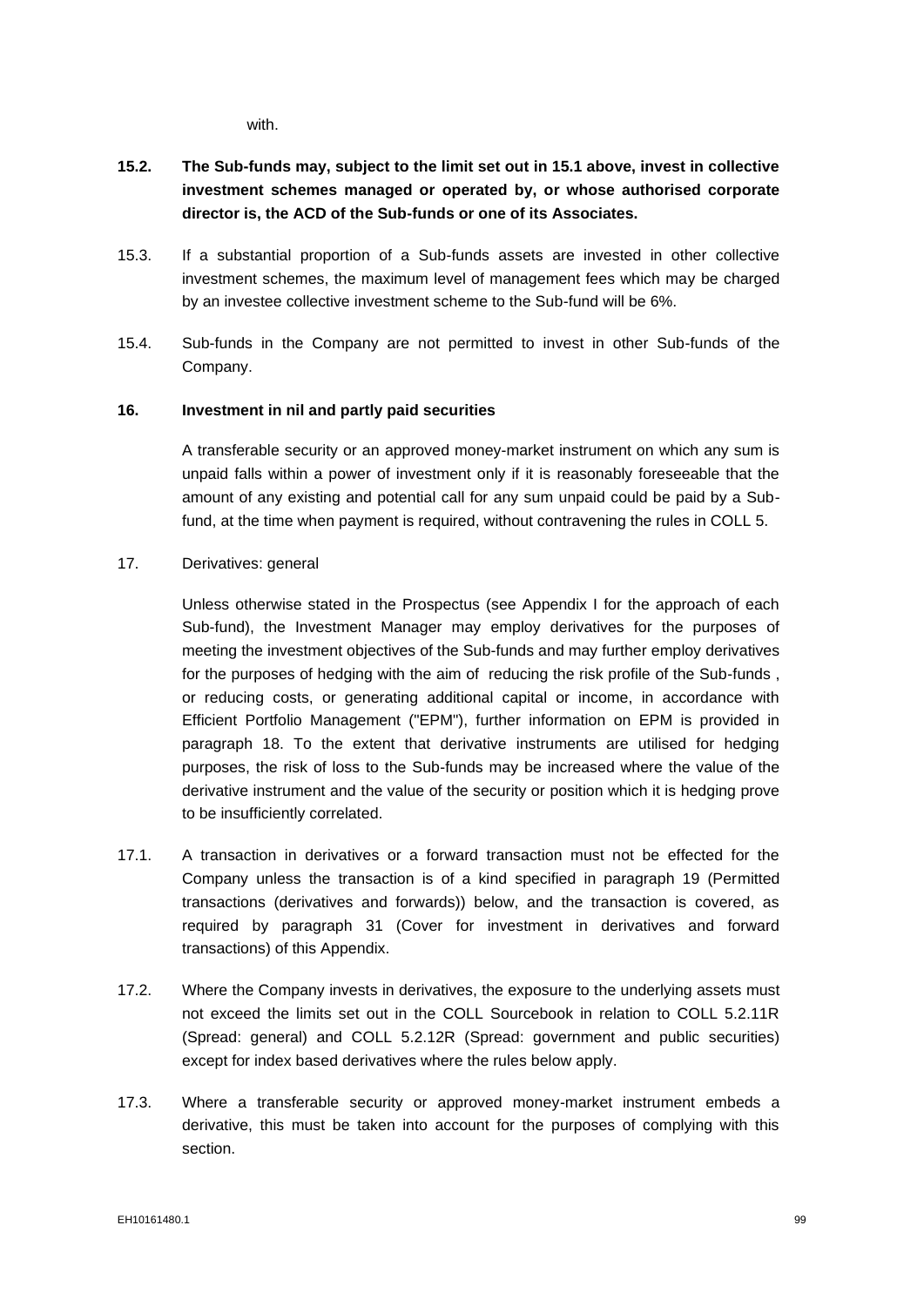with.

**15.2. The Sub-funds may, subject to the limit set out in 15.1 above, invest in collective investment schemes managed or operated by, or whose authorised corporate director is, the ACD of the Sub-funds or one of its Associates.**

15.3. If a substantial proportion of a Sub-funds assets are invested in other collective investment schemes, the maximum level of management fees which may be charged by an investee collective investment scheme to the Sub-fund will be 6%.

15.4. Sub-funds in the Company are not permitted to invest in other Sub-funds of the Company.

**16. Investment in nil and partly paid securities**

A transferable security or an approved money-market instrument on which any sum is unpaid falls within a power of investment only if it is reasonably foreseeable that the amount of any existing and potential call for any sum unpaid could be paid by a Sub-fund, at the time when payment is required, without contravening the rules in COLL 5.

17. Derivatives: general

Unless otherwise stated in the Prospectus (see Appendix I for the approach of each Sub-fund), the Investment Manager may employ derivatives for the purposes of meeting the investment objectives of the Sub-funds and may further employ derivatives for the purposes of hedging with the aim of reducing the risk profile of the Sub-funds , or reducing costs, or generating additional capital or income, in accordance with Efficient Portfolio Management ("EPM"), further information on EPM is provided in paragraph 18. To the extent that derivative instruments are utilised for hedging purposes, the risk of loss to the Sub-funds may be increased where the value of the derivative instrument and the value of the security or position which it is hedging prove to be insufficiently correlated.

17.1. A transaction in derivatives or a forward transaction must not be effected for the Company unless the transaction is of a kind specified in paragraph 19 (Permitted transactions (derivatives and forwards)) below, and the transaction is covered, as required by paragraph 31 (Cover for investment in derivatives and forward transactions) of this Appendix.

17.2. Where the Company invests in derivatives, the exposure to the underlying assets must not exceed the limits set out in the COLL Sourcebook in relation to COLL 5.2.11R (Spread: general) and COLL 5.2.12R (Spread: government and public securities) except for index based derivatives where the rules below apply.

17.3. Where a transferable security or approved money-market instrument embeds a derivative, this must be taken into account for the purposes of complying with this section.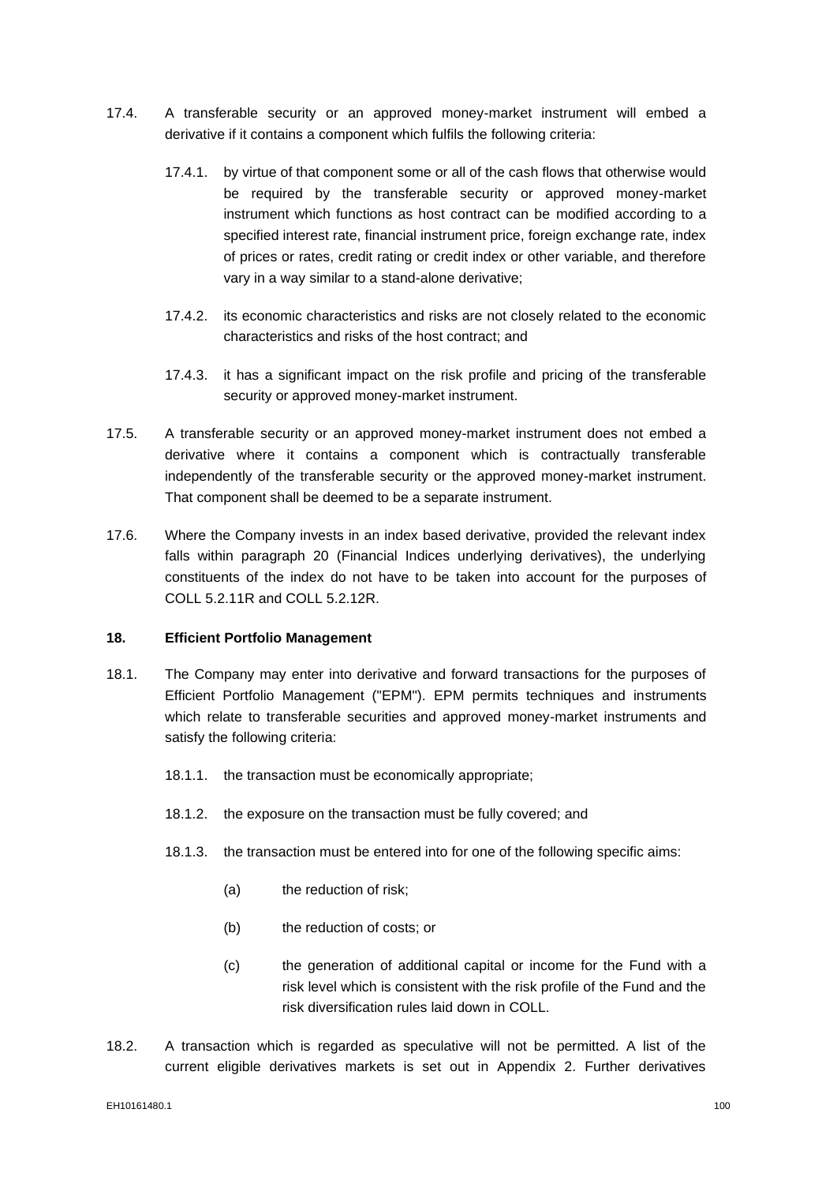17.4. A transferable security or an approved money-market instrument will embed a derivative if it contains a component which fulfils the following criteria:

17.4.1. by virtue of that component some or all of the cash flows that otherwise would be required by the transferable security or approved money-market instrument which functions as host contract can be modified according to a specified interest rate, financial instrument price, foreign exchange rate, index of prices or rates, credit rating or credit index or other variable, and therefore vary in a way similar to a stand-alone derivative;

17.4.2. its economic characteristics and risks are not closely related to the economic characteristics and risks of the host contract; and

17.4.3. it has a significant impact on the risk profile and pricing of the transferable security or approved money-market instrument.

17.5. A transferable security or an approved money-market instrument does not embed a derivative where it contains a component which is contractually transferable independently of the transferable security or the approved money-market instrument. That component shall be deemed to be a separate instrument.

17.6. Where the Company invests in an index based derivative, provided the relevant index falls within paragraph 20 (Financial Indices underlying derivatives), the underlying constituents of the index do not have to be taken into account for the purposes of COLL 5.2.11R and COLL 5.2.12R.

**18. Efficient Portfolio Management**

18.1. The Company may enter into derivative and forward transactions for the purposes of Efficient Portfolio Management ("EPM"). EPM permits techniques and instruments which relate to transferable securities and approved money-market instruments and satisfy the following criteria:

18.1.1. the transaction must be economically appropriate;

18.1.2. the exposure on the transaction must be fully covered; and

18.1.3. the transaction must be entered into for one of the following specific aims:

(a) the reduction of risk;

(b) the reduction of costs; or

(c) the generation of additional capital or income for the Fund with a risk level which is consistent with the risk profile of the Fund and the risk diversification rules laid down in COLL.

18.2. A transaction which is regarded as speculative will not be permitted. A list of the current eligible derivatives markets is set out in Appendix 2. Further derivatives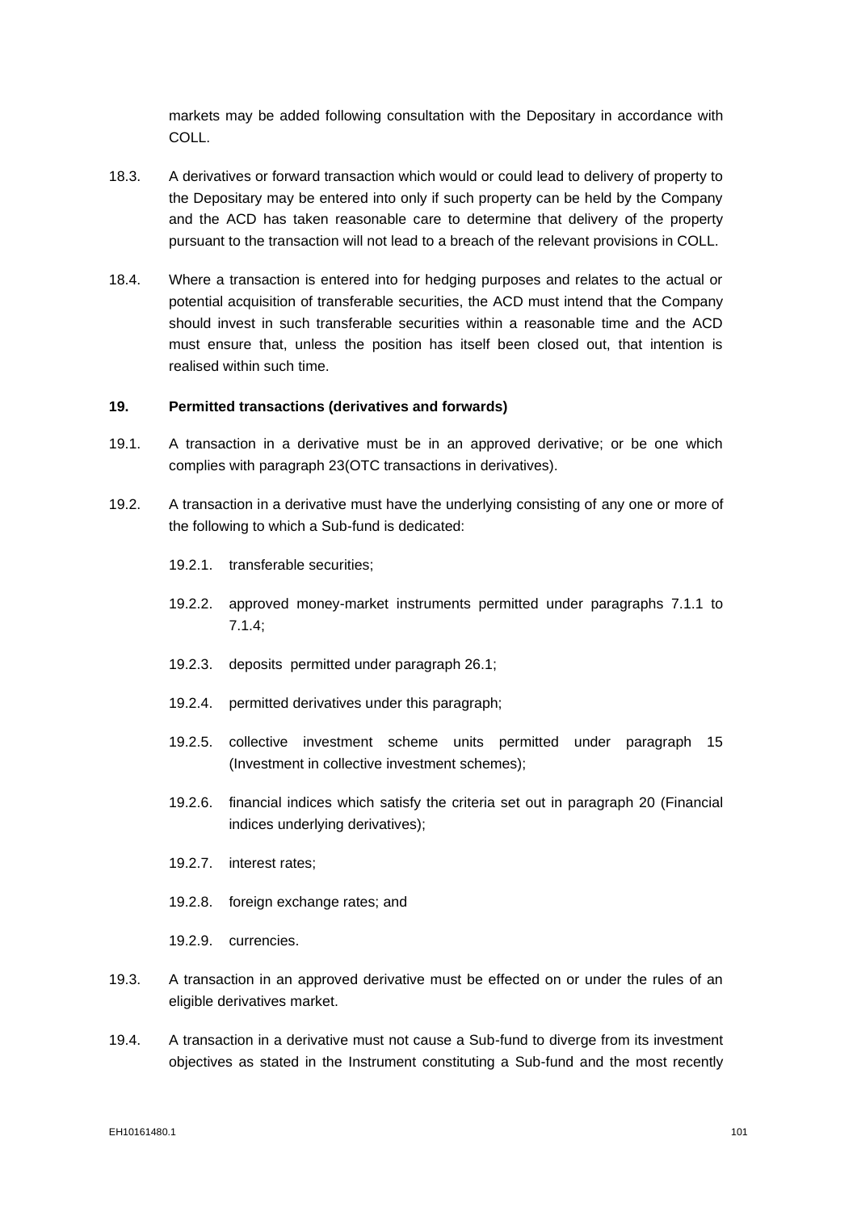markets may be added following consultation with the Depositary in accordance with COLL.

18.3. A derivatives or forward transaction which would or could lead to delivery of property to the Depositary may be entered into only if such property can be held by the Company and the ACD has taken reasonable care to determine that delivery of the property pursuant to the transaction will not lead to a breach of the relevant provisions in COLL.

18.4. Where a transaction is entered into for hedging purposes and relates to the actual or potential acquisition of transferable securities, the ACD must intend that the Company should invest in such transferable securities within a reasonable time and the ACD must ensure that, unless the position has itself been closed out, that intention is realised within such time.

**19. Permitted transactions (derivatives and forwards)**

19.1. A transaction in a derivative must be in an approved derivative; or be one which complies with paragraph 23(OTC transactions in derivatives).

19.2. A transaction in a derivative must have the underlying consisting of any one or more of the following to which a Sub-fund is dedicated:

19.2.1. transferable securities;

19.2.2. approved money-market instruments permitted under paragraphs 7.1.1 to 7.1.4;

19.2.3. deposits permitted under paragraph 26.1;

19.2.4. permitted derivatives under this paragraph;

19.2.5. collective investment scheme units permitted under paragraph 15 (Investment in collective investment schemes);

19.2.6. financial indices which satisfy the criteria set out in paragraph 20 (Financial indices underlying derivatives);

19.2.7. interest rates;

19.2.8. foreign exchange rates; and

19.2.9. currencies.

19.3. A transaction in an approved derivative must be effected on or under the rules of an eligible derivatives market.

19.4. A transaction in a derivative must not cause a Sub-fund to diverge from its investment objectives as stated in the Instrument constituting a Sub-fund and the most recently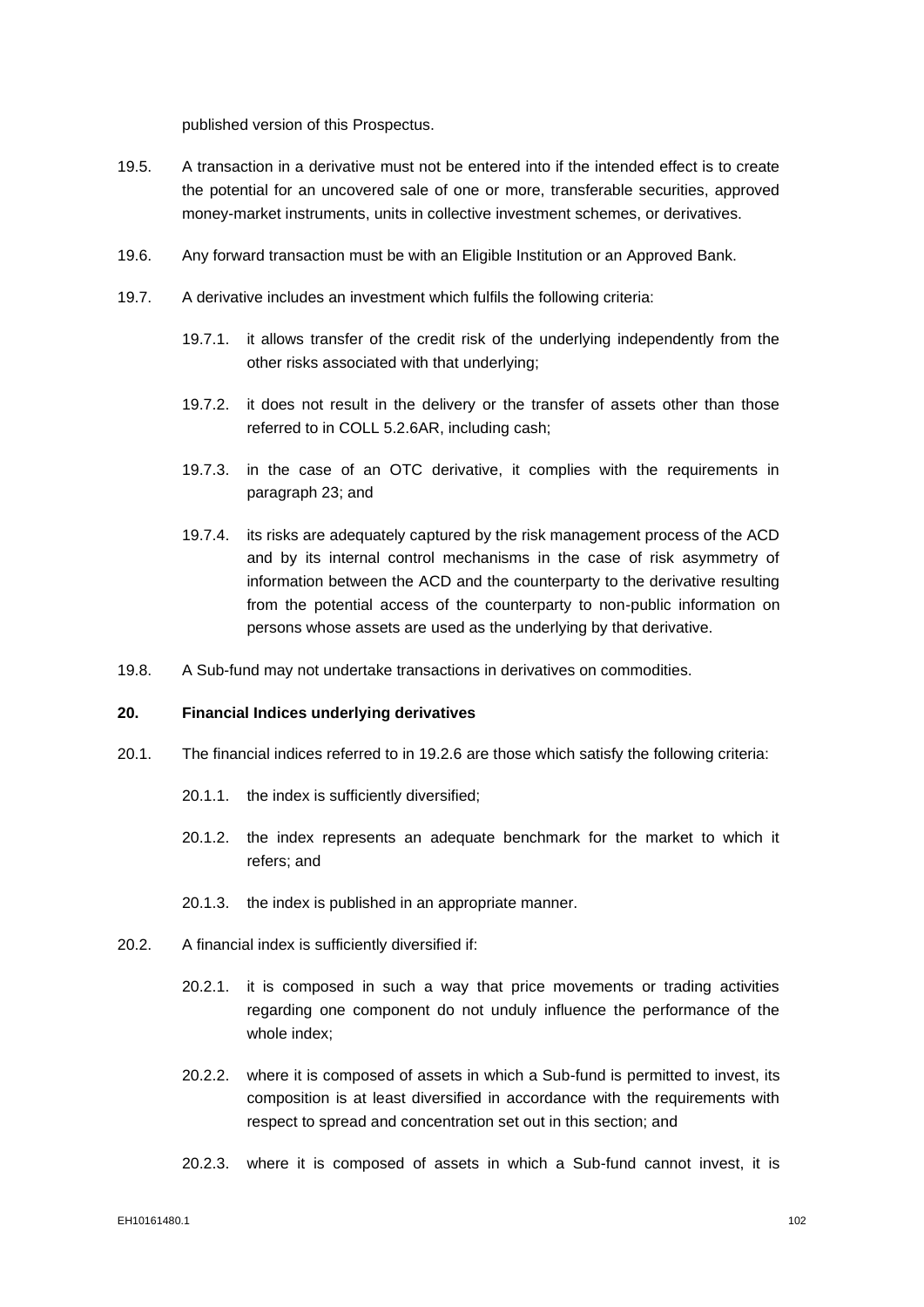published version of this Prospectus.

19.5. A transaction in a derivative must not be entered into if the intended effect is to create the potential for an uncovered sale of one or more, transferable securities, approved money-market instruments, units in collective investment schemes, or derivatives.

19.6. Any forward transaction must be with an Eligible Institution or an Approved Bank.

19.7. A derivative includes an investment which fulfils the following criteria:

19.7.1. it allows transfer of the credit risk of the underlying independently from the other risks associated with that underlying;

19.7.2. it does not result in the delivery or the transfer of assets other than those referred to in COLL 5.2.6AR, including cash;

19.7.3. in the case of an OTC derivative, it complies with the requirements in paragraph 23; and

19.7.4. its risks are adequately captured by the risk management process of the ACD and by its internal control mechanisms in the case of risk asymmetry of information between the ACD and the counterparty to the derivative resulting from the potential access of the counterparty to non-public information on persons whose assets are used as the underlying by that derivative.

19.8. A Sub-fund may not undertake transactions in derivatives on commodities.

**20. Financial Indices underlying derivatives**

20.1. The financial indices referred to in 19.2.6 are those which satisfy the following criteria:

20.1.1. the index is sufficiently diversified;

20.1.2. the index represents an adequate benchmark for the market to which it refers; and

20.1.3. the index is published in an appropriate manner.

20.2. A financial index is sufficiently diversified if:

20.2.1. it is composed in such a way that price movements or trading activities regarding one component do not unduly influence the performance of the whole index;

20.2.2. where it is composed of assets in which a Sub-fund is permitted to invest, its composition is at least diversified in accordance with the requirements with respect to spread and concentration set out in this section; and

20.2.3. where it is composed of assets in which a Sub-fund cannot invest, it is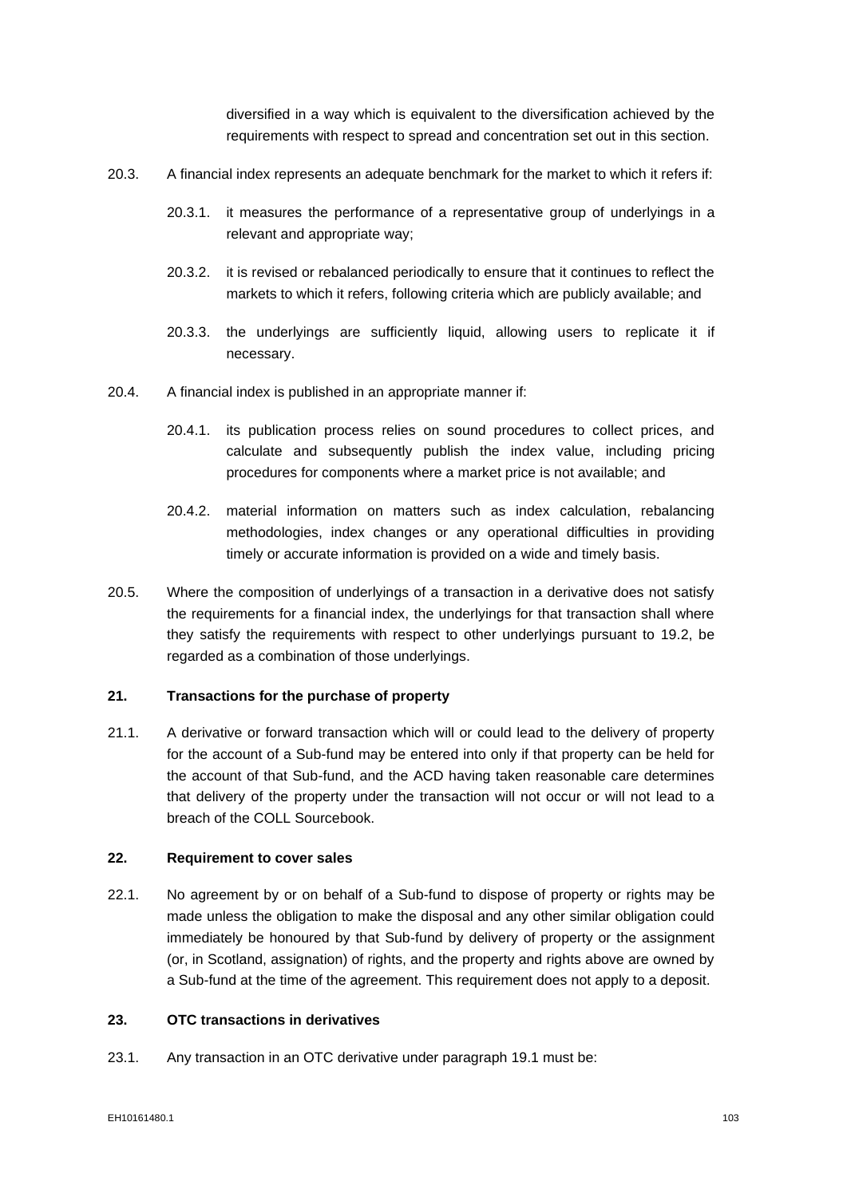diversified in a way which is equivalent to the diversification achieved by the requirements with respect to spread and concentration set out in this section.

20.3. A financial index represents an adequate benchmark for the market to which it refers if:

20.3.1. it measures the performance of a representative group of underlyings in a relevant and appropriate way;

20.3.2. it is revised or rebalanced periodically to ensure that it continues to reflect the markets to which it refers, following criteria which are publicly available; and

20.3.3. the underlyings are sufficiently liquid, allowing users to replicate it if necessary.

20.4. A financial index is published in an appropriate manner if:

20.4.1. its publication process relies on sound procedures to collect prices, and calculate and subsequently publish the index value, including pricing procedures for components where a market price is not available; and

20.4.2. material information on matters such as index calculation, rebalancing methodologies, index changes or any operational difficulties in providing timely or accurate information is provided on a wide and timely basis.

20.5. Where the composition of underlyings of a transaction in a derivative does not satisfy the requirements for a financial index, the underlyings for that transaction shall where they satisfy the requirements with respect to other underlyings pursuant to 19.2, be regarded as a combination of those underlyings.

**21. Transactions for the purchase of property**

21.1. A derivative or forward transaction which will or could lead to the delivery of property for the account of a Sub-fund may be entered into only if that property can be held for the account of that Sub-fund, and the ACD having taken reasonable care determines that delivery of the property under the transaction will not occur or will not lead to a breach of the COLL Sourcebook.

**22. Requirement to cover sales**

22.1. No agreement by or on behalf of a Sub-fund to dispose of property or rights may be made unless the obligation to make the disposal and any other similar obligation could immediately be honoured by that Sub-fund by delivery of property or the assignment (or, in Scotland, assignation) of rights, and the property and rights above are owned by a Sub-fund at the time of the agreement. This requirement does not apply to a deposit.

**23. OTC transactions in derivatives**

23.1. Any transaction in an OTC derivative under paragraph 19.1 must be: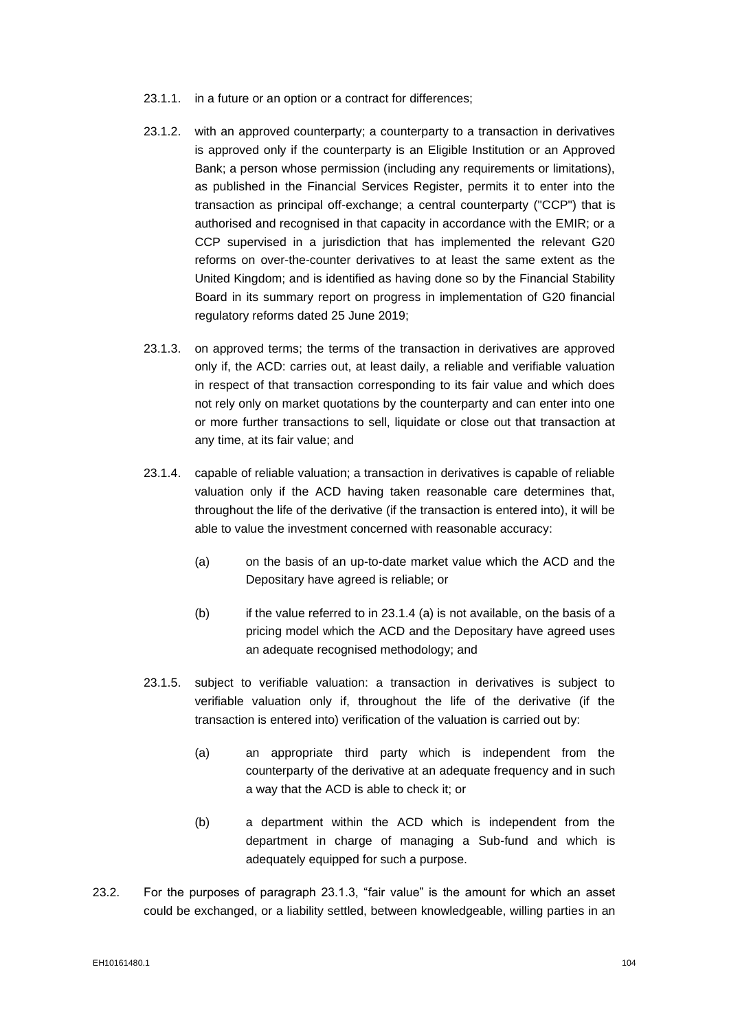23.1.1. in a future or an option or a contract for differences;

23.1.2. with an approved counterparty; a counterparty to a transaction in derivatives is approved only if the counterparty is an Eligible Institution or an Approved Bank; a person whose permission (including any requirements or limitations), as published in the Financial Services Register, permits it to enter into the transaction as principal off-exchange; a central counterparty ("CCP") that is authorised and recognised in that capacity in accordance with the EMIR; or a CCP supervised in a jurisdiction that has implemented the relevant G20 reforms on over-the-counter derivatives to at least the same extent as the United Kingdom; and is identified as having done so by the Financial Stability Board in its summary report on progress in implementation of G20 financial regulatory reforms dated 25 June 2019;

23.1.3. on approved terms; the terms of the transaction in derivatives are approved only if, the ACD: carries out, at least daily, a reliable and verifiable valuation in respect of that transaction corresponding to its fair value and which does not rely only on market quotations by the counterparty and can enter into one or more further transactions to sell, liquidate or close out that transaction at any time, at its fair value; and

23.1.4. capable of reliable valuation; a transaction in derivatives is capable of reliable valuation only if the ACD having taken reasonable care determines that, throughout the life of the derivative (if the transaction is entered into), it will be able to value the investment concerned with reasonable accuracy:

(a) on the basis of an up-to-date market value which the ACD and the Depositary have agreed is reliable; or

(b) if the value referred to in 23.1.4 (a) is not available, on the basis of a pricing model which the ACD and the Depositary have agreed uses an adequate recognised methodology; and

23.1.5. subject to verifiable valuation: a transaction in derivatives is subject to verifiable valuation only if, throughout the life of the derivative (if the transaction is entered into) verification of the valuation is carried out by:

(a) an appropriate third party which is independent from the counterparty of the derivative at an adequate frequency and in such a way that the ACD is able to check it; or

(b) a department within the ACD which is independent from the department in charge of managing a Sub-fund and which is adequately equipped for such a purpose.

23.2. For the purposes of paragraph 23.1.3, "fair value" is the amount for which an asset could be exchanged, or a liability settled, between knowledgeable, willing parties in an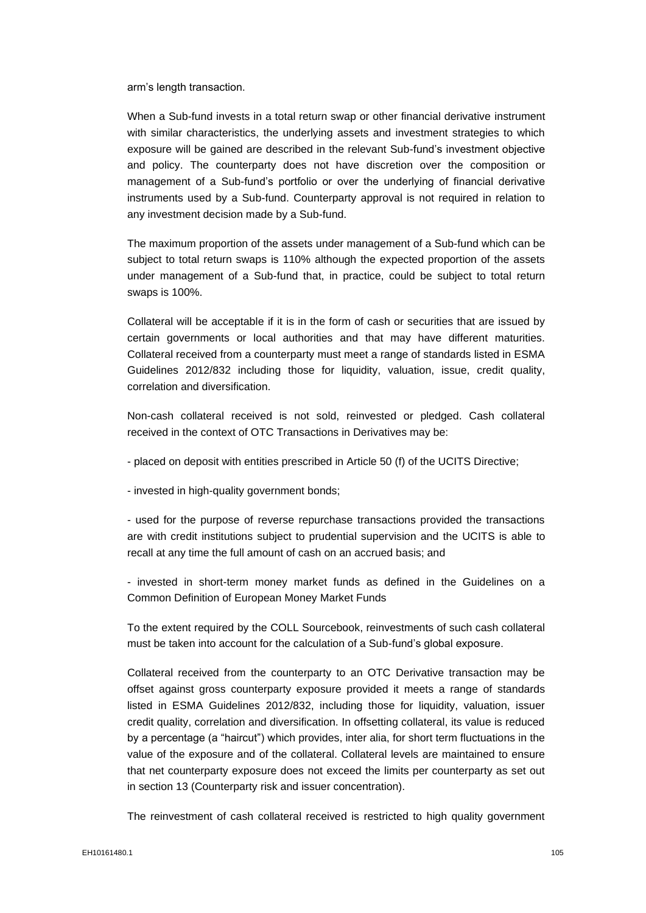arm's length transaction.

When a Sub-fund invests in a total return swap or other financial derivative instrument with similar characteristics, the underlying assets and investment strategies to which exposure will be gained are described in the relevant Sub-fund's investment objective and policy. The counterparty does not have discretion over the composition or management of a Sub-fund's portfolio or over the underlying of financial derivative instruments used by a Sub-fund. Counterparty approval is not required in relation to any investment decision made by a Sub-fund.

The maximum proportion of the assets under management of a Sub-fund which can be subject to total return swaps is 110% although the expected proportion of the assets under management of a Sub-fund that, in practice, could be subject to total return swaps is 100%.

Collateral will be acceptable if it is in the form of cash or securities that are issued by certain governments or local authorities and that may have different maturities. Collateral received from a counterparty must meet a range of standards listed in ESMA Guidelines 2012/832 including those for liquidity, valuation, issue, credit quality, correlation and diversification.

Non-cash collateral received is not sold, reinvested or pledged. Cash collateral received in the context of OTC Transactions in Derivatives may be:

- placed on deposit with entities prescribed in Article 50 (f) of the UCITS Directive;

- invested in high-quality government bonds;

- used for the purpose of reverse repurchase transactions provided the transactions are with credit institutions subject to prudential supervision and the UCITS is able to recall at any time the full amount of cash on an accrued basis; and

- invested in short-term money market funds as defined in the Guidelines on a Common Definition of European Money Market Funds

To the extent required by the COLL Sourcebook, reinvestments of such cash collateral must be taken into account for the calculation of a Sub-fund's global exposure.

Collateral received from the counterparty to an OTC Derivative transaction may be offset against gross counterparty exposure provided it meets a range of standards listed in ESMA Guidelines 2012/832, including those for liquidity, valuation, issuer credit quality, correlation and diversification. In offsetting collateral, its value is reduced by a percentage (a "haircut") which provides, inter alia, for short term fluctuations in the value of the exposure and of the collateral. Collateral levels are maintained to ensure that net counterparty exposure does not exceed the limits per counterparty as set out in section 13 (Counterparty risk and issuer concentration).

The reinvestment of cash collateral received is restricted to high quality government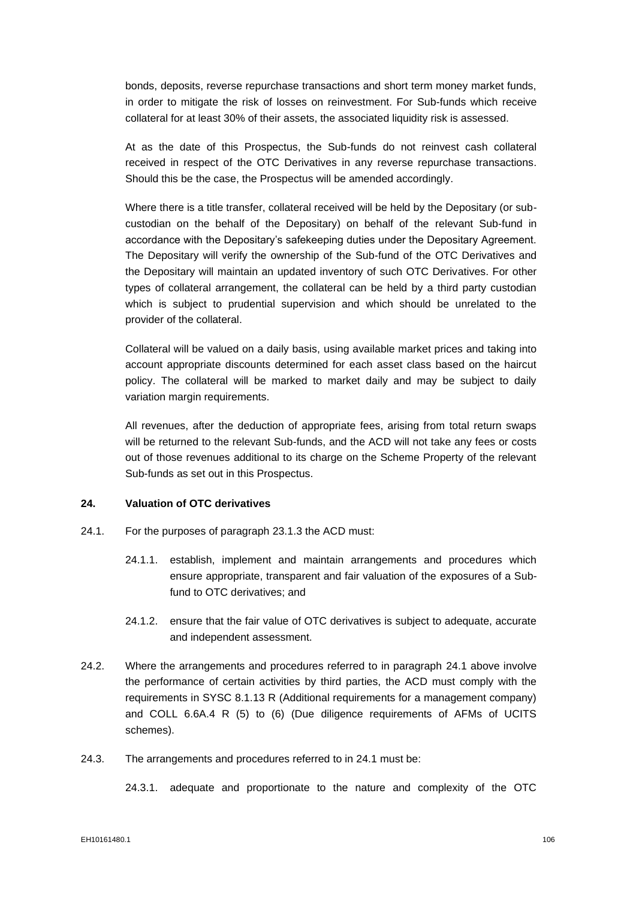bonds, deposits, reverse repurchase transactions and short term money market funds, in order to mitigate the risk of losses on reinvestment. For Sub-funds which receive collateral for at least 30% of their assets, the associated liquidity risk is assessed.

At as the date of this Prospectus, the Sub-funds do not reinvest cash collateral received in respect of the OTC Derivatives in any reverse repurchase transactions. Should this be the case, the Prospectus will be amended accordingly.

Where there is a title transfer, collateral received will be held by the Depositary (or sub-custodian on the behalf of the Depositary) on behalf of the relevant Sub-fund in accordance with the Depositary's safekeeping duties under the Depositary Agreement. The Depositary will verify the ownership of the Sub-fund of the OTC Derivatives and the Depositary will maintain an updated inventory of such OTC Derivatives. For other types of collateral arrangement, the collateral can be held by a third party custodian which is subject to prudential supervision and which should be unrelated to the provider of the collateral.

Collateral will be valued on a daily basis, using available market prices and taking into account appropriate discounts determined for each asset class based on the haircut policy. The collateral will be marked to market daily and may be subject to daily variation margin requirements.

All revenues, after the deduction of appropriate fees, arising from total return swaps will be returned to the relevant Sub-funds, and the ACD will not take any fees or costs out of those revenues additional to its charge on the Scheme Property of the relevant Sub-funds as set out in this Prospectus.

## 24. Valuation of OTC derivatives

24.1. For the purposes of paragraph 23.1.3 the ACD must:

24.1.1. establish, implement and maintain arrangements and procedures which ensure appropriate, transparent and fair valuation of the exposures of a Sub-fund to OTC derivatives; and

24.1.2. ensure that the fair value of OTC derivatives is subject to adequate, accurate and independent assessment.

24.2. Where the arrangements and procedures referred to in paragraph 24.1 above involve the performance of certain activities by third parties, the ACD must comply with the requirements in SYSC 8.1.13 R (Additional requirements for a management company) and COLL 6.6A.4 R (5) to (6) (Due diligence requirements of AFMs of UCITS schemes).

24.3. The arrangements and procedures referred to in 24.1 must be:

24.3.1. adequate and proportionate to the nature and complexity of the OTC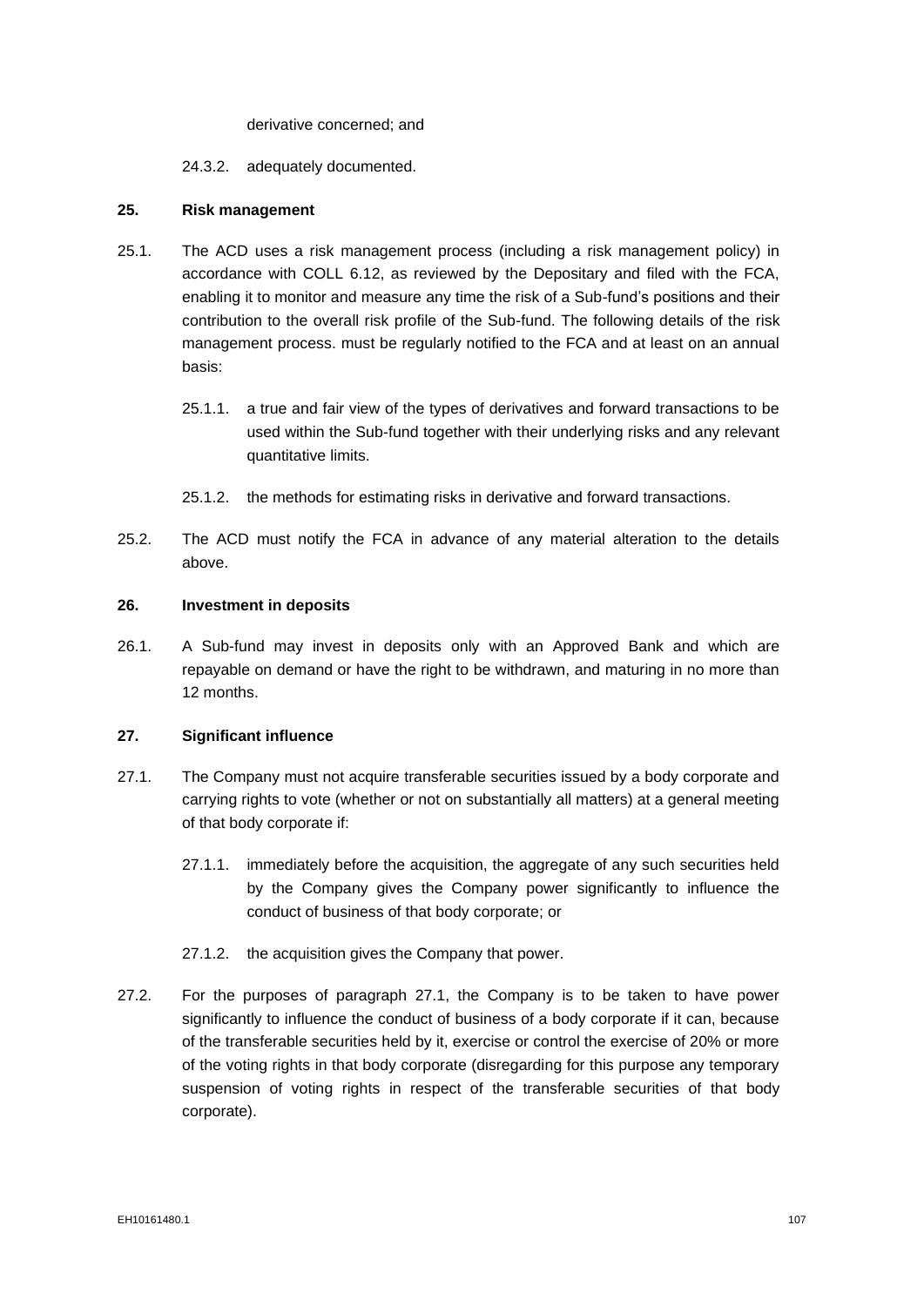derivative concerned; and

24.3.2. adequately documented.

**25. Risk management**

25.1. The ACD uses a risk management process (including a risk management policy) in accordance with COLL 6.12, as reviewed by the Depositary and filed with the FCA, enabling it to monitor and measure any time the risk of a Sub-fund's positions and their contribution to the overall risk profile of the Sub-fund. The following details of the risk management process. must be regularly notified to the FCA and at least on an annual basis:

25.1.1. a true and fair view of the types of derivatives and forward transactions to be used within the Sub-fund together with their underlying risks and any relevant quantitative limits.

25.1.2. the methods for estimating risks in derivative and forward transactions.

25.2. The ACD must notify the FCA in advance of any material alteration to the details above.

**26. Investment in deposits**

26.1. A Sub-fund may invest in deposits only with an Approved Bank and which are repayable on demand or have the right to be withdrawn, and maturing in no more than 12 months.

**27. Significant influence**

27.1. The Company must not acquire transferable securities issued by a body corporate and carrying rights to vote (whether or not on substantially all matters) at a general meeting of that body corporate if:

27.1.1. immediately before the acquisition, the aggregate of any such securities held by the Company gives the Company power significantly to influence the conduct of business of that body corporate; or

27.1.2. the acquisition gives the Company that power.

27.2. For the purposes of paragraph 27.1, the Company is to be taken to have power significantly to influence the conduct of business of a body corporate if it can, because of the transferable securities held by it, exercise or control the exercise of 20% or more of the voting rights in that body corporate (disregarding for this purpose any temporary suspension of voting rights in respect of the transferable securities of that body corporate).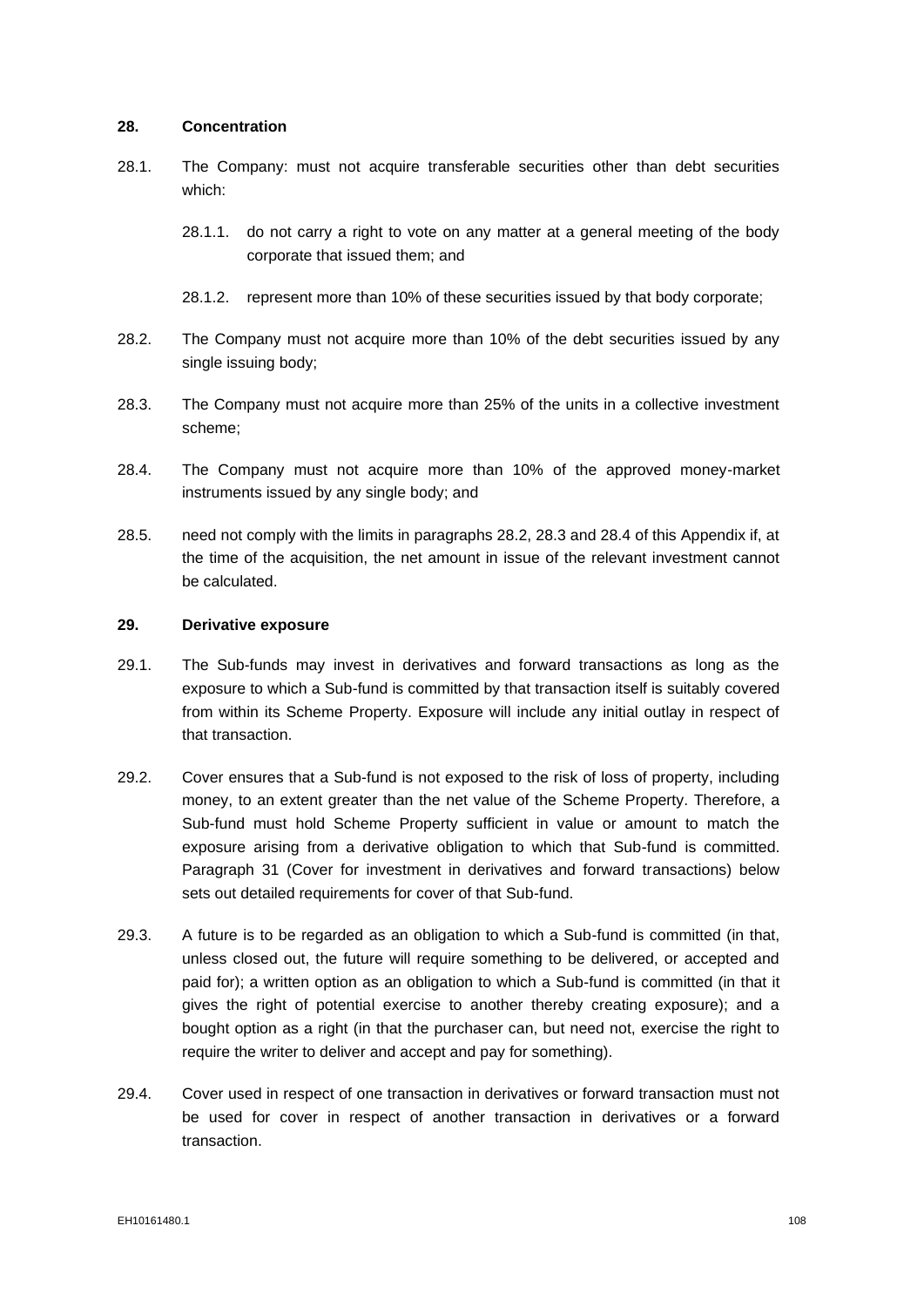## 28. Concentration

28.1. The Company: must not acquire transferable securities other than debt securities which:

28.1.1. do not carry a right to vote on any matter at a general meeting of the body corporate that issued them; and

28.1.2. represent more than 10% of these securities issued by that body corporate;

28.2. The Company must not acquire more than 10% of the debt securities issued by any single issuing body;

28.3. The Company must not acquire more than 25% of the units in a collective investment scheme;

28.4. The Company must not acquire more than 10% of the approved money-market instruments issued by any single body; and

28.5. need not comply with the limits in paragraphs 28.2, 28.3 and 28.4 of this Appendix if, at the time of the acquisition, the net amount in issue of the relevant investment cannot be calculated.

## 29. Derivative exposure

29.1. The Sub-funds may invest in derivatives and forward transactions as long as the exposure to which a Sub-fund is committed by that transaction itself is suitably covered from within its Scheme Property. Exposure will include any initial outlay in respect of that transaction.

29.2. Cover ensures that a Sub-fund is not exposed to the risk of loss of property, including money, to an extent greater than the net value of the Scheme Property. Therefore, a Sub-fund must hold Scheme Property sufficient in value or amount to match the exposure arising from a derivative obligation to which that Sub-fund is committed. Paragraph 31 (Cover for investment in derivatives and forward transactions) below sets out detailed requirements for cover of that Sub-fund.

29.3. A future is to be regarded as an obligation to which a Sub-fund is committed (in that, unless closed out, the future will require something to be delivered, or accepted and paid for); a written option as an obligation to which a Sub-fund is committed (in that it gives the right of potential exercise to another thereby creating exposure); and a bought option as a right (in that the purchaser can, but need not, exercise the right to require the writer to deliver and accept and pay for something).

29.4. Cover used in respect of one transaction in derivatives or forward transaction must not be used for cover in respect of another transaction in derivatives or a forward transaction.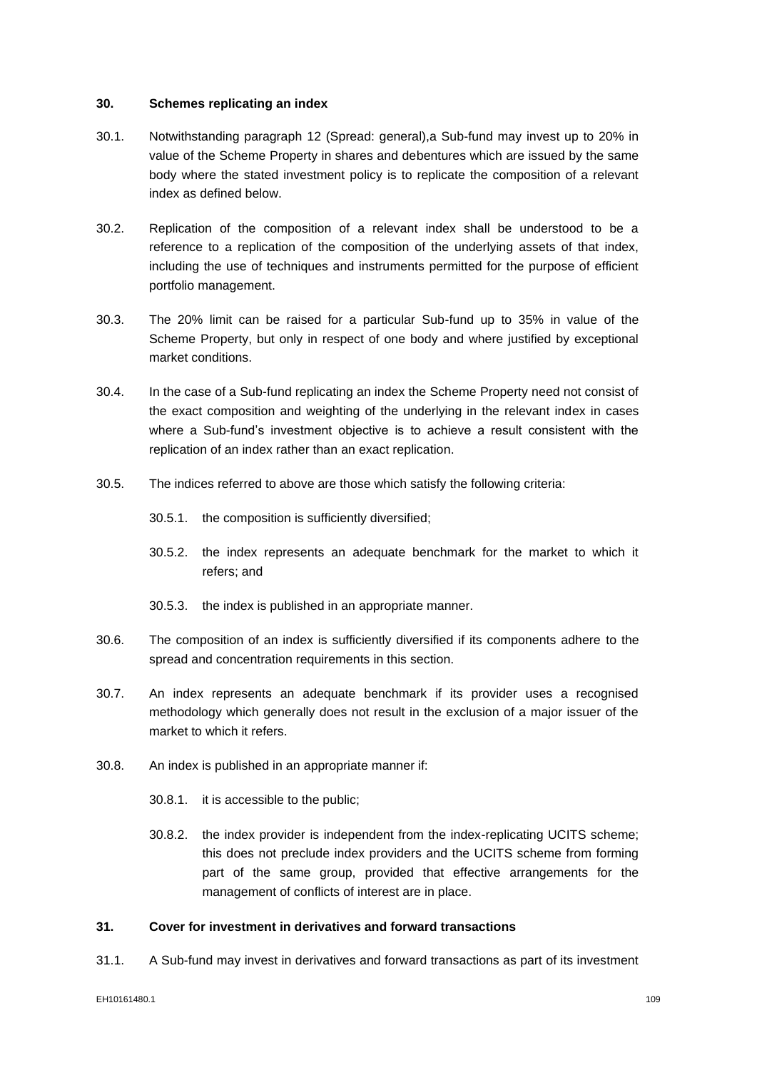### 30. Schemes replicating an index

30.1. Notwithstanding paragraph 12 (Spread: general),a Sub-fund may invest up to 20% in value of the Scheme Property in shares and debentures which are issued by the same body where the stated investment policy is to replicate the composition of a relevant index as defined below.

30.2. Replication of the composition of a relevant index shall be understood to be a reference to a replication of the composition of the underlying assets of that index, including the use of techniques and instruments permitted for the purpose of efficient portfolio management.

30.3. The 20% limit can be raised for a particular Sub-fund up to 35% in value of the Scheme Property, but only in respect of one body and where justified by exceptional market conditions.

30.4. In the case of a Sub-fund replicating an index the Scheme Property need not consist of the exact composition and weighting of the underlying in the relevant index in cases where a Sub-fund's investment objective is to achieve a result consistent with the replication of an index rather than an exact replication.

30.5. The indices referred to above are those which satisfy the following criteria:

30.5.1. the composition is sufficiently diversified;

30.5.2. the index represents an adequate benchmark for the market to which it refers; and

30.5.3. the index is published in an appropriate manner.

30.6. The composition of an index is sufficiently diversified if its components adhere to the spread and concentration requirements in this section.

30.7. An index represents an adequate benchmark if its provider uses a recognised methodology which generally does not result in the exclusion of a major issuer of the market to which it refers.

30.8. An index is published in an appropriate manner if:

30.8.1. it is accessible to the public;

30.8.2. the index provider is independent from the index-replicating UCITS scheme; this does not preclude index providers and the UCITS scheme from forming part of the same group, provided that effective arrangements for the management of conflicts of interest are in place.

### 31. Cover for investment in derivatives and forward transactions

31.1. A Sub-fund may invest in derivatives and forward transactions as part of its investment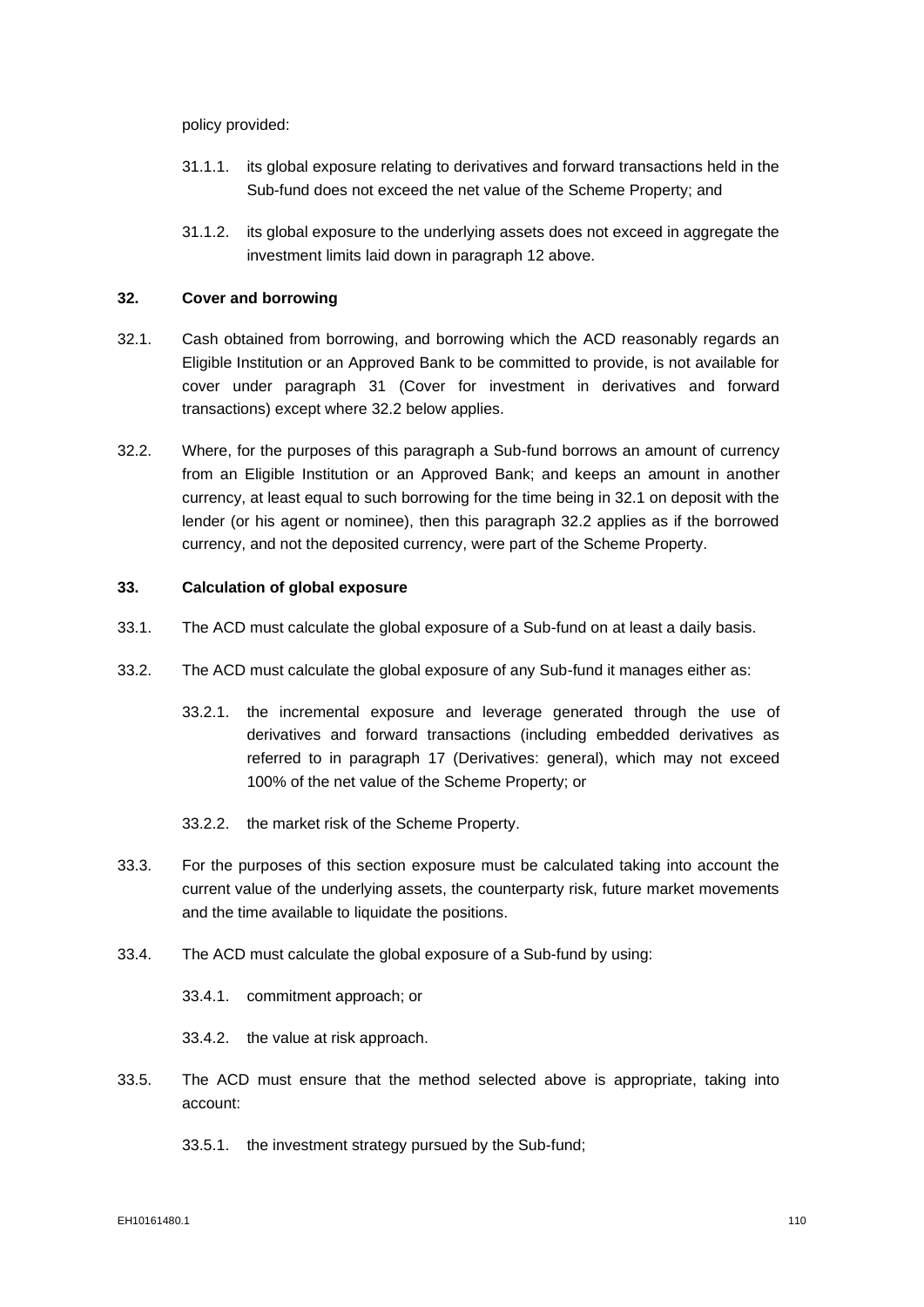policy provided:

31.1.1. its global exposure relating to derivatives and forward transactions held in the Sub-fund does not exceed the net value of the Scheme Property; and

31.1.2. its global exposure to the underlying assets does not exceed in aggregate the investment limits laid down in paragraph 12 above.

**32. Cover and borrowing**

32.1. Cash obtained from borrowing, and borrowing which the ACD reasonably regards an Eligible Institution or an Approved Bank to be committed to provide, is not available for cover under paragraph 31 (Cover for investment in derivatives and forward transactions) except where 32.2 below applies.

32.2. Where, for the purposes of this paragraph a Sub-fund borrows an amount of currency from an Eligible Institution or an Approved Bank; and keeps an amount in another currency, at least equal to such borrowing for the time being in 32.1 on deposit with the lender (or his agent or nominee), then this paragraph 32.2 applies as if the borrowed currency, and not the deposited currency, were part of the Scheme Property.

**33. Calculation of global exposure**

33.1. The ACD must calculate the global exposure of a Sub-fund on at least a daily basis.

33.2. The ACD must calculate the global exposure of any Sub-fund it manages either as:

33.2.1. the incremental exposure and leverage generated through the use of derivatives and forward transactions (including embedded derivatives as referred to in paragraph 17 (Derivatives: general), which may not exceed 100% of the net value of the Scheme Property; or

33.2.2. the market risk of the Scheme Property.

33.3. For the purposes of this section exposure must be calculated taking into account the current value of the underlying assets, the counterparty risk, future market movements and the time available to liquidate the positions.

33.4. The ACD must calculate the global exposure of a Sub-fund by using:

33.4.1. commitment approach; or

33.4.2. the value at risk approach.

33.5. The ACD must ensure that the method selected above is appropriate, taking into account:

33.5.1. the investment strategy pursued by the Sub-fund;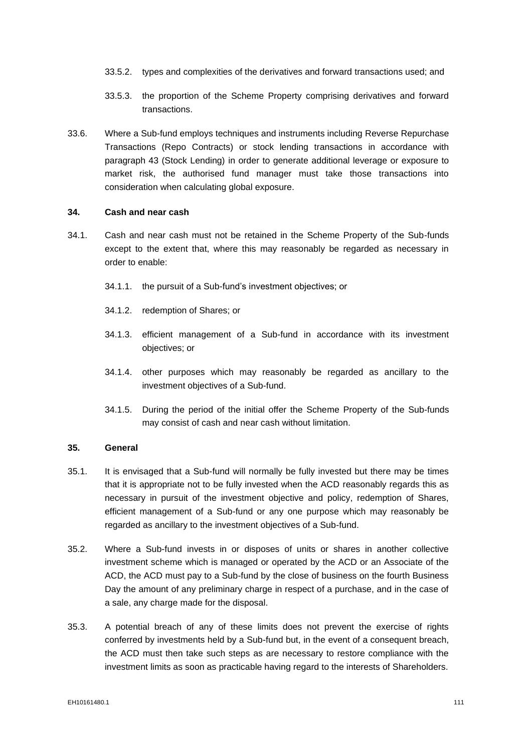33.5.2. types and complexities of the derivatives and forward transactions used; and

33.5.3. the proportion of the Scheme Property comprising derivatives and forward transactions.

33.6. Where a Sub-fund employs techniques and instruments including Reverse Repurchase Transactions (Repo Contracts) or stock lending transactions in accordance with paragraph 43 (Stock Lending) in order to generate additional leverage or exposure to market risk, the authorised fund manager must take those transactions into consideration when calculating global exposure.

**34. Cash and near cash**

34.1. Cash and near cash must not be retained in the Scheme Property of the Sub-funds except to the extent that, where this may reasonably be regarded as necessary in order to enable:

34.1.1. the pursuit of a Sub-fund's investment objectives; or

34.1.2. redemption of Shares; or

34.1.3. efficient management of a Sub-fund in accordance with its investment objectives; or

34.1.4. other purposes which may reasonably be regarded as ancillary to the investment objectives of a Sub-fund.

34.1.5. During the period of the initial offer the Scheme Property of the Sub-funds may consist of cash and near cash without limitation.

**35. General**

35.1. It is envisaged that a Sub-fund will normally be fully invested but there may be times that it is appropriate not to be fully invested when the ACD reasonably regards this as necessary in pursuit of the investment objective and policy, redemption of Shares, efficient management of a Sub-fund or any one purpose which may reasonably be regarded as ancillary to the investment objectives of a Sub-fund.

35.2. Where a Sub-fund invests in or disposes of units or shares in another collective investment scheme which is managed or operated by the ACD or an Associate of the ACD, the ACD must pay to a Sub-fund by the close of business on the fourth Business Day the amount of any preliminary charge in respect of a purchase, and in the case of a sale, any charge made for the disposal.

35.3. A potential breach of any of these limits does not prevent the exercise of rights conferred by investments held by a Sub-fund but, in the event of a consequent breach, the ACD must then take such steps as are necessary to restore compliance with the investment limits as soon as practicable having regard to the interests of Shareholders.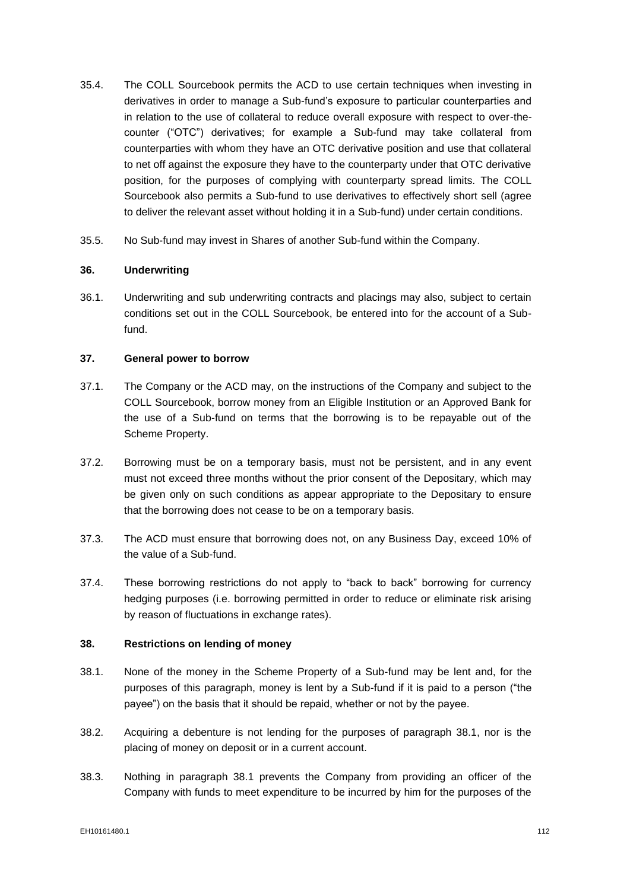35.4. The COLL Sourcebook permits the ACD to use certain techniques when investing in derivatives in order to manage a Sub-fund's exposure to particular counterparties and in relation to the use of collateral to reduce overall exposure with respect to over-the-counter ("OTC") derivatives; for example a Sub-fund may take collateral from counterparties with whom they have an OTC derivative position and use that collateral to net off against the exposure they have to the counterparty under that OTC derivative position, for the purposes of complying with counterparty spread limits. The COLL Sourcebook also permits a Sub-fund to use derivatives to effectively short sell (agree to deliver the relevant asset without holding it in a Sub-fund) under certain conditions.

35.5. No Sub-fund may invest in Shares of another Sub-fund within the Company.

**36. Underwriting**

36.1. Underwriting and sub underwriting contracts and placings may also, subject to certain conditions set out in the COLL Sourcebook, be entered into for the account of a Sub-fund.

**37. General power to borrow**

37.1. The Company or the ACD may, on the instructions of the Company and subject to the COLL Sourcebook, borrow money from an Eligible Institution or an Approved Bank for the use of a Sub-fund on terms that the borrowing is to be repayable out of the Scheme Property.

37.2. Borrowing must be on a temporary basis, must not be persistent, and in any event must not exceed three months without the prior consent of the Depositary, which may be given only on such conditions as appear appropriate to the Depositary to ensure that the borrowing does not cease to be on a temporary basis.

37.3. The ACD must ensure that borrowing does not, on any Business Day, exceed 10% of the value of a Sub-fund.

37.4. These borrowing restrictions do not apply to "back to back" borrowing for currency hedging purposes (i.e. borrowing permitted in order to reduce or eliminate risk arising by reason of fluctuations in exchange rates).

**38. Restrictions on lending of money**

38.1. None of the money in the Scheme Property of a Sub-fund may be lent and, for the purposes of this paragraph, money is lent by a Sub-fund if it is paid to a person ("the payee") on the basis that it should be repaid, whether or not by the payee.

38.2. Acquiring a debenture is not lending for the purposes of paragraph 38.1, nor is the placing of money on deposit or in a current account.

38.3. Nothing in paragraph 38.1 prevents the Company from providing an officer of the Company with funds to meet expenditure to be incurred by him for the purposes of the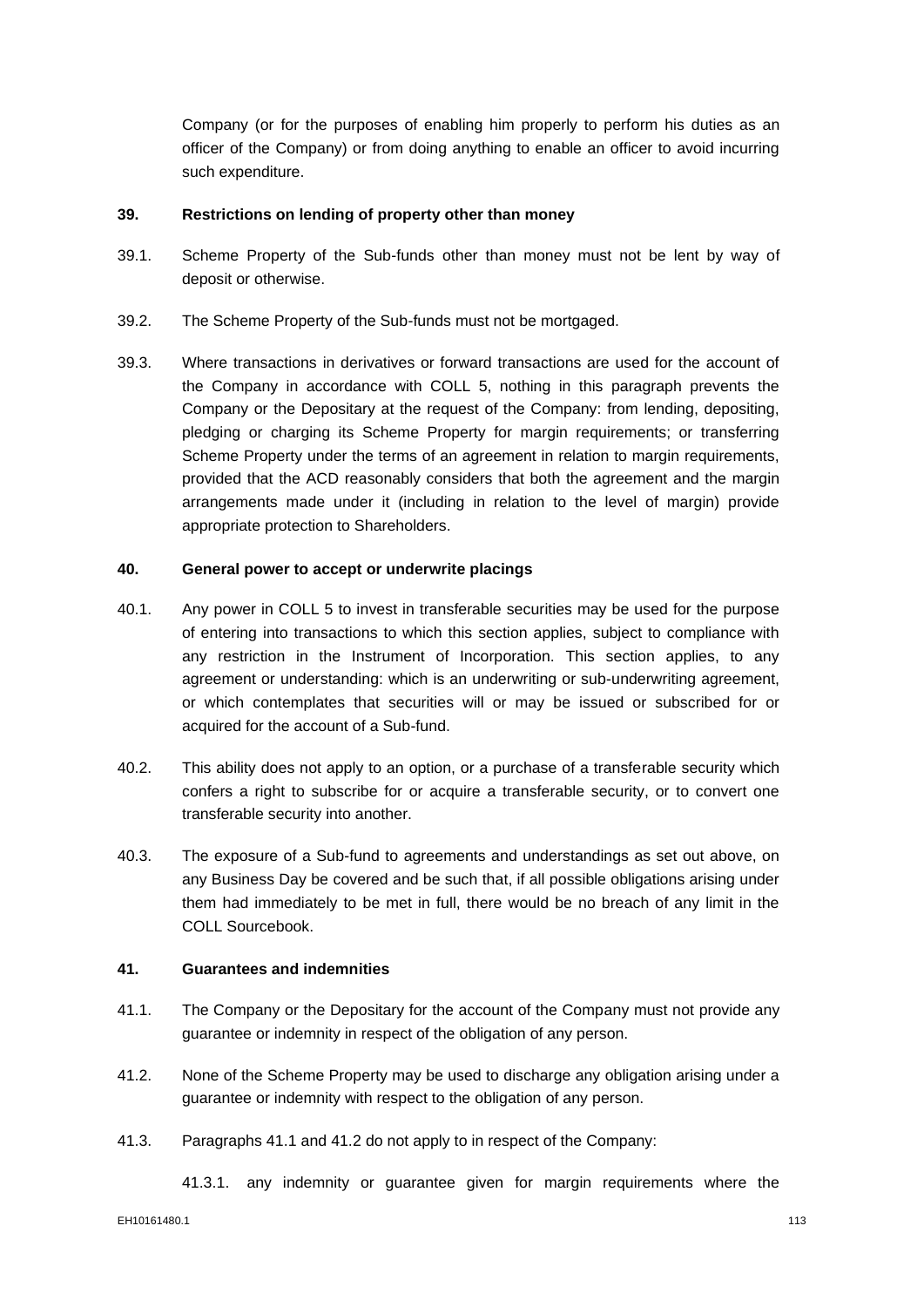Company (or for the purposes of enabling him properly to perform his duties as an officer of the Company) or from doing anything to enable an officer to avoid incurring such expenditure.

**39. Restrictions on lending of property other than money**

39.1. Scheme Property of the Sub-funds other than money must not be lent by way of deposit or otherwise.

39.2. The Scheme Property of the Sub-funds must not be mortgaged.

39.3. Where transactions in derivatives or forward transactions are used for the account of the Company in accordance with COLL 5, nothing in this paragraph prevents the Company or the Depositary at the request of the Company: from lending, depositing, pledging or charging its Scheme Property for margin requirements; or transferring Scheme Property under the terms of an agreement in relation to margin requirements, provided that the ACD reasonably considers that both the agreement and the margin arrangements made under it (including in relation to the level of margin) provide appropriate protection to Shareholders.

**40. General power to accept or underwrite placings**

40.1. Any power in COLL 5 to invest in transferable securities may be used for the purpose of entering into transactions to which this section applies, subject to compliance with any restriction in the Instrument of Incorporation. This section applies, to any agreement or understanding: which is an underwriting or sub-underwriting agreement, or which contemplates that securities will or may be issued or subscribed for or acquired for the account of a Sub-fund.

40.2. This ability does not apply to an option, or a purchase of a transferable security which confers a right to subscribe for or acquire a transferable security, or to convert one transferable security into another.

40.3. The exposure of a Sub-fund to agreements and understandings as set out above, on any Business Day be covered and be such that, if all possible obligations arising under them had immediately to be met in full, there would be no breach of any limit in the COLL Sourcebook.

**41. Guarantees and indemnities**

41.1. The Company or the Depositary for the account of the Company must not provide any guarantee or indemnity in respect of the obligation of any person.

41.2. None of the Scheme Property may be used to discharge any obligation arising under a guarantee or indemnity with respect to the obligation of any person.

41.3. Paragraphs 41.1 and 41.2 do not apply to in respect of the Company:

41.3.1. any indemnity or guarantee given for margin requirements where the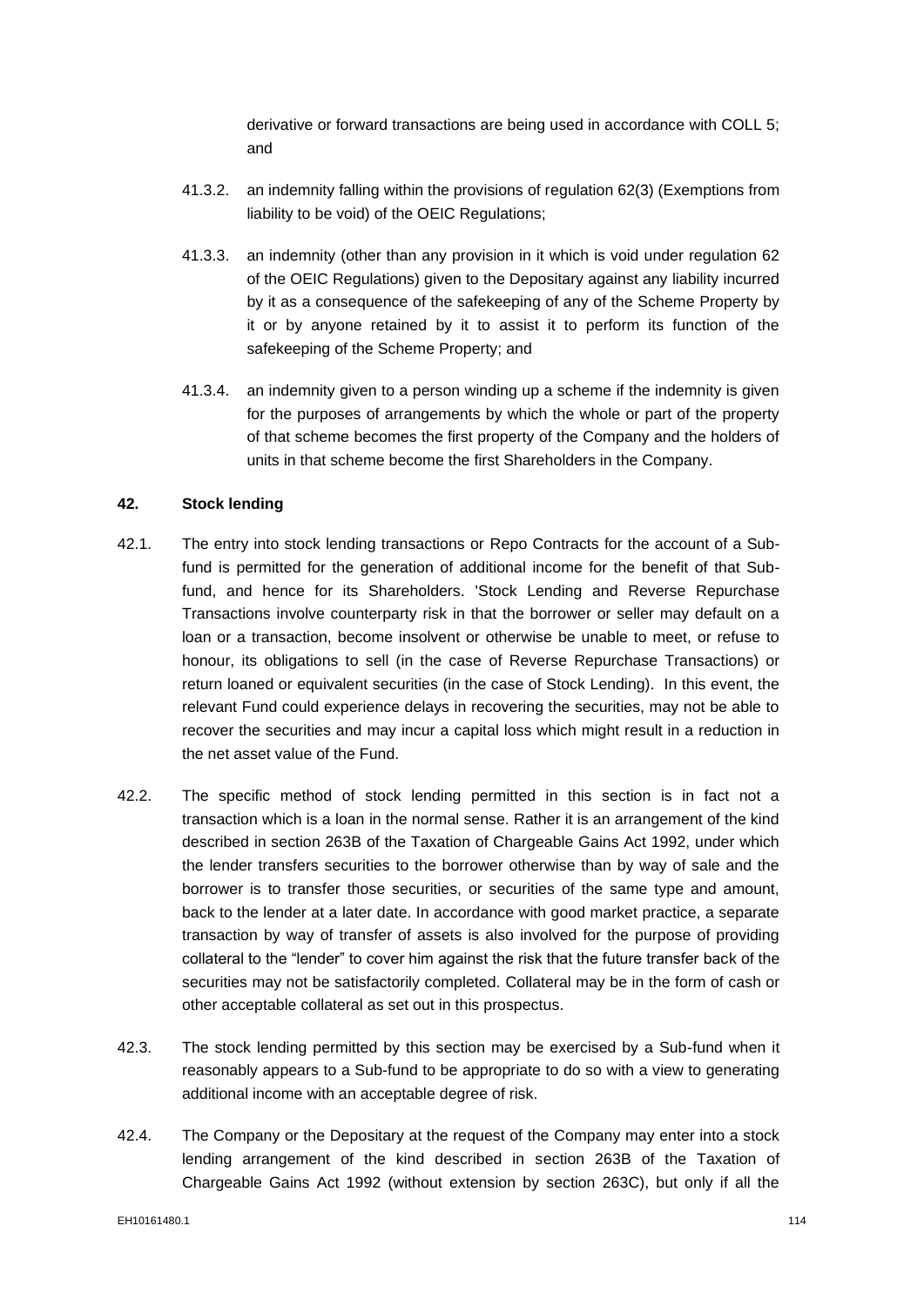derivative or forward transactions are being used in accordance with COLL 5; and

41.3.2. an indemnity falling within the provisions of regulation 62(3) (Exemptions from liability to be void) of the OEIC Regulations;

41.3.3. an indemnity (other than any provision in it which is void under regulation 62 of the OEIC Regulations) given to the Depositary against any liability incurred by it as a consequence of the safekeeping of any of the Scheme Property by it or by anyone retained by it to assist it to perform its function of the safekeeping of the Scheme Property; and

41.3.4. an indemnity given to a person winding up a scheme if the indemnity is given for the purposes of arrangements by which the whole or part of the property of that scheme becomes the first property of the Company and the holders of units in that scheme become the first Shareholders in the Company.

## 42. Stock lending

42.1. The entry into stock lending transactions or Repo Contracts for the account of a Sub-fund is permitted for the generation of additional income for the benefit of that Sub-fund, and hence for its Shareholders. 'Stock Lending and Reverse Repurchase Transactions involve counterparty risk in that the borrower or seller may default on a loan or a transaction, become insolvent or otherwise be unable to meet, or refuse to honour, its obligations to sell (in the case of Reverse Repurchase Transactions) or return loaned or equivalent securities (in the case of Stock Lending). In this event, the relevant Fund could experience delays in recovering the securities, may not be able to recover the securities and may incur a capital loss which might result in a reduction in the net asset value of the Fund.

42.2. The specific method of stock lending permitted in this section is in fact not a transaction which is a loan in the normal sense. Rather it is an arrangement of the kind described in section 263B of the Taxation of Chargeable Gains Act 1992, under which the lender transfers securities to the borrower otherwise than by way of sale and the borrower is to transfer those securities, or securities of the same type and amount, back to the lender at a later date. In accordance with good market practice, a separate transaction by way of transfer of assets is also involved for the purpose of providing collateral to the "lender" to cover him against the risk that the future transfer back of the securities may not be satisfactorily completed. Collateral may be in the form of cash or other acceptable collateral as set out in this prospectus.

42.3. The stock lending permitted by this section may be exercised by a Sub-fund when it reasonably appears to a Sub-fund to be appropriate to do so with a view to generating additional income with an acceptable degree of risk.

42.4. The Company or the Depositary at the request of the Company may enter into a stock lending arrangement of the kind described in section 263B of the Taxation of Chargeable Gains Act 1992 (without extension by section 263C), but only if all the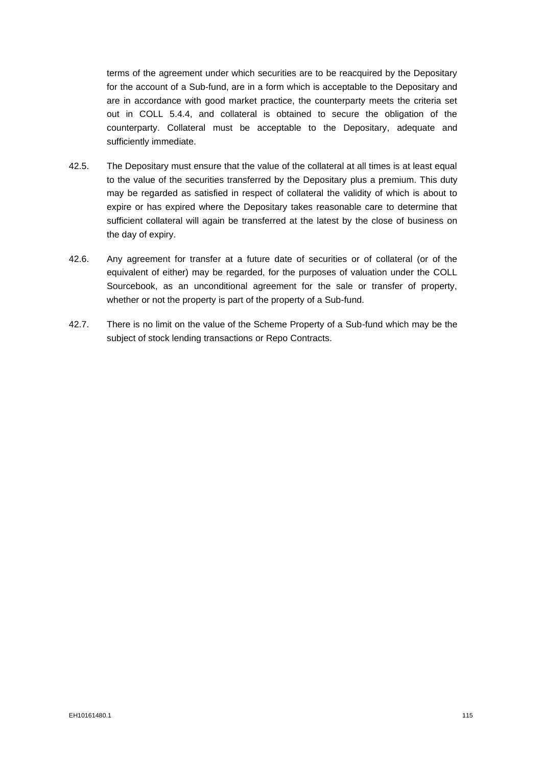terms of the agreement under which securities are to be reacquired by the Depositary for the account of a Sub-fund, are in a form which is acceptable to the Depositary and are in accordance with good market practice, the counterparty meets the criteria set out in COLL 5.4.4, and collateral is obtained to secure the obligation of the counterparty. Collateral must be acceptable to the Depositary, adequate and sufficiently immediate.

42.5. The Depositary must ensure that the value of the collateral at all times is at least equal to the value of the securities transferred by the Depositary plus a premium. This duty may be regarded as satisfied in respect of collateral the validity of which is about to expire or has expired where the Depositary takes reasonable care to determine that sufficient collateral will again be transferred at the latest by the close of business on the day of expiry.

42.6. Any agreement for transfer at a future date of securities or of collateral (or of the equivalent of either) may be regarded, for the purposes of valuation under the COLL Sourcebook, as an unconditional agreement for the sale or transfer of property, whether or not the property is part of the property of a Sub-fund.

42.7. There is no limit on the value of the Scheme Property of a Sub-fund which may be the subject of stock lending transactions or Repo Contracts.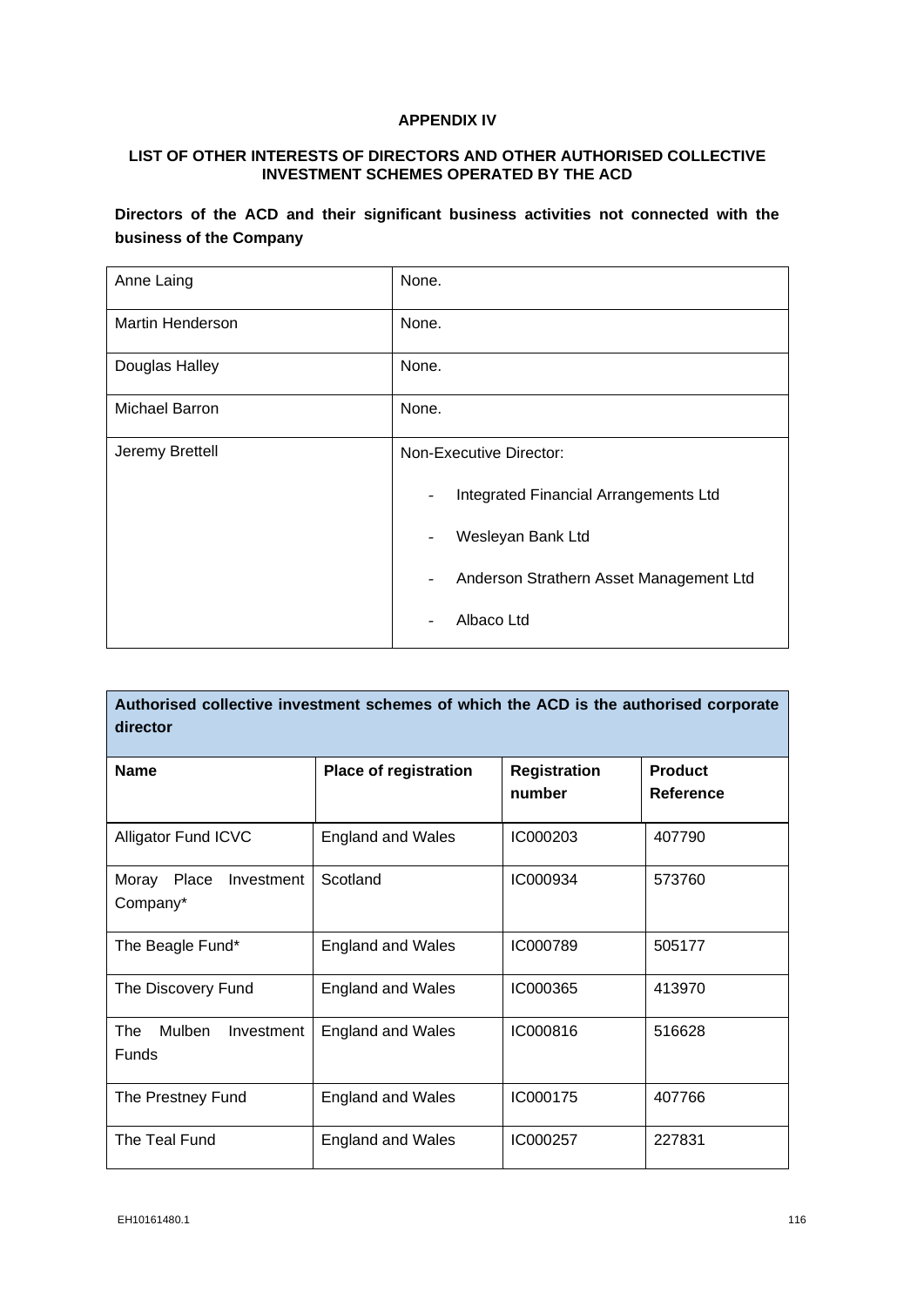# APPENDIX IV

## LIST OF OTHER INTERESTS OF DIRECTORS AND OTHER AUTHORISED COLLECTIVE INVESTMENT SCHEMES OPERATED BY THE ACD

**Directors of the ACD and their significant business activities not connected with the business of the Company**

| | |
|---|---|
| Anne Laing | None. |
| Martin Henderson | None. |
| Douglas Halley | None. |
| Michael Barron | None. |
| Jeremy Brettell | Non-Executive Director:<br>- Integrated Financial Arrangements Ltd<br>- Wesleyan Bank Ltd<br>- Anderson Strathern Asset Management Ltd<br>- Albaco Ltd |

**Authorised collective investment schemes of which the ACD is the authorised corporate director**

| Name | Place of registration | Registration number | Product Reference |
|---|---|---|---|
| Alligator Fund ICVC | England and Wales | IC000203 | 407790 |
| Moray Place Investment Company* | Scotland | IC000934 | 573760 |
| The Beagle Fund* | England and Wales | IC000789 | 505177 |
| The Discovery Fund | England and Wales | IC000365 | 413970 |
| The Mulben Investment Funds | England and Wales | IC000816 | 516628 |
| The Prestney Fund | England and Wales | IC000175 | 407766 |
| The Teal Fund | England and Wales | IC000257 | 227831 |

EH10161480.1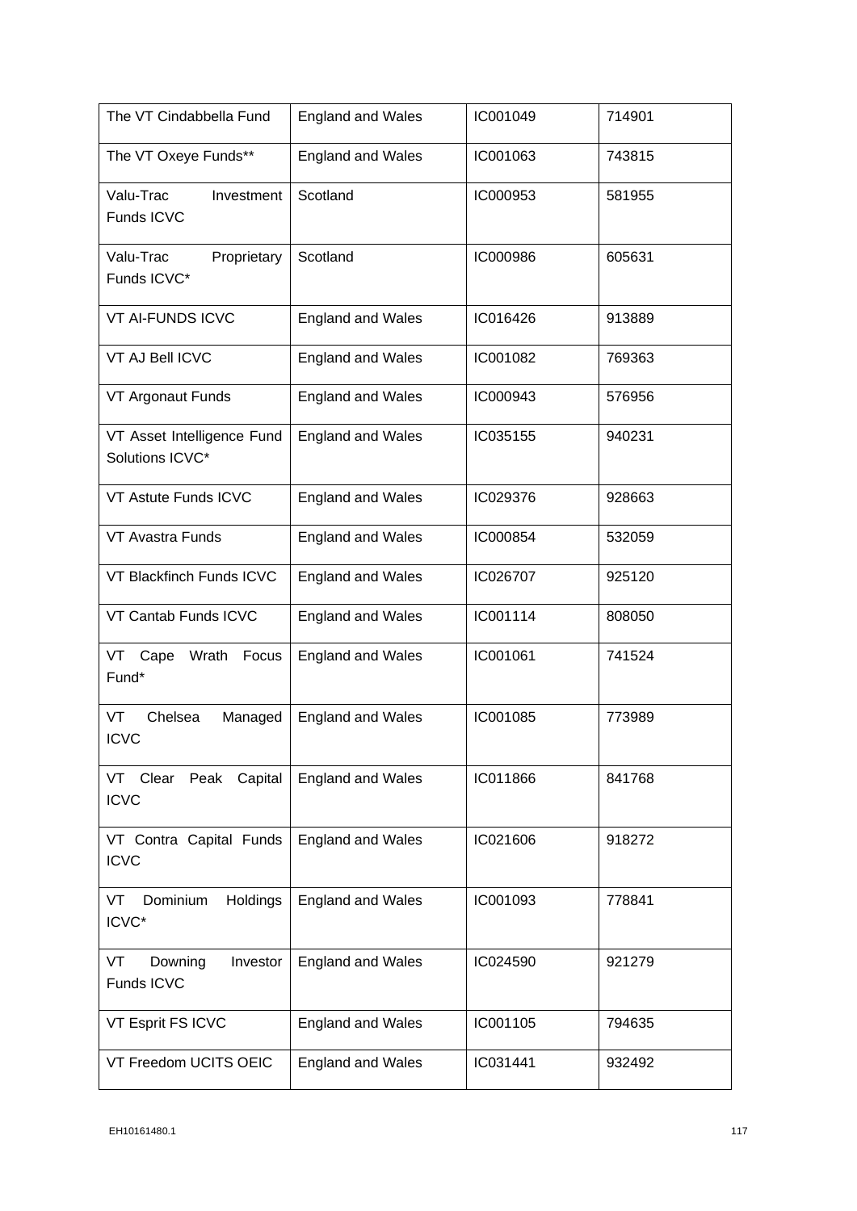| The VT Cindabbella Fund | England and Wales | IC001049 | 714901 |
|---|---|---|---|
| The VT Oxeye Funds** | England and Wales | IC001063 | 743815 |
| Valu-Trac Investment Funds ICVC | Scotland | IC000953 | 581955 |
| Valu-Trac Proprietary Funds ICVC* | Scotland | IC000986 | 605631 |
| VT AI-FUNDS ICVC | England and Wales | IC016426 | 913889 |
| VT AJ Bell ICVC | England and Wales | IC001082 | 769363 |
| VT Argonaut Funds | England and Wales | IC000943 | 576956 |
| VT Asset Intelligence Fund Solutions ICVC* | England and Wales | IC035155 | 940231 |
| VT Astute Funds ICVC | England and Wales | IC029376 | 928663 |
| VT Avastra Funds | England and Wales | IC000854 | 532059 |
| VT Blackfinch Funds ICVC | England and Wales | IC026707 | 925120 |
| VT Cantab Funds ICVC | England and Wales | IC001114 | 808050 |
| VT Cape Wrath Focus Fund* | England and Wales | IC001061 | 741524 |
| VT Chelsea Managed ICVC | England and Wales | IC001085 | 773989 |
| VT Clear Peak Capital ICVC | England and Wales | IC011866 | 841768 |
| VT Contra Capital Funds ICVC | England and Wales | IC021606 | 918272 |
| VT Dominium Holdings ICVC* | England and Wales | IC001093 | 778841 |
| VT Downing Investor Funds ICVC | England and Wales | IC024590 | 921279 |
| VT Esprit FS ICVC | England and Wales | IC001105 | 794635 |
| VT Freedom UCITS OEIC | England and Wales | IC031441 | 932492 |

EH10161480.1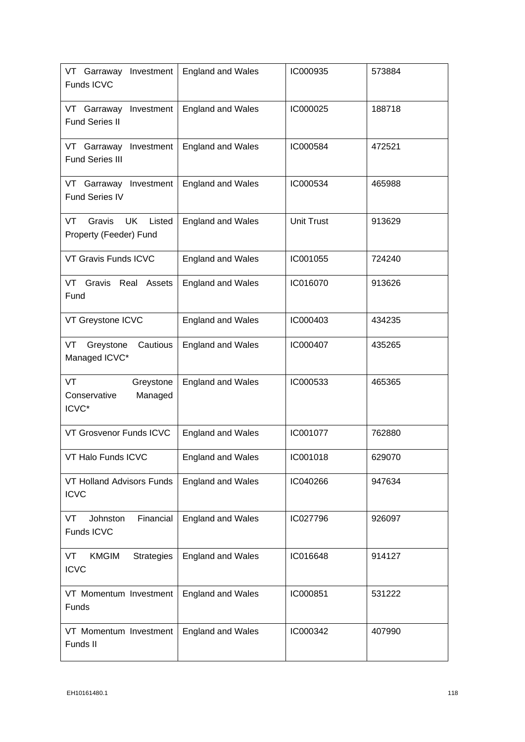| VT Garraway Investment Funds ICVC | England and Wales | IC000935 | 573884 |
|---|---|---|---|
| VT Garraway Investment Fund Series II | England and Wales | IC000025 | 188718 |
| VT Garraway Investment Fund Series III | England and Wales | IC000584 | 472521 |
| VT Garraway Investment Fund Series IV | England and Wales | IC000534 | 465988 |
| VT Gravis UK Listed Property (Feeder) Fund | England and Wales | Unit Trust | 913629 |
| VT Gravis Funds ICVC | England and Wales | IC001055 | 724240 |
| VT Gravis Real Assets Fund | England and Wales | IC016070 | 913626 |
| VT Greystone ICVC | England and Wales | IC000403 | 434235 |
| VT Greystone Cautious Managed ICVC* | England and Wales | IC000407 | 435265 |
| VT Greystone Conservative Managed ICVC* | England and Wales | IC000533 | 465365 |
| VT Grosvenor Funds ICVC | England and Wales | IC001077 | 762880 |
| VT Halo Funds ICVC | England and Wales | IC001018 | 629070 |
| VT Holland Advisors Funds ICVC | England and Wales | IC040266 | 947634 |
| VT Johnston Financial Funds ICVC | England and Wales | IC027796 | 926097 |
| VT KMGIM Strategies ICVC | England and Wales | IC016648 | 914127 |
| VT Momentum Investment Funds | England and Wales | IC000851 | 531222 |
| VT Momentum Investment Funds II | England and Wales | IC000342 | 407990 |

EH10161480.1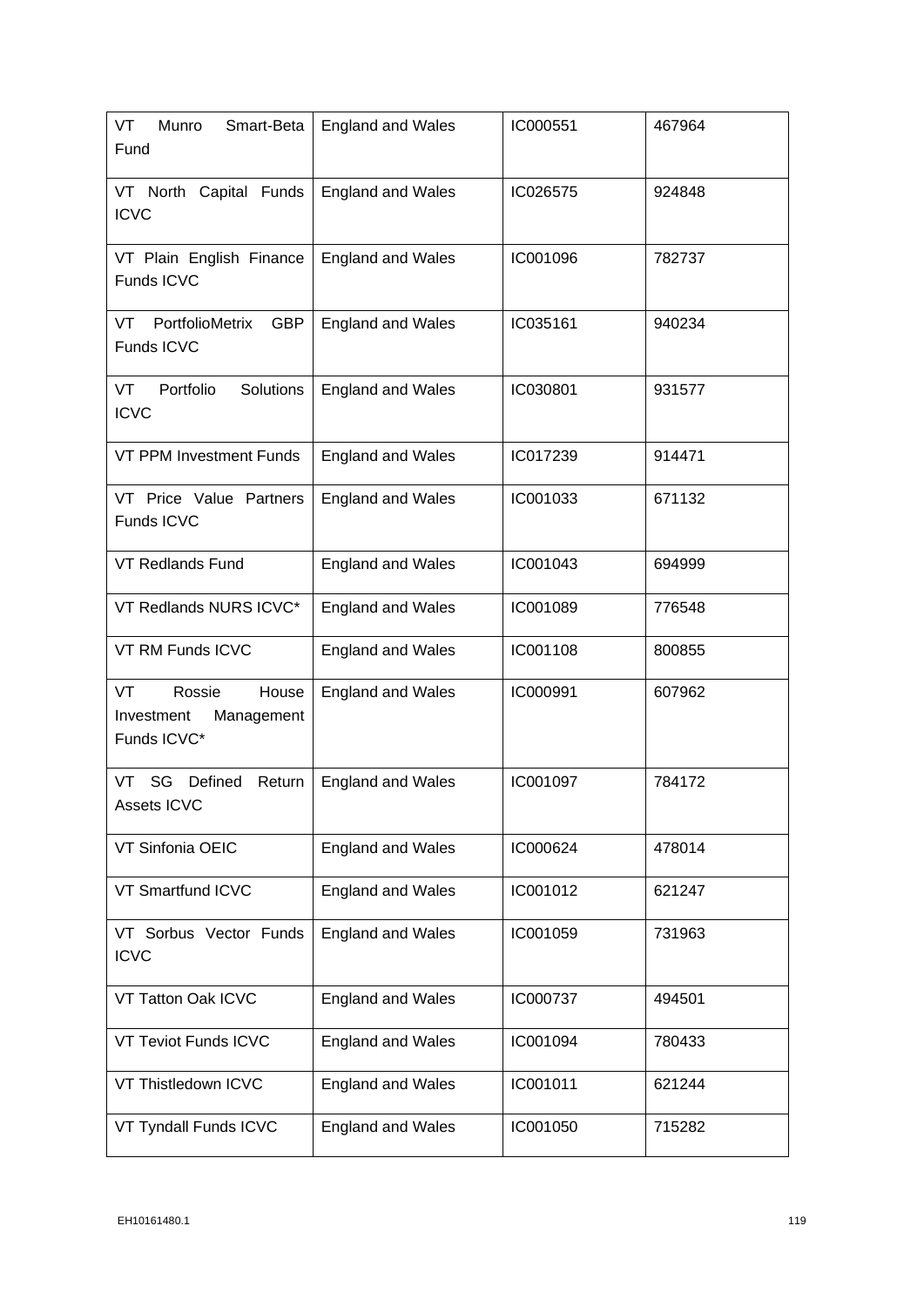| VT Munro Smart-Beta Fund | England and Wales | IC000551 | 467964 |
|---|---|---|---|
| VT North Capital Funds ICVC | England and Wales | IC026575 | 924848 |
| VT Plain English Finance Funds ICVC | England and Wales | IC001096 | 782737 |
| VT PortfolioMetrix GBP Funds ICVC | England and Wales | IC035161 | 940234 |
| VT Portfolio Solutions ICVC | England and Wales | IC030801 | 931577 |
| VT PPM Investment Funds | England and Wales | IC017239 | 914471 |
| VT Price Value Partners Funds ICVC | England and Wales | IC001033 | 671132 |
| VT Redlands Fund | England and Wales | IC001043 | 694999 |
| VT Redlands NURS ICVC* | England and Wales | IC001089 | 776548 |
| VT RM Funds ICVC | England and Wales | IC001108 | 800855 |
| VT Rossie House Investment Management Funds ICVC* | England and Wales | IC000991 | 607962 |
| VT SG Defined Return Assets ICVC | England and Wales | IC001097 | 784172 |
| VT Sinfonia OEIC | England and Wales | IC000624 | 478014 |
| VT Smartfund ICVC | England and Wales | IC001012 | 621247 |
| VT Sorbus Vector Funds ICVC | England and Wales | IC001059 | 731963 |
| VT Tatton Oak ICVC | England and Wales | IC000737 | 494501 |
| VT Teviot Funds ICVC | England and Wales | IC001094 | 780433 |
| VT Thistledown ICVC | England and Wales | IC001011 | 621244 |
| VT Tyndall Funds ICVC | England and Wales | IC001050 | 715282 |

EH10161480.1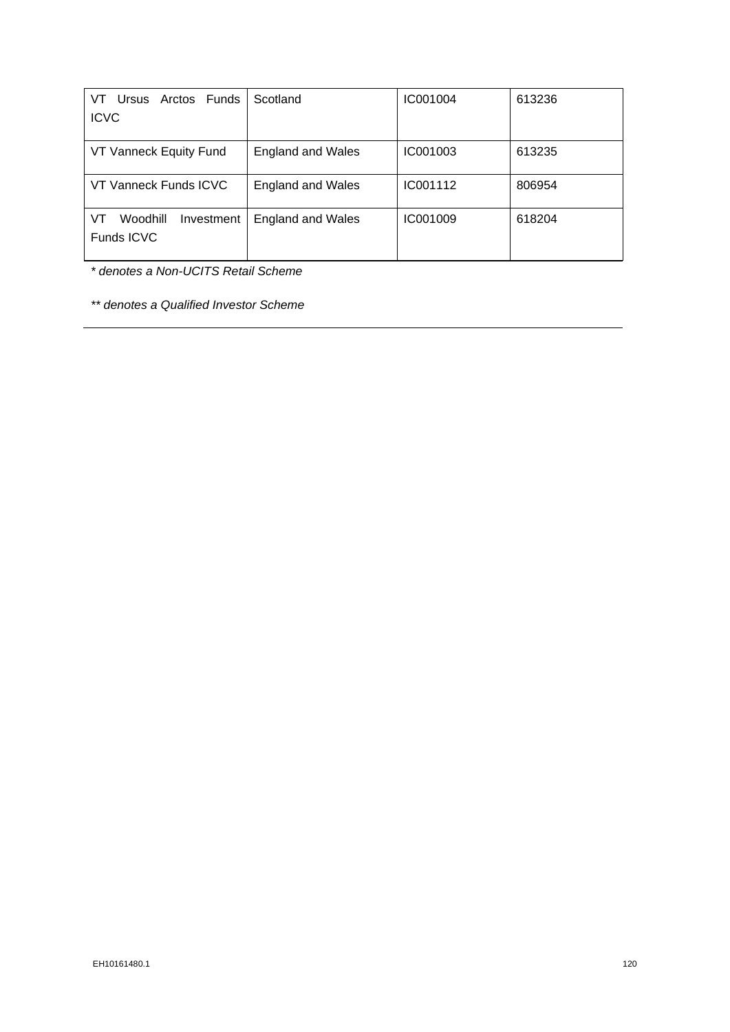| | | | |
|---|---|---|---|
| VT Ursus Arctos Funds ICVC | Scotland | IC001004 | 613236 |
| VT Vanneck Equity Fund | England and Wales | IC001003 | 613235 |
| VT Vanneck Funds ICVC | England and Wales | IC001112 | 806954 |
| VT Woodhill Investment Funds ICVC | England and Wales | IC001009 | 618204 |

*\* denotes a Non-UCITS Retail Scheme*

*\*\* denotes a Qualified Investor Scheme*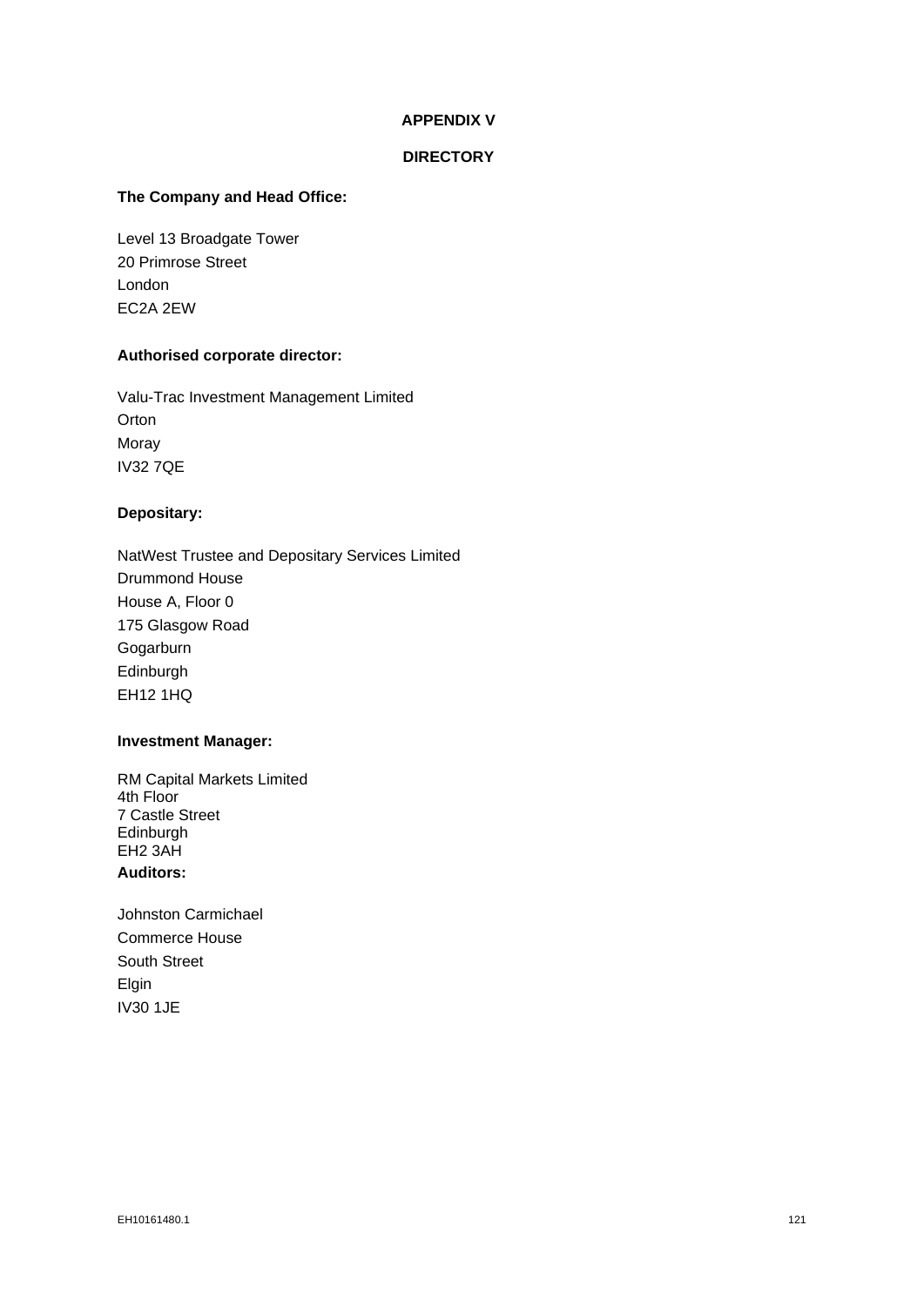# APPENDIX V

## DIRECTORY

**The Company and Head Office:**

Level 13 Broadgate Tower
20 Primrose Street
London
EC2A 2EW

**Authorised corporate director:**

Valu-Trac Investment Management Limited
Orton
Moray
IV32 7QE

**Depositary:**

NatWest Trustee and Depositary Services Limited
Drummond House
House A, Floor 0
175 Glasgow Road
Gogarburn
Edinburgh
EH12 1HQ

**Investment Manager:**

RM Capital Markets Limited
4th Floor
7 Castle Street
Edinburgh
EH2 3AH

**Auditors:**

Johnston Carmichael
Commerce House
South Street
Elgin
IV30 1JE